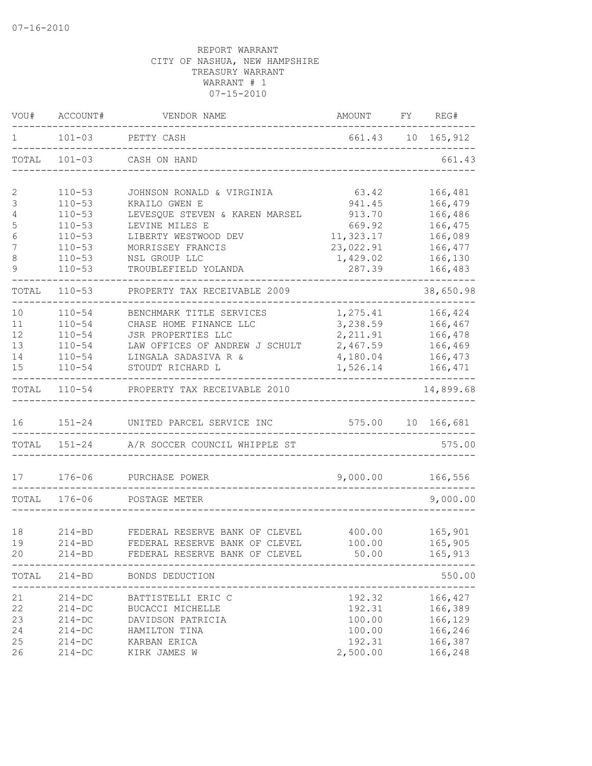07-16-2010

REPORT WARRANT
CITY OF NASHUA, NEW HAMPSHIRE
TREASURY WARRANT
WARRANT # 1
07-15-2010

| VOU# | ACCOUNT# | VENDOR NAME | AMOUNT | FY | REG# |
|---|---|---|---|---|---|
| 1 | 101-03 | PETTY CASH | 661.43 | 10 | 165,912 |
| TOTAL | 101-03 | CASH ON HAND | | | 661.43 |
| 2 | 110-53 | JOHNSON RONALD & VIRGINIA | 63.42 | | 166,481 |
| 3 | 110-53 | KRAILO GWEN E | 941.45 | | 166,479 |
| 4 | 110-53 | LEVESQUE STEVEN & KAREN MARSEL | 913.70 | | 166,486 |
| 5 | 110-53 | LEVINE MILES E | 669.92 | | 166,475 |
| 6 | 110-53 | LIBERTY WESTWOOD DEV | 11,323.17 | | 166,089 |
| 7 | 110-53 | MORRISSEY FRANCIS | 23,022.91 | | 166,477 |
| 8 | 110-53 | NSL GROUP LLC | 1,429.02 | | 166,130 |
| 9 | 110-53 | TROUBLEFIELD YOLANDA | 287.39 | | 166,483 |
| TOTAL | 110-53 | PROPERTY TAX RECEIVABLE 2009 | | | 38,650.98 |
| 10 | 110-54 | BENCHMARK TITLE SERVICES | 1,275.41 | | 166,424 |
| 11 | 110-54 | CHASE HOME FINANCE LLC | 3,238.59 | | 166,467 |
| 12 | 110-54 | JSR PROPERTIES LLC | 2,211.91 | | 166,478 |
| 13 | 110-54 | LAW OFFICES OF ANDREW J SCHULT | 2,467.59 | | 166,469 |
| 14 | 110-54 | LINGALA SADASIVA R & | 4,180.04 | | 166,473 |
| 15 | 110-54 | STOUDT RICHARD L | 1,526.14 | | 166,471 |
| TOTAL | 110-54 | PROPERTY TAX RECEIVABLE 2010 | | | 14,899.68 |
| 16 | 151-24 | UNITED PARCEL SERVICE INC | 575.00 | 10 | 166,681 |
| TOTAL | 151-24 | A/R SOCCER COUNCIL WHIPPLE ST | | | 575.00 |
| 17 | 176-06 | PURCHASE POWER | 9,000.00 | | 166,556 |
| TOTAL | 176-06 | POSTAGE METER | | | 9,000.00 |
| 18 | 214-BD | FEDERAL RESERVE BANK OF CLEVEL | 400.00 | | 165,901 |
| 19 | 214-BD | FEDERAL RESERVE BANK OF CLEVEL | 100.00 | | 165,905 |
| 20 | 214-BD | FEDERAL RESERVE BANK OF CLEVEL | 50.00 | | 165,913 |
| TOTAL | 214-BD | BONDS DEDUCTION | | | 550.00 |
| 21 | 214-DC | BATTISTELLI ERIC C | 192.32 | | 166,427 |
| 22 | 214-DC | BUCACCI MICHELLE | 192.31 | | 166,389 |
| 23 | 214-DC | DAVIDSON PATRICIA | 100.00 | | 166,129 |
| 24 | 214-DC | HAMILTON TINA | 100.00 | | 166,246 |
| 25 | 214-DC | KARBAN ERICA | 192.31 | | 166,387 |
| 26 | 214-DC | KIRK JAMES W | 2,500.00 | | 166,248 |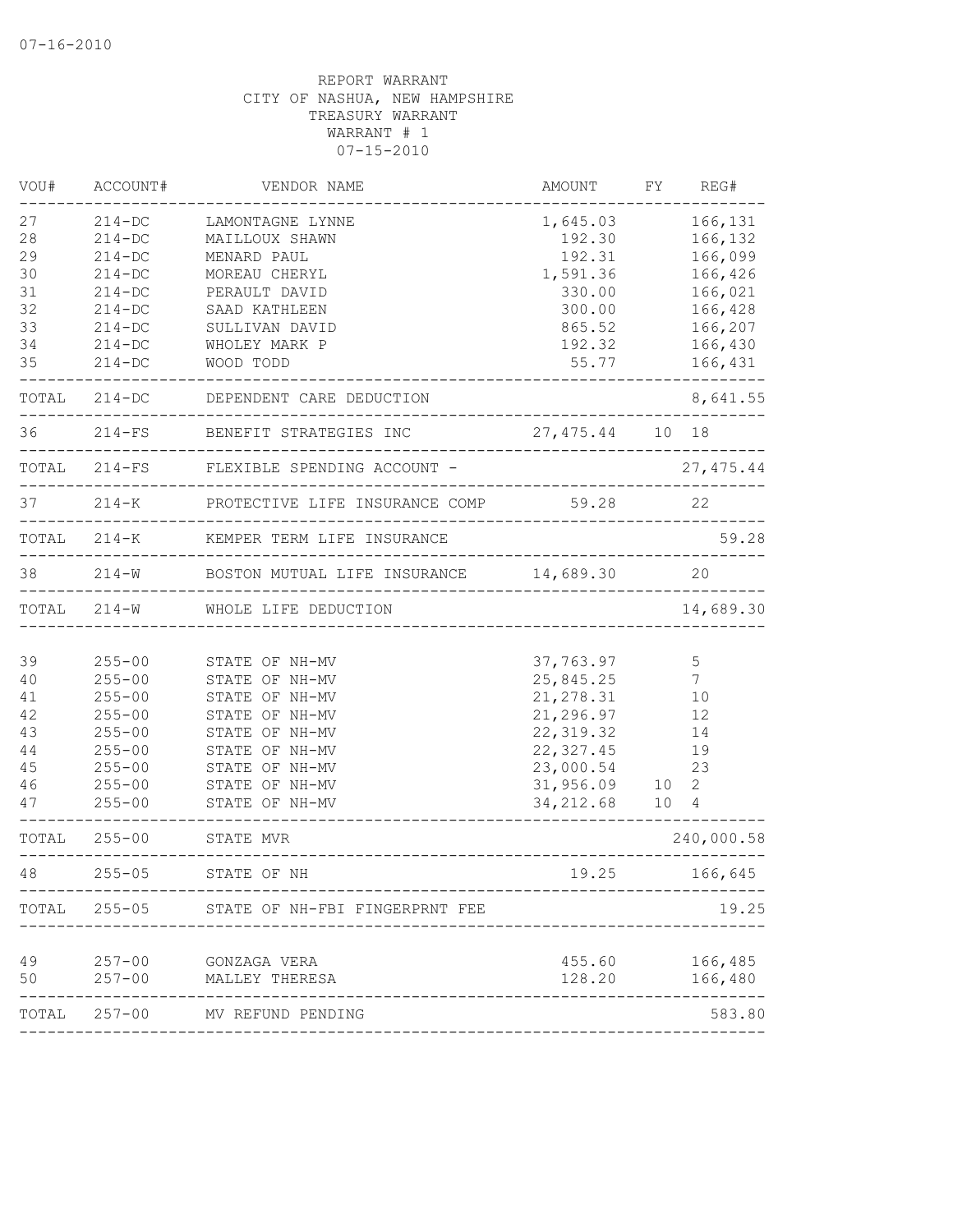07-16-2010

REPORT WARRANT
CITY OF NASHUA, NEW HAMPSHIRE
TREASURY WARRANT
WARRANT # 1
07-15-2010

| VOU# | ACCOUNT# | VENDOR NAME | AMOUNT | FY | REG# |
|---|---|---|---|---|---|
| 27 | 214-DC | LAMONTAGNE LYNNE | 1,645.03 | | 166,131 |
| 28 | 214-DC | MAILLOUX SHAWN | 192.30 | | 166,132 |
| 29 | 214-DC | MENARD PAUL | 192.31 | | 166,099 |
| 30 | 214-DC | MOREAU CHERYL | 1,591.36 | | 166,426 |
| 31 | 214-DC | PERAULT DAVID | 330.00 | | 166,021 |
| 32 | 214-DC | SAAD KATHLEEN | 300.00 | | 166,428 |
| 33 | 214-DC | SULLIVAN DAVID | 865.52 | | 166,207 |
| 34 | 214-DC | WHOLEY MARK P | 192.32 | | 166,430 |
| 35 | 214-DC | WOOD TODD | 55.77 | | 166,431 |
| TOTAL | 214-DC | DEPENDENT CARE DEDUCTION | | | 8,641.55 |
| 36 | 214-FS | BENEFIT STRATEGIES INC | 27,475.44 | 10 | 18 |
| TOTAL | 214-FS | FLEXIBLE SPENDING ACCOUNT - | | | 27,475.44 |
| 37 | 214-K | PROTECTIVE LIFE INSURANCE COMP | 59.28 | | 22 |
| TOTAL | 214-K | KEMPER TERM LIFE INSURANCE | | | 59.28 |
| 38 | 214-W | BOSTON MUTUAL LIFE INSURANCE | 14,689.30 | | 20 |
| TOTAL | 214-W | WHOLE LIFE DEDUCTION | | | 14,689.30 |
| 39 | 255-00 | STATE OF NH-MV | 37,763.97 | | 5 |
| 40 | 255-00 | STATE OF NH-MV | 25,845.25 | | 7 |
| 41 | 255-00 | STATE OF NH-MV | 21,278.31 | | 10 |
| 42 | 255-00 | STATE OF NH-MV | 21,296.97 | | 12 |
| 43 | 255-00 | STATE OF NH-MV | 22,319.32 | | 14 |
| 44 | 255-00 | STATE OF NH-MV | 22,327.45 | | 19 |
| 45 | 255-00 | STATE OF NH-MV | 23,000.54 | | 23 |
| 46 | 255-00 | STATE OF NH-MV | 31,956.09 | 10 | 2 |
| 47 | 255-00 | STATE OF NH-MV | 34,212.68 | 10 | 4 |
| TOTAL | 255-00 | STATE MVR | | | 240,000.58 |
| 48 | 255-05 | STATE OF NH | 19.25 | | 166,645 |
| TOTAL | 255-05 | STATE OF NH-FBI FINGERPRNT FEE | | | 19.25 |
| 49 | 257-00 | GONZAGA VERA | 455.60 | | 166,485 |
| 50 | 257-00 | MALLEY THERESA | 128.20 | | 166,480 |
| TOTAL | 257-00 | MV REFUND PENDING | | | 583.80 |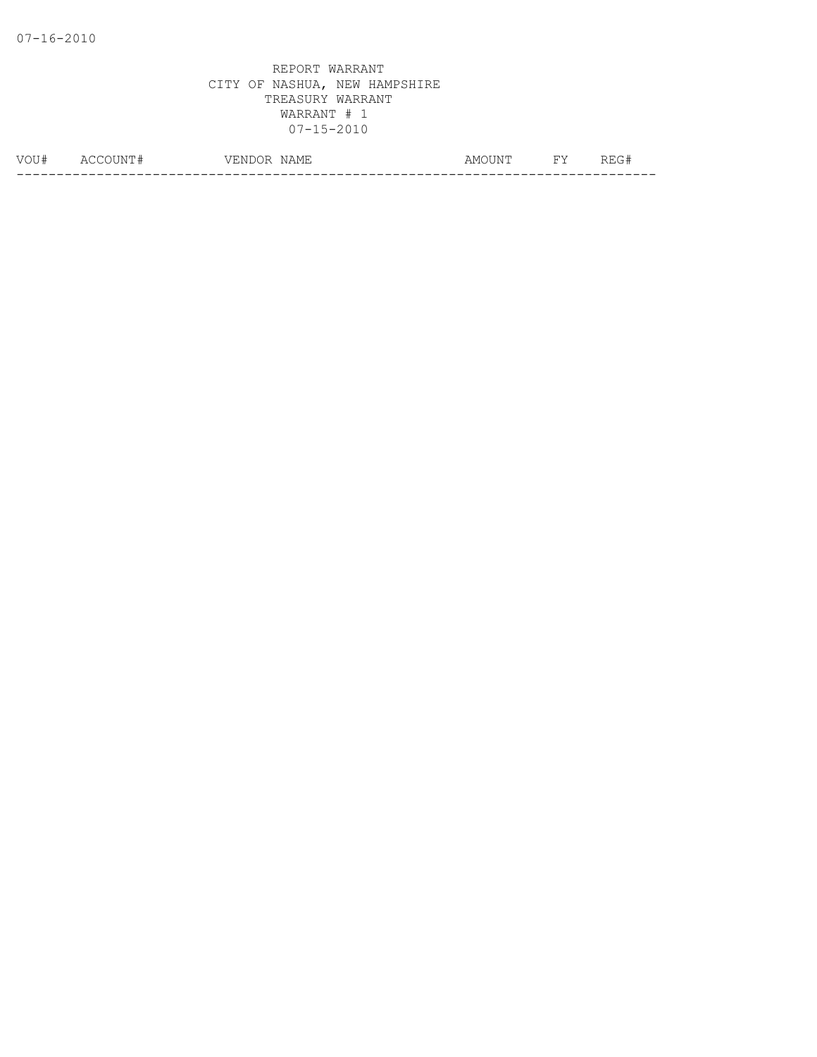REPORT WARRANT
CITY OF NASHUA, NEW HAMPSHIRE
TREASURY WARRANT
WARRANT # 1
07-15-2010

| VOU# | ACCOUNT# | VENDOR NAME | AMOUNT | FY | REG# |
|---|---|---|---|---|---|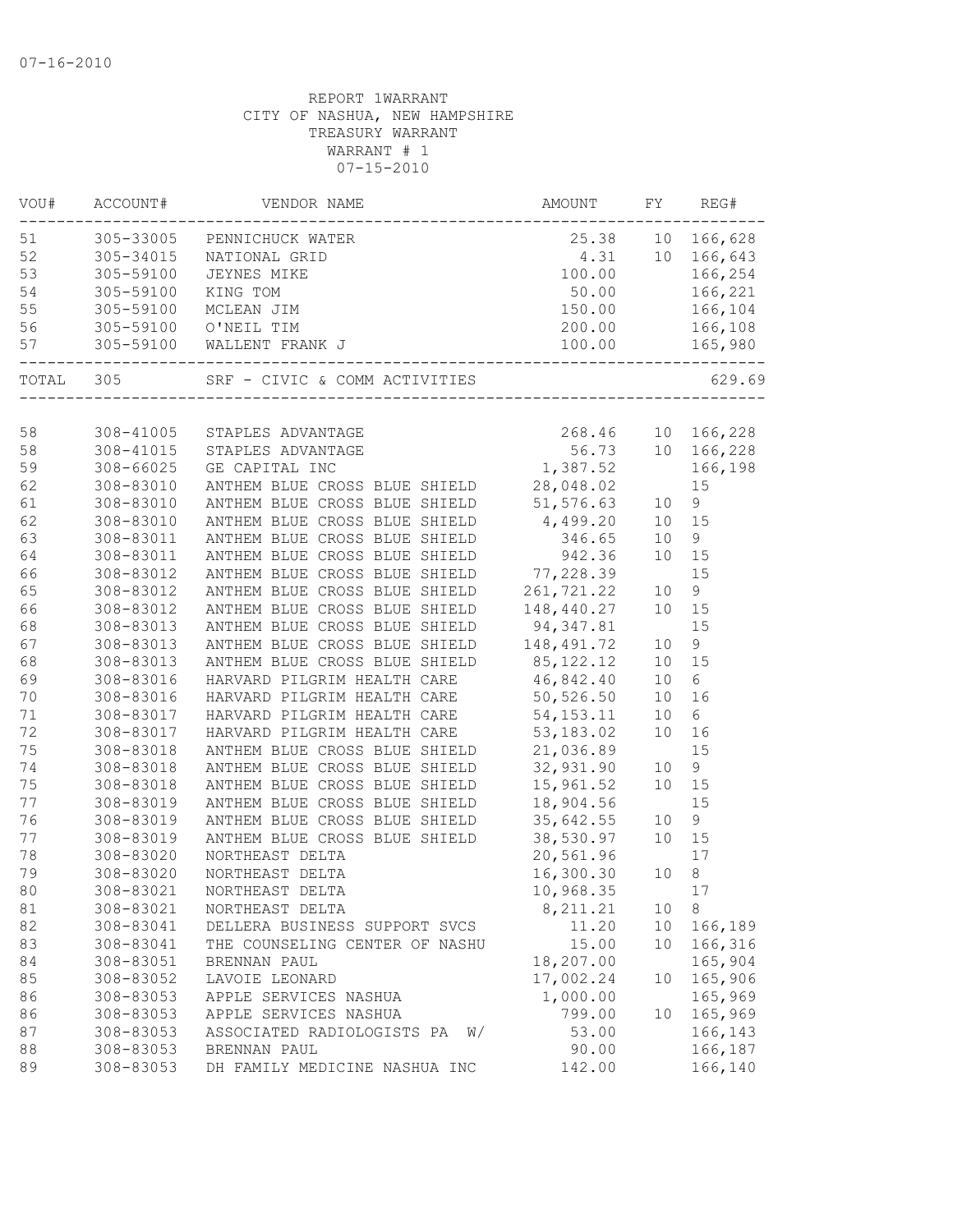07-16-2010

REPORT 1WARRANT
CITY OF NASHUA, NEW HAMPSHIRE
TREASURY WARRANT
WARRANT # 1
07-15-2010

| VOU# | ACCOUNT# | VENDOR NAME | AMOUNT | FY | REG# |
|---|---|---|---|---|---|
| 51 | 305-33005 | PENNICHUCK WATER | 25.38 | 10 | 166,628 |
| 52 | 305-34015 | NATIONAL GRID | 4.31 | 10 | 166,643 |
| 53 | 305-59100 | JEYNES MIKE | 100.00 | | 166,254 |
| 54 | 305-59100 | KING TOM | 50.00 | | 166,221 |
| 55 | 305-59100 | MCLEAN JIM | 150.00 | | 166,104 |
| 56 | 305-59100 | O'NEIL TIM | 200.00 | | 166,108 |
| 57 | 305-59100 | WALLENT FRANK J | 100.00 | | 165,980 |
| TOTAL | 305 | SRF - CIVIC & COMM ACTIVITIES | | | 629.69 |
| 58 | 308-41005 | STAPLES ADVANTAGE | 268.46 | 10 | 166,228 |
| 58 | 308-41015 | STAPLES ADVANTAGE | 56.73 | 10 | 166,228 |
| 59 | 308-66025 | GE CAPITAL INC | 1,387.52 | | 166,198 |
| 62 | 308-83010 | ANTHEM BLUE CROSS BLUE SHIELD | 28,048.02 | | 15 |
| 61 | 308-83010 | ANTHEM BLUE CROSS BLUE SHIELD | 51,576.63 | 10 | 9 |
| 62 | 308-83010 | ANTHEM BLUE CROSS BLUE SHIELD | 4,499.20 | 10 | 15 |
| 63 | 308-83011 | ANTHEM BLUE CROSS BLUE SHIELD | 346.65 | 10 | 9 |
| 64 | 308-83011 | ANTHEM BLUE CROSS BLUE SHIELD | 942.36 | 10 | 15 |
| 66 | 308-83012 | ANTHEM BLUE CROSS BLUE SHIELD | 77,228.39 | | 15 |
| 65 | 308-83012 | ANTHEM BLUE CROSS BLUE SHIELD | 261,721.22 | 10 | 9 |
| 66 | 308-83012 | ANTHEM BLUE CROSS BLUE SHIELD | 148,440.27 | 10 | 15 |
| 68 | 308-83013 | ANTHEM BLUE CROSS BLUE SHIELD | 94,347.81 | | 15 |
| 67 | 308-83013 | ANTHEM BLUE CROSS BLUE SHIELD | 148,491.72 | 10 | 9 |
| 68 | 308-83013 | ANTHEM BLUE CROSS BLUE SHIELD | 85,122.12 | 10 | 15 |
| 69 | 308-83016 | HARVARD PILGRIM HEALTH CARE | 46,842.40 | 10 | 6 |
| 70 | 308-83016 | HARVARD PILGRIM HEALTH CARE | 50,526.50 | 10 | 16 |
| 71 | 308-83017 | HARVARD PILGRIM HEALTH CARE | 54,153.11 | 10 | 6 |
| 72 | 308-83017 | HARVARD PILGRIM HEALTH CARE | 53,183.02 | 10 | 16 |
| 75 | 308-83018 | ANTHEM BLUE CROSS BLUE SHIELD | 21,036.89 | | 15 |
| 74 | 308-83018 | ANTHEM BLUE CROSS BLUE SHIELD | 32,931.90 | 10 | 9 |
| 75 | 308-83018 | ANTHEM BLUE CROSS BLUE SHIELD | 15,961.52 | 10 | 15 |
| 77 | 308-83019 | ANTHEM BLUE CROSS BLUE SHIELD | 18,904.56 | | 15 |
| 76 | 308-83019 | ANTHEM BLUE CROSS BLUE SHIELD | 35,642.55 | 10 | 9 |
| 77 | 308-83019 | ANTHEM BLUE CROSS BLUE SHIELD | 38,530.97 | 10 | 15 |
| 78 | 308-83020 | NORTHEAST DELTA | 20,561.96 | | 17 |
| 79 | 308-83020 | NORTHEAST DELTA | 16,300.30 | 10 | 8 |
| 80 | 308-83021 | NORTHEAST DELTA | 10,968.35 | | 17 |
| 81 | 308-83021 | NORTHEAST DELTA | 8,211.21 | 10 | 8 |
| 82 | 308-83041 | DELLERA BUSINESS SUPPORT SVCS | 11.20 | 10 | 166,189 |
| 83 | 308-83041 | THE COUNSELING CENTER OF NASHU | 15.00 | 10 | 166,316 |
| 84 | 308-83051 | BRENNAN PAUL | 18,207.00 | | 165,904 |
| 85 | 308-83052 | LAVOIE LEONARD | 17,002.24 | 10 | 165,906 |
| 86 | 308-83053 | APPLE SERVICES NASHUA | 1,000.00 | | 165,969 |
| 86 | 308-83053 | APPLE SERVICES NASHUA | 799.00 | 10 | 165,969 |
| 87 | 308-83053 | ASSOCIATED RADIOLOGISTS PA W/ | 53.00 | | 166,143 |
| 88 | 308-83053 | BRENNAN PAUL | 90.00 | | 166,187 |
| 89 | 308-83053 | DH FAMILY MEDICINE NASHUA INC | 142.00 | | 166,140 |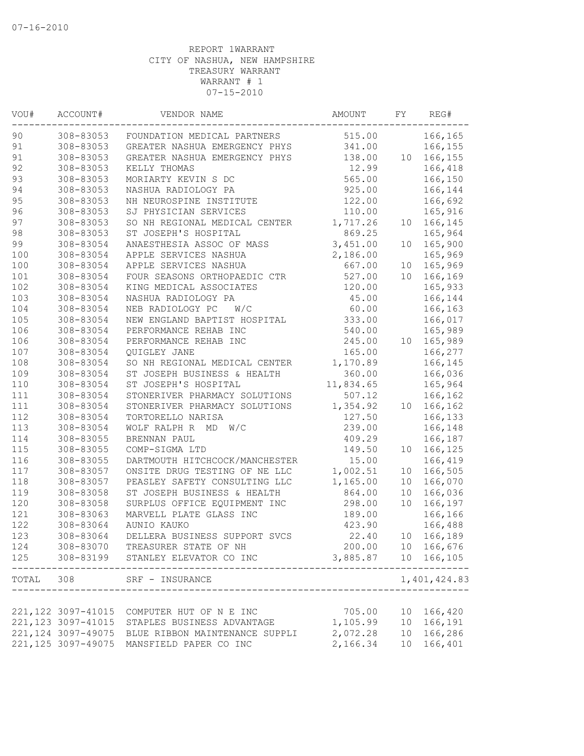07-16-2010

REPORT 1WARRANT
CITY OF NASHUA, NEW HAMPSHIRE
TREASURY WARRANT
WARRANT # 1
07-15-2010

| VOU# | ACCOUNT# | VENDOR NAME | AMOUNT | FY | REG# |
|---|---|---|---|---|---|
| 90 | 308-83053 | FOUNDATION MEDICAL PARTNERS | 515.00 | | 166,165 |
| 91 | 308-83053 | GREATER NASHUA EMERGENCY PHYS | 341.00 | | 166,155 |
| 91 | 308-83053 | GREATER NASHUA EMERGENCY PHYS | 138.00 | 10 | 166,155 |
| 92 | 308-83053 | KELLY THOMAS | 12.99 | | 166,418 |
| 93 | 308-83053 | MORIARTY KEVIN S DC | 565.00 | | 166,150 |
| 94 | 308-83053 | NASHUA RADIOLOGY PA | 925.00 | | 166,144 |
| 95 | 308-83053 | NH NEUROSPINE INSTITUTE | 122.00 | | 166,692 |
| 96 | 308-83053 | SJ PHYSICIAN SERVICES | 110.00 | | 165,916 |
| 97 | 308-83053 | SO NH REGIONAL MEDICAL CENTER | 1,717.26 | 10 | 166,145 |
| 98 | 308-83053 | ST JOSEPH'S HOSPITAL | 869.25 | | 165,964 |
| 99 | 308-83054 | ANAESTHESIA ASSOC OF MASS | 3,451.00 | 10 | 165,900 |
| 100 | 308-83054 | APPLE SERVICES NASHUA | 2,186.00 | | 165,969 |
| 100 | 308-83054 | APPLE SERVICES NASHUA | 667.00 | 10 | 165,969 |
| 101 | 308-83054 | FOUR SEASONS ORTHOPAEDIC CTR | 527.00 | 10 | 166,169 |
| 102 | 308-83054 | KING MEDICAL ASSOCIATES | 120.00 | | 165,933 |
| 103 | 308-83054 | NASHUA RADIOLOGY PA | 45.00 | | 166,144 |
| 104 | 308-83054 | NEB RADIOLOGY PC W/C | 60.00 | | 166,163 |
| 105 | 308-83054 | NEW ENGLAND BAPTIST HOSPITAL | 333.00 | | 166,017 |
| 106 | 308-83054 | PERFORMANCE REHAB INC | 540.00 | | 165,989 |
| 106 | 308-83054 | PERFORMANCE REHAB INC | 245.00 | 10 | 165,989 |
| 107 | 308-83054 | QUIGLEY JANE | 165.00 | | 166,277 |
| 108 | 308-83054 | SO NH REGIONAL MEDICAL CENTER | 1,170.89 | | 166,145 |
| 109 | 308-83054 | ST JOSEPH BUSINESS & HEALTH | 360.00 | | 166,036 |
| 110 | 308-83054 | ST JOSEPH'S HOSPITAL | 11,834.65 | | 165,964 |
| 111 | 308-83054 | STONERIVER PHARMACY SOLUTIONS | 507.12 | | 166,162 |
| 111 | 308-83054 | STONERIVER PHARMACY SOLUTIONS | 1,354.92 | 10 | 166,162 |
| 112 | 308-83054 | TORTORELLO NARISA | 127.50 | | 166,133 |
| 113 | 308-83054 | WOLF RALPH R MD W/C | 239.00 | | 166,148 |
| 114 | 308-83055 | BRENNAN PAUL | 409.29 | | 166,187 |
| 115 | 308-83055 | COMP-SIGMA LTD | 149.50 | 10 | 166,125 |
| 116 | 308-83055 | DARTMOUTH HITCHCOCK/MANCHESTER | 15.00 | | 166,419 |
| 117 | 308-83057 | ONSITE DRUG TESTING OF NE LLC | 1,002.51 | 10 | 166,505 |
| 118 | 308-83057 | PEASLEY SAFETY CONSULTING LLC | 1,165.00 | 10 | 166,070 |
| 119 | 308-83058 | ST JOSEPH BUSINESS & HEALTH | 864.00 | 10 | 166,036 |
| 120 | 308-83058 | SURPLUS OFFICE EQUIPMENT INC | 298.00 | 10 | 166,197 |
| 121 | 308-83063 | MARVELL PLATE GLASS INC | 189.00 | | 166,166 |
| 122 | 308-83064 | AUNIO KAUKO | 423.90 | | 166,488 |
| 123 | 308-83064 | DELLERA BUSINESS SUPPORT SVCS | 22.40 | 10 | 166,189 |
| 124 | 308-83070 | TREASURER STATE OF NH | 200.00 | 10 | 166,676 |
| 125 | 308-83199 | STANLEY ELEVATOR CO INC | 3,885.87 | 10 | 166,105 |
| TOTAL | 308 | SRF - INSURANCE | | | 1,401,424.83 |
| 221,122 | 3097-41015 | COMPUTER HUT OF N E INC | 705.00 | 10 | 166,420 |
| 221,123 | 3097-41015 | STAPLES BUSINESS ADVANTAGE | 1,105.99 | 10 | 166,191 |
| 221,124 | 3097-49075 | BLUE RIBBON MAINTENANCE SUPPLI | 2,072.28 | 10 | 166,286 |
| 221,125 | 3097-49075 | MANSFIELD PAPER CO INC | 2,166.34 | 10 | 166,401 |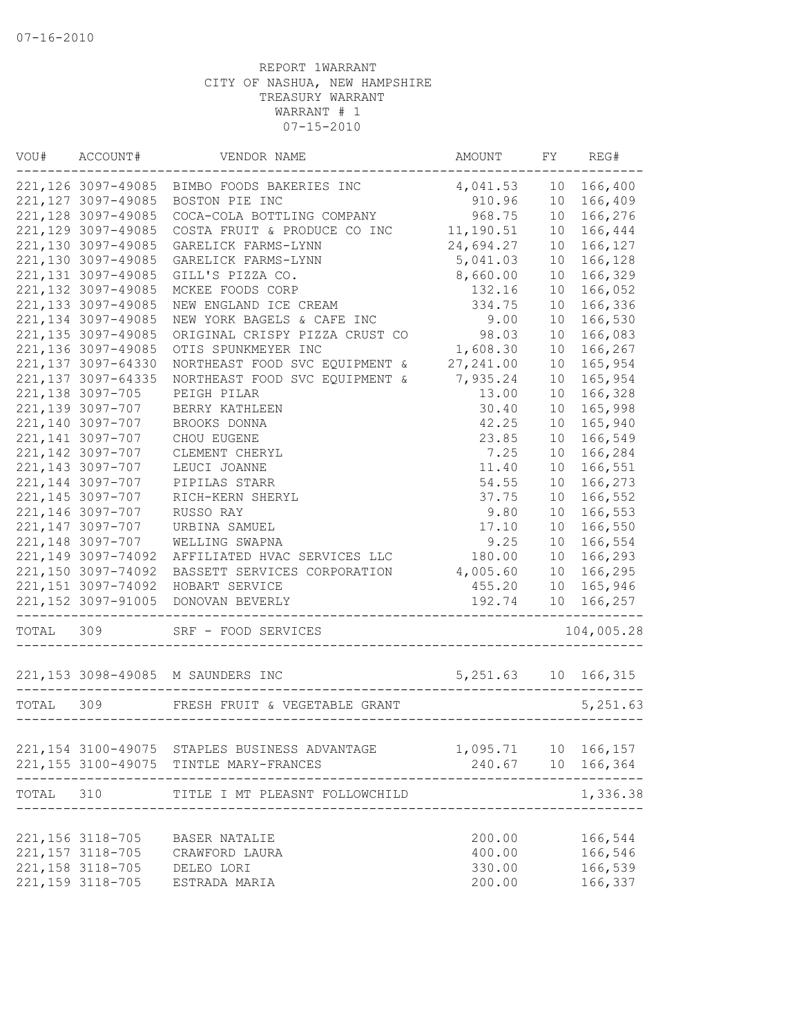07-16-2010

REPORT 1WARRANT
CITY OF NASHUA, NEW HAMPSHIRE
TREASURY WARRANT
WARRANT # 1
07-15-2010

| VOU# | ACCOUNT# | VENDOR NAME | AMOUNT | FY | REG# |
|---|---|---|---|---|---|
| 221,126 | 3097-49085 | BIMBO FOODS BAKERIES INC | 4,041.53 | 10 | 166,400 |
| 221,127 | 3097-49085 | BOSTON PIE INC | 910.96 | 10 | 166,409 |
| 221,128 | 3097-49085 | COCA-COLA BOTTLING COMPANY | 968.75 | 10 | 166,276 |
| 221,129 | 3097-49085 | COSTA FRUIT & PRODUCE CO INC | 11,190.51 | 10 | 166,444 |
| 221,130 | 3097-49085 | GARELICK FARMS-LYNN | 24,694.27 | 10 | 166,127 |
| 221,130 | 3097-49085 | GARELICK FARMS-LYNN | 5,041.03 | 10 | 166,128 |
| 221,131 | 3097-49085 | GILL'S PIZZA CO. | 8,660.00 | 10 | 166,329 |
| 221,132 | 3097-49085 | MCKEE FOODS CORP | 132.16 | 10 | 166,052 |
| 221,133 | 3097-49085 | NEW ENGLAND ICE CREAM | 334.75 | 10 | 166,336 |
| 221,134 | 3097-49085 | NEW YORK BAGELS & CAFE INC | 9.00 | 10 | 166,530 |
| 221,135 | 3097-49085 | ORIGINAL CRISPY PIZZA CRUST CO | 98.03 | 10 | 166,083 |
| 221,136 | 3097-49085 | OTIS SPUNKMEYER INC | 1,608.30 | 10 | 166,267 |
| 221,137 | 3097-64330 | NORTHEAST FOOD SVC EQUIPMENT & | 27,241.00 | 10 | 165,954 |
| 221,137 | 3097-64335 | NORTHEAST FOOD SVC EQUIPMENT & | 7,935.24 | 10 | 165,954 |
| 221,138 | 3097-705 | PEIGH PILAR | 13.00 | 10 | 166,328 |
| 221,139 | 3097-707 | BERRY KATHLEEN | 30.40 | 10 | 165,998 |
| 221,140 | 3097-707 | BROOKS DONNA | 42.25 | 10 | 165,940 |
| 221,141 | 3097-707 | CHOU EUGENE | 23.85 | 10 | 166,549 |
| 221,142 | 3097-707 | CLEMENT CHERYL | 7.25 | 10 | 166,284 |
| 221,143 | 3097-707 | LEUCI JOANNE | 11.40 | 10 | 166,551 |
| 221,144 | 3097-707 | PIPILAS STARR | 54.55 | 10 | 166,273 |
| 221,145 | 3097-707 | RICH-KERN SHERYL | 37.75 | 10 | 166,552 |
| 221,146 | 3097-707 | RUSSO RAY | 9.80 | 10 | 166,553 |
| 221,147 | 3097-707 | URBINA SAMUEL | 17.10 | 10 | 166,550 |
| 221,148 | 3097-707 | WELLING SWAPNA | 9.25 | 10 | 166,554 |
| 221,149 | 3097-74092 | AFFILIATED HVAC SERVICES LLC | 180.00 | 10 | 166,293 |
| 221,150 | 3097-74092 | BASSETT SERVICES CORPORATION | 4,005.60 | 10 | 166,295 |
| 221,151 | 3097-74092 | HOBART SERVICE | 455.20 | 10 | 165,946 |
| 221,152 | 3097-91005 | DONOVAN BEVERLY | 192.74 | 10 | 166,257 |
| TOTAL | 309 | SRF - FOOD SERVICES | | | 104,005.28 |
| 221,153 | 3098-49085 | M SAUNDERS INC | 5,251.63 | 10 | 166,315 |
| TOTAL | 309 | FRESH FRUIT & VEGETABLE GRANT | | | 5,251.63 |
| 221,154 | 3100-49075 | STAPLES BUSINESS ADVANTAGE | 1,095.71 | 10 | 166,157 |
| 221,155 | 3100-49075 | TINTLE MARY-FRANCES | 240.67 | 10 | 166,364 |
| TOTAL | 310 | TITLE I MT PLEASNT FOLLOWCHILD | | | 1,336.38 |
| 221,156 | 3118-705 | BASER NATALIE | 200.00 | | 166,544 |
| 221,157 | 3118-705 | CRAWFORD LAURA | 400.00 | | 166,546 |
| 221,158 | 3118-705 | DELEO LORI | 330.00 | | 166,539 |
| 221,159 | 3118-705 | ESTRADA MARIA | 200.00 | | 166,337 |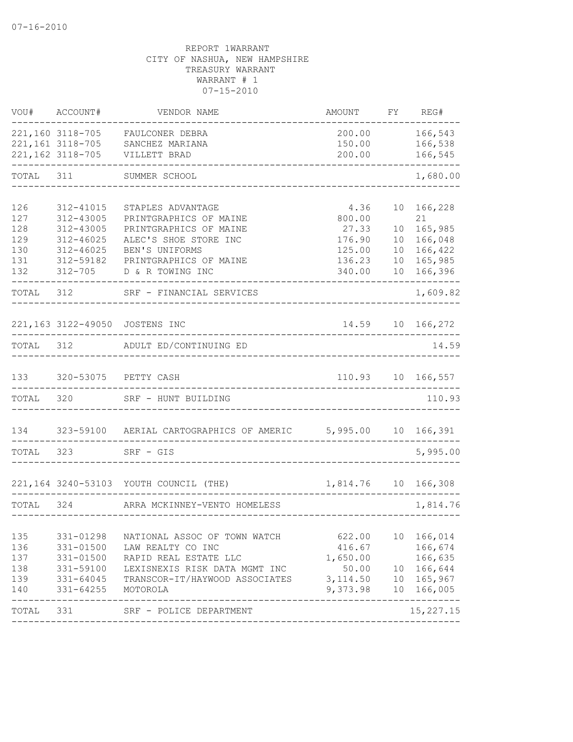07-16-2010

REPORT 1WARRANT
CITY OF NASHUA, NEW HAMPSHIRE
TREASURY WARRANT
WARRANT # 1
07-15-2010

| VOU# | ACCOUNT# | VENDOR NAME | AMOUNT | FY | REG# |
|---|---|---|---|---|---|
| 221,160 | 3118-705 | FAULCONER DEBRA | 200.00 | | 166,543 |
| 221,161 | 3118-705 | SANCHEZ MARIANA | 150.00 | | 166,538 |
| 221,162 | 3118-705 | VILLETT BRAD | 200.00 | | 166,545 |
| TOTAL | 311 | SUMMER SCHOOL | | | 1,680.00 |
| 126 | 312-41015 | STAPLES ADVANTAGE | 4.36 | 10 | 166,228 |
| 127 | 312-43005 | PRINTGRAPHICS OF MAINE | 800.00 | | 21 |
| 128 | 312-43005 | PRINTGRAPHICS OF MAINE | 27.33 | 10 | 165,985 |
| 129 | 312-46025 | ALEC'S SHOE STORE INC | 176.90 | 10 | 166,048 |
| 130 | 312-46025 | BEN'S UNIFORMS | 125.00 | 10 | 166,422 |
| 131 | 312-59182 | PRINTGRAPHICS OF MAINE | 136.23 | 10 | 165,985 |
| 132 | 312-705 | D & R TOWING INC | 340.00 | 10 | 166,396 |
| TOTAL | 312 | SRF - FINANCIAL SERVICES | | | 1,609.82 |
| 221,163 | 3122-49050 | JOSTENS INC | 14.59 | 10 | 166,272 |
| TOTAL | 312 | ADULT ED/CONTINUING ED | | | 14.59 |
| 133 | 320-53075 | PETTY CASH | 110.93 | 10 | 166,557 |
| TOTAL | 320 | SRF - HUNT BUILDING | | | 110.93 |
| 134 | 323-59100 | AERIAL CARTOGRAPHICS OF AMERIC | 5,995.00 | 10 | 166,391 |
| TOTAL | 323 | SRF - GIS | | | 5,995.00 |
| 221,164 | 3240-53103 | YOUTH COUNCIL (THE) | 1,814.76 | 10 | 166,308 |
| TOTAL | 324 | ARRA MCKINNEY-VENTO HOMELESS | | | 1,814.76 |
| 135 | 331-01298 | NATIONAL ASSOC OF TOWN WATCH | 622.00 | 10 | 166,014 |
| 136 | 331-01500 | LAW REALTY CO INC | 416.67 | | 166,674 |
| 137 | 331-01500 | RAPID REAL ESTATE LLC | 1,650.00 | | 166,635 |
| 138 | 331-59100 | LEXISNEXIS RISK DATA MGMT INC | 50.00 | 10 | 166,644 |
| 139 | 331-64045 | TRANSCOR-IT/HAYWOOD ASSOCIATES | 3,114.50 | 10 | 165,967 |
| 140 | 331-64255 | MOTOROLA | 9,373.98 | 10 | 166,005 |
| TOTAL | 331 | SRF - POLICE DEPARTMENT | | | 15,227.15 |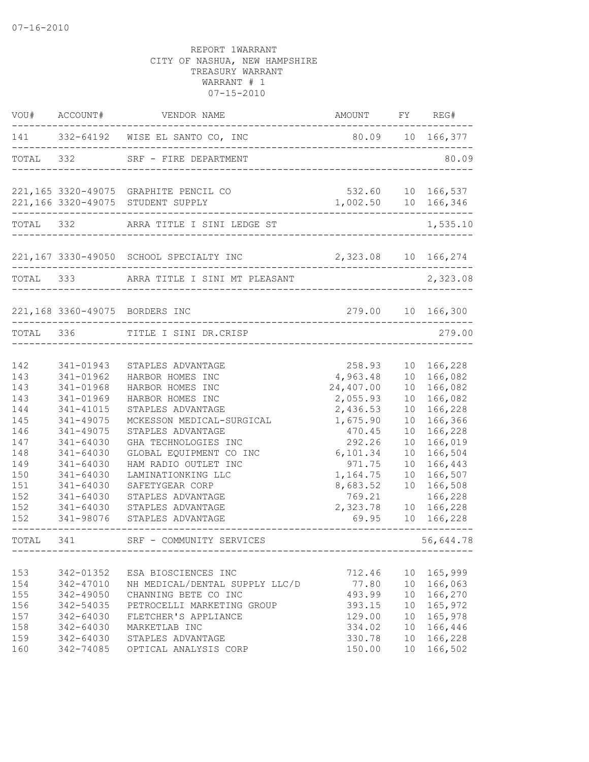07-16-2010

REPORT 1WARRANT
CITY OF NASHUA, NEW HAMPSHIRE
TREASURY WARRANT
WARRANT # 1
07-15-2010

| VOU# | ACCOUNT# | VENDOR NAME | AMOUNT | FY | REG# |
|---|---|---|---|---|---|
| 141 | 332-64192 | WISE EL SANTO CO, INC | 80.09 | 10 | 166,377 |
| TOTAL | 332 | SRF - FIRE DEPARTMENT | | | 80.09 |
| 221,165 | 3320-49075 | GRAPHITE PENCIL CO | 532.60 | 10 | 166,537 |
| 221,166 | 3320-49075 | STUDENT SUPPLY | 1,002.50 | 10 | 166,346 |
| TOTAL | 332 | ARRA TITLE I SINI LEDGE ST | | | 1,535.10 |
| 221,167 | 3330-49050 | SCHOOL SPECIALTY INC | 2,323.08 | 10 | 166,274 |
| TOTAL | 333 | ARRA TITLE I SINI MT PLEASANT | | | 2,323.08 |
| 221,168 | 3360-49075 | BORDERS INC | 279.00 | 10 | 166,300 |
| TOTAL | 336 | TITLE I SINI DR.CRISP | | | 279.00 |
| 142 | 341-01943 | STAPLES ADVANTAGE | 258.93 | 10 | 166,228 |
| 143 | 341-01962 | HARBOR HOMES INC | 4,963.48 | 10 | 166,082 |
| 143 | 341-01968 | HARBOR HOMES INC | 24,407.00 | 10 | 166,082 |
| 143 | 341-01969 | HARBOR HOMES INC | 2,055.93 | 10 | 166,082 |
| 144 | 341-41015 | STAPLES ADVANTAGE | 2,436.53 | 10 | 166,228 |
| 145 | 341-49075 | MCKESSON MEDICAL-SURGICAL | 1,675.90 | 10 | 166,366 |
| 146 | 341-49075 | STAPLES ADVANTAGE | 470.45 | 10 | 166,228 |
| 147 | 341-64030 | GHA TECHNOLOGIES INC | 292.26 | 10 | 166,019 |
| 148 | 341-64030 | GLOBAL EQUIPMENT CO INC | 6,101.34 | 10 | 166,504 |
| 149 | 341-64030 | HAM RADIO OUTLET INC | 971.75 | 10 | 166,443 |
| 150 | 341-64030 | LAMINATIONKING LLC | 1,164.75 | 10 | 166,507 |
| 151 | 341-64030 | SAFETYGEAR CORP | 8,683.52 | 10 | 166,508 |
| 152 | 341-64030 | STAPLES ADVANTAGE | 769.21 | | 166,228 |
| 152 | 341-64030 | STAPLES ADVANTAGE | 2,323.78 | 10 | 166,228 |
| 152 | 341-98076 | STAPLES ADVANTAGE | 69.95 | 10 | 166,228 |
| TOTAL | 341 | SRF - COMMUNITY SERVICES | | | 56,644.78 |
| 153 | 342-01352 | ESA BIOSCIENCES INC | 712.46 | 10 | 165,999 |
| 154 | 342-47010 | NH MEDICAL/DENTAL SUPPLY LLC/D | 77.80 | 10 | 166,063 |
| 155 | 342-49050 | CHANNING BETE CO INC | 493.99 | 10 | 166,270 |
| 156 | 342-54035 | PETROCELLI MARKETING GROUP | 393.15 | 10 | 165,972 |
| 157 | 342-64030 | FLETCHER'S APPLIANCE | 129.00 | 10 | 165,978 |
| 158 | 342-64030 | MARKETLAB INC | 334.02 | 10 | 166,446 |
| 159 | 342-64030 | STAPLES ADVANTAGE | 330.78 | 10 | 166,228 |
| 160 | 342-74085 | OPTICAL ANALYSIS CORP | 150.00 | 10 | 166,502 |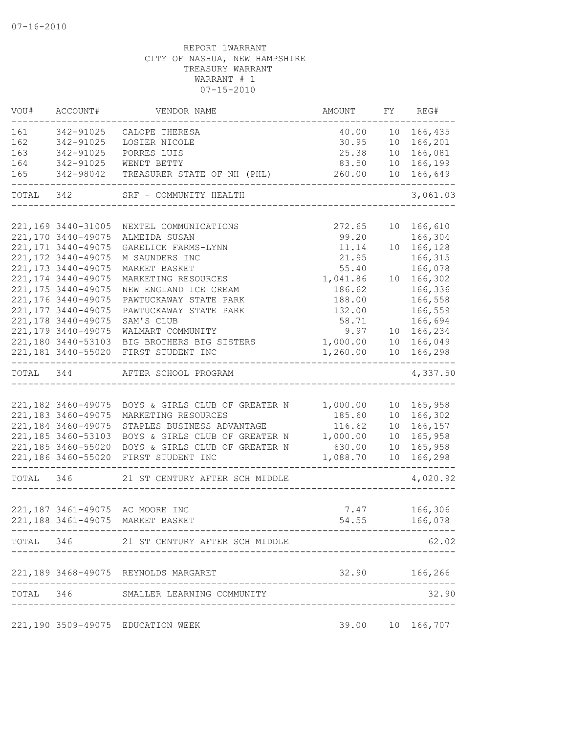07-16-2010

REPORT 1WARRANT
CITY OF NASHUA, NEW HAMPSHIRE
TREASURY WARRANT
WARRANT # 1
07-15-2010

| VOU# | ACCOUNT# | VENDOR NAME | AMOUNT | FY | REG# |
|---|---|---|---|---|---|
| 161 | 342-91025 | CALOPE THERESA | 40.00 | 10 | 166,435 |
| 162 | 342-91025 | LOSIER NICOLE | 30.95 | 10 | 166,201 |
| 163 | 342-91025 | PORRES LUIS | 25.38 | 10 | 166,081 |
| 164 | 342-91025 | WENDT BETTY | 83.50 | 10 | 166,199 |
| 165 | 342-98042 | TREASURER STATE OF NH (PHL) | 260.00 | 10 | 166,649 |
| TOTAL | 342 | SRF - COMMUNITY HEALTH | | | 3,061.03 |
| 221,169 | 3440-31005 | NEXTEL COMMUNICATIONS | 272.65 | 10 | 166,610 |
| 221,170 | 3440-49075 | ALMEIDA SUSAN | 99.20 | | 166,304 |
| 221,171 | 3440-49075 | GARELICK FARMS-LYNN | 11.14 | 10 | 166,128 |
| 221,172 | 3440-49075 | M SAUNDERS INC | 21.95 | | 166,315 |
| 221,173 | 3440-49075 | MARKET BASKET | 55.40 | | 166,078 |
| 221,174 | 3440-49075 | MARKETING RESOURCES | 1,041.86 | 10 | 166,302 |
| 221,175 | 3440-49075 | NEW ENGLAND ICE CREAM | 186.62 | | 166,336 |
| 221,176 | 3440-49075 | PAWTUCKAWAY STATE PARK | 188.00 | | 166,558 |
| 221,177 | 3440-49075 | PAWTUCKAWAY STATE PARK | 132.00 | | 166,559 |
| 221,178 | 3440-49075 | SAM'S CLUB | 58.71 | | 166,694 |
| 221,179 | 3440-49075 | WALMART COMMUNITY | 9.97 | 10 | 166,234 |
| 221,180 | 3440-53103 | BIG BROTHERS BIG SISTERS | 1,000.00 | 10 | 166,049 |
| 221,181 | 3440-55020 | FIRST STUDENT INC | 1,260.00 | 10 | 166,298 |
| TOTAL | 344 | AFTER SCHOOL PROGRAM | | | 4,337.50 |
| 221,182 | 3460-49075 | BOYS & GIRLS CLUB OF GREATER N | 1,000.00 | 10 | 165,958 |
| 221,183 | 3460-49075 | MARKETING RESOURCES | 185.60 | 10 | 166,302 |
| 221,184 | 3460-49075 | STAPLES BUSINESS ADVANTAGE | 116.62 | 10 | 166,157 |
| 221,185 | 3460-53103 | BOYS & GIRLS CLUB OF GREATER N | 1,000.00 | 10 | 165,958 |
| 221,185 | 3460-55020 | BOYS & GIRLS CLUB OF GREATER N | 630.00 | 10 | 165,958 |
| 221,186 | 3460-55020 | FIRST STUDENT INC | 1,088.70 | 10 | 166,298 |
| TOTAL | 346 | 21 ST CENTURY AFTER SCH MIDDLE | | | 4,020.92 |
| 221,187 | 3461-49075 | AC MOORE INC | 7.47 | | 166,306 |
| 221,188 | 3461-49075 | MARKET BASKET | 54.55 | | 166,078 |
| TOTAL | 346 | 21 ST CENTURY AFTER SCH MIDDLE | | | 62.02 |
| 221,189 | 3468-49075 | REYNOLDS MARGARET | 32.90 | | 166,266 |
| TOTAL | 346 | SMALLER LEARNING COMMUNITY | | | 32.90 |
| 221,190 | 3509-49075 | EDUCATION WEEK | 39.00 | 10 | 166,707 |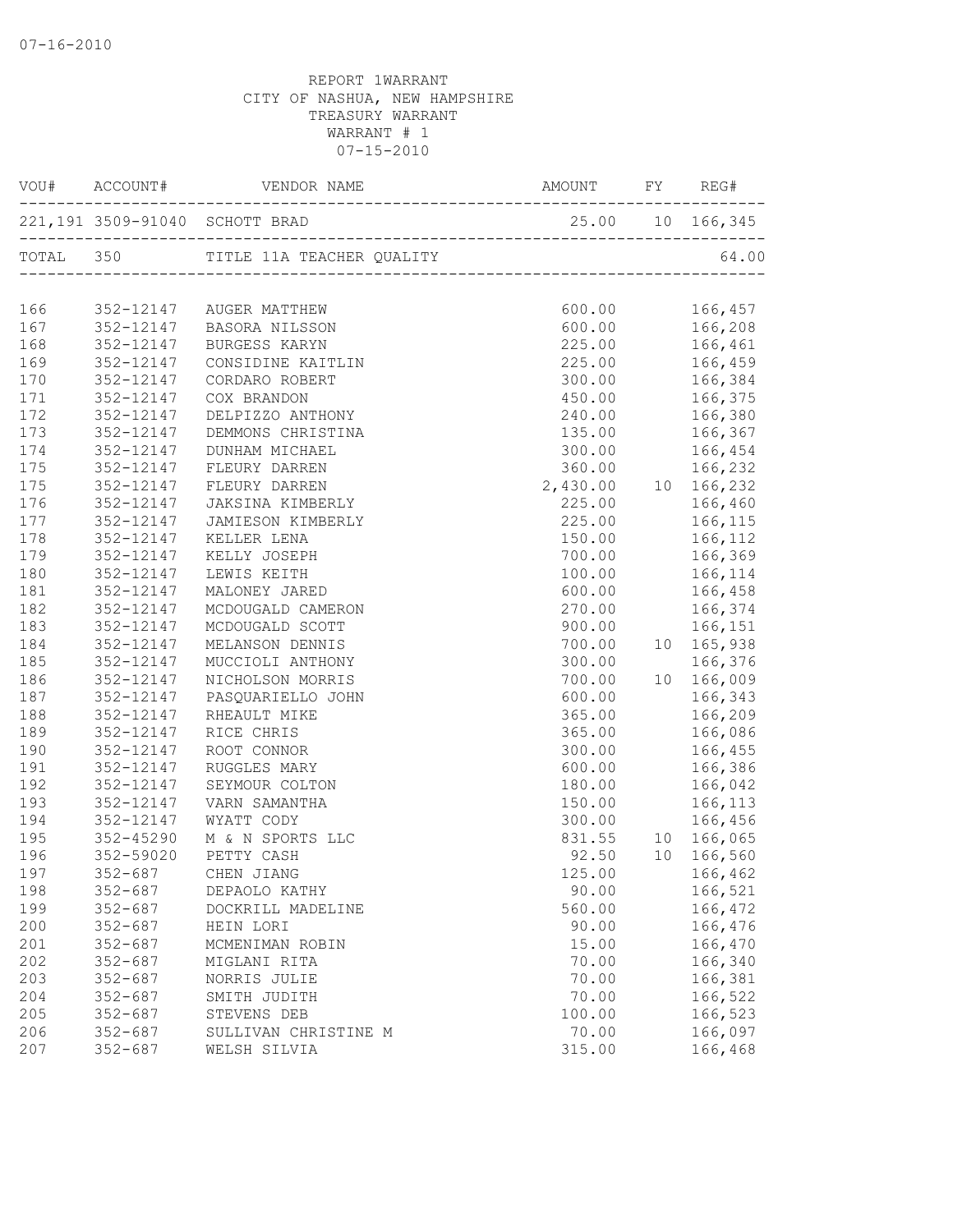07-16-2010

REPORT 1WARRANT
CITY OF NASHUA, NEW HAMPSHIRE
TREASURY WARRANT
WARRANT # 1
07-15-2010

| VOU# | ACCOUNT# | VENDOR NAME | AMOUNT | FY | REG# |
|---|---|---|---|---|---|
| 221,191 | 3509-91040 | SCHOTT BRAD | 25.00 | 10 | 166,345 |
| TOTAL | 350 | TITLE 11A TEACHER QUALITY | | | 64.00 |
| 166 | 352-12147 | AUGER MATTHEW | 600.00 | | 166,457 |
| 167 | 352-12147 | BASORA NILSSON | 600.00 | | 166,208 |
| 168 | 352-12147 | BURGESS KARYN | 225.00 | | 166,461 |
| 169 | 352-12147 | CONSIDINE KAITLIN | 225.00 | | 166,459 |
| 170 | 352-12147 | CORDARO ROBERT | 300.00 | | 166,384 |
| 171 | 352-12147 | COX BRANDON | 450.00 | | 166,375 |
| 172 | 352-12147 | DELPIZZO ANTHONY | 240.00 | | 166,380 |
| 173 | 352-12147 | DEMMONS CHRISTINA | 135.00 | | 166,367 |
| 174 | 352-12147 | DUNHAM MICHAEL | 300.00 | | 166,454 |
| 175 | 352-12147 | FLEURY DARREN | 360.00 | | 166,232 |
| 175 | 352-12147 | FLEURY DARREN | 2,430.00 | 10 | 166,232 |
| 176 | 352-12147 | JAKSINA KIMBERLY | 225.00 | | 166,460 |
| 177 | 352-12147 | JAMIESON KIMBERLY | 225.00 | | 166,115 |
| 178 | 352-12147 | KELLER LENA | 150.00 | | 166,112 |
| 179 | 352-12147 | KELLY JOSEPH | 700.00 | | 166,369 |
| 180 | 352-12147 | LEWIS KEITH | 100.00 | | 166,114 |
| 181 | 352-12147 | MALONEY JARED | 600.00 | | 166,458 |
| 182 | 352-12147 | MCDOUGALD CAMERON | 270.00 | | 166,374 |
| 183 | 352-12147 | MCDOUGALD SCOTT | 900.00 | | 166,151 |
| 184 | 352-12147 | MELANSON DENNIS | 700.00 | 10 | 165,938 |
| 185 | 352-12147 | MUCCIOLI ANTHONY | 300.00 | | 166,376 |
| 186 | 352-12147 | NICHOLSON MORRIS | 700.00 | 10 | 166,009 |
| 187 | 352-12147 | PASQUARIELLO JOHN | 600.00 | | 166,343 |
| 188 | 352-12147 | RHEAULT MIKE | 365.00 | | 166,209 |
| 189 | 352-12147 | RICE CHRIS | 365.00 | | 166,086 |
| 190 | 352-12147 | ROOT CONNOR | 300.00 | | 166,455 |
| 191 | 352-12147 | RUGGLES MARY | 600.00 | | 166,386 |
| 192 | 352-12147 | SEYMOUR COLTON | 180.00 | | 166,042 |
| 193 | 352-12147 | VARN SAMANTHA | 150.00 | | 166,113 |
| 194 | 352-12147 | WYATT CODY | 300.00 | | 166,456 |
| 195 | 352-45290 | M & N SPORTS LLC | 831.55 | 10 | 166,065 |
| 196 | 352-59020 | PETTY CASH | 92.50 | 10 | 166,560 |
| 197 | 352-687 | CHEN JIANG | 125.00 | | 166,462 |
| 198 | 352-687 | DEPAOLO KATHY | 90.00 | | 166,521 |
| 199 | 352-687 | DOCKRILL MADELINE | 560.00 | | 166,472 |
| 200 | 352-687 | HEIN LORI | 90.00 | | 166,476 |
| 201 | 352-687 | MCMENIMAN ROBIN | 15.00 | | 166,470 |
| 202 | 352-687 | MIGLANI RITA | 70.00 | | 166,340 |
| 203 | 352-687 | NORRIS JULIE | 70.00 | | 166,381 |
| 204 | 352-687 | SMITH JUDITH | 70.00 | | 166,522 |
| 205 | 352-687 | STEVENS DEB | 100.00 | | 166,523 |
| 206 | 352-687 | SULLIVAN CHRISTINE M | 70.00 | | 166,097 |
| 207 | 352-687 | WELSH SILVIA | 315.00 | | 166,468 |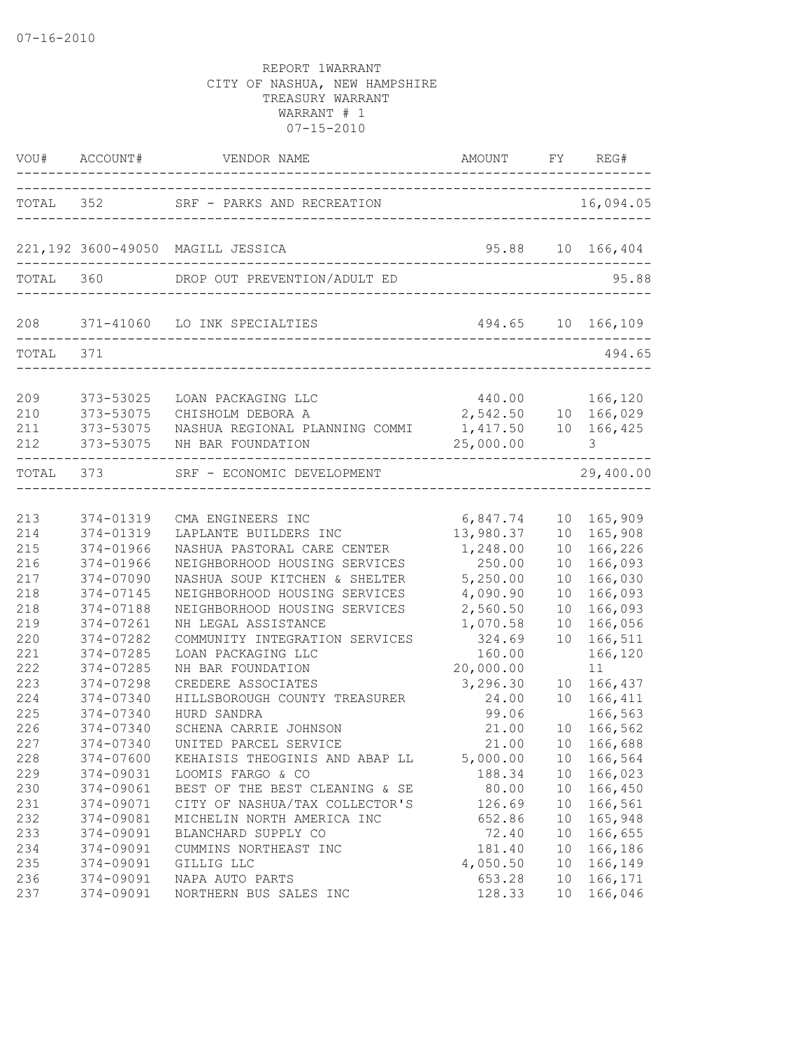07-16-2010

REPORT 1WARRANT
CITY OF NASHUA, NEW HAMPSHIRE
TREASURY WARRANT
WARRANT # 1
07-15-2010

| VOU# | ACCOUNT# | VENDOR NAME | AMOUNT | FY | REG# |
|---|---|---|---|---|---|
| TOTAL | 352 | SRF - PARKS AND RECREATION | | | 16,094.05 |
| 221,192 | 3600-49050 | MAGILL JESSICA | 95.88 | 10 | 166,404 |
| TOTAL | 360 | DROP OUT PREVENTION/ADULT ED | | | 95.88 |
| 208 | 371-41060 | LO INK SPECIALTIES | 494.65 | 10 | 166,109 |
| TOTAL | 371 | | | | 494.65 |
| 209 | 373-53025 | LOAN PACKAGING LLC | 440.00 | | 166,120 |
| 210 | 373-53075 | CHISHOLM DEBORA A | 2,542.50 | 10 | 166,029 |
| 211 | 373-53075 | NASHUA REGIONAL PLANNING COMMI | 1,417.50 | 10 | 166,425 |
| 212 | 373-53075 | NH BAR FOUNDATION | 25,000.00 | | 3 |
| TOTAL | 373 | SRF - ECONOMIC DEVELOPMENT | | | 29,400.00 |
| 213 | 374-01319 | CMA ENGINEERS INC | 6,847.74 | 10 | 165,909 |
| 214 | 374-01319 | LAPLANTE BUILDERS INC | 13,980.37 | 10 | 165,908 |
| 215 | 374-01966 | NASHUA PASTORAL CARE CENTER | 1,248.00 | 10 | 166,226 |
| 216 | 374-01966 | NEIGHBORHOOD HOUSING SERVICES | 250.00 | 10 | 166,093 |
| 217 | 374-07090 | NASHUA SOUP KITCHEN & SHELTER | 5,250.00 | 10 | 166,030 |
| 218 | 374-07145 | NEIGHBORHOOD HOUSING SERVICES | 4,090.90 | 10 | 166,093 |
| 218 | 374-07188 | NEIGHBORHOOD HOUSING SERVICES | 2,560.50 | 10 | 166,093 |
| 219 | 374-07261 | NH LEGAL ASSISTANCE | 1,070.58 | 10 | 166,056 |
| 220 | 374-07282 | COMMUNITY INTEGRATION SERVICES | 324.69 | 10 | 166,511 |
| 221 | 374-07285 | LOAN PACKAGING LLC | 160.00 | | 166,120 |
| 222 | 374-07285 | NH BAR FOUNDATION | 20,000.00 | | 11 |
| 223 | 374-07298 | CREDERE ASSOCIATES | 3,296.30 | 10 | 166,437 |
| 224 | 374-07340 | HILLSBOROUGH COUNTY TREASURER | 24.00 | 10 | 166,411 |
| 225 | 374-07340 | HURD SANDRA | 99.06 | | 166,563 |
| 226 | 374-07340 | SCHENA CARRIE JOHNSON | 21.00 | 10 | 166,562 |
| 227 | 374-07340 | UNITED PARCEL SERVICE | 21.00 | 10 | 166,688 |
| 228 | 374-07600 | KEHAISIS THEOGINIS AND ABAP LL | 5,000.00 | 10 | 166,564 |
| 229 | 374-09031 | LOOMIS FARGO & CO | 188.34 | 10 | 166,023 |
| 230 | 374-09061 | BEST OF THE BEST CLEANING & SE | 80.00 | 10 | 166,450 |
| 231 | 374-09071 | CITY OF NASHUA/TAX COLLECTOR'S | 126.69 | 10 | 166,561 |
| 232 | 374-09081 | MICHELIN NORTH AMERICA INC | 652.86 | 10 | 165,948 |
| 233 | 374-09091 | BLANCHARD SUPPLY CO | 72.40 | 10 | 166,655 |
| 234 | 374-09091 | CUMMINS NORTHEAST INC | 181.40 | 10 | 166,186 |
| 235 | 374-09091 | GILLIG LLC | 4,050.50 | 10 | 166,149 |
| 236 | 374-09091 | NAPA AUTO PARTS | 653.28 | 10 | 166,171 |
| 237 | 374-09091 | NORTHERN BUS SALES INC | 128.33 | 10 | 166,046 |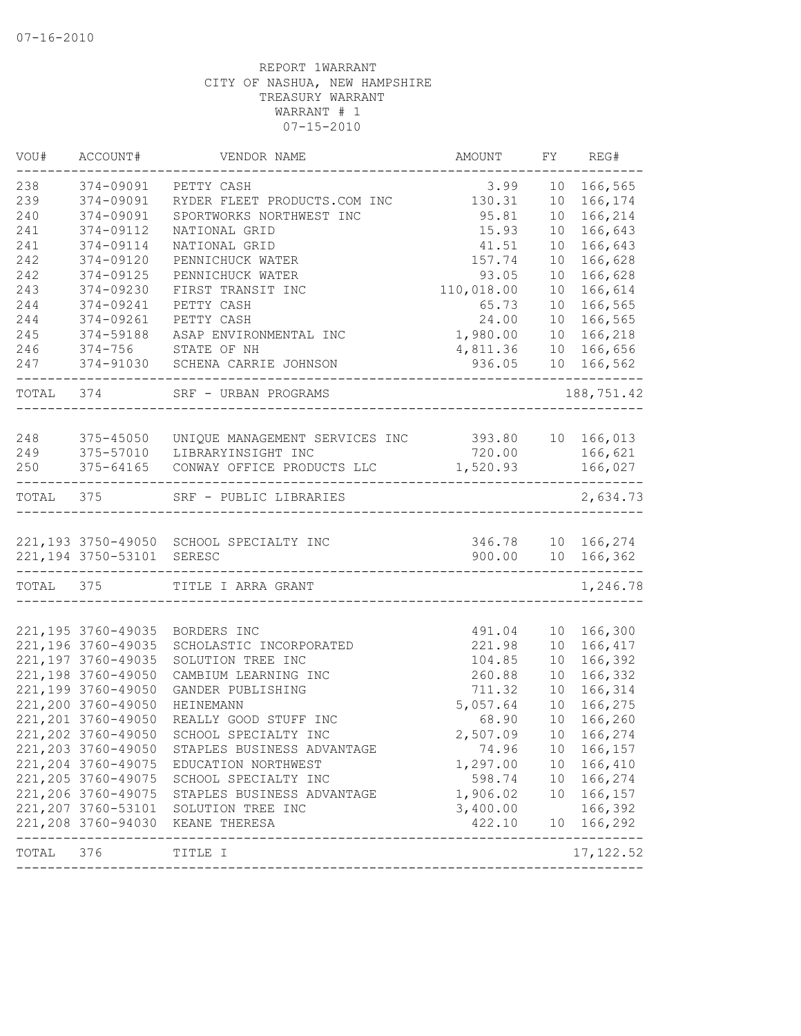07-16-2010

REPORT 1WARRANT
CITY OF NASHUA, NEW HAMPSHIRE
TREASURY WARRANT
WARRANT # 1
07-15-2010

| VOU# | ACCOUNT# | VENDOR NAME | AMOUNT | FY | REG# |
|---|---|---|---|---|---|
| 238 | 374-09091 | PETTY CASH | 3.99 | 10 | 166,565 |
| 239 | 374-09091 | RYDER FLEET PRODUCTS.COM INC | 130.31 | 10 | 166,174 |
| 240 | 374-09091 | SPORTWORKS NORTHWEST INC | 95.81 | 10 | 166,214 |
| 241 | 374-09112 | NATIONAL GRID | 15.93 | 10 | 166,643 |
| 241 | 374-09114 | NATIONAL GRID | 41.51 | 10 | 166,643 |
| 242 | 374-09120 | PENNICHUCK WATER | 157.74 | 10 | 166,628 |
| 242 | 374-09125 | PENNICHUCK WATER | 93.05 | 10 | 166,628 |
| 243 | 374-09230 | FIRST TRANSIT INC | 110,018.00 | 10 | 166,614 |
| 244 | 374-09241 | PETTY CASH | 65.73 | 10 | 166,565 |
| 244 | 374-09261 | PETTY CASH | 24.00 | 10 | 166,565 |
| 245 | 374-59188 | ASAP ENVIRONMENTAL INC | 1,980.00 | 10 | 166,218 |
| 246 | 374-756 | STATE OF NH | 4,811.36 | 10 | 166,656 |
| 247 | 374-91030 | SCHENA CARRIE JOHNSON | 936.05 | 10 | 166,562 |
| TOTAL | 374 | SRF - URBAN PROGRAMS | | | 188,751.42 |
| 248 | 375-45050 | UNIQUE MANAGEMENT SERVICES INC | 393.80 | 10 | 166,013 |
| 249 | 375-57010 | LIBRARYINSIGHT INC | 720.00 | | 166,621 |
| 250 | 375-64165 | CONWAY OFFICE PRODUCTS LLC | 1,520.93 | | 166,027 |
| TOTAL | 375 | SRF - PUBLIC LIBRARIES | | | 2,634.73 |
| 221,193 | 3750-49050 | SCHOOL SPECIALTY INC | 346.78 | 10 | 166,274 |
| 221,194 | 3750-53101 | SERESC | 900.00 | 10 | 166,362 |
| TOTAL | 375 | TITLE I ARRA GRANT | | | 1,246.78 |
| 221,195 | 3760-49035 | BORDERS INC | 491.04 | 10 | 166,300 |
| 221,196 | 3760-49035 | SCHOLASTIC INCORPORATED | 221.98 | 10 | 166,417 |
| 221,197 | 3760-49035 | SOLUTION TREE INC | 104.85 | 10 | 166,392 |
| 221,198 | 3760-49050 | CAMBIUM LEARNING INC | 260.88 | 10 | 166,332 |
| 221,199 | 3760-49050 | GANDER PUBLISHING | 711.32 | 10 | 166,314 |
| 221,200 | 3760-49050 | HEINEMANN | 5,057.64 | 10 | 166,275 |
| 221,201 | 3760-49050 | REALLY GOOD STUFF INC | 68.90 | 10 | 166,260 |
| 221,202 | 3760-49050 | SCHOOL SPECIALTY INC | 2,507.09 | 10 | 166,274 |
| 221,203 | 3760-49050 | STAPLES BUSINESS ADVANTAGE | 74.96 | 10 | 166,157 |
| 221,204 | 3760-49075 | EDUCATION NORTHWEST | 1,297.00 | 10 | 166,410 |
| 221,205 | 3760-49075 | SCHOOL SPECIALTY INC | 598.74 | 10 | 166,274 |
| 221,206 | 3760-49075 | STAPLES BUSINESS ADVANTAGE | 1,906.02 | 10 | 166,157 |
| 221,207 | 3760-53101 | SOLUTION TREE INC | 3,400.00 | | 166,392 |
| 221,208 | 3760-94030 | KEANE THERESA | 422.10 | 10 | 166,292 |
| TOTAL | 376 | TITLE I | | | 17,122.52 |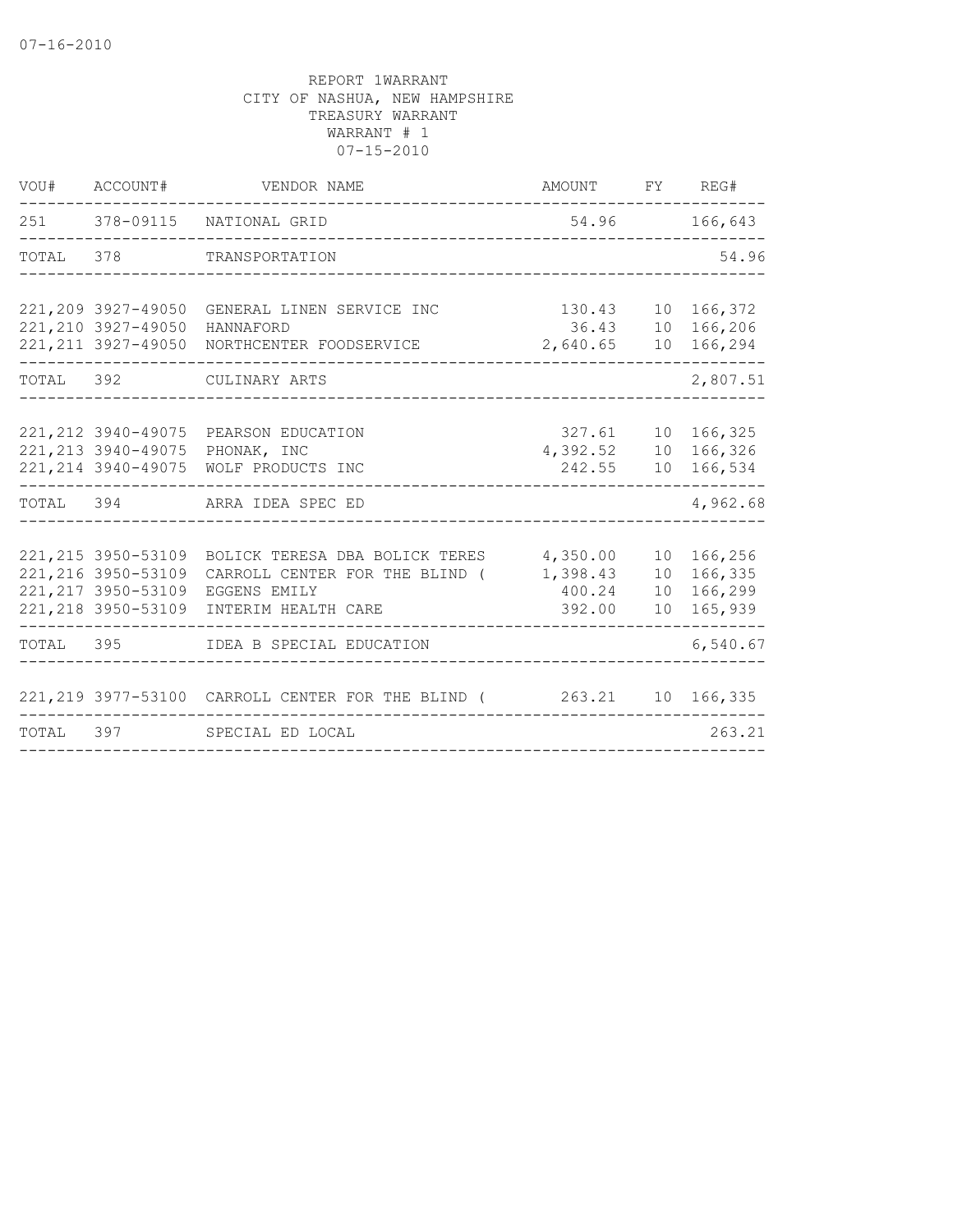07-16-2010

REPORT 1WARRANT
CITY OF NASHUA, NEW HAMPSHIRE
TREASURY WARRANT
WARRANT # 1
07-15-2010

| VOU# | ACCOUNT# | VENDOR NAME | AMOUNT | FY | REG# |
|---|---|---|---|---|---|
| 251 | 378-09115 | NATIONAL GRID | 54.96 | | 166,643 |
| TOTAL | 378 | TRANSPORTATION | | | 54.96 |
| 221,209 | 3927-49050 | GENERAL LINEN SERVICE INC | 130.43 | 10 | 166,372 |
| 221,210 | 3927-49050 | HANNAFORD | 36.43 | 10 | 166,206 |
| 221,211 | 3927-49050 | NORTHCENTER FOODSERVICE | 2,640.65 | 10 | 166,294 |
| TOTAL | 392 | CULINARY ARTS | | | 2,807.51 |
| 221,212 | 3940-49075 | PEARSON EDUCATION | 327.61 | 10 | 166,325 |
| 221,213 | 3940-49075 | PHONAK, INC | 4,392.52 | 10 | 166,326 |
| 221,214 | 3940-49075 | WOLF PRODUCTS INC | 242.55 | 10 | 166,534 |
| TOTAL | 394 | ARRA IDEA SPEC ED | | | 4,962.68 |
| 221,215 | 3950-53109 | BOLICK TERESA DBA BOLICK TERES | 4,350.00 | 10 | 166,256 |
| 221,216 | 3950-53109 | CARROLL CENTER FOR THE BLIND ( | 1,398.43 | 10 | 166,335 |
| 221,217 | 3950-53109 | EGGENS EMILY | 400.24 | 10 | 166,299 |
| 221,218 | 3950-53109 | INTERIM HEALTH CARE | 392.00 | 10 | 165,939 |
| TOTAL | 395 | IDEA B SPECIAL EDUCATION | | | 6,540.67 |
| 221,219 | 3977-53100 | CARROLL CENTER FOR THE BLIND ( | 263.21 | 10 | 166,335 |
| TOTAL | 397 | SPECIAL ED LOCAL | | | 263.21 |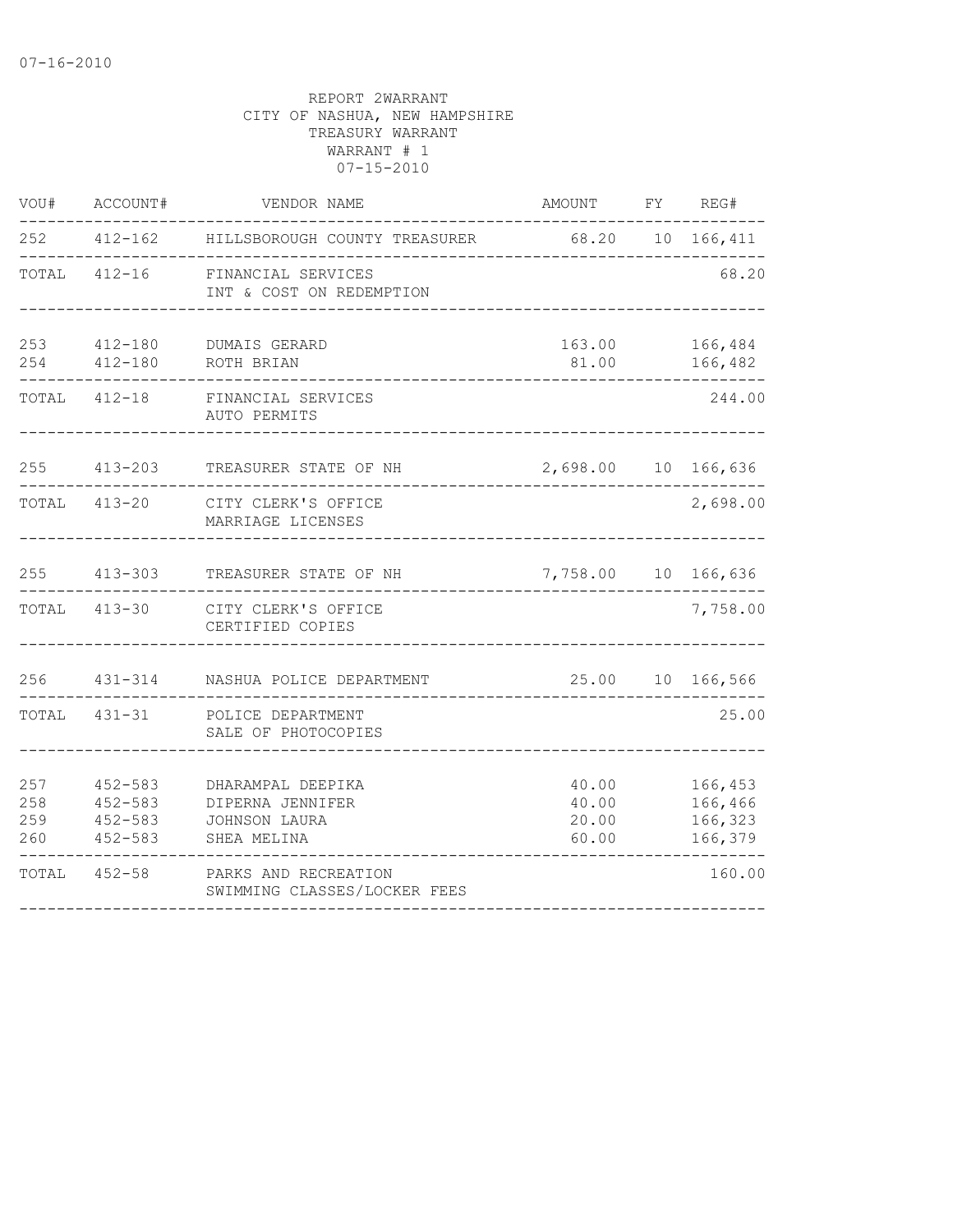07-16-2010

REPORT 2WARRANT
CITY OF NASHUA, NEW HAMPSHIRE
TREASURY WARRANT
WARRANT # 1
07-15-2010

| VOU# | ACCOUNT# | VENDOR NAME | AMOUNT | FY | REG# |
|---|---|---|---|---|---|
| 252 | 412-162 | HILLSBOROUGH COUNTY TREASURER | 68.20 | 10 | 166,411 |
| TOTAL | 412-16 | FINANCIAL SERVICES<br>INT & COST ON REDEMPTION | | | 68.20 |
| 253 | 412-180 | DUMAIS GERARD | 163.00 | | 166,484 |
| 254 | 412-180 | ROTH BRIAN | 81.00 | | 166,482 |
| TOTAL | 412-18 | FINANCIAL SERVICES<br>AUTO PERMITS | | | 244.00 |
| 255 | 413-203 | TREASURER STATE OF NH | 2,698.00 | 10 | 166,636 |
| TOTAL | 413-20 | CITY CLERK'S OFFICE<br>MARRIAGE LICENSES | | | 2,698.00 |
| 255 | 413-303 | TREASURER STATE OF NH | 7,758.00 | 10 | 166,636 |
| TOTAL | 413-30 | CITY CLERK'S OFFICE<br>CERTIFIED COPIES | | | 7,758.00 |
| 256 | 431-314 | NASHUA POLICE DEPARTMENT | 25.00 | 10 | 166,566 |
| TOTAL | 431-31 | POLICE DEPARTMENT<br>SALE OF PHOTOCOPIES | | | 25.00 |
| 257 | 452-583 | DHARAMPAL DEEPIKA | 40.00 | | 166,453 |
| 258 | 452-583 | DIPERNA JENNIFER | 40.00 | | 166,466 |
| 259 | 452-583 | JOHNSON LAURA | 20.00 | | 166,323 |
| 260 | 452-583 | SHEA MELINA | 60.00 | | 166,379 |
| TOTAL | 452-58 | PARKS AND RECREATION<br>SWIMMING CLASSES/LOCKER FEES | | | 160.00 |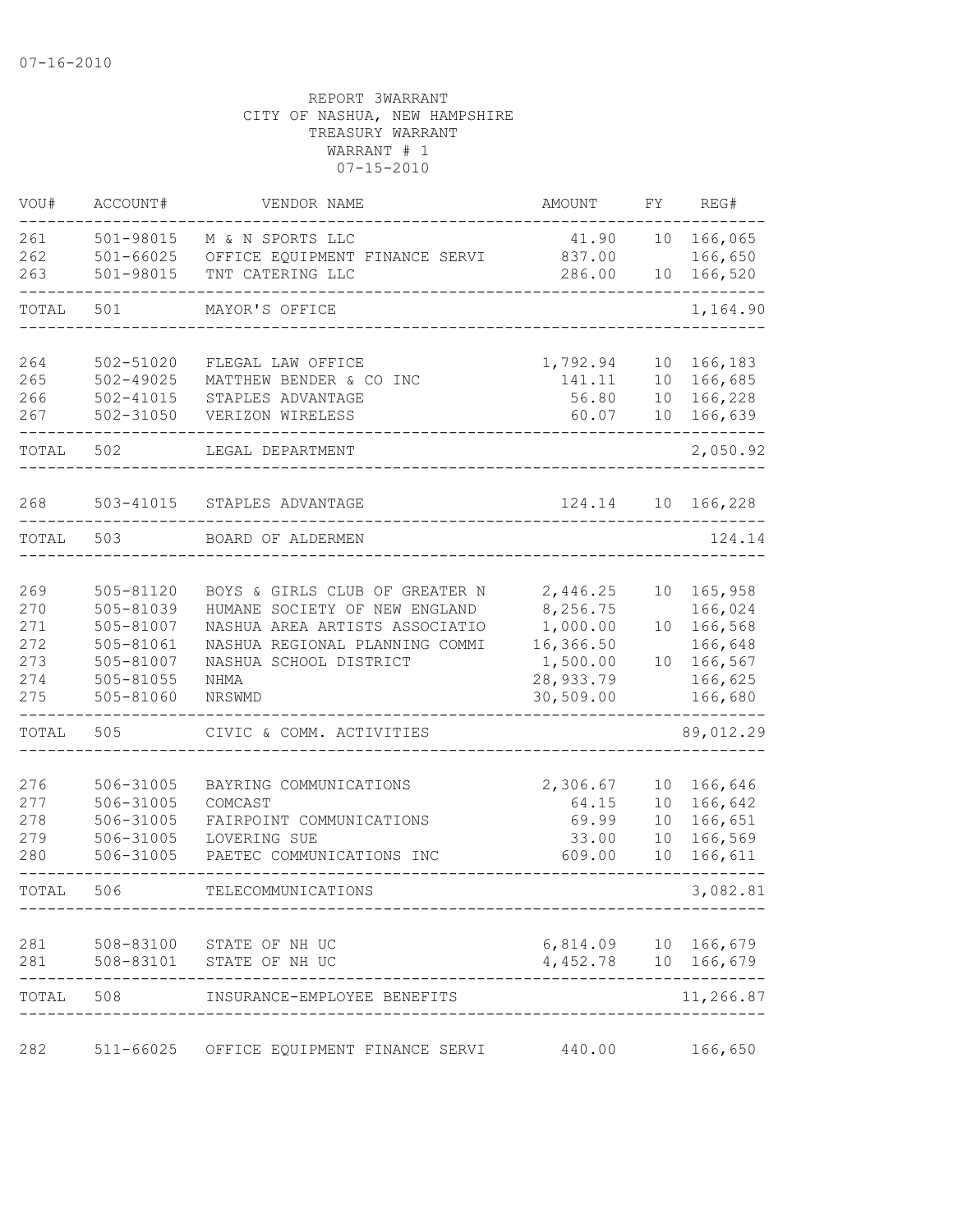07-16-2010

REPORT 3WARRANT
CITY OF NASHUA, NEW HAMPSHIRE
TREASURY WARRANT
WARRANT # 1
07-15-2010

| VOU# | ACCOUNT# | VENDOR NAME | AMOUNT | FY | REG# |
|---|---|---|---|---|---|
| 261 | 501-98015 | M & N SPORTS LLC | 41.90 | 10 | 166,065 |
| 262 | 501-66025 | OFFICE EQUIPMENT FINANCE SERVI | 837.00 | | 166,650 |
| 263 | 501-98015 | TNT CATERING LLC | 286.00 | 10 | 166,520 |
| TOTAL | 501 | MAYOR'S OFFICE | | | 1,164.90 |
| 264 | 502-51020 | FLEGAL LAW OFFICE | 1,792.94 | 10 | 166,183 |
| 265 | 502-49025 | MATTHEW BENDER & CO INC | 141.11 | 10 | 166,685 |
| 266 | 502-41015 | STAPLES ADVANTAGE | 56.80 | 10 | 166,228 |
| 267 | 502-31050 | VERIZON WIRELESS | 60.07 | 10 | 166,639 |
| TOTAL | 502 | LEGAL DEPARTMENT | | | 2,050.92 |
| 268 | 503-41015 | STAPLES ADVANTAGE | 124.14 | 10 | 166,228 |
| TOTAL | 503 | BOARD OF ALDERMEN | | | 124.14 |
| 269 | 505-81120 | BOYS & GIRLS CLUB OF GREATER N | 2,446.25 | 10 | 165,958 |
| 270 | 505-81039 | HUMANE SOCIETY OF NEW ENGLAND | 8,256.75 | | 166,024 |
| 271 | 505-81007 | NASHUA AREA ARTISTS ASSOCIATIO | 1,000.00 | 10 | 166,568 |
| 272 | 505-81061 | NASHUA REGIONAL PLANNING COMMI | 16,366.50 | | 166,648 |
| 273 | 505-81007 | NASHUA SCHOOL DISTRICT | 1,500.00 | 10 | 166,567 |
| 274 | 505-81055 | NHMA | 28,933.79 | | 166,625 |
| 275 | 505-81060 | NRSWMD | 30,509.00 | | 166,680 |
| TOTAL | 505 | CIVIC & COMM. ACTIVITIES | | | 89,012.29 |
| 276 | 506-31005 | BAYRING COMMUNICATIONS | 2,306.67 | 10 | 166,646 |
| 277 | 506-31005 | COMCAST | 64.15 | 10 | 166,642 |
| 278 | 506-31005 | FAIRPOINT COMMUNICATIONS | 69.99 | 10 | 166,651 |
| 279 | 506-31005 | LOVERING SUE | 33.00 | 10 | 166,569 |
| 280 | 506-31005 | PAETEC COMMUNICATIONS INC | 609.00 | 10 | 166,611 |
| TOTAL | 506 | TELECOMMUNICATIONS | | | 3,082.81 |
| 281 | 508-83100 | STATE OF NH UC | 6,814.09 | 10 | 166,679 |
| 281 | 508-83101 | STATE OF NH UC | 4,452.78 | 10 | 166,679 |
| TOTAL | 508 | INSURANCE-EMPLOYEE BENEFITS | | | 11,266.87 |
| 282 | 511-66025 | OFFICE EQUIPMENT FINANCE SERVI | 440.00 | | 166,650 |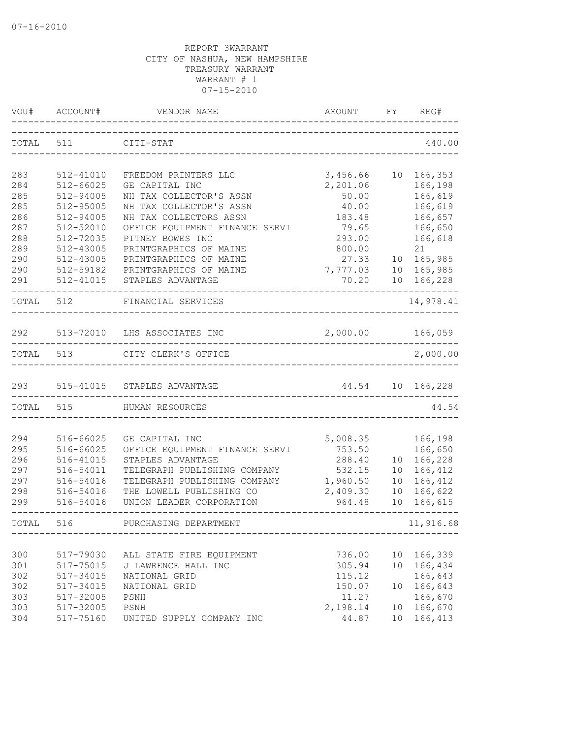07-16-2010

REPORT 3WARRANT
CITY OF NASHUA, NEW HAMPSHIRE
TREASURY WARRANT
WARRANT # 1
07-15-2010

| VOU# | ACCOUNT# | VENDOR NAME | AMOUNT | FY | REG# |
|---|---|---|---|---|---|
| TOTAL | 511 | CITI-STAT | | | 440.00 |
| 283 | 512-41010 | FREEDOM PRINTERS LLC | 3,456.66 | 10 | 166,353 |
| 284 | 512-66025 | GE CAPITAL INC | 2,201.06 | | 166,198 |
| 285 | 512-94005 | NH TAX COLLECTOR'S ASSN | 50.00 | | 166,619 |
| 285 | 512-95005 | NH TAX COLLECTOR'S ASSN | 40.00 | | 166,619 |
| 286 | 512-94005 | NH TAX COLLECTORS ASSN | 183.48 | | 166,657 |
| 287 | 512-52010 | OFFICE EQUIPMENT FINANCE SERVI | 79.65 | | 166,650 |
| 288 | 512-72035 | PITNEY BOWES INC | 293.00 | | 166,618 |
| 289 | 512-43005 | PRINTGRAPHICS OF MAINE | 800.00 | | 21 |
| 290 | 512-43005 | PRINTGRAPHICS OF MAINE | 27.33 | 10 | 165,985 |
| 290 | 512-59182 | PRINTGRAPHICS OF MAINE | 7,777.03 | 10 | 165,985 |
| 291 | 512-41015 | STAPLES ADVANTAGE | 70.20 | 10 | 166,228 |
| TOTAL | 512 | FINANCIAL SERVICES | | | 14,978.41 |
| 292 | 513-72010 | LHS ASSOCIATES INC | 2,000.00 | | 166,059 |
| TOTAL | 513 | CITY CLERK'S OFFICE | | | 2,000.00 |
| 293 | 515-41015 | STAPLES ADVANTAGE | 44.54 | 10 | 166,228 |
| TOTAL | 515 | HUMAN RESOURCES | | | 44.54 |
| 294 | 516-66025 | GE CAPITAL INC | 5,008.35 | | 166,198 |
| 295 | 516-66025 | OFFICE EQUIPMENT FINANCE SERVI | 753.50 | | 166,650 |
| 296 | 516-41015 | STAPLES ADVANTAGE | 288.40 | 10 | 166,228 |
| 297 | 516-54011 | TELEGRAPH PUBLISHING COMPANY | 532.15 | 10 | 166,412 |
| 297 | 516-54016 | TELEGRAPH PUBLISHING COMPANY | 1,960.50 | 10 | 166,412 |
| 298 | 516-54016 | THE LOWELL PUBLISHING CO | 2,409.30 | 10 | 166,622 |
| 299 | 516-54016 | UNION LEADER CORPORATION | 964.48 | 10 | 166,615 |
| TOTAL | 516 | PURCHASING DEPARTMENT | | | 11,916.68 |
| 300 | 517-79030 | ALL STATE FIRE EQUIPMENT | 736.00 | 10 | 166,339 |
| 301 | 517-75015 | J LAWRENCE HALL INC | 305.94 | 10 | 166,434 |
| 302 | 517-34015 | NATIONAL GRID | 115.12 | | 166,643 |
| 302 | 517-34015 | NATIONAL GRID | 150.07 | 10 | 166,643 |
| 303 | 517-32005 | PSNH | 11.27 | | 166,670 |
| 303 | 517-32005 | PSNH | 2,198.14 | 10 | 166,670 |
| 304 | 517-75160 | UNITED SUPPLY COMPANY INC | 44.87 | 10 | 166,413 |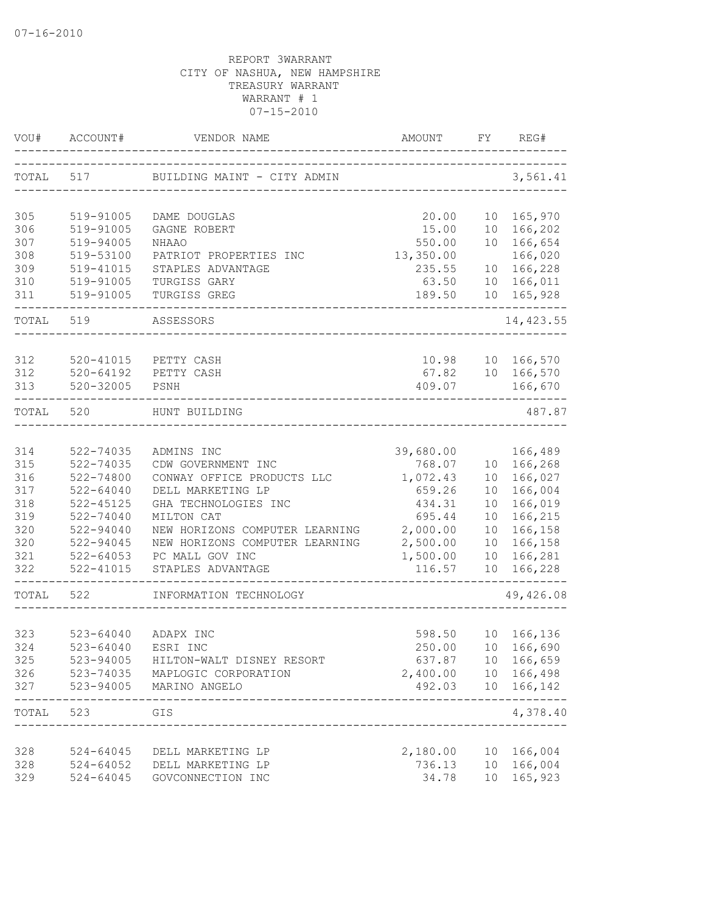07-16-2010

REPORT 3WARRANT
CITY OF NASHUA, NEW HAMPSHIRE
TREASURY WARRANT
WARRANT # 1
07-15-2010

| VOU# | ACCOUNT# | VENDOR NAME | AMOUNT | FY | REG# |
|---|---|---|---|---|---|
| TOTAL | 517 | BUILDING MAINT - CITY ADMIN | | | 3,561.41 |
| 305 | 519-91005 | DAME DOUGLAS | 20.00 | 10 | 165,970 |
| 306 | 519-91005 | GAGNE ROBERT | 15.00 | 10 | 166,202 |
| 307 | 519-94005 | NHAAO | 550.00 | 10 | 166,654 |
| 308 | 519-53100 | PATRIOT PROPERTIES INC | 13,350.00 | | 166,020 |
| 309 | 519-41015 | STAPLES ADVANTAGE | 235.55 | 10 | 166,228 |
| 310 | 519-91005 | TURGISS GARY | 63.50 | 10 | 166,011 |
| 311 | 519-91005 | TURGISS GREG | 189.50 | 10 | 165,928 |
| TOTAL | 519 | ASSESSORS | | | 14,423.55 |
| 312 | 520-41015 | PETTY CASH | 10.98 | 10 | 166,570 |
| 312 | 520-64192 | PETTY CASH | 67.82 | 10 | 166,570 |
| 313 | 520-32005 | PSNH | 409.07 | | 166,670 |
| TOTAL | 520 | HUNT BUILDING | | | 487.87 |
| 314 | 522-74035 | ADMINS INC | 39,680.00 | | 166,489 |
| 315 | 522-74035 | CDW GOVERNMENT INC | 768.07 | 10 | 166,268 |
| 316 | 522-74800 | CONWAY OFFICE PRODUCTS LLC | 1,072.43 | 10 | 166,027 |
| 317 | 522-64040 | DELL MARKETING LP | 659.26 | 10 | 166,004 |
| 318 | 522-45125 | GHA TECHNOLOGIES INC | 434.31 | 10 | 166,019 |
| 319 | 522-74040 | MILTON CAT | 695.44 | 10 | 166,215 |
| 320 | 522-94040 | NEW HORIZONS COMPUTER LEARNING | 2,000.00 | 10 | 166,158 |
| 320 | 522-94045 | NEW HORIZONS COMPUTER LEARNING | 2,500.00 | 10 | 166,158 |
| 321 | 522-64053 | PC MALL GOV INC | 1,500.00 | 10 | 166,281 |
| 322 | 522-41015 | STAPLES ADVANTAGE | 116.57 | 10 | 166,228 |
| TOTAL | 522 | INFORMATION TECHNOLOGY | | | 49,426.08 |
| 323 | 523-64040 | ADAPX INC | 598.50 | 10 | 166,136 |
| 324 | 523-64040 | ESRI INC | 250.00 | 10 | 166,690 |
| 325 | 523-94005 | HILTON-WALT DISNEY RESORT | 637.87 | 10 | 166,659 |
| 326 | 523-74035 | MAPLOGIC CORPORATION | 2,400.00 | 10 | 166,498 |
| 327 | 523-94005 | MARINO ANGELO | 492.03 | 10 | 166,142 |
| TOTAL | 523 | GIS | | | 4,378.40 |
| 328 | 524-64045 | DELL MARKETING LP | 2,180.00 | 10 | 166,004 |
| 328 | 524-64052 | DELL MARKETING LP | 736.13 | 10 | 166,004 |
| 329 | 524-64045 | GOVCONNECTION INC | 34.78 | 10 | 165,923 |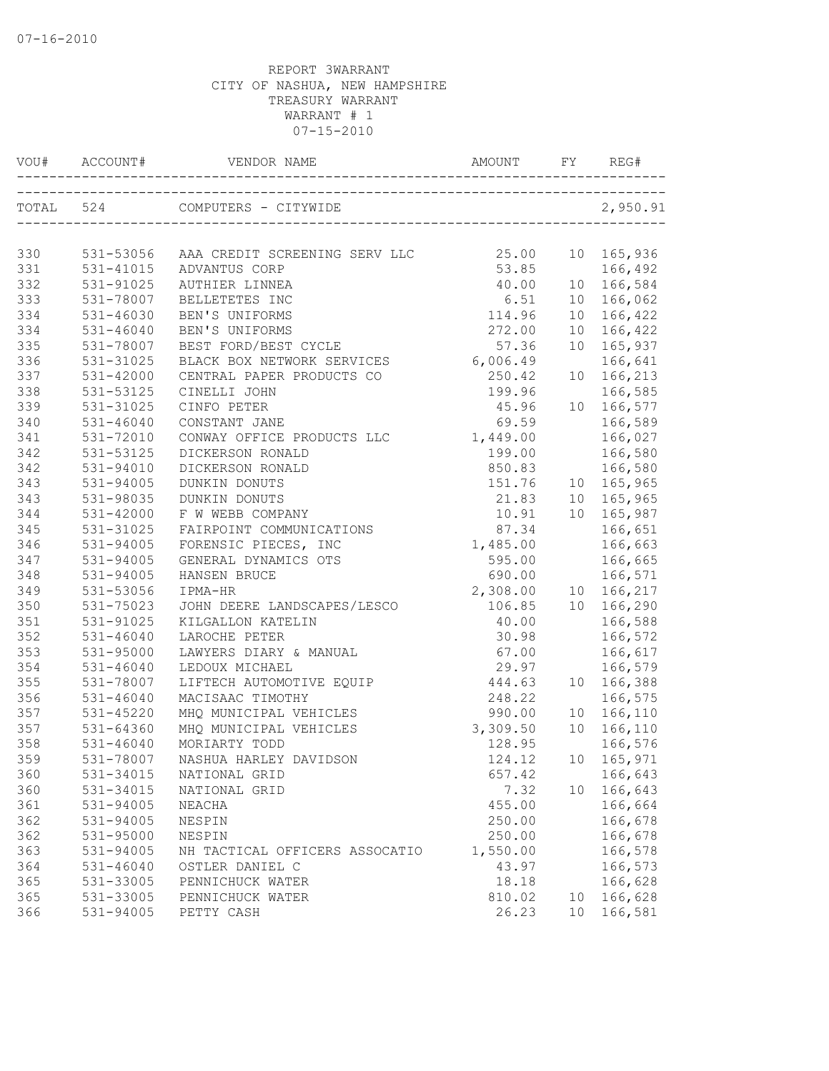REPORT 3WARRANT
CITY OF NASHUA, NEW HAMPSHIRE
TREASURY WARRANT
WARRANT # 1
07-15-2010

| VOU# | ACCOUNT# | VENDOR NAME | AMOUNT | FY | REG# |
|---|---|---|---|---|---|
| TOTAL | 524 | COMPUTERS - CITYWIDE | | | 2,950.91 |
| 330 | 531-53056 | AAA CREDIT SCREENING SERV LLC | 25.00 | 10 | 165,936 |
| 331 | 531-41015 | ADVANTUS CORP | 53.85 | | 166,492 |
| 332 | 531-91025 | AUTHIER LINNEA | 40.00 | 10 | 166,584 |
| 333 | 531-78007 | BELLETETES INC | 6.51 | 10 | 166,062 |
| 334 | 531-46030 | BEN'S UNIFORMS | 114.96 | 10 | 166,422 |
| 334 | 531-46040 | BEN'S UNIFORMS | 272.00 | 10 | 166,422 |
| 335 | 531-78007 | BEST FORD/BEST CYCLE | 57.36 | 10 | 165,937 |
| 336 | 531-31025 | BLACK BOX NETWORK SERVICES | 6,006.49 | | 166,641 |
| 337 | 531-42000 | CENTRAL PAPER PRODUCTS CO | 250.42 | 10 | 166,213 |
| 338 | 531-53125 | CINELLI JOHN | 199.96 | | 166,585 |
| 339 | 531-31025 | CINFO PETER | 45.96 | 10 | 166,577 |
| 340 | 531-46040 | CONSTANT JANE | 69.59 | | 166,589 |
| 341 | 531-72010 | CONWAY OFFICE PRODUCTS LLC | 1,449.00 | | 166,027 |
| 342 | 531-53125 | DICKERSON RONALD | 199.00 | | 166,580 |
| 342 | 531-94010 | DICKERSON RONALD | 850.83 | | 166,580 |
| 343 | 531-94005 | DUNKIN DONUTS | 151.76 | 10 | 165,965 |
| 343 | 531-98035 | DUNKIN DONUTS | 21.83 | 10 | 165,965 |
| 344 | 531-42000 | F W WEBB COMPANY | 10.91 | 10 | 165,987 |
| 345 | 531-31025 | FAIRPOINT COMMUNICATIONS | 87.34 | | 166,651 |
| 346 | 531-94005 | FORENSIC PIECES, INC | 1,485.00 | | 166,663 |
| 347 | 531-94005 | GENERAL DYNAMICS OTS | 595.00 | | 166,665 |
| 348 | 531-94005 | HANSEN BRUCE | 690.00 | | 166,571 |
| 349 | 531-53056 | IPMA-HR | 2,308.00 | 10 | 166,217 |
| 350 | 531-75023 | JOHN DEERE LANDSCAPES/LESCO | 106.85 | 10 | 166,290 |
| 351 | 531-91025 | KILGALLON KATELIN | 40.00 | | 166,588 |
| 352 | 531-46040 | LAROCHE PETER | 30.98 | | 166,572 |
| 353 | 531-95000 | LAWYERS DIARY & MANUAL | 67.00 | | 166,617 |
| 354 | 531-46040 | LEDOUX MICHAEL | 29.97 | | 166,579 |
| 355 | 531-78007 | LIFTECH AUTOMOTIVE EQUIP | 444.63 | 10 | 166,388 |
| 356 | 531-46040 | MACISAAC TIMOTHY | 248.22 | | 166,575 |
| 357 | 531-45220 | MHQ MUNICIPAL VEHICLES | 990.00 | 10 | 166,110 |
| 357 | 531-64360 | MHQ MUNICIPAL VEHICLES | 3,309.50 | 10 | 166,110 |
| 358 | 531-46040 | MORIARTY TODD | 128.95 | | 166,576 |
| 359 | 531-78007 | NASHUA HARLEY DAVIDSON | 124.12 | 10 | 165,971 |
| 360 | 531-34015 | NATIONAL GRID | 657.42 | | 166,643 |
| 360 | 531-34015 | NATIONAL GRID | 7.32 | 10 | 166,643 |
| 361 | 531-94005 | NEACHA | 455.00 | | 166,664 |
| 362 | 531-94005 | NESPIN | 250.00 | | 166,678 |
| 362 | 531-95000 | NESPIN | 250.00 | | 166,678 |
| 363 | 531-94005 | NH TACTICAL OFFICERS ASSOCATIO | 1,550.00 | | 166,578 |
| 364 | 531-46040 | OSTLER DANIEL C | 43.97 | | 166,573 |
| 365 | 531-33005 | PENNICHUCK WATER | 18.18 | | 166,628 |
| 365 | 531-33005 | PENNICHUCK WATER | 810.02 | 10 | 166,628 |
| 366 | 531-94005 | PETTY CASH | 26.23 | 10 | 166,581 |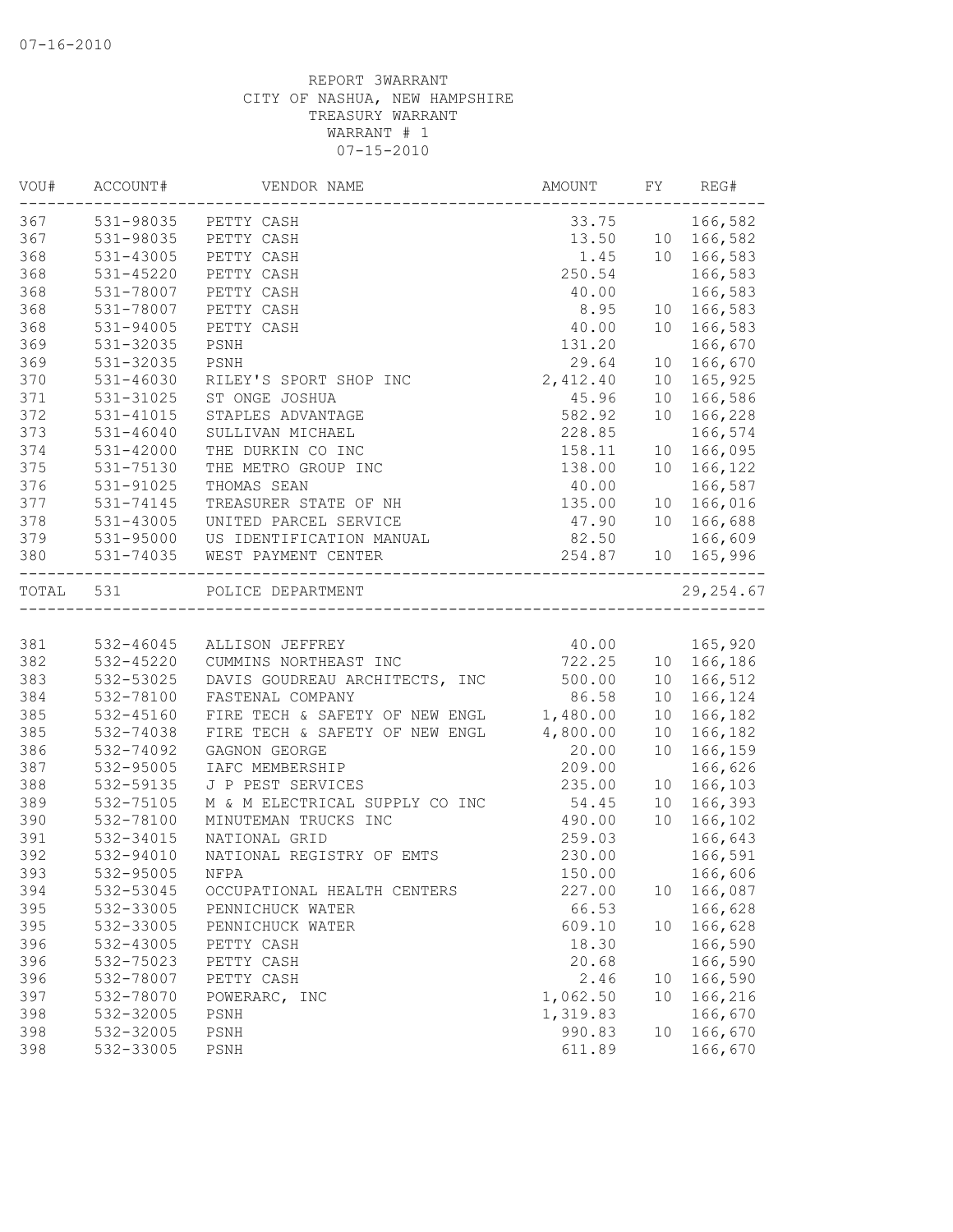07-16-2010

REPORT 3WARRANT
CITY OF NASHUA, NEW HAMPSHIRE
TREASURY WARRANT
WARRANT # 1
07-15-2010

| VOU# | ACCOUNT# | VENDOR NAME | AMOUNT | FY | REG# |
|---|---|---|---|---|---|
| 367 | 531-98035 | PETTY CASH | 33.75 | | 166,582 |
| 367 | 531-98035 | PETTY CASH | 13.50 | 10 | 166,582 |
| 368 | 531-43005 | PETTY CASH | 1.45 | 10 | 166,583 |
| 368 | 531-45220 | PETTY CASH | 250.54 | | 166,583 |
| 368 | 531-78007 | PETTY CASH | 40.00 | | 166,583 |
| 368 | 531-78007 | PETTY CASH | 8.95 | 10 | 166,583 |
| 368 | 531-94005 | PETTY CASH | 40.00 | 10 | 166,583 |
| 369 | 531-32035 | PSNH | 131.20 | | 166,670 |
| 369 | 531-32035 | PSNH | 29.64 | 10 | 166,670 |
| 370 | 531-46030 | RILEY'S SPORT SHOP INC | 2,412.40 | 10 | 165,925 |
| 371 | 531-31025 | ST ONGE JOSHUA | 45.96 | 10 | 166,586 |
| 372 | 531-41015 | STAPLES ADVANTAGE | 582.92 | 10 | 166,228 |
| 373 | 531-46040 | SULLIVAN MICHAEL | 228.85 | | 166,574 |
| 374 | 531-42000 | THE DURKIN CO INC | 158.11 | 10 | 166,095 |
| 375 | 531-75130 | THE METRO GROUP INC | 138.00 | 10 | 166,122 |
| 376 | 531-91025 | THOMAS SEAN | 40.00 | | 166,587 |
| 377 | 531-74145 | TREASURER STATE OF NH | 135.00 | 10 | 166,016 |
| 378 | 531-43005 | UNITED PARCEL SERVICE | 47.90 | 10 | 166,688 |
| 379 | 531-95000 | US IDENTIFICATION MANUAL | 82.50 | | 166,609 |
| 380 | 531-74035 | WEST PAYMENT CENTER | 254.87 | 10 | 165,996 |
| TOTAL | 531 | POLICE DEPARTMENT | | | 29,254.67 |
| 381 | 532-46045 | ALLISON JEFFREY | 40.00 | | 165,920 |
| 382 | 532-45220 | CUMMINS NORTHEAST INC | 722.25 | 10 | 166,186 |
| 383 | 532-53025 | DAVIS GOUDREAU ARCHITECTS, INC | 500.00 | 10 | 166,512 |
| 384 | 532-78100 | FASTENAL COMPANY | 86.58 | 10 | 166,124 |
| 385 | 532-45160 | FIRE TECH & SAFETY OF NEW ENGL | 1,480.00 | 10 | 166,182 |
| 385 | 532-74038 | FIRE TECH & SAFETY OF NEW ENGL | 4,800.00 | 10 | 166,182 |
| 386 | 532-74092 | GAGNON GEORGE | 20.00 | 10 | 166,159 |
| 387 | 532-95005 | IAFC MEMBERSHIP | 209.00 | | 166,626 |
| 388 | 532-59135 | J P PEST SERVICES | 235.00 | 10 | 166,103 |
| 389 | 532-75105 | M & M ELECTRICAL SUPPLY CO INC | 54.45 | 10 | 166,393 |
| 390 | 532-78100 | MINUTEMAN TRUCKS INC | 490.00 | 10 | 166,102 |
| 391 | 532-34015 | NATIONAL GRID | 259.03 | | 166,643 |
| 392 | 532-94010 | NATIONAL REGISTRY OF EMTS | 230.00 | | 166,591 |
| 393 | 532-95005 | NFPA | 150.00 | | 166,606 |
| 394 | 532-53045 | OCCUPATIONAL HEALTH CENTERS | 227.00 | 10 | 166,087 |
| 395 | 532-33005 | PENNICHUCK WATER | 66.53 | | 166,628 |
| 395 | 532-33005 | PENNICHUCK WATER | 609.10 | 10 | 166,628 |
| 396 | 532-43005 | PETTY CASH | 18.30 | | 166,590 |
| 396 | 532-75023 | PETTY CASH | 20.68 | | 166,590 |
| 396 | 532-78007 | PETTY CASH | 2.46 | 10 | 166,590 |
| 397 | 532-78070 | POWERARC, INC | 1,062.50 | 10 | 166,216 |
| 398 | 532-32005 | PSNH | 1,319.83 | | 166,670 |
| 398 | 532-32005 | PSNH | 990.83 | 10 | 166,670 |
| 398 | 532-33005 | PSNH | 611.89 | | 166,670 |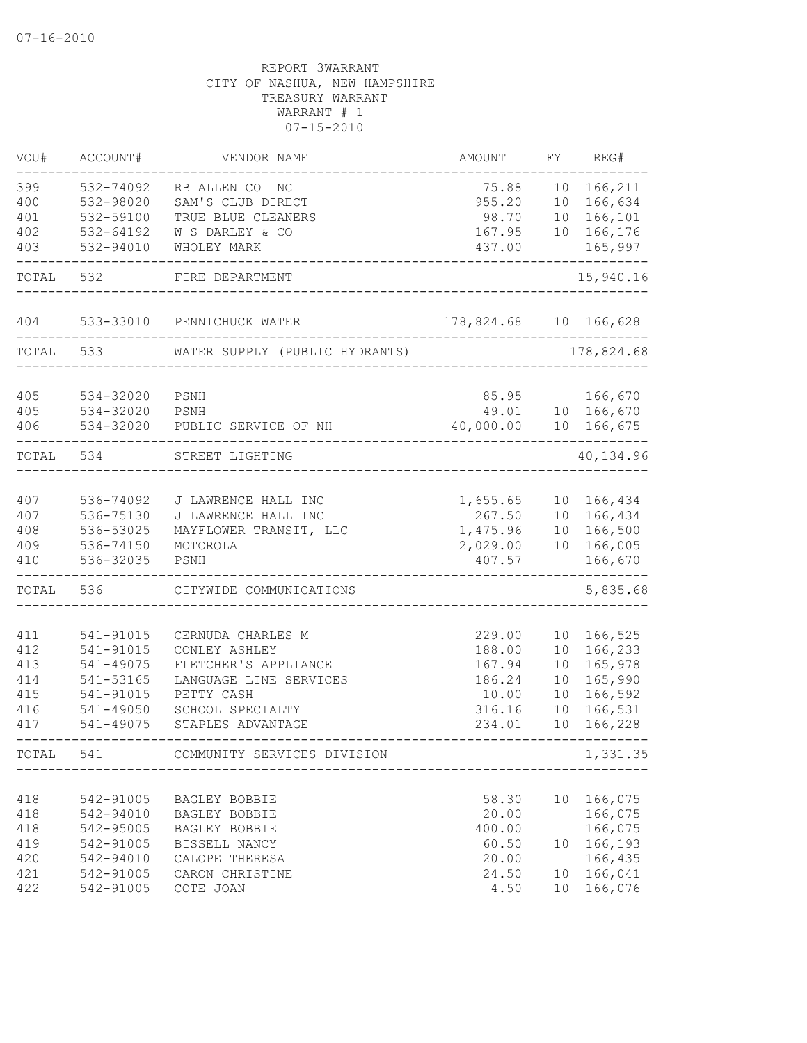07-16-2010

REPORT 3WARRANT
CITY OF NASHUA, NEW HAMPSHIRE
TREASURY WARRANT
WARRANT # 1
07-15-2010

| VOU# | ACCOUNT# | VENDOR NAME | AMOUNT | FY | REG# |
|---|---|---|---|---|---|
| 399 | 532-74092 | RB ALLEN CO INC | 75.88 | 10 | 166,211 |
| 400 | 532-98020 | SAM'S CLUB DIRECT | 955.20 | 10 | 166,634 |
| 401 | 532-59100 | TRUE BLUE CLEANERS | 98.70 | 10 | 166,101 |
| 402 | 532-64192 | W S DARLEY & CO | 167.95 | 10 | 166,176 |
| 403 | 532-94010 | WHOLEY MARK | 437.00 | | 165,997 |
| TOTAL | 532 | FIRE DEPARTMENT | | | 15,940.16 |
| 404 | 533-33010 | PENNICHUCK WATER | 178,824.68 | 10 | 166,628 |
| TOTAL | 533 | WATER SUPPLY (PUBLIC HYDRANTS) | | | 178,824.68 |
| 405 | 534-32020 | PSNH | 85.95 | | 166,670 |
| 405 | 534-32020 | PSNH | 49.01 | 10 | 166,670 |
| 406 | 534-32020 | PUBLIC SERVICE OF NH | 40,000.00 | 10 | 166,675 |
| TOTAL | 534 | STREET LIGHTING | | | 40,134.96 |
| 407 | 536-74092 | J LAWRENCE HALL INC | 1,655.65 | 10 | 166,434 |
| 407 | 536-75130 | J LAWRENCE HALL INC | 267.50 | 10 | 166,434 |
| 408 | 536-53025 | MAYFLOWER TRANSIT, LLC | 1,475.96 | 10 | 166,500 |
| 409 | 536-74150 | MOTOROLA | 2,029.00 | 10 | 166,005 |
| 410 | 536-32035 | PSNH | 407.57 | | 166,670 |
| TOTAL | 536 | CITYWIDE COMMUNICATIONS | | | 5,835.68 |
| 411 | 541-91015 | CERNUDA CHARLES M | 229.00 | 10 | 166,525 |
| 412 | 541-91015 | CONLEY ASHLEY | 188.00 | 10 | 166,233 |
| 413 | 541-49075 | FLETCHER'S APPLIANCE | 167.94 | 10 | 165,978 |
| 414 | 541-53165 | LANGUAGE LINE SERVICES | 186.24 | 10 | 165,990 |
| 415 | 541-91015 | PETTY CASH | 10.00 | 10 | 166,592 |
| 416 | 541-49050 | SCHOOL SPECIALTY | 316.16 | 10 | 166,531 |
| 417 | 541-49075 | STAPLES ADVANTAGE | 234.01 | 10 | 166,228 |
| TOTAL | 541 | COMMUNITY SERVICES DIVISION | | | 1,331.35 |
| 418 | 542-91005 | BAGLEY BOBBIE | 58.30 | 10 | 166,075 |
| 418 | 542-94010 | BAGLEY BOBBIE | 20.00 | | 166,075 |
| 418 | 542-95005 | BAGLEY BOBBIE | 400.00 | | 166,075 |
| 419 | 542-91005 | BISSELL NANCY | 60.50 | 10 | 166,193 |
| 420 | 542-94010 | CALOPE THERESA | 20.00 | | 166,435 |
| 421 | 542-91005 | CARON CHRISTINE | 24.50 | 10 | 166,041 |
| 422 | 542-91005 | COTE JOAN | 4.50 | 10 | 166,076 |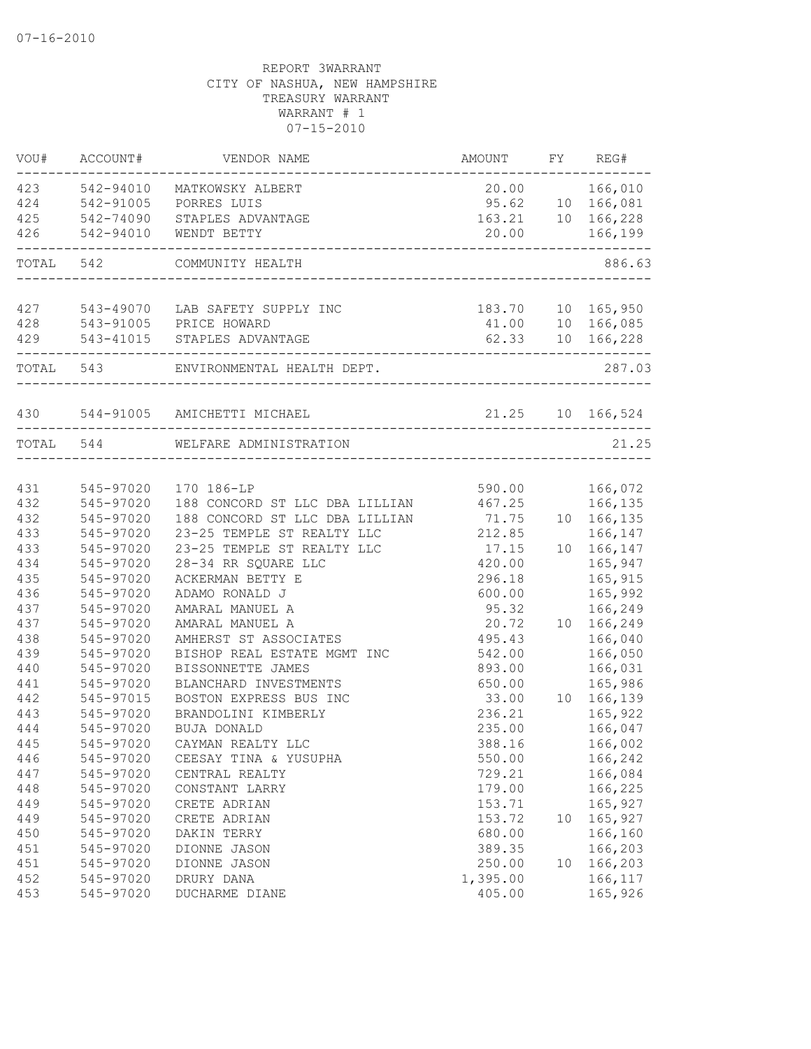07-16-2010

REPORT 3WARRANT
CITY OF NASHUA, NEW HAMPSHIRE
TREASURY WARRANT
WARRANT # 1
07-15-2010

| VOU# | ACCOUNT# | VENDOR NAME | AMOUNT | FY | REG# |
|---|---|---|---|---|---|
| 423 | 542-94010 | MATKOWSKY ALBERT | 20.00 | | 166,010 |
| 424 | 542-91005 | PORRES LUIS | 95.62 | 10 | 166,081 |
| 425 | 542-74090 | STAPLES ADVANTAGE | 163.21 | 10 | 166,228 |
| 426 | 542-94010 | WENDT BETTY | 20.00 | | 166,199 |
| TOTAL | 542 | COMMUNITY HEALTH | | | 886.63 |
| 427 | 543-49070 | LAB SAFETY SUPPLY INC | 183.70 | 10 | 165,950 |
| 428 | 543-91005 | PRICE HOWARD | 41.00 | 10 | 166,085 |
| 429 | 543-41015 | STAPLES ADVANTAGE | 62.33 | 10 | 166,228 |
| TOTAL | 543 | ENVIRONMENTAL HEALTH DEPT. | | | 287.03 |
| 430 | 544-91005 | AMICHETTI MICHAEL | 21.25 | 10 | 166,524 |
| TOTAL | 544 | WELFARE ADMINISTRATION | | | 21.25 |
| 431 | 545-97020 | 170 186-LP | 590.00 | | 166,072 |
| 432 | 545-97020 | 188 CONCORD ST LLC DBA LILLIAN | 467.25 | | 166,135 |
| 432 | 545-97020 | 188 CONCORD ST LLC DBA LILLIAN | 71.75 | 10 | 166,135 |
| 433 | 545-97020 | 23-25 TEMPLE ST REALTY LLC | 212.85 | | 166,147 |
| 433 | 545-97020 | 23-25 TEMPLE ST REALTY LLC | 17.15 | 10 | 166,147 |
| 434 | 545-97020 | 28-34 RR SQUARE LLC | 420.00 | | 165,947 |
| 435 | 545-97020 | ACKERMAN BETTY E | 296.18 | | 165,915 |
| 436 | 545-97020 | ADAMO RONALD J | 600.00 | | 165,992 |
| 437 | 545-97020 | AMARAL MANUEL A | 95.32 | | 166,249 |
| 437 | 545-97020 | AMARAL MANUEL A | 20.72 | 10 | 166,249 |
| 438 | 545-97020 | AMHERST ST ASSOCIATES | 495.43 | | 166,040 |
| 439 | 545-97020 | BISHOP REAL ESTATE MGMT INC | 542.00 | | 166,050 |
| 440 | 545-97020 | BISSONNETTE JAMES | 893.00 | | 166,031 |
| 441 | 545-97020 | BLANCHARD INVESTMENTS | 650.00 | | 165,986 |
| 442 | 545-97015 | BOSTON EXPRESS BUS INC | 33.00 | 10 | 166,139 |
| 443 | 545-97020 | BRANDOLINI KIMBERLY | 236.21 | | 165,922 |
| 444 | 545-97020 | BUJA DONALD | 235.00 | | 166,047 |
| 445 | 545-97020 | CAYMAN REALTY LLC | 388.16 | | 166,002 |
| 446 | 545-97020 | CEESAY TINA & YUSUPHA | 550.00 | | 166,242 |
| 447 | 545-97020 | CENTRAL REALTY | 729.21 | | 166,084 |
| 448 | 545-97020 | CONSTANT LARRY | 179.00 | | 166,225 |
| 449 | 545-97020 | CRETE ADRIAN | 153.71 | | 165,927 |
| 449 | 545-97020 | CRETE ADRIAN | 153.72 | 10 | 165,927 |
| 450 | 545-97020 | DAKIN TERRY | 680.00 | | 166,160 |
| 451 | 545-97020 | DIONNE JASON | 389.35 | | 166,203 |
| 451 | 545-97020 | DIONNE JASON | 250.00 | 10 | 166,203 |
| 452 | 545-97020 | DRURY DANA | 1,395.00 | | 166,117 |
| 453 | 545-97020 | DUCHARME DIANE | 405.00 | | 165,926 |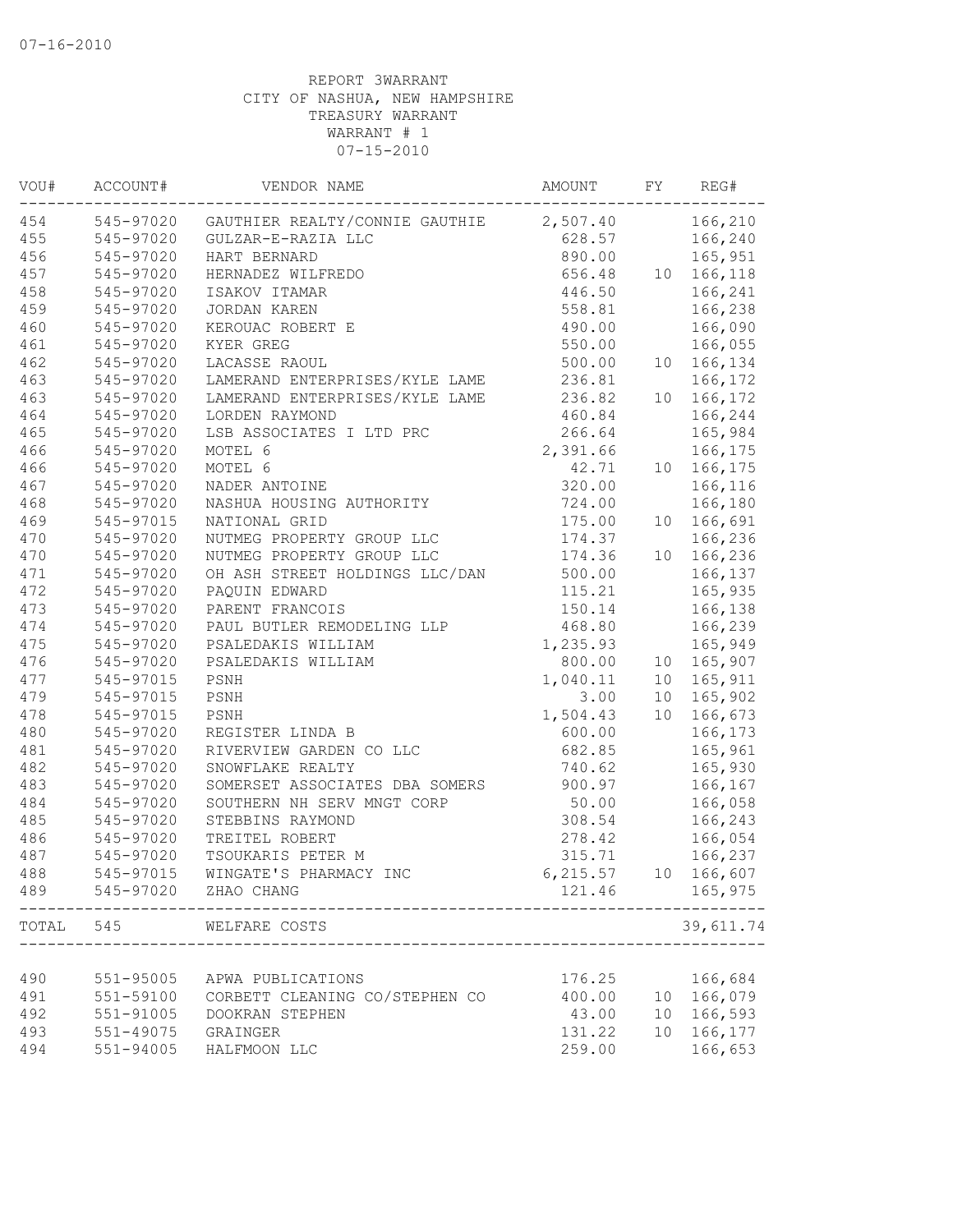07-16-2010

REPORT 3WARRANT
CITY OF NASHUA, NEW HAMPSHIRE
TREASURY WARRANT
WARRANT # 1
07-15-2010

| VOU# | ACCOUNT# | VENDOR NAME | AMOUNT | FY | REG# |
|---|---|---|---|---|---|
| 454 | 545-97020 | GAUTHIER REALTY/CONNIE GAUTHIE | 2,507.40 | | 166,210 |
| 455 | 545-97020 | GULZAR-E-RAZIA LLC | 628.57 | | 166,240 |
| 456 | 545-97020 | HART BERNARD | 890.00 | | 165,951 |
| 457 | 545-97020 | HERNADEZ WILFREDO | 656.48 | 10 | 166,118 |
| 458 | 545-97020 | ISAKOV ITAMAR | 446.50 | | 166,241 |
| 459 | 545-97020 | JORDAN KAREN | 558.81 | | 166,238 |
| 460 | 545-97020 | KEROUAC ROBERT E | 490.00 | | 166,090 |
| 461 | 545-97020 | KYER GREG | 550.00 | | 166,055 |
| 462 | 545-97020 | LACASSE RAOUL | 500.00 | 10 | 166,134 |
| 463 | 545-97020 | LAMERAND ENTERPRISES/KYLE LAME | 236.81 | | 166,172 |
| 463 | 545-97020 | LAMERAND ENTERPRISES/KYLE LAME | 236.82 | 10 | 166,172 |
| 464 | 545-97020 | LORDEN RAYMOND | 460.84 | | 166,244 |
| 465 | 545-97020 | LSB ASSOCIATES I LTD PRC | 266.64 | | 165,984 |
| 466 | 545-97020 | MOTEL 6 | 2,391.66 | | 166,175 |
| 466 | 545-97020 | MOTEL 6 | 42.71 | 10 | 166,175 |
| 467 | 545-97020 | NADER ANTOINE | 320.00 | | 166,116 |
| 468 | 545-97020 | NASHUA HOUSING AUTHORITY | 724.00 | | 166,180 |
| 469 | 545-97015 | NATIONAL GRID | 175.00 | 10 | 166,691 |
| 470 | 545-97020 | NUTMEG PROPERTY GROUP LLC | 174.37 | | 166,236 |
| 470 | 545-97020 | NUTMEG PROPERTY GROUP LLC | 174.36 | 10 | 166,236 |
| 471 | 545-97020 | OH ASH STREET HOLDINGS LLC/DAN | 500.00 | | 166,137 |
| 472 | 545-97020 | PAQUIN EDWARD | 115.21 | | 165,935 |
| 473 | 545-97020 | PARENT FRANCOIS | 150.14 | | 166,138 |
| 474 | 545-97020 | PAUL BUTLER REMODELING LLP | 468.80 | | 166,239 |
| 475 | 545-97020 | PSALEDAKIS WILLIAM | 1,235.93 | | 165,949 |
| 476 | 545-97020 | PSALEDAKIS WILLIAM | 800.00 | 10 | 165,907 |
| 477 | 545-97015 | PSNH | 1,040.11 | 10 | 165,911 |
| 479 | 545-97015 | PSNH | 3.00 | 10 | 165,902 |
| 478 | 545-97015 | PSNH | 1,504.43 | 10 | 166,673 |
| 480 | 545-97020 | REGISTER LINDA B | 600.00 | | 166,173 |
| 481 | 545-97020 | RIVERVIEW GARDEN CO LLC | 682.85 | | 165,961 |
| 482 | 545-97020 | SNOWFLAKE REALTY | 740.62 | | 165,930 |
| 483 | 545-97020 | SOMERSET ASSOCIATES DBA SOMERS | 900.97 | | 166,167 |
| 484 | 545-97020 | SOUTHERN NH SERV MNGT CORP | 50.00 | | 166,058 |
| 485 | 545-97020 | STEBBINS RAYMOND | 308.54 | | 166,243 |
| 486 | 545-97020 | TREITEL ROBERT | 278.42 | | 166,054 |
| 487 | 545-97020 | TSOUKARIS PETER M | 315.71 | | 166,237 |
| 488 | 545-97015 | WINGATE'S PHARMACY INC | 6,215.57 | 10 | 166,607 |
| 489 | 545-97020 | ZHAO CHANG | 121.46 | | 165,975 |
| TOTAL | 545 | WELFARE COSTS | | | 39,611.74 |
| 490 | 551-95005 | APWA PUBLICATIONS | 176.25 | | 166,684 |
| 491 | 551-59100 | CORBETT CLEANING CO/STEPHEN CO | 400.00 | 10 | 166,079 |
| 492 | 551-91005 | DOOKRAN STEPHEN | 43.00 | 10 | 166,593 |
| 493 | 551-49075 | GRAINGER | 131.22 | 10 | 166,177 |
| 494 | 551-94005 | HALFMOON LLC | 259.00 | | 166,653 |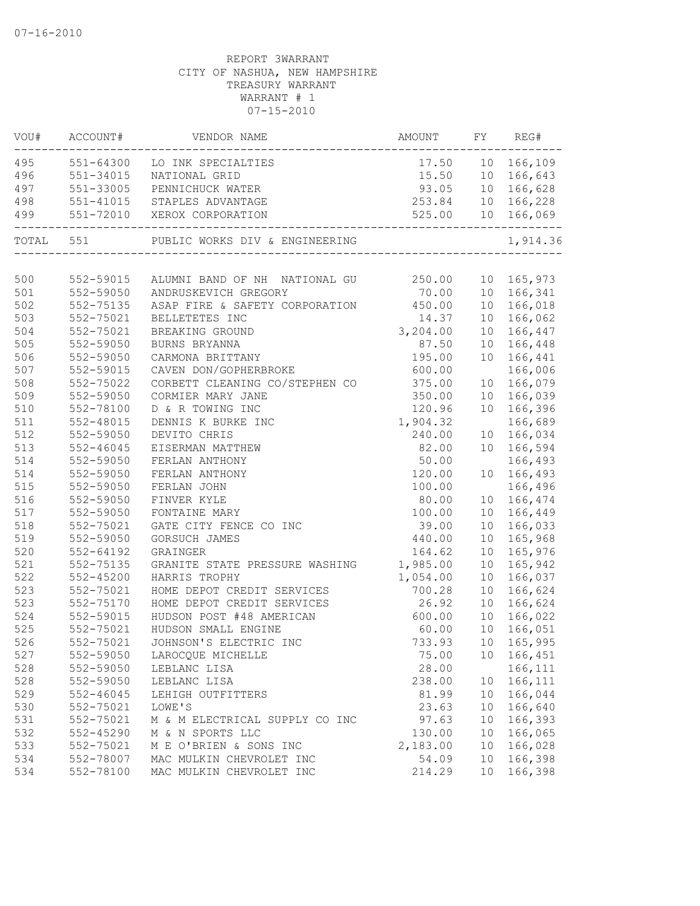07-16-2010

REPORT 3WARRANT
CITY OF NASHUA, NEW HAMPSHIRE
TREASURY WARRANT
WARRANT # 1
07-15-2010

| VOU# | ACCOUNT# | VENDOR NAME | AMOUNT | FY | REG# |
|---|---|---|---|---|---|
| 495 | 551-64300 | LO INK SPECIALTIES | 17.50 | 10 | 166,109 |
| 496 | 551-34015 | NATIONAL GRID | 15.50 | 10 | 166,643 |
| 497 | 551-33005 | PENNICHUCK WATER | 93.05 | 10 | 166,628 |
| 498 | 551-41015 | STAPLES ADVANTAGE | 253.84 | 10 | 166,228 |
| 499 | 551-72010 | XEROX CORPORATION | 525.00 | 10 | 166,069 |
| TOTAL | 551 | PUBLIC WORKS DIV & ENGINEERING | | | 1,914.36 |
| 500 | 552-59015 | ALUMNI BAND OF NH NATIONAL GU | 250.00 | 10 | 165,973 |
| 501 | 552-59050 | ANDRUSKEVICH GREGORY | 70.00 | 10 | 166,341 |
| 502 | 552-75135 | ASAP FIRE & SAFETY CORPORATION | 450.00 | 10 | 166,018 |
| 503 | 552-75021 | BELLETETES INC | 14.37 | 10 | 166,062 |
| 504 | 552-75021 | BREAKING GROUND | 3,204.00 | 10 | 166,447 |
| 505 | 552-59050 | BURNS BRYANNA | 87.50 | 10 | 166,448 |
| 506 | 552-59050 | CARMONA BRITTANY | 195.00 | 10 | 166,441 |
| 507 | 552-59015 | CAVEN DON/GOPHERBROKE | 600.00 | | 166,006 |
| 508 | 552-75022 | CORBETT CLEANING CO/STEPHEN CO | 375.00 | 10 | 166,079 |
| 509 | 552-59050 | CORMIER MARY JANE | 350.00 | 10 | 166,039 |
| 510 | 552-78100 | D & R TOWING INC | 120.96 | 10 | 166,396 |
| 511 | 552-48015 | DENNIS K BURKE INC | 1,904.32 | | 166,689 |
| 512 | 552-59050 | DEVITO CHRIS | 240.00 | 10 | 166,034 |
| 513 | 552-46045 | EISERMAN MATTHEW | 82.00 | 10 | 166,594 |
| 514 | 552-59050 | FERLAN ANTHONY | 50.00 | | 166,493 |
| 514 | 552-59050 | FERLAN ANTHONY | 120.00 | 10 | 166,493 |
| 515 | 552-59050 | FERLAN JOHN | 100.00 | | 166,496 |
| 516 | 552-59050 | FINVER KYLE | 80.00 | 10 | 166,474 |
| 517 | 552-59050 | FONTAINE MARY | 100.00 | 10 | 166,449 |
| 518 | 552-75021 | GATE CITY FENCE CO INC | 39.00 | 10 | 166,033 |
| 519 | 552-59050 | GORSUCH JAMES | 440.00 | 10 | 165,968 |
| 520 | 552-64192 | GRAINGER | 164.62 | 10 | 165,976 |
| 521 | 552-75135 | GRANITE STATE PRESSURE WASHING | 1,985.00 | 10 | 165,942 |
| 522 | 552-45200 | HARRIS TROPHY | 1,054.00 | 10 | 166,037 |
| 523 | 552-75021 | HOME DEPOT CREDIT SERVICES | 700.28 | 10 | 166,624 |
| 523 | 552-75170 | HOME DEPOT CREDIT SERVICES | 26.92 | 10 | 166,624 |
| 524 | 552-59015 | HUDSON POST #48 AMERICAN | 600.00 | 10 | 166,022 |
| 525 | 552-75021 | HUDSON SMALL ENGINE | 60.00 | 10 | 166,051 |
| 526 | 552-75021 | JOHNSON'S ELECTRIC INC | 733.93 | 10 | 165,995 |
| 527 | 552-59050 | LAROCQUE MICHELLE | 75.00 | 10 | 166,451 |
| 528 | 552-59050 | LEBLANC LISA | 28.00 | | 166,111 |
| 528 | 552-59050 | LEBLANC LISA | 238.00 | 10 | 166,111 |
| 529 | 552-46045 | LEHIGH OUTFITTERS | 81.99 | 10 | 166,044 |
| 530 | 552-75021 | LOWE'S | 23.63 | 10 | 166,640 |
| 531 | 552-75021 | M & M ELECTRICAL SUPPLY CO INC | 97.63 | 10 | 166,393 |
| 532 | 552-45290 | M & N SPORTS LLC | 130.00 | 10 | 166,065 |
| 533 | 552-75021 | M E O'BRIEN & SONS INC | 2,183.00 | 10 | 166,028 |
| 534 | 552-78007 | MAC MULKIN CHEVROLET INC | 54.09 | 10 | 166,398 |
| 534 | 552-78100 | MAC MULKIN CHEVROLET INC | 214.29 | 10 | 166,398 |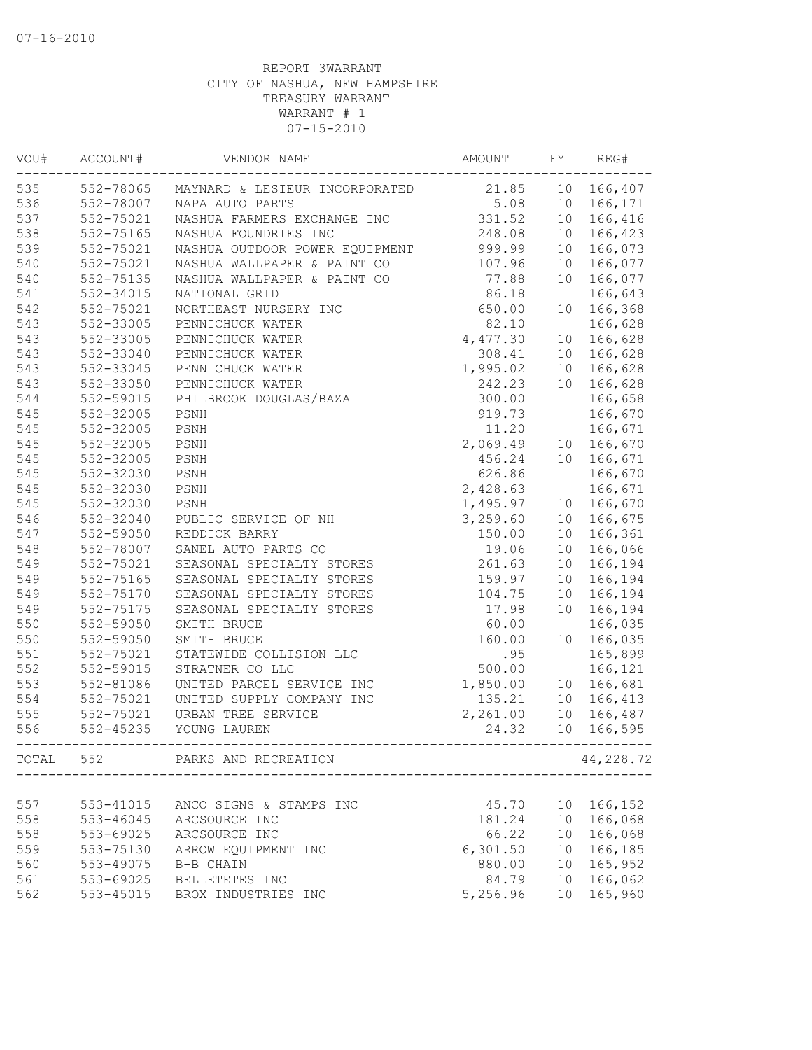07-16-2010

REPORT 3WARRANT
CITY OF NASHUA, NEW HAMPSHIRE
TREASURY WARRANT
WARRANT # 1
07-15-2010

| VOU# | ACCOUNT# | VENDOR NAME | AMOUNT | FY | REG# |
|---|---|---|---|---|---|
| 535 | 552-78065 | MAYNARD & LESIEUR INCORPORATED | 21.85 | 10 | 166,407 |
| 536 | 552-78007 | NAPA AUTO PARTS | 5.08 | 10 | 166,171 |
| 537 | 552-75021 | NASHUA FARMERS EXCHANGE INC | 331.52 | 10 | 166,416 |
| 538 | 552-75165 | NASHUA FOUNDRIES INC | 248.08 | 10 | 166,423 |
| 539 | 552-75021 | NASHUA OUTDOOR POWER EQUIPMENT | 999.99 | 10 | 166,073 |
| 540 | 552-75021 | NASHUA WALLPAPER & PAINT CO | 107.96 | 10 | 166,077 |
| 540 | 552-75135 | NASHUA WALLPAPER & PAINT CO | 77.88 | 10 | 166,077 |
| 541 | 552-34015 | NATIONAL GRID | 86.18 | | 166,643 |
| 542 | 552-75021 | NORTHEAST NURSERY INC | 650.00 | 10 | 166,368 |
| 543 | 552-33005 | PENNICHUCK WATER | 82.10 | | 166,628 |
| 543 | 552-33005 | PENNICHUCK WATER | 4,477.30 | 10 | 166,628 |
| 543 | 552-33040 | PENNICHUCK WATER | 308.41 | 10 | 166,628 |
| 543 | 552-33045 | PENNICHUCK WATER | 1,995.02 | 10 | 166,628 |
| 543 | 552-33050 | PENNICHUCK WATER | 242.23 | 10 | 166,628 |
| 544 | 552-59015 | PHILBROOK DOUGLAS/BAZA | 300.00 | | 166,658 |
| 545 | 552-32005 | PSNH | 919.73 | | 166,670 |
| 545 | 552-32005 | PSNH | 11.20 | | 166,671 |
| 545 | 552-32005 | PSNH | 2,069.49 | 10 | 166,670 |
| 545 | 552-32005 | PSNH | 456.24 | 10 | 166,671 |
| 545 | 552-32030 | PSNH | 626.86 | | 166,670 |
| 545 | 552-32030 | PSNH | 2,428.63 | | 166,671 |
| 545 | 552-32030 | PSNH | 1,495.97 | 10 | 166,670 |
| 546 | 552-32040 | PUBLIC SERVICE OF NH | 3,259.60 | 10 | 166,675 |
| 547 | 552-59050 | REDDICK BARRY | 150.00 | 10 | 166,361 |
| 548 | 552-78007 | SANEL AUTO PARTS CO | 19.06 | 10 | 166,066 |
| 549 | 552-75021 | SEASONAL SPECIALTY STORES | 261.63 | 10 | 166,194 |
| 549 | 552-75165 | SEASONAL SPECIALTY STORES | 159.97 | 10 | 166,194 |
| 549 | 552-75170 | SEASONAL SPECIALTY STORES | 104.75 | 10 | 166,194 |
| 549 | 552-75175 | SEASONAL SPECIALTY STORES | 17.98 | 10 | 166,194 |
| 550 | 552-59050 | SMITH BRUCE | 60.00 | | 166,035 |
| 550 | 552-59050 | SMITH BRUCE | 160.00 | 10 | 166,035 |
| 551 | 552-75021 | STATEWIDE COLLISION LLC | .95 | | 165,899 |
| 552 | 552-59015 | STRATNER CO LLC | 500.00 | | 166,121 |
| 553 | 552-81086 | UNITED PARCEL SERVICE INC | 1,850.00 | 10 | 166,681 |
| 554 | 552-75021 | UNITED SUPPLY COMPANY INC | 135.21 | 10 | 166,413 |
| 555 | 552-75021 | URBAN TREE SERVICE | 2,261.00 | 10 | 166,487 |
| 556 | 552-45235 | YOUNG LAUREN | 24.32 | 10 | 166,595 |
| TOTAL | 552 | PARKS AND RECREATION | | | 44,228.72 |
| 557 | 553-41015 | ANCO SIGNS & STAMPS INC | 45.70 | 10 | 166,152 |
| 558 | 553-46045 | ARCSOURCE INC | 181.24 | 10 | 166,068 |
| 558 | 553-69025 | ARCSOURCE INC | 66.22 | 10 | 166,068 |
| 559 | 553-75130 | ARROW EQUIPMENT INC | 6,301.50 | 10 | 166,185 |
| 560 | 553-49075 | B-B CHAIN | 880.00 | 10 | 165,952 |
| 561 | 553-69025 | BELLETETES INC | 84.79 | 10 | 166,062 |
| 562 | 553-45015 | BROX INDUSTRIES INC | 5,256.96 | 10 | 165,960 |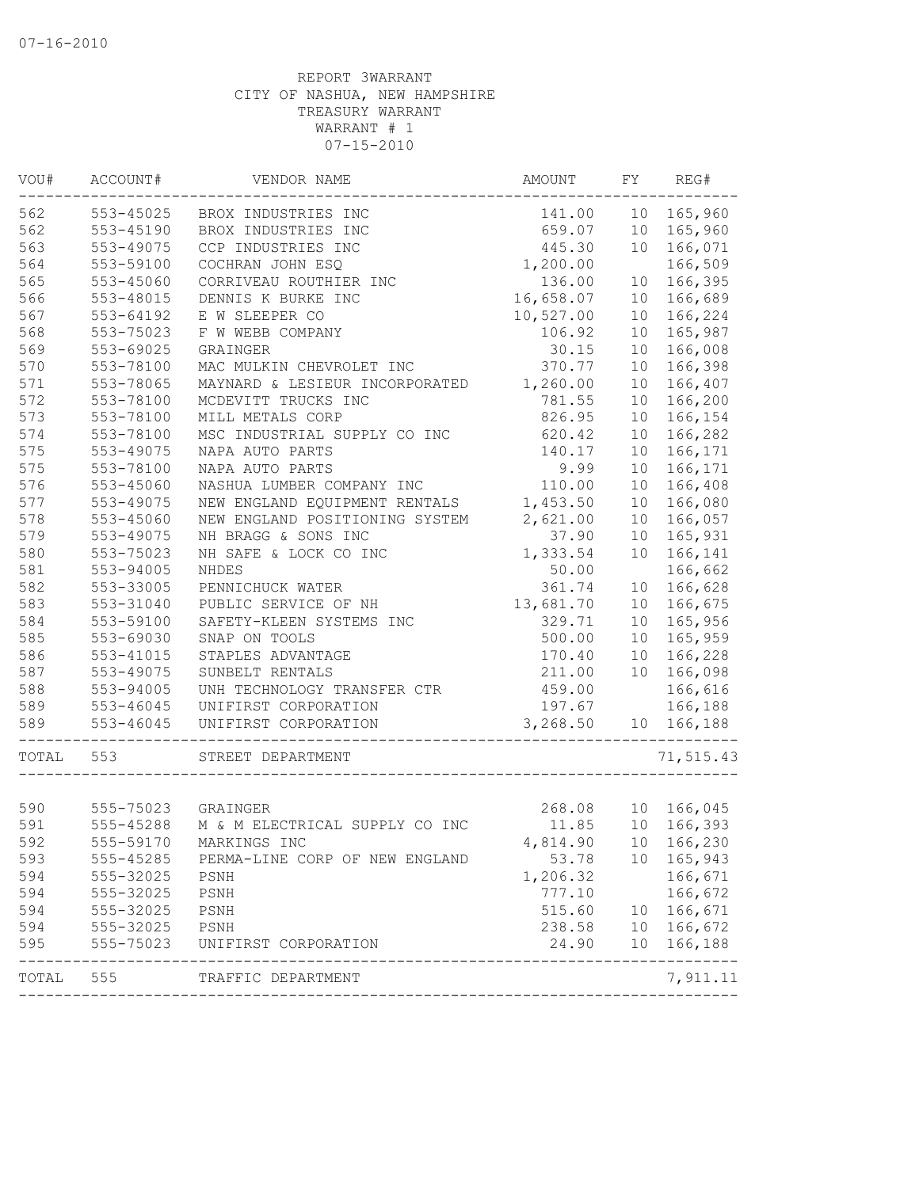07-16-2010

REPORT 3WARRANT
CITY OF NASHUA, NEW HAMPSHIRE
TREASURY WARRANT
WARRANT # 1
07-15-2010

| VOU# | ACCOUNT# | VENDOR NAME | AMOUNT | FY | REG# |
|---|---|---|---|---|---|
| 562 | 553-45025 | BROX INDUSTRIES INC | 141.00 | 10 | 165,960 |
| 562 | 553-45190 | BROX INDUSTRIES INC | 659.07 | 10 | 165,960 |
| 563 | 553-49075 | CCP INDUSTRIES INC | 445.30 | 10 | 166,071 |
| 564 | 553-59100 | COCHRAN JOHN ESQ | 1,200.00 | | 166,509 |
| 565 | 553-45060 | CORRIVEAU ROUTHIER INC | 136.00 | 10 | 166,395 |
| 566 | 553-48015 | DENNIS K BURKE INC | 16,658.07 | 10 | 166,689 |
| 567 | 553-64192 | E W SLEEPER CO | 10,527.00 | 10 | 166,224 |
| 568 | 553-75023 | F W WEBB COMPANY | 106.92 | 10 | 165,987 |
| 569 | 553-69025 | GRAINGER | 30.15 | 10 | 166,008 |
| 570 | 553-78100 | MAC MULKIN CHEVROLET INC | 370.77 | 10 | 166,398 |
| 571 | 553-78065 | MAYNARD & LESIEUR INCORPORATED | 1,260.00 | 10 | 166,407 |
| 572 | 553-78100 | MCDEVITT TRUCKS INC | 781.55 | 10 | 166,200 |
| 573 | 553-78100 | MILL METALS CORP | 826.95 | 10 | 166,154 |
| 574 | 553-78100 | MSC INDUSTRIAL SUPPLY CO INC | 620.42 | 10 | 166,282 |
| 575 | 553-49075 | NAPA AUTO PARTS | 140.17 | 10 | 166,171 |
| 575 | 553-78100 | NAPA AUTO PARTS | 9.99 | 10 | 166,171 |
| 576 | 553-45060 | NASHUA LUMBER COMPANY INC | 110.00 | 10 | 166,408 |
| 577 | 553-49075 | NEW ENGLAND EQUIPMENT RENTALS | 1,453.50 | 10 | 166,080 |
| 578 | 553-45060 | NEW ENGLAND POSITIONING SYSTEM | 2,621.00 | 10 | 166,057 |
| 579 | 553-49075 | NH BRAGG & SONS INC | 37.90 | 10 | 165,931 |
| 580 | 553-75023 | NH SAFE & LOCK CO INC | 1,333.54 | 10 | 166,141 |
| 581 | 553-94005 | NHDES | 50.00 | | 166,662 |
| 582 | 553-33005 | PENNICHUCK WATER | 361.74 | 10 | 166,628 |
| 583 | 553-31040 | PUBLIC SERVICE OF NH | 13,681.70 | 10 | 166,675 |
| 584 | 553-59100 | SAFETY-KLEEN SYSTEMS INC | 329.71 | 10 | 165,956 |
| 585 | 553-69030 | SNAP ON TOOLS | 500.00 | 10 | 165,959 |
| 586 | 553-41015 | STAPLES ADVANTAGE | 170.40 | 10 | 166,228 |
| 587 | 553-49075 | SUNBELT RENTALS | 211.00 | 10 | 166,098 |
| 588 | 553-94005 | UNH TECHNOLOGY TRANSFER CTR | 459.00 | | 166,616 |
| 589 | 553-46045 | UNIFIRST CORPORATION | 197.67 | | 166,188 |
| 589 | 553-46045 | UNIFIRST CORPORATION | 3,268.50 | 10 | 166,188 |
| TOTAL | 553 | STREET DEPARTMENT | | | 71,515.43 |
| 590 | 555-75023 | GRAINGER | 268.08 | 10 | 166,045 |
| 591 | 555-45288 | M & M ELECTRICAL SUPPLY CO INC | 11.85 | 10 | 166,393 |
| 592 | 555-59170 | MARKINGS INC | 4,814.90 | 10 | 166,230 |
| 593 | 555-45285 | PERMA-LINE CORP OF NEW ENGLAND | 53.78 | 10 | 165,943 |
| 594 | 555-32025 | PSNH | 1,206.32 | | 166,671 |
| 594 | 555-32025 | PSNH | 777.10 | | 166,672 |
| 594 | 555-32025 | PSNH | 515.60 | 10 | 166,671 |
| 594 | 555-32025 | PSNH | 238.58 | 10 | 166,672 |
| 595 | 555-75023 | UNIFIRST CORPORATION | 24.90 | 10 | 166,188 |
| TOTAL | 555 | TRAFFIC DEPARTMENT | | | 7,911.11 |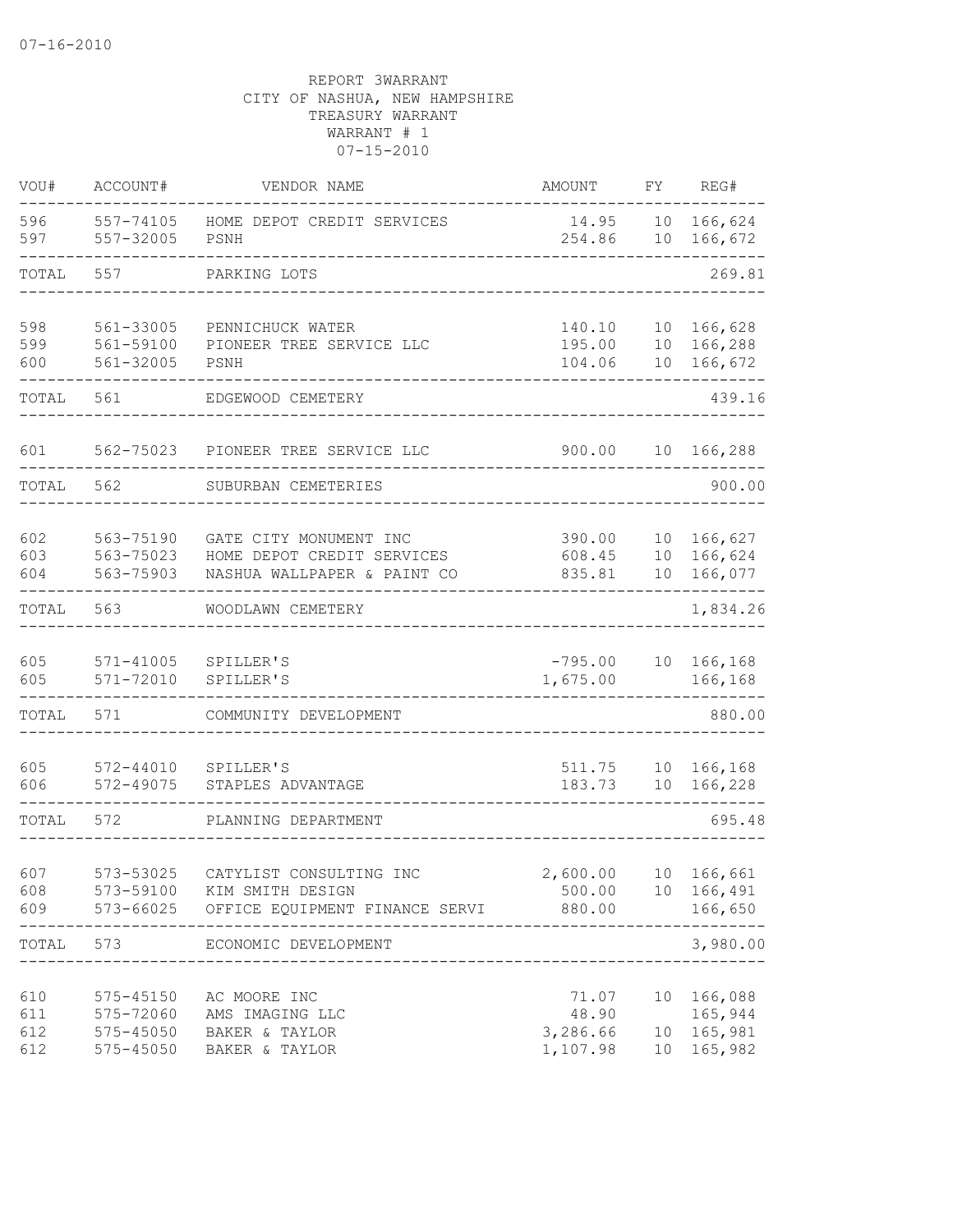07-16-2010

REPORT 3WARRANT
CITY OF NASHUA, NEW HAMPSHIRE
TREASURY WARRANT
WARRANT # 1
07-15-2010

| VOU# | ACCOUNT# | VENDOR NAME | AMOUNT | FY | REG# |
|---|---|---|---|---|---|
| 596 | 557-74105 | HOME DEPOT CREDIT SERVICES | 14.95 | 10 | 166,624 |
| 597 | 557-32005 | PSNH | 254.86 | 10 | 166,672 |
| TOTAL | 557 | PARKING LOTS | | | 269.81 |
| 598 | 561-33005 | PENNICHUCK WATER | 140.10 | 10 | 166,628 |
| 599 | 561-59100 | PIONEER TREE SERVICE LLC | 195.00 | 10 | 166,288 |
| 600 | 561-32005 | PSNH | 104.06 | 10 | 166,672 |
| TOTAL | 561 | EDGEWOOD CEMETERY | | | 439.16 |
| 601 | 562-75023 | PIONEER TREE SERVICE LLC | 900.00 | 10 | 166,288 |
| TOTAL | 562 | SUBURBAN CEMETERIES | | | 900.00 |
| 602 | 563-75190 | GATE CITY MONUMENT INC | 390.00 | 10 | 166,627 |
| 603 | 563-75023 | HOME DEPOT CREDIT SERVICES | 608.45 | 10 | 166,624 |
| 604 | 563-75903 | NASHUA WALLPAPER & PAINT CO | 835.81 | 10 | 166,077 |
| TOTAL | 563 | WOODLAWN CEMETERY | | | 1,834.26 |
| 605 | 571-41005 | SPILLER'S | -795.00 | 10 | 166,168 |
| 605 | 571-72010 | SPILLER'S | 1,675.00 | | 166,168 |
| TOTAL | 571 | COMMUNITY DEVELOPMENT | | | 880.00 |
| 605 | 572-44010 | SPILLER'S | 511.75 | 10 | 166,168 |
| 606 | 572-49075 | STAPLES ADVANTAGE | 183.73 | 10 | 166,228 |
| TOTAL | 572 | PLANNING DEPARTMENT | | | 695.48 |
| 607 | 573-53025 | CATYLIST CONSULTING INC | 2,600.00 | 10 | 166,661 |
| 608 | 573-59100 | KIM SMITH DESIGN | 500.00 | 10 | 166,491 |
| 609 | 573-66025 | OFFICE EQUIPMENT FINANCE SERVI | 880.00 | | 166,650 |
| TOTAL | 573 | ECONOMIC DEVELOPMENT | | | 3,980.00 |
| 610 | 575-45150 | AC MOORE INC | 71.07 | 10 | 166,088 |
| 611 | 575-72060 | AMS IMAGING LLC | 48.90 | | 165,944 |
| 612 | 575-45050 | BAKER & TAYLOR | 3,286.66 | 10 | 165,981 |
| 612 | 575-45050 | BAKER & TAYLOR | 1,107.98 | 10 | 165,982 |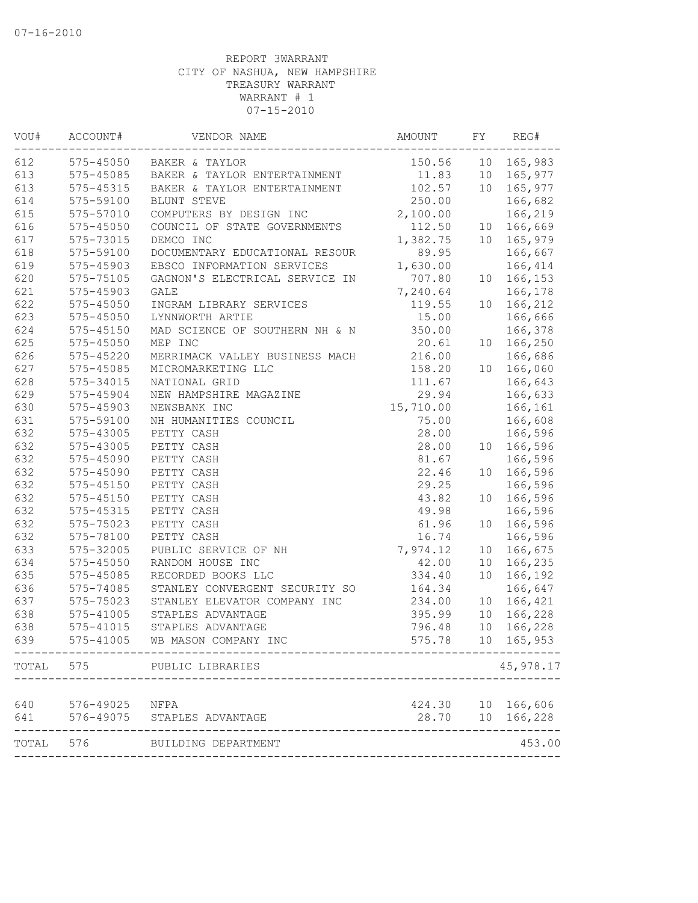07-16-2010

REPORT 3WARRANT
CITY OF NASHUA, NEW HAMPSHIRE
TREASURY WARRANT
WARRANT # 1
07-15-2010

| VOU# | ACCOUNT# | VENDOR NAME | AMOUNT | FY | REG# |
|---|---|---|---|---|---|
| 612 | 575-45050 | BAKER & TAYLOR | 150.56 | 10 | 165,983 |
| 613 | 575-45085 | BAKER & TAYLOR ENTERTAINMENT | 11.83 | 10 | 165,977 |
| 613 | 575-45315 | BAKER & TAYLOR ENTERTAINMENT | 102.57 | 10 | 165,977 |
| 614 | 575-59100 | BLUNT STEVE | 250.00 | | 166,682 |
| 615 | 575-57010 | COMPUTERS BY DESIGN INC | 2,100.00 | | 166,219 |
| 616 | 575-45050 | COUNCIL OF STATE GOVERNMENTS | 112.50 | 10 | 166,669 |
| 617 | 575-73015 | DEMCO INC | 1,382.75 | 10 | 165,979 |
| 618 | 575-59100 | DOCUMENTARY EDUCATIONAL RESOUR | 89.95 | | 166,667 |
| 619 | 575-45903 | EBSCO INFORMATION SERVICES | 1,630.00 | | 166,414 |
| 620 | 575-75105 | GAGNON'S ELECTRICAL SERVICE IN | 707.80 | 10 | 166,153 |
| 621 | 575-45903 | GALE | 7,240.64 | | 166,178 |
| 622 | 575-45050 | INGRAM LIBRARY SERVICES | 119.55 | 10 | 166,212 |
| 623 | 575-45050 | LYNNWORTH ARTIE | 15.00 | | 166,666 |
| 624 | 575-45150 | MAD SCIENCE OF SOUTHERN NH & N | 350.00 | | 166,378 |
| 625 | 575-45050 | MEP INC | 20.61 | 10 | 166,250 |
| 626 | 575-45220 | MERRIMACK VALLEY BUSINESS MACH | 216.00 | | 166,686 |
| 627 | 575-45085 | MICROMARKETING LLC | 158.20 | 10 | 166,060 |
| 628 | 575-34015 | NATIONAL GRID | 111.67 | | 166,643 |
| 629 | 575-45904 | NEW HAMPSHIRE MAGAZINE | 29.94 | | 166,633 |
| 630 | 575-45903 | NEWSBANK INC | 15,710.00 | | 166,161 |
| 631 | 575-59100 | NH HUMANITIES COUNCIL | 75.00 | | 166,608 |
| 632 | 575-43005 | PETTY CASH | 28.00 | | 166,596 |
| 632 | 575-43005 | PETTY CASH | 28.00 | 10 | 166,596 |
| 632 | 575-45090 | PETTY CASH | 81.67 | | 166,596 |
| 632 | 575-45090 | PETTY CASH | 22.46 | 10 | 166,596 |
| 632 | 575-45150 | PETTY CASH | 29.25 | | 166,596 |
| 632 | 575-45150 | PETTY CASH | 43.82 | 10 | 166,596 |
| 632 | 575-45315 | PETTY CASH | 49.98 | | 166,596 |
| 632 | 575-75023 | PETTY CASH | 61.96 | 10 | 166,596 |
| 632 | 575-78100 | PETTY CASH | 16.74 | | 166,596 |
| 633 | 575-32005 | PUBLIC SERVICE OF NH | 7,974.12 | 10 | 166,675 |
| 634 | 575-45050 | RANDOM HOUSE INC | 42.00 | 10 | 166,235 |
| 635 | 575-45085 | RECORDED BOOKS LLC | 334.40 | 10 | 166,192 |
| 636 | 575-74085 | STANLEY CONVERGENT SECURITY SO | 164.34 | | 166,647 |
| 637 | 575-75023 | STANLEY ELEVATOR COMPANY INC | 234.00 | 10 | 166,421 |
| 638 | 575-41005 | STAPLES ADVANTAGE | 395.99 | 10 | 166,228 |
| 638 | 575-41015 | STAPLES ADVANTAGE | 796.48 | 10 | 166,228 |
| 639 | 575-41005 | WB MASON COMPANY INC | 575.78 | 10 | 165,953 |
| TOTAL | 575 | PUBLIC LIBRARIES | | | 45,978.17 |
| 640 | 576-49025 | NFPA | 424.30 | 10 | 166,606 |
| 641 | 576-49075 | STAPLES ADVANTAGE | 28.70 | 10 | 166,228 |
| TOTAL | 576 | BUILDING DEPARTMENT | | | 453.00 |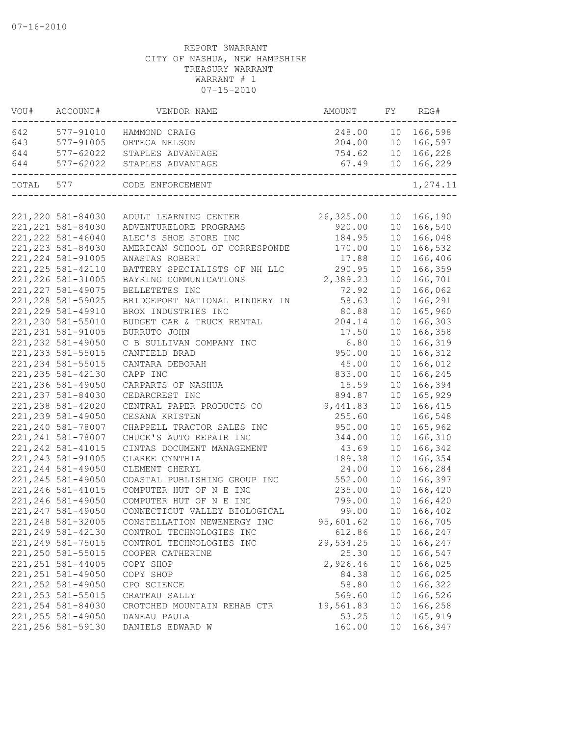07-16-2010

REPORT 3WARRANT
CITY OF NASHUA, NEW HAMPSHIRE
TREASURY WARRANT
WARRANT # 1
07-15-2010

| VOU# | ACCOUNT# | VENDOR NAME | AMOUNT | FY | REG# |
|---|---|---|---|---|---|
| 642 | 577-91010 | HAMMOND CRAIG | 248.00 | 10 | 166,598 |
| 643 | 577-91005 | ORTEGA NELSON | 204.00 | 10 | 166,597 |
| 644 | 577-62022 | STAPLES ADVANTAGE | 754.62 | 10 | 166,228 |
| 644 | 577-62022 | STAPLES ADVANTAGE | 67.49 | 10 | 166,229 |
| TOTAL | 577 | CODE ENFORCEMENT | | | 1,274.11 |
| 221,220 | 581-84030 | ADULT LEARNING CENTER | 26,325.00 | 10 | 166,190 |
| 221,221 | 581-84030 | ADVENTURELORE PROGRAMS | 920.00 | 10 | 166,540 |
| 221,222 | 581-46040 | ALEC'S SHOE STORE INC | 184.95 | 10 | 166,048 |
| 221,223 | 581-84030 | AMERICAN SCHOOL OF CORRESPONDE | 170.00 | 10 | 166,532 |
| 221,224 | 581-91005 | ANASTAS ROBERT | 17.88 | 10 | 166,406 |
| 221,225 | 581-42110 | BATTERY SPECIALISTS OF NH LLC | 290.95 | 10 | 166,359 |
| 221,226 | 581-31005 | BAYRING COMMUNICATIONS | 2,389.23 | 10 | 166,701 |
| 221,227 | 581-49075 | BELLETETES INC | 72.92 | 10 | 166,062 |
| 221,228 | 581-59025 | BRIDGEPORT NATIONAL BINDERY IN | 58.63 | 10 | 166,291 |
| 221,229 | 581-49910 | BROX INDUSTRIES INC | 80.88 | 10 | 165,960 |
| 221,230 | 581-55010 | BUDGET CAR & TRUCK RENTAL | 204.14 | 10 | 166,303 |
| 221,231 | 581-91005 | BURRUTO JOHN | 17.50 | 10 | 166,358 |
| 221,232 | 581-49050 | C B SULLIVAN COMPANY INC | 6.80 | 10 | 166,319 |
| 221,233 | 581-55015 | CANFIELD BRAD | 950.00 | 10 | 166,312 |
| 221,234 | 581-55015 | CANTARA DEBORAH | 45.00 | 10 | 166,012 |
| 221,235 | 581-42130 | CAPP INC | 833.00 | 10 | 166,245 |
| 221,236 | 581-49050 | CARPARTS OF NASHUA | 15.59 | 10 | 166,394 |
| 221,237 | 581-84030 | CEDARCREST INC | 894.87 | 10 | 165,929 |
| 221,238 | 581-42020 | CENTRAL PAPER PRODUCTS CO | 9,441.83 | 10 | 166,415 |
| 221,239 | 581-49050 | CESANA KRISTEN | 255.60 | | 166,548 |
| 221,240 | 581-78007 | CHAPPELL TRACTOR SALES INC | 950.00 | 10 | 165,962 |
| 221,241 | 581-78007 | CHUCK'S AUTO REPAIR INC | 344.00 | 10 | 166,310 |
| 221,242 | 581-41015 | CINTAS DOCUMENT MANAGEMENT | 43.69 | 10 | 166,342 |
| 221,243 | 581-91005 | CLARKE CYNTHIA | 189.38 | 10 | 166,354 |
| 221,244 | 581-49050 | CLEMENT CHERYL | 24.00 | 10 | 166,284 |
| 221,245 | 581-49050 | COASTAL PUBLISHING GROUP INC | 552.00 | 10 | 166,397 |
| 221,246 | 581-41015 | COMPUTER HUT OF N E INC | 235.00 | 10 | 166,420 |
| 221,246 | 581-49050 | COMPUTER HUT OF N E INC | 799.00 | 10 | 166,420 |
| 221,247 | 581-49050 | CONNECTICUT VALLEY BIOLOGICAL | 99.00 | 10 | 166,402 |
| 221,248 | 581-32005 | CONSTELLATION NEWENERGY INC | 95,601.62 | 10 | 166,705 |
| 221,249 | 581-42130 | CONTROL TECHNOLOGIES INC | 612.86 | 10 | 166,247 |
| 221,249 | 581-75015 | CONTROL TECHNOLOGIES INC | 29,534.25 | 10 | 166,247 |
| 221,250 | 581-55015 | COOPER CATHERINE | 25.30 | 10 | 166,547 |
| 221,251 | 581-44005 | COPY SHOP | 2,926.46 | 10 | 166,025 |
| 221,251 | 581-49050 | COPY SHOP | 84.38 | 10 | 166,025 |
| 221,252 | 581-49050 | CPO SCIENCE | 58.80 | 10 | 166,322 |
| 221,253 | 581-55015 | CRATEAU SALLY | 569.60 | 10 | 166,526 |
| 221,254 | 581-84030 | CROTCHED MOUNTAIN REHAB CTR | 19,561.83 | 10 | 166,258 |
| 221,255 | 581-49050 | DANEAU PAULA | 53.25 | 10 | 165,919 |
| 221,256 | 581-59130 | DANIELS EDWARD W | 160.00 | 10 | 166,347 |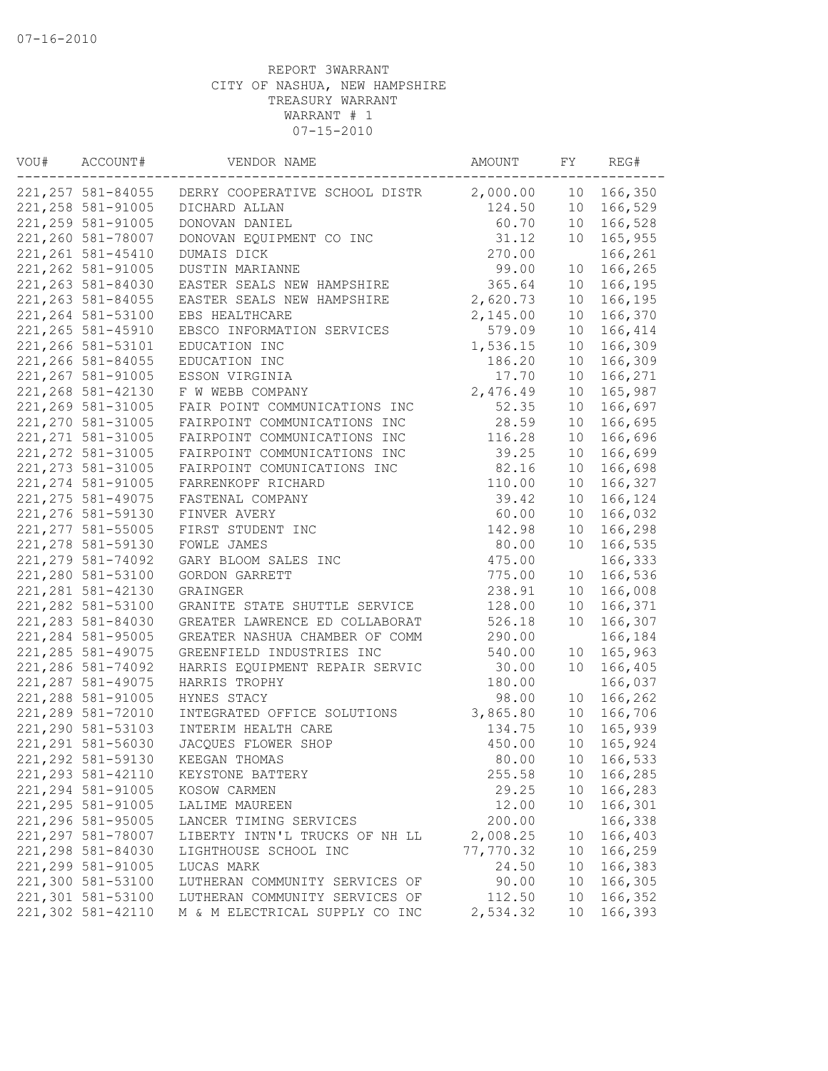07-16-2010

REPORT 3WARRANT
CITY OF NASHUA, NEW HAMPSHIRE
TREASURY WARRANT
WARRANT # 1
07-15-2010

| VOU# | ACCOUNT# | VENDOR NAME | AMOUNT | FY | REG# |
|---|---|---|---|---|---|
| 221,257 | 581-84055 | DERRY COOPERATIVE SCHOOL DISTR | 2,000.00 | 10 | 166,350 |
| 221,258 | 581-91005 | DICHARD ALLAN | 124.50 | 10 | 166,529 |
| 221,259 | 581-91005 | DONOVAN DANIEL | 60.70 | 10 | 166,528 |
| 221,260 | 581-78007 | DONOVAN EQUIPMENT CO INC | 31.12 | 10 | 165,955 |
| 221,261 | 581-45410 | DUMAIS DICK | 270.00 | | 166,261 |
| 221,262 | 581-91005 | DUSTIN MARIANNE | 99.00 | 10 | 166,265 |
| 221,263 | 581-84030 | EASTER SEALS NEW HAMPSHIRE | 365.64 | 10 | 166,195 |
| 221,263 | 581-84055 | EASTER SEALS NEW HAMPSHIRE | 2,620.73 | 10 | 166,195 |
| 221,264 | 581-53100 | EBS HEALTHCARE | 2,145.00 | 10 | 166,370 |
| 221,265 | 581-45910 | EBSCO INFORMATION SERVICES | 579.09 | 10 | 166,414 |
| 221,266 | 581-53101 | EDUCATION INC | 1,536.15 | 10 | 166,309 |
| 221,266 | 581-84055 | EDUCATION INC | 186.20 | 10 | 166,309 |
| 221,267 | 581-91005 | ESSON VIRGINIA | 17.70 | 10 | 166,271 |
| 221,268 | 581-42130 | F W WEBB COMPANY | 2,476.49 | 10 | 165,987 |
| 221,269 | 581-31005 | FAIR POINT COMMUNICATIONS INC | 52.35 | 10 | 166,697 |
| 221,270 | 581-31005 | FAIRPOINT COMMUNICATIONS INC | 28.59 | 10 | 166,695 |
| 221,271 | 581-31005 | FAIRPOINT COMMUNICATIONS INC | 116.28 | 10 | 166,696 |
| 221,272 | 581-31005 | FAIRPOINT COMMUNICATIONS INC | 39.25 | 10 | 166,699 |
| 221,273 | 581-31005 | FAIRPOINT COMUNICATIONS INC | 82.16 | 10 | 166,698 |
| 221,274 | 581-91005 | FARRENKOPF RICHARD | 110.00 | 10 | 166,327 |
| 221,275 | 581-49075 | FASTENAL COMPANY | 39.42 | 10 | 166,124 |
| 221,276 | 581-59130 | FINVER AVERY | 60.00 | 10 | 166,032 |
| 221,277 | 581-55005 | FIRST STUDENT INC | 142.98 | 10 | 166,298 |
| 221,278 | 581-59130 | FOWLE JAMES | 80.00 | 10 | 166,535 |
| 221,279 | 581-74092 | GARY BLOOM SALES INC | 475.00 | | 166,333 |
| 221,280 | 581-53100 | GORDON GARRETT | 775.00 | 10 | 166,536 |
| 221,281 | 581-42130 | GRAINGER | 238.91 | 10 | 166,008 |
| 221,282 | 581-53100 | GRANITE STATE SHUTTLE SERVICE | 128.00 | 10 | 166,371 |
| 221,283 | 581-84030 | GREATER LAWRENCE ED COLLABORAT | 526.18 | 10 | 166,307 |
| 221,284 | 581-95005 | GREATER NASHUA CHAMBER OF COMM | 290.00 | | 166,184 |
| 221,285 | 581-49075 | GREENFIELD INDUSTRIES INC | 540.00 | 10 | 165,963 |
| 221,286 | 581-74092 | HARRIS EQUIPMENT REPAIR SERVIC | 30.00 | 10 | 166,405 |
| 221,287 | 581-49075 | HARRIS TROPHY | 180.00 | | 166,037 |
| 221,288 | 581-91005 | HYNES STACY | 98.00 | 10 | 166,262 |
| 221,289 | 581-72010 | INTEGRATED OFFICE SOLUTIONS | 3,865.80 | 10 | 166,706 |
| 221,290 | 581-53103 | INTERIM HEALTH CARE | 134.75 | 10 | 165,939 |
| 221,291 | 581-56030 | JACQUES FLOWER SHOP | 450.00 | 10 | 165,924 |
| 221,292 | 581-59130 | KEEGAN THOMAS | 80.00 | 10 | 166,533 |
| 221,293 | 581-42110 | KEYSTONE BATTERY | 255.58 | 10 | 166,285 |
| 221,294 | 581-91005 | KOSOW CARMEN | 29.25 | 10 | 166,283 |
| 221,295 | 581-91005 | LALIME MAUREEN | 12.00 | 10 | 166,301 |
| 221,296 | 581-95005 | LANCER TIMING SERVICES | 200.00 | | 166,338 |
| 221,297 | 581-78007 | LIBERTY INTN'L TRUCKS OF NH LL | 2,008.25 | 10 | 166,403 |
| 221,298 | 581-84030 | LIGHTHOUSE SCHOOL INC | 77,770.32 | 10 | 166,259 |
| 221,299 | 581-91005 | LUCAS MARK | 24.50 | 10 | 166,383 |
| 221,300 | 581-53100 | LUTHERAN COMMUNITY SERVICES OF | 90.00 | 10 | 166,305 |
| 221,301 | 581-53100 | LUTHERAN COMMUNITY SERVICES OF | 112.50 | 10 | 166,352 |
| 221,302 | 581-42110 | M & M ELECTRICAL SUPPLY CO INC | 2,534.32 | 10 | 166,393 |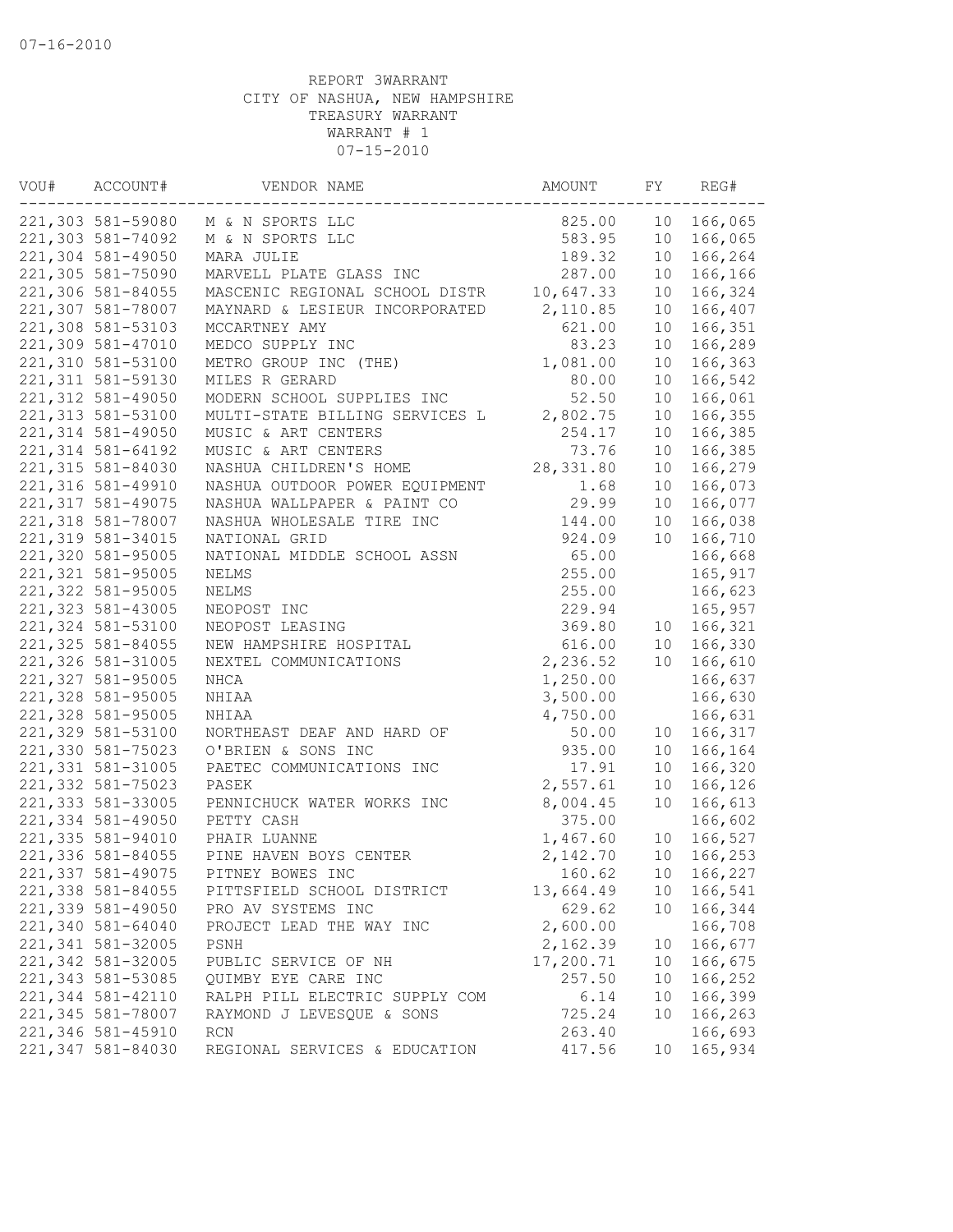07-16-2010

REPORT 3WARRANT
CITY OF NASHUA, NEW HAMPSHIRE
TREASURY WARRANT
WARRANT # 1
07-15-2010

| VOU# | ACCOUNT# | VENDOR NAME | AMOUNT | FY | REG# |
|---|---|---|---|---|---|
| 221,303 | 581-59080 | M & N SPORTS LLC | 825.00 | 10 | 166,065 |
| 221,303 | 581-74092 | M & N SPORTS LLC | 583.95 | 10 | 166,065 |
| 221,304 | 581-49050 | MARA JULIE | 189.32 | 10 | 166,264 |
| 221,305 | 581-75090 | MARVELL PLATE GLASS INC | 287.00 | 10 | 166,166 |
| 221,306 | 581-84055 | MASCENIC REGIONAL SCHOOL DISTR | 10,647.33 | 10 | 166,324 |
| 221,307 | 581-78007 | MAYNARD & LESIEUR INCORPORATED | 2,110.85 | 10 | 166,407 |
| 221,308 | 581-53103 | MCCARTNEY AMY | 621.00 | 10 | 166,351 |
| 221,309 | 581-47010 | MEDCO SUPPLY INC | 83.23 | 10 | 166,289 |
| 221,310 | 581-53100 | METRO GROUP INC (THE) | 1,081.00 | 10 | 166,363 |
| 221,311 | 581-59130 | MILES R GERARD | 80.00 | 10 | 166,542 |
| 221,312 | 581-49050 | MODERN SCHOOL SUPPLIES INC | 52.50 | 10 | 166,061 |
| 221,313 | 581-53100 | MULTI-STATE BILLING SERVICES L | 2,802.75 | 10 | 166,355 |
| 221,314 | 581-49050 | MUSIC & ART CENTERS | 254.17 | 10 | 166,385 |
| 221,314 | 581-64192 | MUSIC & ART CENTERS | 73.76 | 10 | 166,385 |
| 221,315 | 581-84030 | NASHUA CHILDREN'S HOME | 28,331.80 | 10 | 166,279 |
| 221,316 | 581-49910 | NASHUA OUTDOOR POWER EQUIPMENT | 1.68 | 10 | 166,073 |
| 221,317 | 581-49075 | NASHUA WALLPAPER & PAINT CO | 29.99 | 10 | 166,077 |
| 221,318 | 581-78007 | NASHUA WHOLESALE TIRE INC | 144.00 | 10 | 166,038 |
| 221,319 | 581-34015 | NATIONAL GRID | 924.09 | 10 | 166,710 |
| 221,320 | 581-95005 | NATIONAL MIDDLE SCHOOL ASSN | 65.00 | | 166,668 |
| 221,321 | 581-95005 | NELMS | 255.00 | | 165,917 |
| 221,322 | 581-95005 | NELMS | 255.00 | | 166,623 |
| 221,323 | 581-43005 | NEOPOST INC | 229.94 | | 165,957 |
| 221,324 | 581-53100 | NEOPOST LEASING | 369.80 | 10 | 166,321 |
| 221,325 | 581-84055 | NEW HAMPSHIRE HOSPITAL | 616.00 | 10 | 166,330 |
| 221,326 | 581-31005 | NEXTEL COMMUNICATIONS | 2,236.52 | 10 | 166,610 |
| 221,327 | 581-95005 | NHCA | 1,250.00 | | 166,637 |
| 221,328 | 581-95005 | NHIAA | 3,500.00 | | 166,630 |
| 221,328 | 581-95005 | NHIAA | 4,750.00 | | 166,631 |
| 221,329 | 581-53100 | NORTHEAST DEAF AND HARD OF | 50.00 | 10 | 166,317 |
| 221,330 | 581-75023 | O'BRIEN & SONS INC | 935.00 | 10 | 166,164 |
| 221,331 | 581-31005 | PAETEC COMMUNICATIONS INC | 17.91 | 10 | 166,320 |
| 221,332 | 581-75023 | PASEK | 2,557.61 | 10 | 166,126 |
| 221,333 | 581-33005 | PENNICHUCK WATER WORKS INC | 8,004.45 | 10 | 166,613 |
| 221,334 | 581-49050 | PETTY CASH | 375.00 | | 166,602 |
| 221,335 | 581-94010 | PHAIR LUANNE | 1,467.60 | 10 | 166,527 |
| 221,336 | 581-84055 | PINE HAVEN BOYS CENTER | 2,142.70 | 10 | 166,253 |
| 221,337 | 581-49075 | PITNEY BOWES INC | 160.62 | 10 | 166,227 |
| 221,338 | 581-84055 | PITTSFIELD SCHOOL DISTRICT | 13,664.49 | 10 | 166,541 |
| 221,339 | 581-49050 | PRO AV SYSTEMS INC | 629.62 | 10 | 166,344 |
| 221,340 | 581-64040 | PROJECT LEAD THE WAY INC | 2,600.00 | | 166,708 |
| 221,341 | 581-32005 | PSNH | 2,162.39 | 10 | 166,677 |
| 221,342 | 581-32005 | PUBLIC SERVICE OF NH | 17,200.71 | 10 | 166,675 |
| 221,343 | 581-53085 | QUIMBY EYE CARE INC | 257.50 | 10 | 166,252 |
| 221,344 | 581-42110 | RALPH PILL ELECTRIC SUPPLY COM | 6.14 | 10 | 166,399 |
| 221,345 | 581-78007 | RAYMOND J LEVESQUE & SONS | 725.24 | 10 | 166,263 |
| 221,346 | 581-45910 | RCN | 263.40 | | 166,693 |
| 221,347 | 581-84030 | REGIONAL SERVICES & EDUCATION | 417.56 | 10 | 165,934 |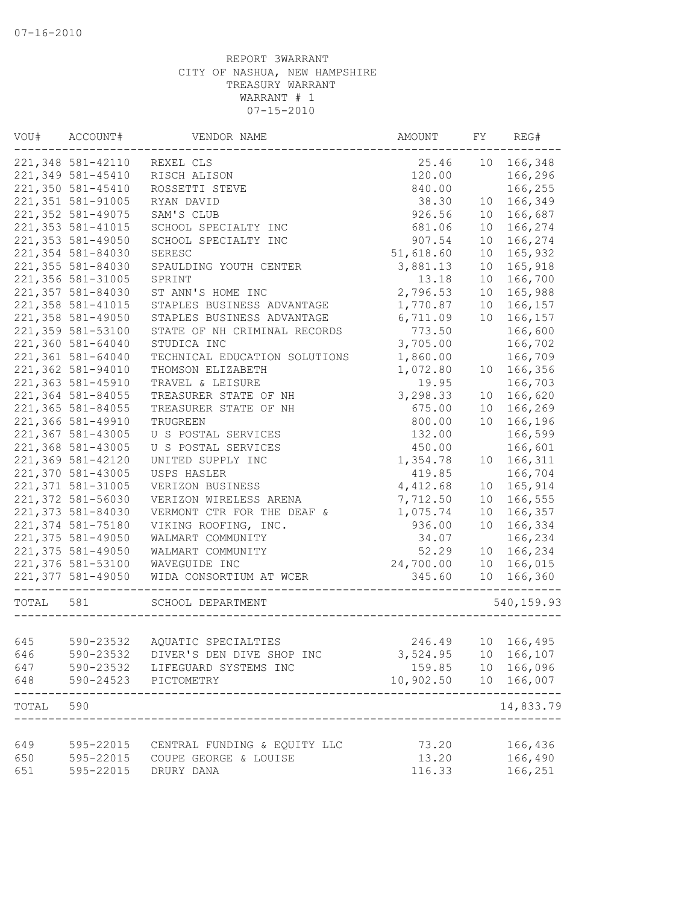07-16-2010

REPORT 3WARRANT
CITY OF NASHUA, NEW HAMPSHIRE
TREASURY WARRANT
WARRANT # 1
07-15-2010

| VOU# | ACCOUNT# | VENDOR NAME | AMOUNT | FY | REG# |
|---|---|---|---|---|---|
| 221,348 | 581-42110 | REXEL CLS | 25.46 | 10 | 166,348 |
| 221,349 | 581-45410 | RISCH ALISON | 120.00 | | 166,296 |
| 221,350 | 581-45410 | ROSSETTI STEVE | 840.00 | | 166,255 |
| 221,351 | 581-91005 | RYAN DAVID | 38.30 | 10 | 166,349 |
| 221,352 | 581-49075 | SAM'S CLUB | 926.56 | 10 | 166,687 |
| 221,353 | 581-41015 | SCHOOL SPECIALTY INC | 681.06 | 10 | 166,274 |
| 221,353 | 581-49050 | SCHOOL SPECIALTY INC | 907.54 | 10 | 166,274 |
| 221,354 | 581-84030 | SERESC | 51,618.60 | 10 | 165,932 |
| 221,355 | 581-84030 | SPAULDING YOUTH CENTER | 3,881.13 | 10 | 165,918 |
| 221,356 | 581-31005 | SPRINT | 13.18 | 10 | 166,700 |
| 221,357 | 581-84030 | ST ANN'S HOME INC | 2,796.53 | 10 | 165,988 |
| 221,358 | 581-41015 | STAPLES BUSINESS ADVANTAGE | 1,770.87 | 10 | 166,157 |
| 221,358 | 581-49050 | STAPLES BUSINESS ADVANTAGE | 6,711.09 | 10 | 166,157 |
| 221,359 | 581-53100 | STATE OF NH CRIMINAL RECORDS | 773.50 | | 166,600 |
| 221,360 | 581-64040 | STUDICA INC | 3,705.00 | | 166,702 |
| 221,361 | 581-64040 | TECHNICAL EDUCATION SOLUTIONS | 1,860.00 | | 166,709 |
| 221,362 | 581-94010 | THOMSON ELIZABETH | 1,072.80 | 10 | 166,356 |
| 221,363 | 581-45910 | TRAVEL & LEISURE | 19.95 | | 166,703 |
| 221,364 | 581-84055 | TREASURER STATE OF NH | 3,298.33 | 10 | 166,620 |
| 221,365 | 581-84055 | TREASURER STATE OF NH | 675.00 | 10 | 166,269 |
| 221,366 | 581-49910 | TRUGREEN | 800.00 | 10 | 166,196 |
| 221,367 | 581-43005 | U S POSTAL SERVICES | 132.00 | | 166,599 |
| 221,368 | 581-43005 | U S POSTAL SERVICES | 450.00 | | 166,601 |
| 221,369 | 581-42120 | UNITED SUPPLY INC | 1,354.78 | 10 | 166,311 |
| 221,370 | 581-43005 | USPS HASLER | 419.85 | | 166,704 |
| 221,371 | 581-31005 | VERIZON BUSINESS | 4,412.68 | 10 | 165,914 |
| 221,372 | 581-56030 | VERIZON WIRELESS ARENA | 7,712.50 | 10 | 166,555 |
| 221,373 | 581-84030 | VERMONT CTR FOR THE DEAF & | 1,075.74 | 10 | 166,357 |
| 221,374 | 581-75180 | VIKING ROOFING, INC. | 936.00 | 10 | 166,334 |
| 221,375 | 581-49050 | WALMART COMMUNITY | 34.07 | | 166,234 |
| 221,375 | 581-49050 | WALMART COMMUNITY | 52.29 | 10 | 166,234 |
| 221,376 | 581-53100 | WAVEGUIDE INC | 24,700.00 | 10 | 166,015 |
| 221,377 | 581-49050 | WIDA CONSORTIUM AT WCER | 345.60 | 10 | 166,360 |
| TOTAL | 581 | SCHOOL DEPARTMENT | | | 540,159.93 |
| 645 | 590-23532 | AQUATIC SPECIALTIES | 246.49 | 10 | 166,495 |
| 646 | 590-23532 | DIVER'S DEN DIVE SHOP INC | 3,524.95 | 10 | 166,107 |
| 647 | 590-23532 | LIFEGUARD SYSTEMS INC | 159.85 | 10 | 166,096 |
| 648 | 590-24523 | PICTOMETRY | 10,902.50 | 10 | 166,007 |
| TOTAL | 590 | | | | 14,833.79 |
| 649 | 595-22015 | CENTRAL FUNDING & EQUITY LLC | 73.20 | | 166,436 |
| 650 | 595-22015 | COUPE GEORGE & LOUISE | 13.20 | | 166,490 |
| 651 | 595-22015 | DRURY DANA | 116.33 | | 166,251 |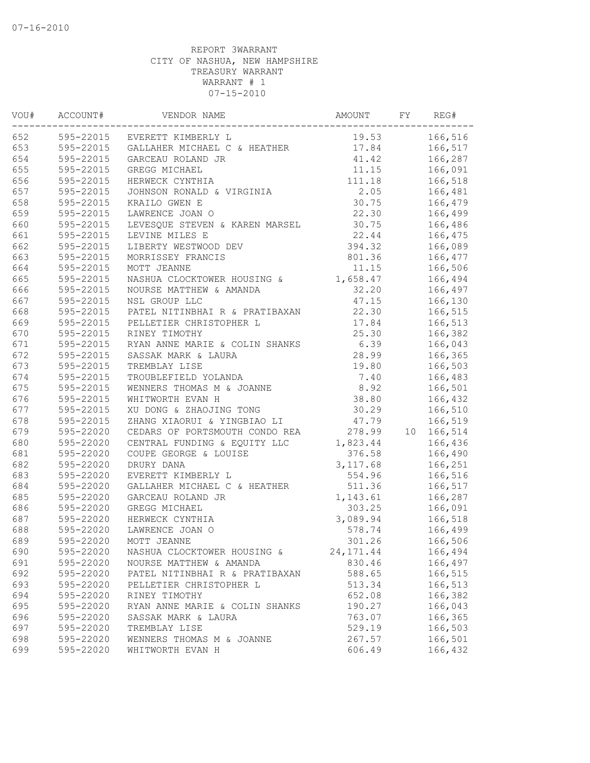07-16-2010

REPORT 3WARRANT
CITY OF NASHUA, NEW HAMPSHIRE
TREASURY WARRANT
WARRANT # 1
07-15-2010

| VOU# | ACCOUNT# | VENDOR NAME | AMOUNT | FY | REG# |
|---|---|---|---|---|---|
| 652 | 595-22015 | EVERETT KIMBERLY L | 19.53 | | 166,516 |
| 653 | 595-22015 | GALLAHER MICHAEL C & HEATHER | 17.84 | | 166,517 |
| 654 | 595-22015 | GARCEAU ROLAND JR | 41.42 | | 166,287 |
| 655 | 595-22015 | GREGG MICHAEL | 11.15 | | 166,091 |
| 656 | 595-22015 | HERWECK CYNTHIA | 111.18 | | 166,518 |
| 657 | 595-22015 | JOHNSON RONALD & VIRGINIA | 2.05 | | 166,481 |
| 658 | 595-22015 | KRAILO GWEN E | 30.75 | | 166,479 |
| 659 | 595-22015 | LAWRENCE JOAN O | 22.30 | | 166,499 |
| 660 | 595-22015 | LEVESQUE STEVEN & KAREN MARSEL | 30.75 | | 166,486 |
| 661 | 595-22015 | LEVINE MILES E | 22.44 | | 166,475 |
| 662 | 595-22015 | LIBERTY WESTWOOD DEV | 394.32 | | 166,089 |
| 663 | 595-22015 | MORRISSEY FRANCIS | 801.36 | | 166,477 |
| 664 | 595-22015 | MOTT JEANNE | 11.15 | | 166,506 |
| 665 | 595-22015 | NASHUA CLOCKTOWER HOUSING & | 1,658.47 | | 166,494 |
| 666 | 595-22015 | NOURSE MATTHEW & AMANDA | 32.20 | | 166,497 |
| 667 | 595-22015 | NSL GROUP LLC | 47.15 | | 166,130 |
| 668 | 595-22015 | PATEL NITINBHAI R & PRATIBAXAN | 22.30 | | 166,515 |
| 669 | 595-22015 | PELLETIER CHRISTOPHER L | 17.84 | | 166,513 |
| 670 | 595-22015 | RINEY TIMOTHY | 25.30 | | 166,382 |
| 671 | 595-22015 | RYAN ANNE MARIE & COLIN SHANKS | 6.39 | | 166,043 |
| 672 | 595-22015 | SASSAK MARK & LAURA | 28.99 | | 166,365 |
| 673 | 595-22015 | TREMBLAY LISE | 19.80 | | 166,503 |
| 674 | 595-22015 | TROUBLEFIELD YOLANDA | 7.40 | | 166,483 |
| 675 | 595-22015 | WENNERS THOMAS M & JOANNE | 8.92 | | 166,501 |
| 676 | 595-22015 | WHITWORTH EVAN H | 38.80 | | 166,432 |
| 677 | 595-22015 | XU DONG & ZHAOJING TONG | 30.29 | | 166,510 |
| 678 | 595-22015 | ZHANG XIAORUI & YINGBIAO LI | 47.79 | | 166,519 |
| 679 | 595-22020 | CEDARS OF PORTSMOUTH CONDO REA | 278.99 | 10 | 166,514 |
| 680 | 595-22020 | CENTRAL FUNDING & EQUITY LLC | 1,823.44 | | 166,436 |
| 681 | 595-22020 | COUPE GEORGE & LOUISE | 376.58 | | 166,490 |
| 682 | 595-22020 | DRURY DANA | 3,117.68 | | 166,251 |
| 683 | 595-22020 | EVERETT KIMBERLY L | 554.96 | | 166,516 |
| 684 | 595-22020 | GALLAHER MICHAEL C & HEATHER | 511.36 | | 166,517 |
| 685 | 595-22020 | GARCEAU ROLAND JR | 1,143.61 | | 166,287 |
| 686 | 595-22020 | GREGG MICHAEL | 303.25 | | 166,091 |
| 687 | 595-22020 | HERWECK CYNTHIA | 3,089.94 | | 166,518 |
| 688 | 595-22020 | LAWRENCE JOAN O | 578.74 | | 166,499 |
| 689 | 595-22020 | MOTT JEANNE | 301.26 | | 166,506 |
| 690 | 595-22020 | NASHUA CLOCKTOWER HOUSING & | 24,171.44 | | 166,494 |
| 691 | 595-22020 | NOURSE MATTHEW & AMANDA | 830.46 | | 166,497 |
| 692 | 595-22020 | PATEL NITINBHAI R & PRATIBAXAN | 588.65 | | 166,515 |
| 693 | 595-22020 | PELLETIER CHRISTOPHER L | 513.34 | | 166,513 |
| 694 | 595-22020 | RINEY TIMOTHY | 652.08 | | 166,382 |
| 695 | 595-22020 | RYAN ANNE MARIE & COLIN SHANKS | 190.27 | | 166,043 |
| 696 | 595-22020 | SASSAK MARK & LAURA | 763.07 | | 166,365 |
| 697 | 595-22020 | TREMBLAY LISE | 529.19 | | 166,503 |
| 698 | 595-22020 | WENNERS THOMAS M & JOANNE | 267.57 | | 166,501 |
| 699 | 595-22020 | WHITWORTH EVAN H | 606.49 | | 166,432 |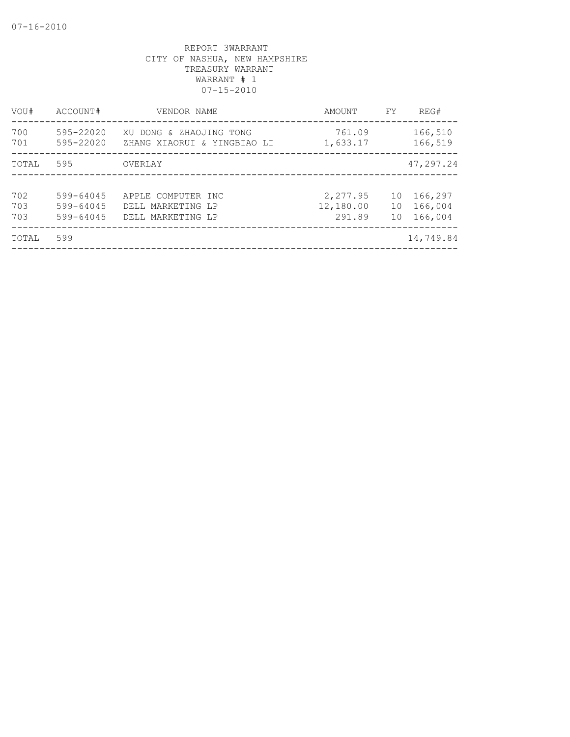07-16-2010

REPORT 3WARRANT
CITY OF NASHUA, NEW HAMPSHIRE
TREASURY WARRANT
WARRANT # 1
07-15-2010

| VOU# | ACCOUNT# | VENDOR NAME | AMOUNT | FY | REG# |
|---|---|---|---|---|---|
| 700 | 595-22020 | XU DONG & ZHAOJING TONG | 761.09 | | 166,510 |
| 701 | 595-22020 | ZHANG XIAORUI & YINGBIAO LI | 1,633.17 | | 166,519 |
| TOTAL | 595 | OVERLAY | | | 47,297.24 |
| 702 | 599-64045 | APPLE COMPUTER INC | 2,277.95 | 10 | 166,297 |
| 703 | 599-64045 | DELL MARKETING LP | 12,180.00 | 10 | 166,004 |
| 703 | 599-64045 | DELL MARKETING LP | 291.89 | 10 | 166,004 |
| TOTAL | 599 | | | | 14,749.84 |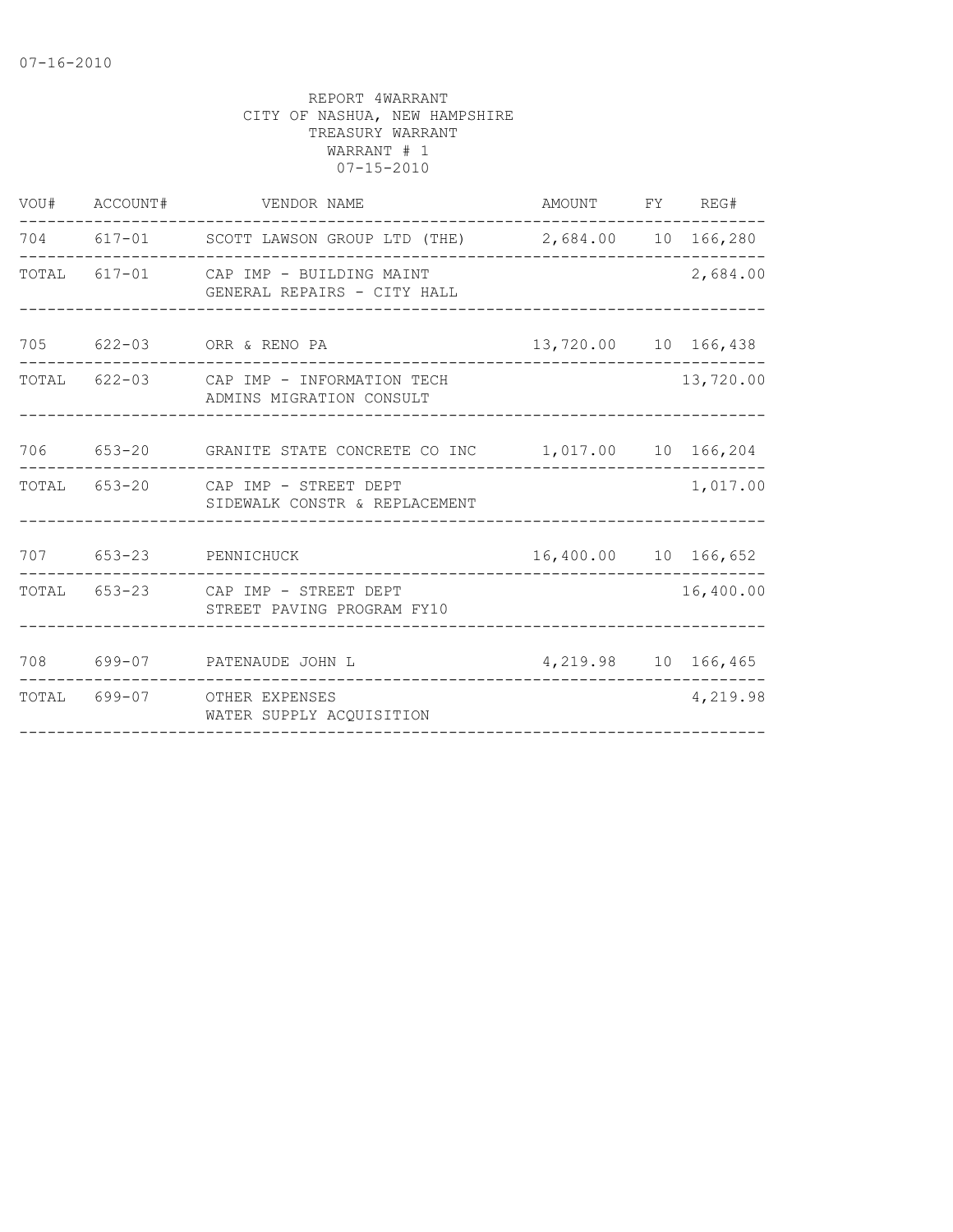07-16-2010

REPORT 4WARRANT
CITY OF NASHUA, NEW HAMPSHIRE
TREASURY WARRANT
WARRANT # 1
07-15-2010

| VOU# | ACCOUNT# | VENDOR NAME | AMOUNT | FY | REG# |
|---|---|---|---|---|---|
| 704 | 617-01 | SCOTT LAWSON GROUP LTD (THE) | 2,684.00 | 10 | 166,280 |
| TOTAL | 617-01 | CAP IMP - BUILDING MAINT<br>GENERAL REPAIRS - CITY HALL | | | 2,684.00 |
| 705 | 622-03 | ORR & RENO PA | 13,720.00 | 10 | 166,438 |
| TOTAL | 622-03 | CAP IMP - INFORMATION TECH<br>ADMINS MIGRATION CONSULT | | | 13,720.00 |
| 706 | 653-20 | GRANITE STATE CONCRETE CO INC | 1,017.00 | 10 | 166,204 |
| TOTAL | 653-20 | CAP IMP - STREET DEPT<br>SIDEWALK CONSTR & REPLACEMENT | | | 1,017.00 |
| 707 | 653-23 | PENNICHUCK | 16,400.00 | 10 | 166,652 |
| TOTAL | 653-23 | CAP IMP - STREET DEPT<br>STREET PAVING PROGRAM FY10 | | | 16,400.00 |
| 708 | 699-07 | PATENAUDE JOHN L | 4,219.98 | 10 | 166,465 |
| TOTAL | 699-07 | OTHER EXPENSES<br>WATER SUPPLY ACQUISITION | | | 4,219.98 |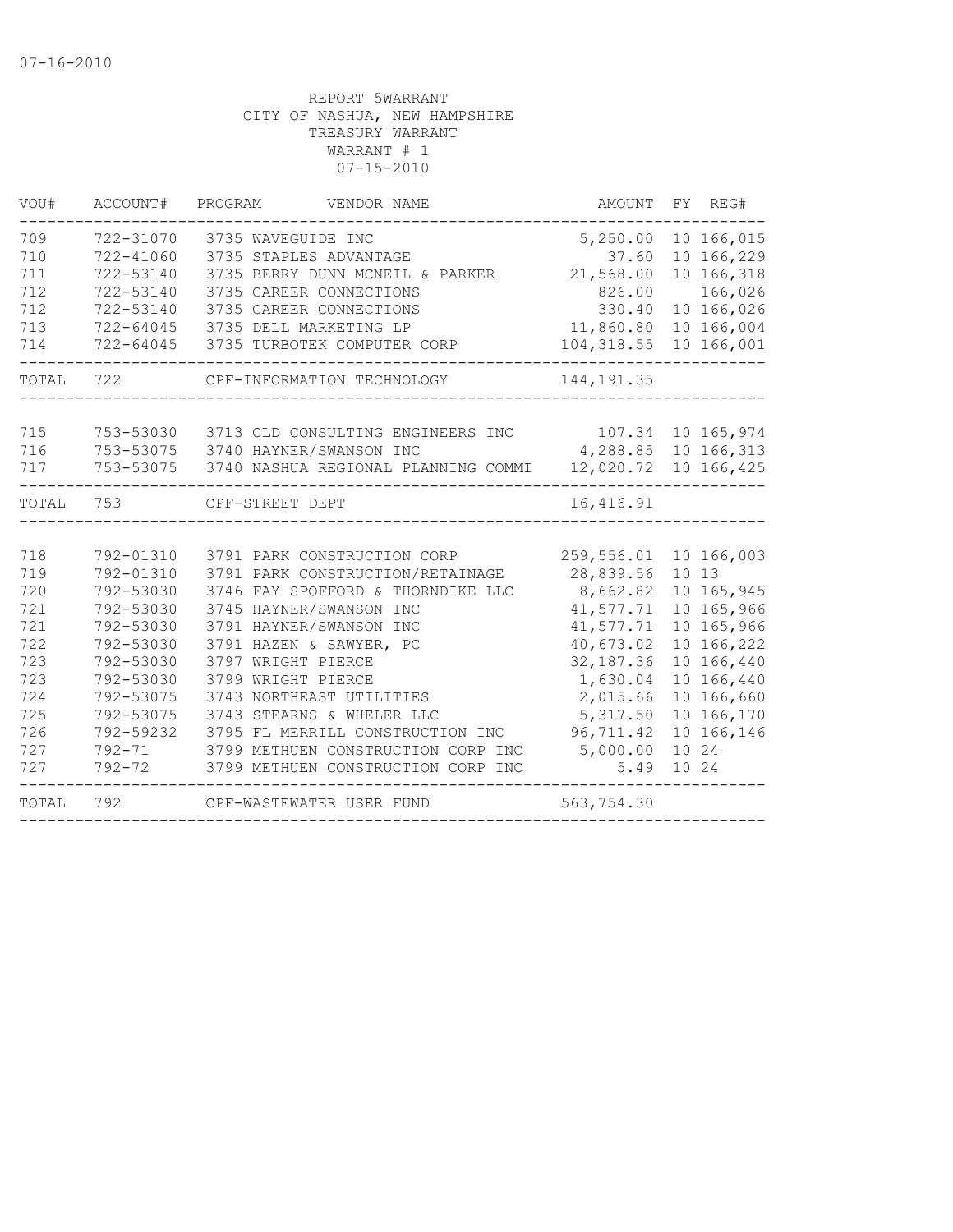07-16-2010

REPORT 5WARRANT
CITY OF NASHUA, NEW HAMPSHIRE
TREASURY WARRANT
WARRANT # 1
07-15-2010

| VOU# | ACCOUNT# | PROGRAM | VENDOR NAME | AMOUNT | FY | REG# |
|---|---|---|---|---|---|---|
| 709 | 722-31070 | 3735 | WAVEGUIDE INC | 5,250.00 | 10 | 166,015 |
| 710 | 722-41060 | 3735 | STAPLES ADVANTAGE | 37.60 | 10 | 166,229 |
| 711 | 722-53140 | 3735 | BERRY DUNN MCNEIL & PARKER | 21,568.00 | 10 | 166,318 |
| 712 | 722-53140 | 3735 | CAREER CONNECTIONS | 826.00 | | 166,026 |
| 712 | 722-53140 | 3735 | CAREER CONNECTIONS | 330.40 | 10 | 166,026 |
| 713 | 722-64045 | 3735 | DELL MARKETING LP | 11,860.80 | 10 | 166,004 |
| 714 | 722-64045 | 3735 | TURBOTEK COMPUTER CORP | 104,318.55 | 10 | 166,001 |
| TOTAL | 722 | | CPF-INFORMATION TECHNOLOGY | 144,191.35 | | |
| 715 | 753-53030 | 3713 | CLD CONSULTING ENGINEERS INC | 107.34 | 10 | 165,974 |
| 716 | 753-53075 | 3740 | HAYNER/SWANSON INC | 4,288.85 | 10 | 166,313 |
| 717 | 753-53075 | 3740 | NASHUA REGIONAL PLANNING COMMI | 12,020.72 | 10 | 166,425 |
| TOTAL | 753 | | CPF-STREET DEPT | 16,416.91 | | |
| 718 | 792-01310 | 3791 | PARK CONSTRUCTION CORP | 259,556.01 | 10 | 166,003 |
| 719 | 792-01310 | 3791 | PARK CONSTRUCTION/RETAINAGE | 28,839.56 | 10 | 13 |
| 720 | 792-53030 | 3746 | FAY SPOFFORD & THORNDIKE LLC | 8,662.82 | 10 | 165,945 |
| 721 | 792-53030 | 3745 | HAYNER/SWANSON INC | 41,577.71 | 10 | 165,966 |
| 721 | 792-53030 | 3791 | HAYNER/SWANSON INC | 41,577.71 | 10 | 165,966 |
| 722 | 792-53030 | 3791 | HAZEN & SAWYER, PC | 40,673.02 | 10 | 166,222 |
| 723 | 792-53030 | 3797 | WRIGHT PIERCE | 32,187.36 | 10 | 166,440 |
| 723 | 792-53030 | 3799 | WRIGHT PIERCE | 1,630.04 | 10 | 166,440 |
| 724 | 792-53075 | 3743 | NORTHEAST UTILITIES | 2,015.66 | 10 | 166,660 |
| 725 | 792-53075 | 3743 | STEARNS & WHELER LLC | 5,317.50 | 10 | 166,170 |
| 726 | 792-59232 | 3795 | FL MERRILL CONSTRUCTION INC | 96,711.42 | 10 | 166,146 |
| 727 | 792-71 | 3799 | METHUEN CONSTRUCTION CORP INC | 5,000.00 | 10 | 24 |
| 727 | 792-72 | 3799 | METHUEN CONSTRUCTION CORP INC | 5.49 | 10 | 24 |
| TOTAL | 792 | | CPF-WASTEWATER USER FUND | 563,754.30 | | |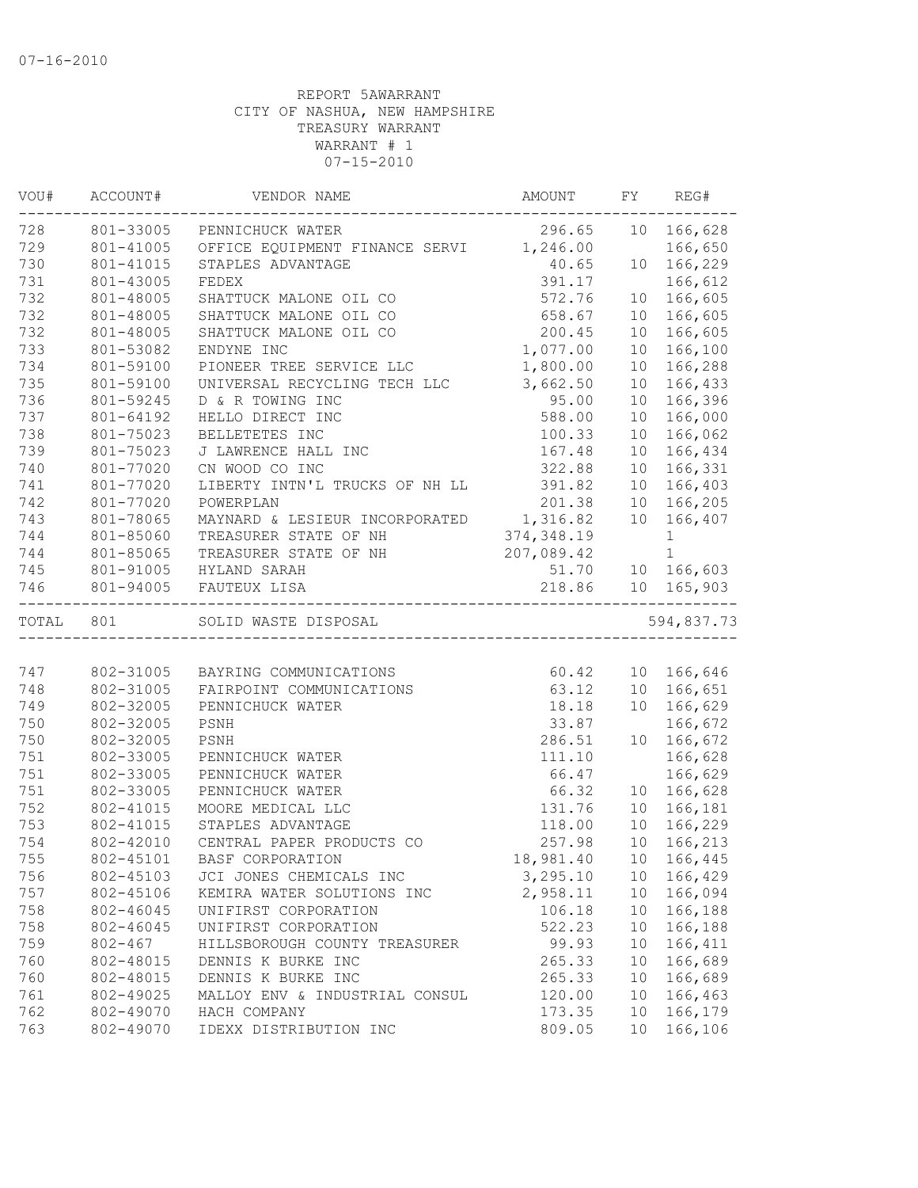07-16-2010

REPORT 5AWARRANT
CITY OF NASHUA, NEW HAMPSHIRE
TREASURY WARRANT
WARRANT # 1
07-15-2010

| VOU# | ACCOUNT# | VENDOR NAME | AMOUNT | FY | REG# |
|---|---|---|---|---|---|
| 728 | 801-33005 | PENNICHUCK WATER | 296.65 | 10 | 166,628 |
| 729 | 801-41005 | OFFICE EQUIPMENT FINANCE SERVI | 1,246.00 | | 166,650 |
| 730 | 801-41015 | STAPLES ADVANTAGE | 40.65 | 10 | 166,229 |
| 731 | 801-43005 | FEDEX | 391.17 | | 166,612 |
| 732 | 801-48005 | SHATTUCK MALONE OIL CO | 572.76 | 10 | 166,605 |
| 732 | 801-48005 | SHATTUCK MALONE OIL CO | 658.67 | 10 | 166,605 |
| 732 | 801-48005 | SHATTUCK MALONE OIL CO | 200.45 | 10 | 166,605 |
| 733 | 801-53082 | ENDYNE INC | 1,077.00 | 10 | 166,100 |
| 734 | 801-59100 | PIONEER TREE SERVICE LLC | 1,800.00 | 10 | 166,288 |
| 735 | 801-59100 | UNIVERSAL RECYCLING TECH LLC | 3,662.50 | 10 | 166,433 |
| 736 | 801-59245 | D & R TOWING INC | 95.00 | 10 | 166,396 |
| 737 | 801-64192 | HELLO DIRECT INC | 588.00 | 10 | 166,000 |
| 738 | 801-75023 | BELLETETES INC | 100.33 | 10 | 166,062 |
| 739 | 801-75023 | J LAWRENCE HALL INC | 167.48 | 10 | 166,434 |
| 740 | 801-77020 | CN WOOD CO INC | 322.88 | 10 | 166,331 |
| 741 | 801-77020 | LIBERTY INTN'L TRUCKS OF NH LL | 391.82 | 10 | 166,403 |
| 742 | 801-77020 | POWERPLAN | 201.38 | 10 | 166,205 |
| 743 | 801-78065 | MAYNARD & LESIEUR INCORPORATED | 1,316.82 | 10 | 166,407 |
| 744 | 801-85060 | TREASURER STATE OF NH | 374,348.19 | | 1 |
| 744 | 801-85065 | TREASURER STATE OF NH | 207,089.42 | | 1 |
| 745 | 801-91005 | HYLAND SARAH | 51.70 | 10 | 166,603 |
| 746 | 801-94005 | FAUTEUX LISA | 218.86 | 10 | 165,903 |
| TOTAL | 801 | SOLID WASTE DISPOSAL | | | 594,837.73 |

| VOU# | ACCOUNT# | VENDOR NAME | AMOUNT | FY | REG# |
|---|---|---|---|---|---|
| 747 | 802-31005 | BAYRING COMMUNICATIONS | 60.42 | 10 | 166,646 |
| 748 | 802-31005 | FAIRPOINT COMMUNICATIONS | 63.12 | 10 | 166,651 |
| 749 | 802-32005 | PENNICHUCK WATER | 18.18 | 10 | 166,629 |
| 750 | 802-32005 | PSNH | 33.87 | | 166,672 |
| 750 | 802-32005 | PSNH | 286.51 | 10 | 166,672 |
| 751 | 802-33005 | PENNICHUCK WATER | 111.10 | | 166,628 |
| 751 | 802-33005 | PENNICHUCK WATER | 66.47 | | 166,629 |
| 751 | 802-33005 | PENNICHUCK WATER | 66.32 | 10 | 166,628 |
| 752 | 802-41015 | MOORE MEDICAL LLC | 131.76 | 10 | 166,181 |
| 753 | 802-41015 | STAPLES ADVANTAGE | 118.00 | 10 | 166,229 |
| 754 | 802-42010 | CENTRAL PAPER PRODUCTS CO | 257.98 | 10 | 166,213 |
| 755 | 802-45101 | BASF CORPORATION | 18,981.40 | 10 | 166,445 |
| 756 | 802-45103 | JCI JONES CHEMICALS INC | 3,295.10 | 10 | 166,429 |
| 757 | 802-45106 | KEMIRA WATER SOLUTIONS INC | 2,958.11 | 10 | 166,094 |
| 758 | 802-46045 | UNIFIRST CORPORATION | 106.18 | 10 | 166,188 |
| 758 | 802-46045 | UNIFIRST CORPORATION | 522.23 | 10 | 166,188 |
| 759 | 802-467 | HILLSBOROUGH COUNTY TREASURER | 99.93 | 10 | 166,411 |
| 760 | 802-48015 | DENNIS K BURKE INC | 265.33 | 10 | 166,689 |
| 760 | 802-48015 | DENNIS K BURKE INC | 265.33 | 10 | 166,689 |
| 761 | 802-49025 | MALLOY ENV & INDUSTRIAL CONSUL | 120.00 | 10 | 166,463 |
| 762 | 802-49070 | HACH COMPANY | 173.35 | 10 | 166,179 |
| 763 | 802-49070 | IDEXX DISTRIBUTION INC | 809.05 | 10 | 166,106 |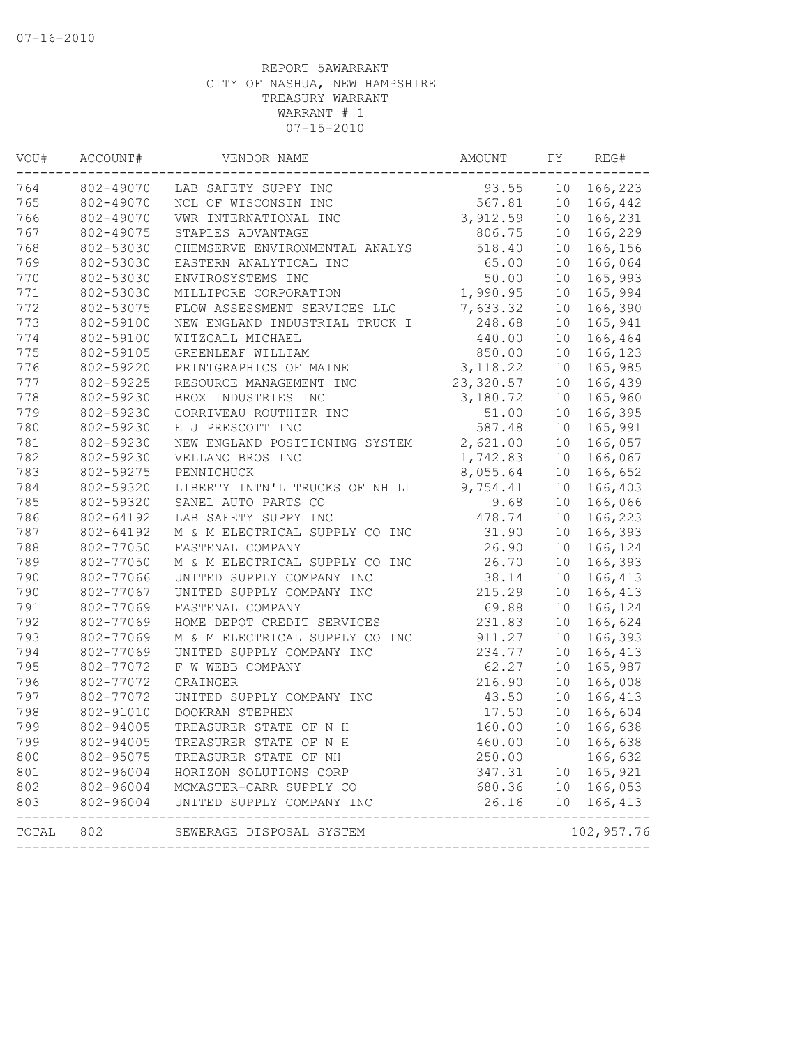07-16-2010

REPORT 5AWARRANT
CITY OF NASHUA, NEW HAMPSHIRE
TREASURY WARRANT
WARRANT # 1
07-15-2010

| VOU# | ACCOUNT# | VENDOR NAME | AMOUNT | FY | REG# |
|---|---|---|---|---|---|
| 764 | 802-49070 | LAB SAFETY SUPPY INC | 93.55 | 10 | 166,223 |
| 765 | 802-49070 | NCL OF WISCONSIN INC | 567.81 | 10 | 166,442 |
| 766 | 802-49070 | VWR INTERNATIONAL INC | 3,912.59 | 10 | 166,231 |
| 767 | 802-49075 | STAPLES ADVANTAGE | 806.75 | 10 | 166,229 |
| 768 | 802-53030 | CHEMSERVE ENVIRONMENTAL ANALYS | 518.40 | 10 | 166,156 |
| 769 | 802-53030 | EASTERN ANALYTICAL INC | 65.00 | 10 | 166,064 |
| 770 | 802-53030 | ENVIROSYSTEMS INC | 50.00 | 10 | 165,993 |
| 771 | 802-53030 | MILLIPORE CORPORATION | 1,990.95 | 10 | 165,994 |
| 772 | 802-53075 | FLOW ASSESSMENT SERVICES LLC | 7,633.32 | 10 | 166,390 |
| 773 | 802-59100 | NEW ENGLAND INDUSTRIAL TRUCK I | 248.68 | 10 | 165,941 |
| 774 | 802-59100 | WITZGALL MICHAEL | 440.00 | 10 | 166,464 |
| 775 | 802-59105 | GREENLEAF WILLIAM | 850.00 | 10 | 166,123 |
| 776 | 802-59220 | PRINTGRAPHICS OF MAINE | 3,118.22 | 10 | 165,985 |
| 777 | 802-59225 | RESOURCE MANAGEMENT INC | 23,320.57 | 10 | 166,439 |
| 778 | 802-59230 | BROX INDUSTRIES INC | 3,180.72 | 10 | 165,960 |
| 779 | 802-59230 | CORRIVEAU ROUTHIER INC | 51.00 | 10 | 166,395 |
| 780 | 802-59230 | E J PRESCOTT INC | 587.48 | 10 | 165,991 |
| 781 | 802-59230 | NEW ENGLAND POSITIONING SYSTEM | 2,621.00 | 10 | 166,057 |
| 782 | 802-59230 | VELLANO BROS INC | 1,742.83 | 10 | 166,067 |
| 783 | 802-59275 | PENNICHUCK | 8,055.64 | 10 | 166,652 |
| 784 | 802-59320 | LIBERTY INTN'L TRUCKS OF NH LL | 9,754.41 | 10 | 166,403 |
| 785 | 802-59320 | SANEL AUTO PARTS CO | 9.68 | 10 | 166,066 |
| 786 | 802-64192 | LAB SAFETY SUPPY INC | 478.74 | 10 | 166,223 |
| 787 | 802-64192 | M & M ELECTRICAL SUPPLY CO INC | 31.90 | 10 | 166,393 |
| 788 | 802-77050 | FASTENAL COMPANY | 26.90 | 10 | 166,124 |
| 789 | 802-77050 | M & M ELECTRICAL SUPPLY CO INC | 26.70 | 10 | 166,393 |
| 790 | 802-77066 | UNITED SUPPLY COMPANY INC | 38.14 | 10 | 166,413 |
| 790 | 802-77067 | UNITED SUPPLY COMPANY INC | 215.29 | 10 | 166,413 |
| 791 | 802-77069 | FASTENAL COMPANY | 69.88 | 10 | 166,124 |
| 792 | 802-77069 | HOME DEPOT CREDIT SERVICES | 231.83 | 10 | 166,624 |
| 793 | 802-77069 | M & M ELECTRICAL SUPPLY CO INC | 911.27 | 10 | 166,393 |
| 794 | 802-77069 | UNITED SUPPLY COMPANY INC | 234.77 | 10 | 166,413 |
| 795 | 802-77072 | F W WEBB COMPANY | 62.27 | 10 | 165,987 |
| 796 | 802-77072 | GRAINGER | 216.90 | 10 | 166,008 |
| 797 | 802-77072 | UNITED SUPPLY COMPANY INC | 43.50 | 10 | 166,413 |
| 798 | 802-91010 | DOOKRAN STEPHEN | 17.50 | 10 | 166,604 |
| 799 | 802-94005 | TREASURER STATE OF N H | 160.00 | 10 | 166,638 |
| 799 | 802-94005 | TREASURER STATE OF N H | 460.00 | 10 | 166,638 |
| 800 | 802-95075 | TREASURER STATE OF NH | 250.00 | | 166,632 |
| 801 | 802-96004 | HORIZON SOLUTIONS CORP | 347.31 | 10 | 165,921 |
| 802 | 802-96004 | MCMASTER-CARR SUPPLY CO | 680.36 | 10 | 166,053 |
| 803 | 802-96004 | UNITED SUPPLY COMPANY INC | 26.16 | 10 | 166,413 |
| TOTAL | 802 | SEWERAGE DISPOSAL SYSTEM | | | 102,957.76 |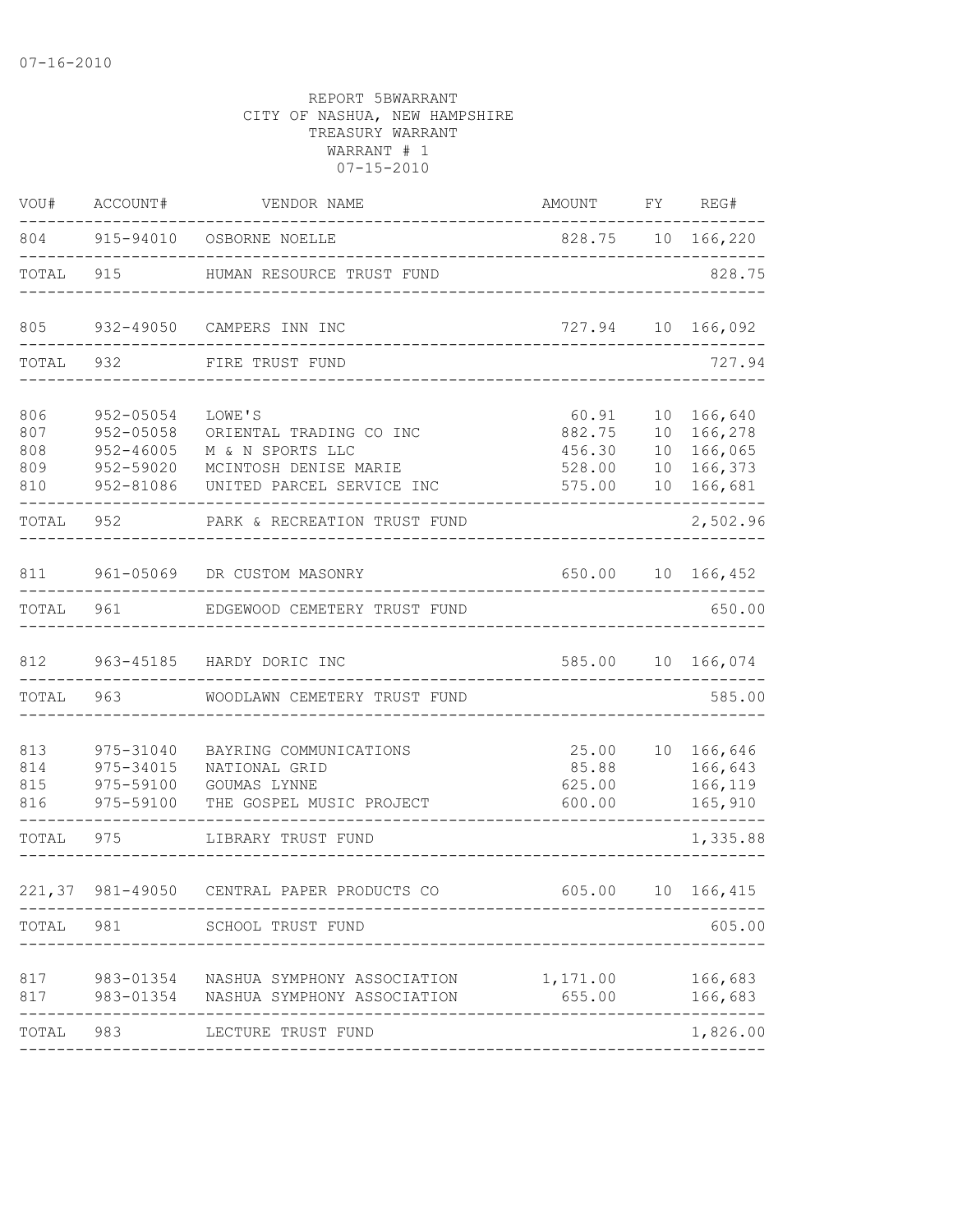07-16-2010

REPORT 5BWARRANT
CITY OF NASHUA, NEW HAMPSHIRE
TREASURY WARRANT
WARRANT # 1
07-15-2010

| VOU# | ACCOUNT# | VENDOR NAME | AMOUNT | FY | REG# |
|---|---|---|---|---|---|
| 804 | 915-94010 | OSBORNE NOELLE | 828.75 | 10 | 166,220 |
| TOTAL | 915 | HUMAN RESOURCE TRUST FUND | | | 828.75 |
| 805 | 932-49050 | CAMPERS INN INC | 727.94 | 10 | 166,092 |
| TOTAL | 932 | FIRE TRUST FUND | | | 727.94 |
| 806 | 952-05054 | LOWE'S | 60.91 | 10 | 166,640 |
| 807 | 952-05058 | ORIENTAL TRADING CO INC | 882.75 | 10 | 166,278 |
| 808 | 952-46005 | M & N SPORTS LLC | 456.30 | 10 | 166,065 |
| 809 | 952-59020 | MCINTOSH DENISE MARIE | 528.00 | 10 | 166,373 |
| 810 | 952-81086 | UNITED PARCEL SERVICE INC | 575.00 | 10 | 166,681 |
| TOTAL | 952 | PARK & RECREATION TRUST FUND | | | 2,502.96 |
| 811 | 961-05069 | DR CUSTOM MASONRY | 650.00 | 10 | 166,452 |
| TOTAL | 961 | EDGEWOOD CEMETERY TRUST FUND | | | 650.00 |
| 812 | 963-45185 | HARDY DORIC INC | 585.00 | 10 | 166,074 |
| TOTAL | 963 | WOODLAWN CEMETERY TRUST FUND | | | 585.00 |
| 813 | 975-31040 | BAYRING COMMUNICATIONS | 25.00 | 10 | 166,646 |
| 814 | 975-34015 | NATIONAL GRID | 85.88 | | 166,643 |
| 815 | 975-59100 | GOUMAS LYNNE | 625.00 | | 166,119 |
| 816 | 975-59100 | THE GOSPEL MUSIC PROJECT | 600.00 | | 165,910 |
| TOTAL | 975 | LIBRARY TRUST FUND | | | 1,335.88 |
| 221,37 | 981-49050 | CENTRAL PAPER PRODUCTS CO | 605.00 | 10 | 166,415 |
| TOTAL | 981 | SCHOOL TRUST FUND | | | 605.00 |
| 817 | 983-01354 | NASHUA SYMPHONY ASSOCIATION | 1,171.00 | | 166,683 |
| 817 | 983-01354 | NASHUA SYMPHONY ASSOCIATION | 655.00 | | 166,683 |
| TOTAL | 983 | LECTURE TRUST FUND | | | 1,826.00 |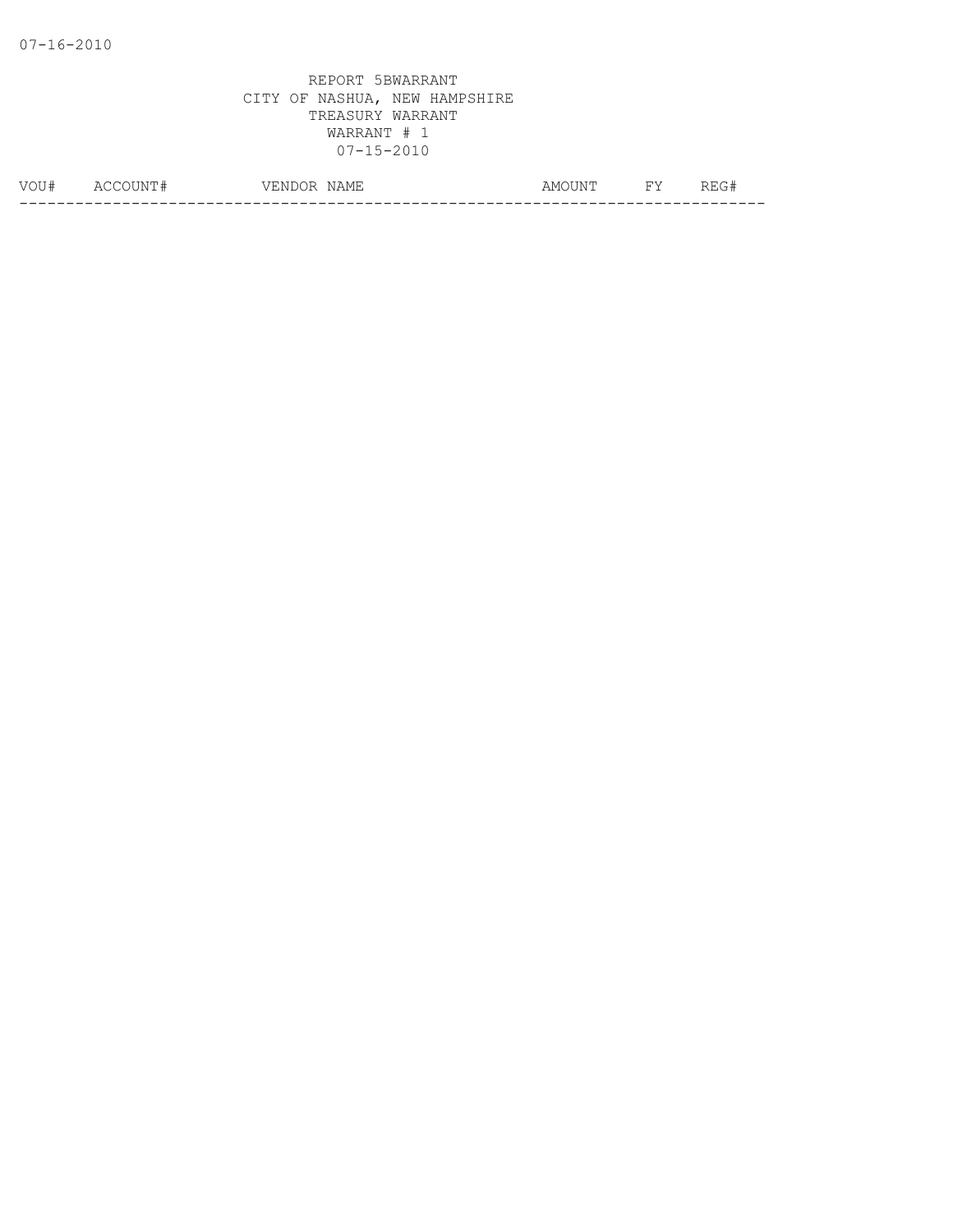07-16-2010

REPORT 5BWARRANT
CITY OF NASHUA, NEW HAMPSHIRE
TREASURY WARRANT
WARRANT # 1
07-15-2010

| VOU# | ACCOUNT# | VENDOR NAME | AMOUNT | FY | REG# |
|---|---|---|---|---|---|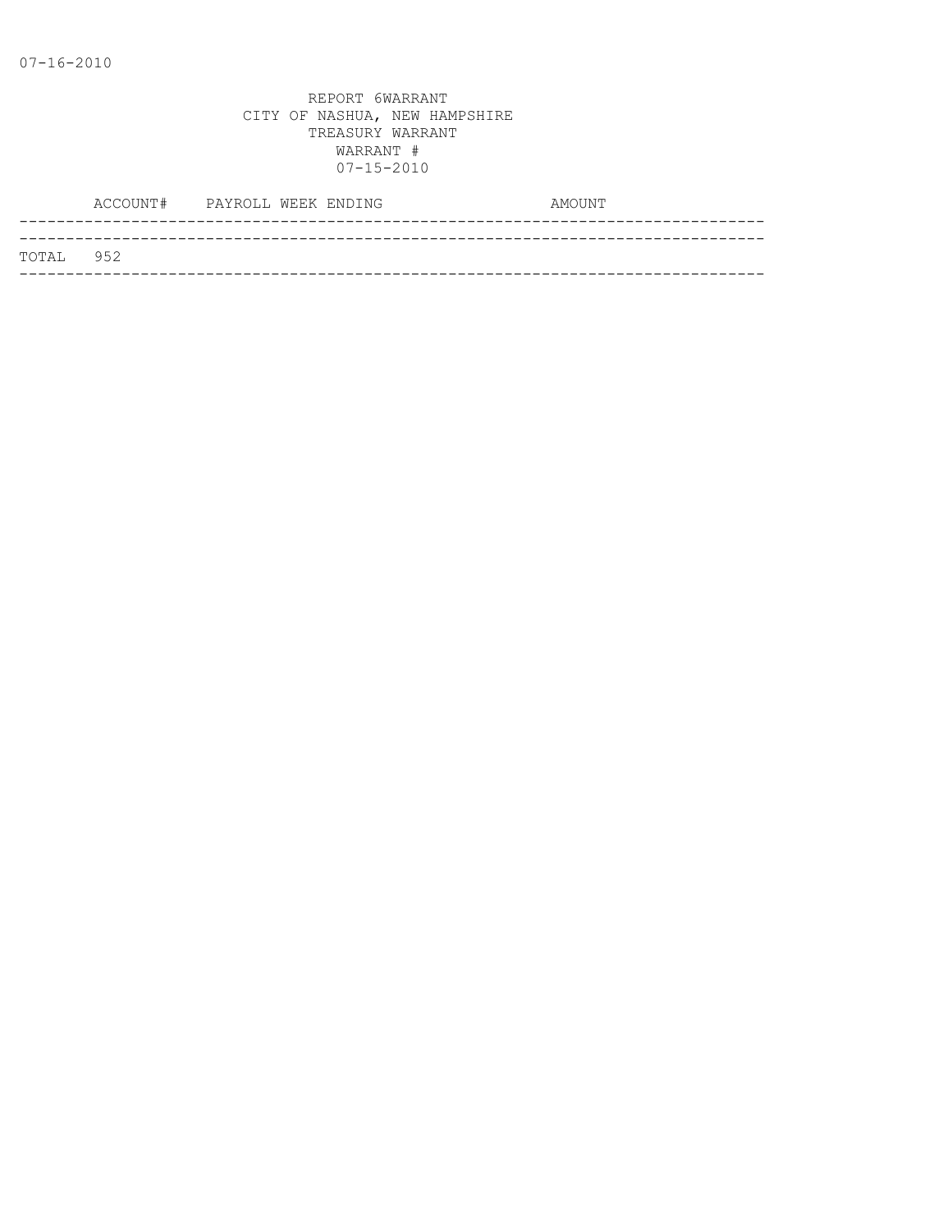07-16-2010

REPORT 6WARRANT
CITY OF NASHUA, NEW HAMPSHIRE
TREASURY WARRANT
WARRANT #
07-15-2010

| | ACCOUNT# | PAYROLL WEEK ENDING | AMOUNT |
|---|---|---|---|
| TOTAL | 952 | | |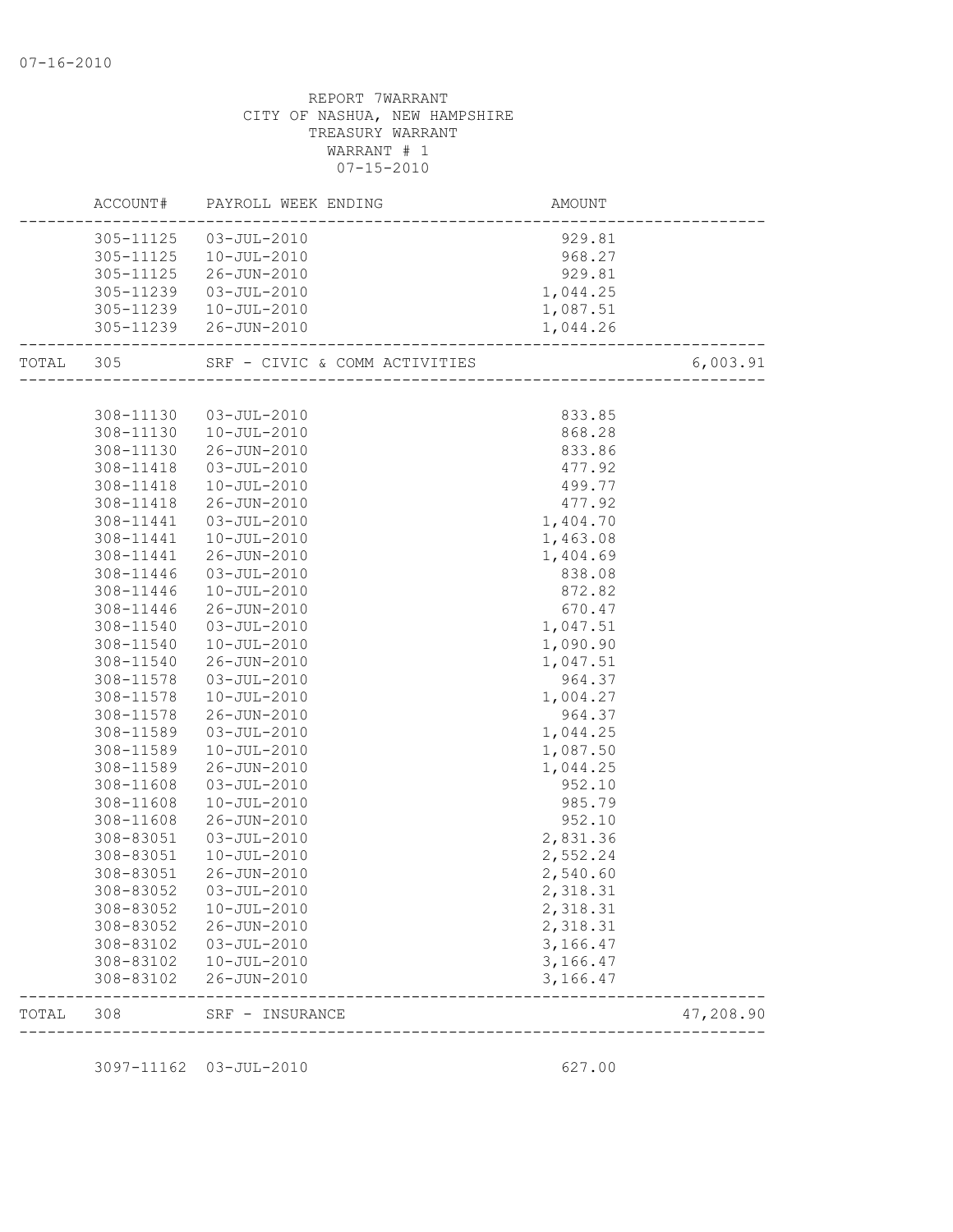REPORT 7WARRANT
CITY OF NASHUA, NEW HAMPSHIRE
TREASURY WARRANT
WARRANT # 1
07-15-2010

| | ACCOUNT# | PAYROLL WEEK ENDING | AMOUNT | |
|---|---|---|---|---|
| | 305-11125 | 03-JUL-2010 | 929.81 | |
| | 305-11125 | 10-JUL-2010 | 968.27 | |
| | 305-11125 | 26-JUN-2010 | 929.81 | |
| | 305-11239 | 03-JUL-2010 | 1,044.25 | |
| | 305-11239 | 10-JUL-2010 | 1,087.51 | |
| | 305-11239 | 26-JUN-2010 | 1,044.26 | |
| TOTAL | 305 | SRF - CIVIC & COMM ACTIVITIES | | 6,003.91 |
| | 308-11130 | 03-JUL-2010 | 833.85 | |
| | 308-11130 | 10-JUL-2010 | 868.28 | |
| | 308-11130 | 26-JUN-2010 | 833.86 | |
| | 308-11418 | 03-JUL-2010 | 477.92 | |
| | 308-11418 | 10-JUL-2010 | 499.77 | |
| | 308-11418 | 26-JUN-2010 | 477.92 | |
| | 308-11441 | 03-JUL-2010 | 1,404.70 | |
| | 308-11441 | 10-JUL-2010 | 1,463.08 | |
| | 308-11441 | 26-JUN-2010 | 1,404.69 | |
| | 308-11446 | 03-JUL-2010 | 838.08 | |
| | 308-11446 | 10-JUL-2010 | 872.82 | |
| | 308-11446 | 26-JUN-2010 | 670.47 | |
| | 308-11540 | 03-JUL-2010 | 1,047.51 | |
| | 308-11540 | 10-JUL-2010 | 1,090.90 | |
| | 308-11540 | 26-JUN-2010 | 1,047.51 | |
| | 308-11578 | 03-JUL-2010 | 964.37 | |
| | 308-11578 | 10-JUL-2010 | 1,004.27 | |
| | 308-11578 | 26-JUN-2010 | 964.37 | |
| | 308-11589 | 03-JUL-2010 | 1,044.25 | |
| | 308-11589 | 10-JUL-2010 | 1,087.50 | |
| | 308-11589 | 26-JUN-2010 | 1,044.25 | |
| | 308-11608 | 03-JUL-2010 | 952.10 | |
| | 308-11608 | 10-JUL-2010 | 985.79 | |
| | 308-11608 | 26-JUN-2010 | 952.10 | |
| | 308-83051 | 03-JUL-2010 | 2,831.36 | |
| | 308-83051 | 10-JUL-2010 | 2,552.24 | |
| | 308-83051 | 26-JUN-2010 | 2,540.60 | |
| | 308-83052 | 03-JUL-2010 | 2,318.31 | |
| | 308-83052 | 10-JUL-2010 | 2,318.31 | |
| | 308-83052 | 26-JUN-2010 | 2,318.31 | |
| | 308-83102 | 03-JUL-2010 | 3,166.47 | |
| | 308-83102 | 10-JUL-2010 | 3,166.47 | |
| | 308-83102 | 26-JUN-2010 | 3,166.47 | |
| TOTAL | 308 | SRF - INSURANCE | | 47,208.90 |
| | 3097-11162 | 03-JUL-2010 | 627.00 | |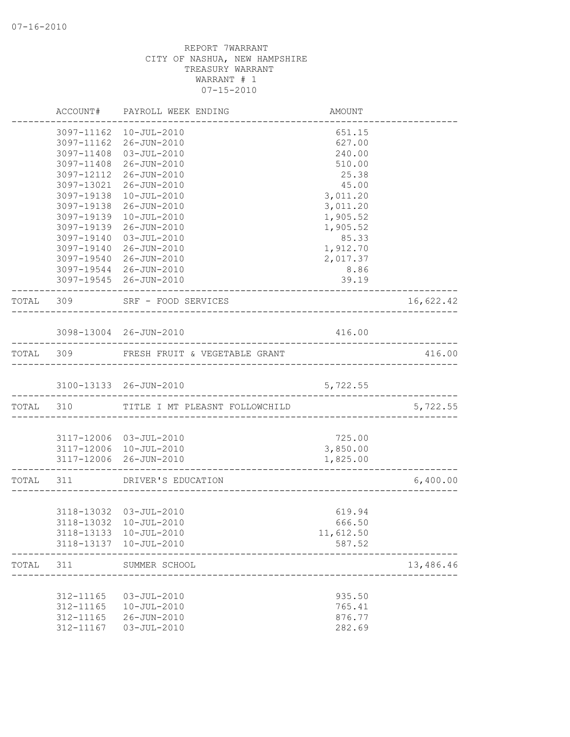07-16-2010

REPORT 7WARRANT
CITY OF NASHUA, NEW HAMPSHIRE
TREASURY WARRANT
WARRANT # 1
07-15-2010

| | ACCOUNT# | PAYROLL WEEK ENDING | AMOUNT | |
|---|---|---|---|---|
| | 3097-11162 | 10-JUL-2010 | 651.15 | |
| | 3097-11162 | 26-JUN-2010 | 627.00 | |
| | 3097-11408 | 03-JUL-2010 | 240.00 | |
| | 3097-11408 | 26-JUN-2010 | 510.00 | |
| | 3097-12112 | 26-JUN-2010 | 25.38 | |
| | 3097-13021 | 26-JUN-2010 | 45.00 | |
| | 3097-19138 | 10-JUL-2010 | 3,011.20 | |
| | 3097-19138 | 26-JUN-2010 | 3,011.20 | |
| | 3097-19139 | 10-JUL-2010 | 1,905.52 | |
| | 3097-19139 | 26-JUN-2010 | 1,905.52 | |
| | 3097-19140 | 03-JUL-2010 | 85.33 | |
| | 3097-19140 | 26-JUN-2010 | 1,912.70 | |
| | 3097-19540 | 26-JUN-2010 | 2,017.37 | |
| | 3097-19544 | 26-JUN-2010 | 8.86 | |
| | 3097-19545 | 26-JUN-2010 | 39.19 | |
| TOTAL | 309 | SRF - FOOD SERVICES | | 16,622.42 |
| | 3098-13004 | 26-JUN-2010 | 416.00 | |
| TOTAL | 309 | FRESH FRUIT & VEGETABLE GRANT | | 416.00 |
| | 3100-13133 | 26-JUN-2010 | 5,722.55 | |
| TOTAL | 310 | TITLE I MT PLEASNT FOLLOWCHILD | | 5,722.55 |
| | 3117-12006 | 03-JUL-2010 | 725.00 | |
| | 3117-12006 | 10-JUL-2010 | 3,850.00 | |
| | 3117-12006 | 26-JUN-2010 | 1,825.00 | |
| TOTAL | 311 | DRIVER'S EDUCATION | | 6,400.00 |
| | 3118-13032 | 03-JUL-2010 | 619.94 | |
| | 3118-13032 | 10-JUL-2010 | 666.50 | |
| | 3118-13133 | 10-JUL-2010 | 11,612.50 | |
| | 3118-13137 | 10-JUL-2010 | 587.52 | |
| TOTAL | 311 | SUMMER SCHOOL | | 13,486.46 |
| | 312-11165 | 03-JUL-2010 | 935.50 | |
| | 312-11165 | 10-JUL-2010 | 765.41 | |
| | 312-11165 | 26-JUN-2010 | 876.77 | |
| | 312-11167 | 03-JUL-2010 | 282.69 | |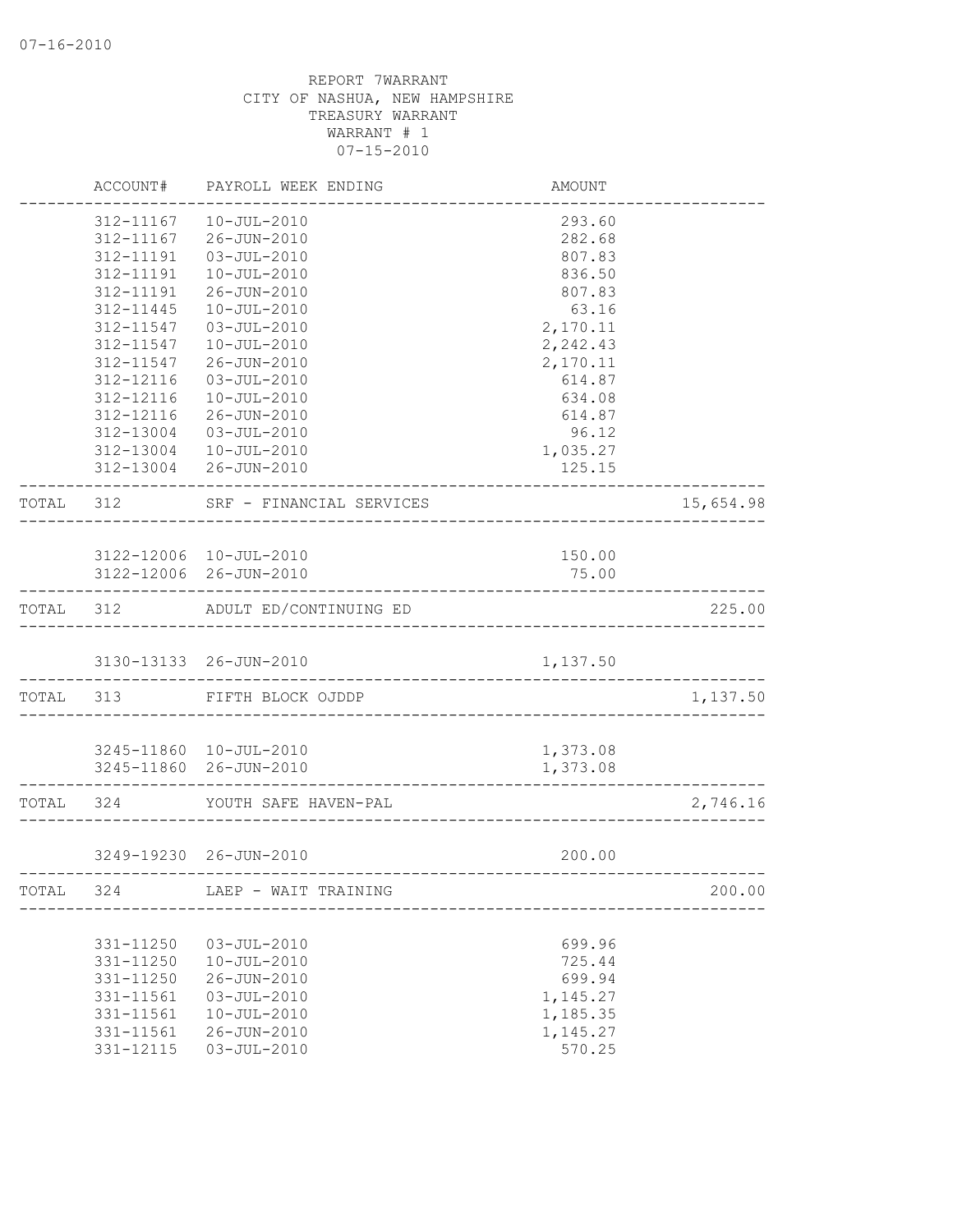07-16-2010

REPORT 7WARRANT
CITY OF NASHUA, NEW HAMPSHIRE
TREASURY WARRANT
WARRANT # 1
07-15-2010

| | ACCOUNT# | PAYROLL WEEK ENDING | AMOUNT | |
|---|---|---|---|---|
| | 312-11167 | 10-JUL-2010 | 293.60 | |
| | 312-11167 | 26-JUN-2010 | 282.68 | |
| | 312-11191 | 03-JUL-2010 | 807.83 | |
| | 312-11191 | 10-JUL-2010 | 836.50 | |
| | 312-11191 | 26-JUN-2010 | 807.83 | |
| | 312-11445 | 10-JUL-2010 | 63.16 | |
| | 312-11547 | 03-JUL-2010 | 2,170.11 | |
| | 312-11547 | 10-JUL-2010 | 2,242.43 | |
| | 312-11547 | 26-JUN-2010 | 2,170.11 | |
| | 312-12116 | 03-JUL-2010 | 614.87 | |
| | 312-12116 | 10-JUL-2010 | 634.08 | |
| | 312-12116 | 26-JUN-2010 | 614.87 | |
| | 312-13004 | 03-JUL-2010 | 96.12 | |
| | 312-13004 | 10-JUL-2010 | 1,035.27 | |
| | 312-13004 | 26-JUN-2010 | 125.15 | |
| TOTAL | 312 | SRF - FINANCIAL SERVICES | | 15,654.98 |
| | 3122-12006 | 10-JUL-2010 | 150.00 | |
| | 3122-12006 | 26-JUN-2010 | 75.00 | |
| TOTAL | 312 | ADULT ED/CONTINUING ED | | 225.00 |
| | 3130-13133 | 26-JUN-2010 | 1,137.50 | |
| TOTAL | 313 | FIFTH BLOCK OJDDP | | 1,137.50 |
| | 3245-11860 | 10-JUL-2010 | 1,373.08 | |
| | 3245-11860 | 26-JUN-2010 | 1,373.08 | |
| TOTAL | 324 | YOUTH SAFE HAVEN-PAL | | 2,746.16 |
| | 3249-19230 | 26-JUN-2010 | 200.00 | |
| TOTAL | 324 | LAEP - WAIT TRAINING | | 200.00 |
| | 331-11250 | 03-JUL-2010 | 699.96 | |
| | 331-11250 | 10-JUL-2010 | 725.44 | |
| | 331-11250 | 26-JUN-2010 | 699.94 | |
| | 331-11561 | 03-JUL-2010 | 1,145.27 | |
| | 331-11561 | 10-JUL-2010 | 1,185.35 | |
| | 331-11561 | 26-JUN-2010 | 1,145.27 | |
| | 331-12115 | 03-JUL-2010 | 570.25 | |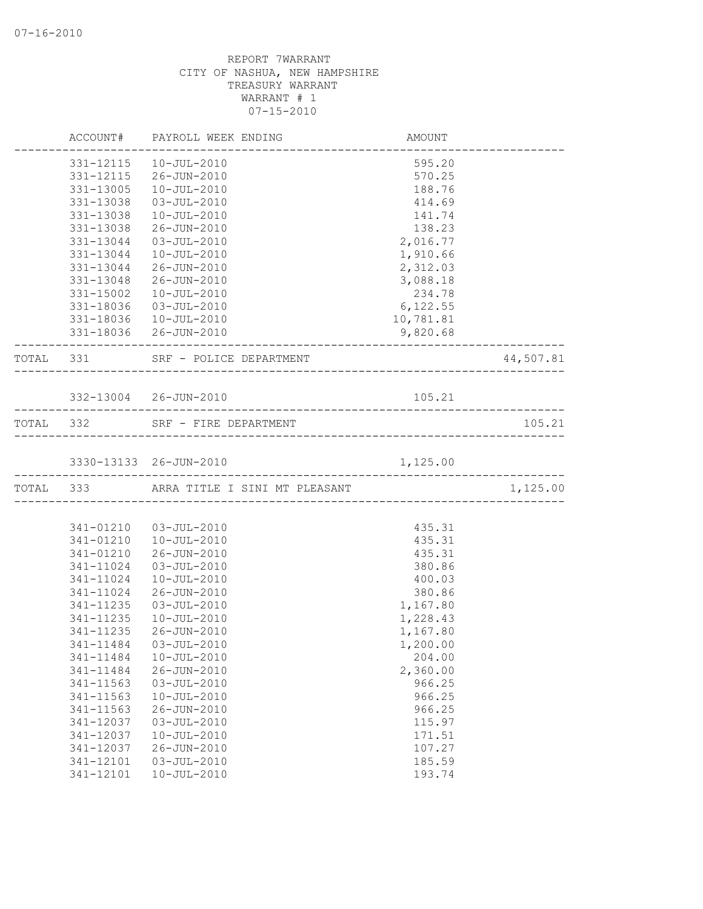REPORT 7WARRANT
CITY OF NASHUA, NEW HAMPSHIRE
TREASURY WARRANT
WARRANT # 1
07-15-2010

| | ACCOUNT# | PAYROLL WEEK ENDING | AMOUNT | |
|---|---|---|---|---|
| | 331-12115 | 10-JUL-2010 | 595.20 | |
| | 331-12115 | 26-JUN-2010 | 570.25 | |
| | 331-13005 | 10-JUL-2010 | 188.76 | |
| | 331-13038 | 03-JUL-2010 | 414.69 | |
| | 331-13038 | 10-JUL-2010 | 141.74 | |
| | 331-13038 | 26-JUN-2010 | 138.23 | |
| | 331-13044 | 03-JUL-2010 | 2,016.77 | |
| | 331-13044 | 10-JUL-2010 | 1,910.66 | |
| | 331-13044 | 26-JUN-2010 | 2,312.03 | |
| | 331-13048 | 26-JUN-2010 | 3,088.18 | |
| | 331-15002 | 10-JUL-2010 | 234.78 | |
| | 331-18036 | 03-JUL-2010 | 6,122.55 | |
| | 331-18036 | 10-JUL-2010 | 10,781.81 | |
| | 331-18036 | 26-JUN-2010 | 9,820.68 | |
| TOTAL | 331 | SRF - POLICE DEPARTMENT | | 44,507.81 |
| | 332-13004 | 26-JUN-2010 | 105.21 | |
| TOTAL | 332 | SRF - FIRE DEPARTMENT | | 105.21 |
| | 3330-13133 | 26-JUN-2010 | 1,125.00 | |
| TOTAL | 333 | ARRA TITLE I SINI MT PLEASANT | | 1,125.00 |
| | 341-01210 | 03-JUL-2010 | 435.31 | |
| | 341-01210 | 10-JUL-2010 | 435.31 | |
| | 341-01210 | 26-JUN-2010 | 435.31 | |
| | 341-11024 | 03-JUL-2010 | 380.86 | |
| | 341-11024 | 10-JUL-2010 | 400.03 | |
| | 341-11024 | 26-JUN-2010 | 380.86 | |
| | 341-11235 | 03-JUL-2010 | 1,167.80 | |
| | 341-11235 | 10-JUL-2010 | 1,228.43 | |
| | 341-11235 | 26-JUN-2010 | 1,167.80 | |
| | 341-11484 | 03-JUL-2010 | 1,200.00 | |
| | 341-11484 | 10-JUL-2010 | 204.00 | |
| | 341-11484 | 26-JUN-2010 | 2,360.00 | |
| | 341-11563 | 03-JUL-2010 | 966.25 | |
| | 341-11563 | 10-JUL-2010 | 966.25 | |
| | 341-11563 | 26-JUN-2010 | 966.25 | |
| | 341-12037 | 03-JUL-2010 | 115.97 | |
| | 341-12037 | 10-JUL-2010 | 171.51 | |
| | 341-12037 | 26-JUN-2010 | 107.27 | |
| | 341-12101 | 03-JUL-2010 | 185.59 | |
| | 341-12101 | 10-JUL-2010 | 193.74 | |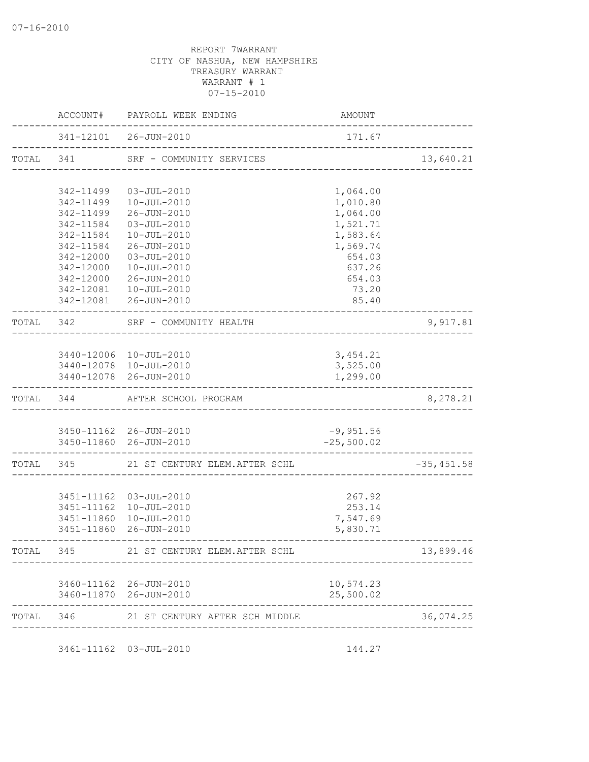07-16-2010

REPORT 7WARRANT
CITY OF NASHUA, NEW HAMPSHIRE
TREASURY WARRANT
WARRANT # 1
07-15-2010

| | ACCOUNT# | PAYROLL WEEK ENDING | AMOUNT | |
|---|---|---|---|---|
| | 341-12101 | 26-JUN-2010 | 171.67 | |
| TOTAL | 341 | SRF - COMMUNITY SERVICES | | 13,640.21 |
| | 342-11499 | 03-JUL-2010 | 1,064.00 | |
| | 342-11499 | 10-JUL-2010 | 1,010.80 | |
| | 342-11499 | 26-JUN-2010 | 1,064.00 | |
| | 342-11584 | 03-JUL-2010 | 1,521.71 | |
| | 342-11584 | 10-JUL-2010 | 1,583.64 | |
| | 342-11584 | 26-JUN-2010 | 1,569.74 | |
| | 342-12000 | 03-JUL-2010 | 654.03 | |
| | 342-12000 | 10-JUL-2010 | 637.26 | |
| | 342-12000 | 26-JUN-2010 | 654.03 | |
| | 342-12081 | 10-JUL-2010 | 73.20 | |
| | 342-12081 | 26-JUN-2010 | 85.40 | |
| TOTAL | 342 | SRF - COMMUNITY HEALTH | | 9,917.81 |
| | 3440-12006 | 10-JUL-2010 | 3,454.21 | |
| | 3440-12078 | 10-JUL-2010 | 3,525.00 | |
| | 3440-12078 | 26-JUN-2010 | 1,299.00 | |
| TOTAL | 344 | AFTER SCHOOL PROGRAM | | 8,278.21 |
| | 3450-11162 | 26-JUN-2010 | -9,951.56 | |
| | 3450-11860 | 26-JUN-2010 | -25,500.02 | |
| TOTAL | 345 | 21 ST CENTURY ELEM.AFTER SCHL | | -35,451.58 |
| | 3451-11162 | 03-JUL-2010 | 267.92 | |
| | 3451-11162 | 10-JUL-2010 | 253.14 | |
| | 3451-11860 | 10-JUL-2010 | 7,547.69 | |
| | 3451-11860 | 26-JUN-2010 | 5,830.71 | |
| TOTAL | 345 | 21 ST CENTURY ELEM.AFTER SCHL | | 13,899.46 |
| | 3460-11162 | 26-JUN-2010 | 10,574.23 | |
| | 3460-11870 | 26-JUN-2010 | 25,500.02 | |
| TOTAL | 346 | 21 ST CENTURY AFTER SCH MIDDLE | | 36,074.25 |
| | 3461-11162 | 03-JUL-2010 | 144.27 | |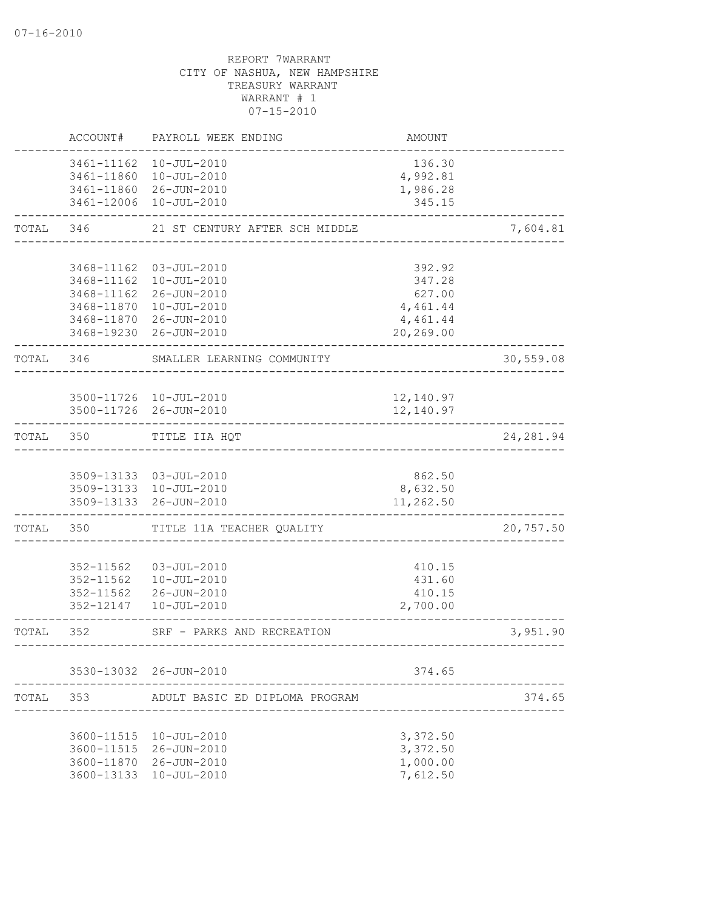07-16-2010

REPORT 7WARRANT
CITY OF NASHUA, NEW HAMPSHIRE
TREASURY WARRANT
WARRANT # 1
07-15-2010

| | ACCOUNT# | PAYROLL WEEK ENDING | AMOUNT | |
|---|---|---|---|---|
| | 3461-11162 | 10-JUL-2010 | 136.30 | |
| | 3461-11860 | 10-JUL-2010 | 4,992.81 | |
| | 3461-11860 | 26-JUN-2010 | 1,986.28 | |
| | 3461-12006 | 10-JUL-2010 | 345.15 | |
| TOTAL | 346 | 21 ST CENTURY AFTER SCH MIDDLE | | 7,604.81 |
| | 3468-11162 | 03-JUL-2010 | 392.92 | |
| | 3468-11162 | 10-JUL-2010 | 347.28 | |
| | 3468-11162 | 26-JUN-2010 | 627.00 | |
| | 3468-11870 | 10-JUL-2010 | 4,461.44 | |
| | 3468-11870 | 26-JUN-2010 | 4,461.44 | |
| | 3468-19230 | 26-JUN-2010 | 20,269.00 | |
| TOTAL | 346 | SMALLER LEARNING COMMUNITY | | 30,559.08 |
| | 3500-11726 | 10-JUL-2010 | 12,140.97 | |
| | 3500-11726 | 26-JUN-2010 | 12,140.97 | |
| TOTAL | 350 | TITLE IIA HQT | | 24,281.94 |
| | 3509-13133 | 03-JUL-2010 | 862.50 | |
| | 3509-13133 | 10-JUL-2010 | 8,632.50 | |
| | 3509-13133 | 26-JUN-2010 | 11,262.50 | |
| TOTAL | 350 | TITLE 11A TEACHER QUALITY | | 20,757.50 |
| | 352-11562 | 03-JUL-2010 | 410.15 | |
| | 352-11562 | 10-JUL-2010 | 431.60 | |
| | 352-11562 | 26-JUN-2010 | 410.15 | |
| | 352-12147 | 10-JUL-2010 | 2,700.00 | |
| TOTAL | 352 | SRF - PARKS AND RECREATION | | 3,951.90 |
| | 3530-13032 | 26-JUN-2010 | 374.65 | |
| TOTAL | 353 | ADULT BASIC ED DIPLOMA PROGRAM | | 374.65 |
| | 3600-11515 | 10-JUL-2010 | 3,372.50 | |
| | 3600-11515 | 26-JUN-2010 | 3,372.50 | |
| | 3600-11870 | 26-JUN-2010 | 1,000.00 | |
| | 3600-13133 | 10-JUL-2010 | 7,612.50 | |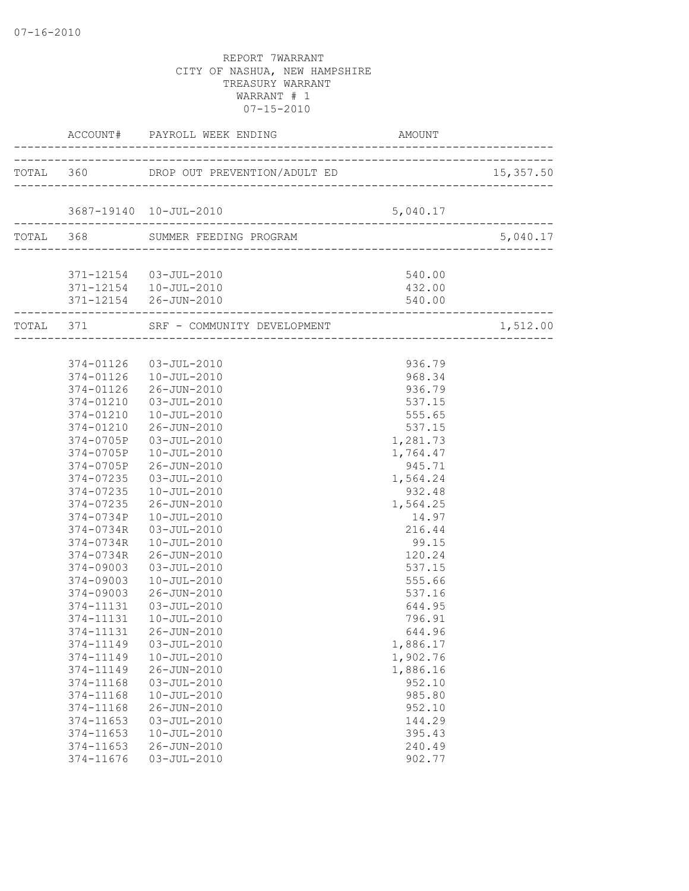REPORT 7WARRANT
CITY OF NASHUA, NEW HAMPSHIRE
TREASURY WARRANT
WARRANT # 1
07-15-2010

| | ACCOUNT# | PAYROLL WEEK ENDING | AMOUNT | |
|---|---|---|---|---|
| TOTAL | 360 | DROP OUT PREVENTION/ADULT ED | | 15,357.50 |
| | 3687-19140 | 10-JUL-2010 | 5,040.17 | |
| TOTAL | 368 | SUMMER FEEDING PROGRAM | | 5,040.17 |
| | 371-12154 | 03-JUL-2010 | 540.00 | |
| | 371-12154 | 10-JUL-2010 | 432.00 | |
| | 371-12154 | 26-JUN-2010 | 540.00 | |
| TOTAL | 371 | SRF - COMMUNITY DEVELOPMENT | | 1,512.00 |
| | 374-01126 | 03-JUL-2010 | 936.79 | |
| | 374-01126 | 10-JUL-2010 | 968.34 | |
| | 374-01126 | 26-JUN-2010 | 936.79 | |
| | 374-01210 | 03-JUL-2010 | 537.15 | |
| | 374-01210 | 10-JUL-2010 | 555.65 | |
| | 374-01210 | 26-JUN-2010 | 537.15 | |
| | 374-0705P | 03-JUL-2010 | 1,281.73 | |
| | 374-0705P | 10-JUL-2010 | 1,764.47 | |
| | 374-0705P | 26-JUN-2010 | 945.71 | |
| | 374-07235 | 03-JUL-2010 | 1,564.24 | |
| | 374-07235 | 10-JUL-2010 | 932.48 | |
| | 374-07235 | 26-JUN-2010 | 1,564.25 | |
| | 374-0734P | 10-JUL-2010 | 14.97 | |
| | 374-0734R | 03-JUL-2010 | 216.44 | |
| | 374-0734R | 10-JUL-2010 | 99.15 | |
| | 374-0734R | 26-JUN-2010 | 120.24 | |
| | 374-09003 | 03-JUL-2010 | 537.15 | |
| | 374-09003 | 10-JUL-2010 | 555.66 | |
| | 374-09003 | 26-JUN-2010 | 537.16 | |
| | 374-11131 | 03-JUL-2010 | 644.95 | |
| | 374-11131 | 10-JUL-2010 | 796.91 | |
| | 374-11131 | 26-JUN-2010 | 644.96 | |
| | 374-11149 | 03-JUL-2010 | 1,886.17 | |
| | 374-11149 | 10-JUL-2010 | 1,902.76 | |
| | 374-11149 | 26-JUN-2010 | 1,886.16 | |
| | 374-11168 | 03-JUL-2010 | 952.10 | |
| | 374-11168 | 10-JUL-2010 | 985.80 | |
| | 374-11168 | 26-JUN-2010 | 952.10 | |
| | 374-11653 | 03-JUL-2010 | 144.29 | |
| | 374-11653 | 10-JUL-2010 | 395.43 | |
| | 374-11653 | 26-JUN-2010 | 240.49 | |
| | 374-11676 | 03-JUL-2010 | 902.77 | |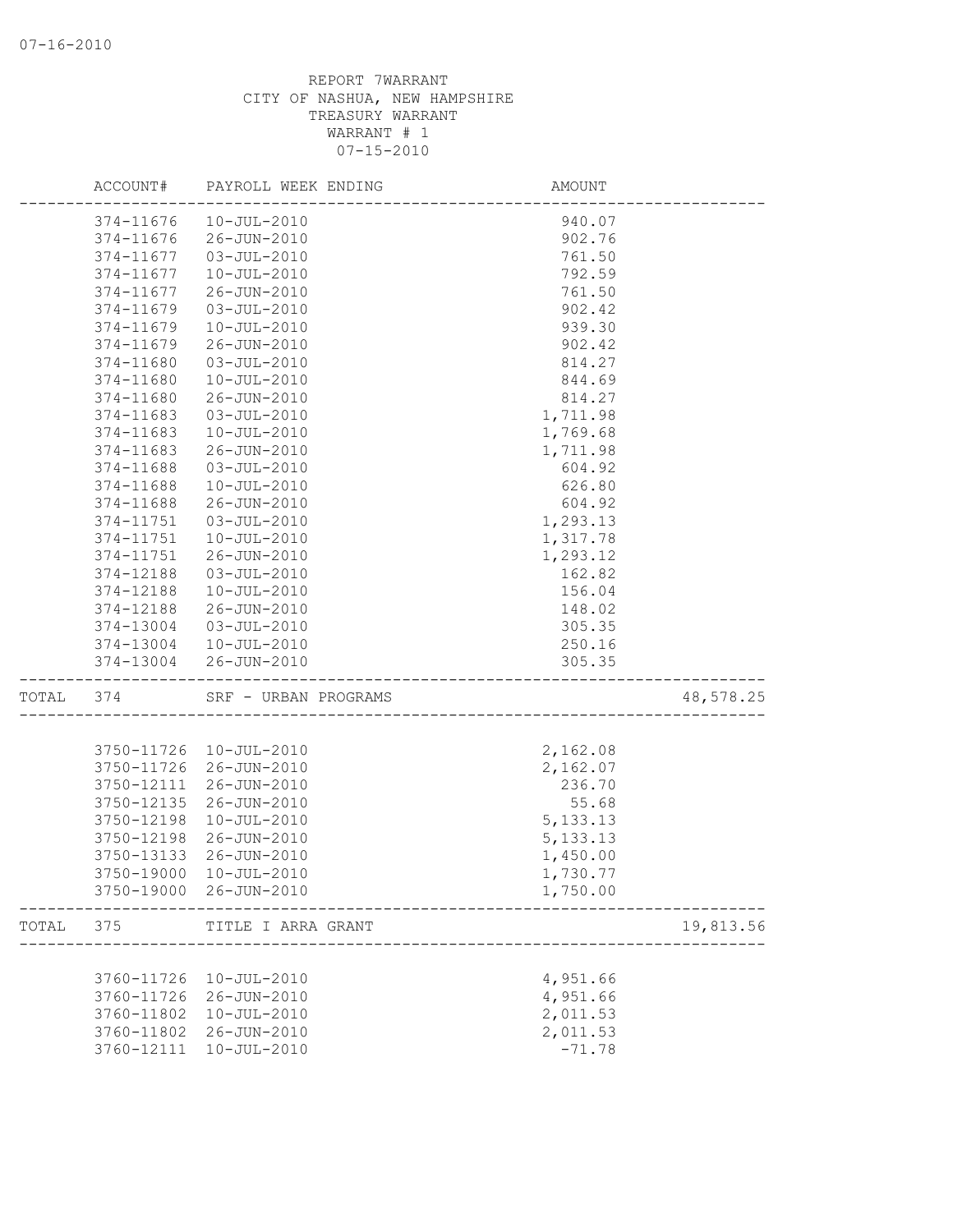REPORT 7WARRANT
CITY OF NASHUA, NEW HAMPSHIRE
TREASURY WARRANT
WARRANT # 1
07-15-2010

| | ACCOUNT# | PAYROLL WEEK ENDING | AMOUNT | |
|---|---|---|---|---|
| | 374-11676 | 10-JUL-2010 | 940.07 | |
| | 374-11676 | 26-JUN-2010 | 902.76 | |
| | 374-11677 | 03-JUL-2010 | 761.50 | |
| | 374-11677 | 10-JUL-2010 | 792.59 | |
| | 374-11677 | 26-JUN-2010 | 761.50 | |
| | 374-11679 | 03-JUL-2010 | 902.42 | |
| | 374-11679 | 10-JUL-2010 | 939.30 | |
| | 374-11679 | 26-JUN-2010 | 902.42 | |
| | 374-11680 | 03-JUL-2010 | 814.27 | |
| | 374-11680 | 10-JUL-2010 | 844.69 | |
| | 374-11680 | 26-JUN-2010 | 814.27 | |
| | 374-11683 | 03-JUL-2010 | 1,711.98 | |
| | 374-11683 | 10-JUL-2010 | 1,769.68 | |
| | 374-11683 | 26-JUN-2010 | 1,711.98 | |
| | 374-11688 | 03-JUL-2010 | 604.92 | |
| | 374-11688 | 10-JUL-2010 | 626.80 | |
| | 374-11688 | 26-JUN-2010 | 604.92 | |
| | 374-11751 | 03-JUL-2010 | 1,293.13 | |
| | 374-11751 | 10-JUL-2010 | 1,317.78 | |
| | 374-11751 | 26-JUN-2010 | 1,293.12 | |
| | 374-12188 | 03-JUL-2010 | 162.82 | |
| | 374-12188 | 10-JUL-2010 | 156.04 | |
| | 374-12188 | 26-JUN-2010 | 148.02 | |
| | 374-13004 | 03-JUL-2010 | 305.35 | |
| | 374-13004 | 10-JUL-2010 | 250.16 | |
| | 374-13004 | 26-JUN-2010 | 305.35 | |
| TOTAL | 374 | SRF - URBAN PROGRAMS | | 48,578.25 |
| | 3750-11726 | 10-JUL-2010 | 2,162.08 | |
| | 3750-11726 | 26-JUN-2010 | 2,162.07 | |
| | 3750-12111 | 26-JUN-2010 | 236.70 | |
| | 3750-12135 | 26-JUN-2010 | 55.68 | |
| | 3750-12198 | 10-JUL-2010 | 5,133.13 | |
| | 3750-12198 | 26-JUN-2010 | 5,133.13 | |
| | 3750-13133 | 26-JUN-2010 | 1,450.00 | |
| | 3750-19000 | 10-JUL-2010 | 1,730.77 | |
| | 3750-19000 | 26-JUN-2010 | 1,750.00 | |
| TOTAL | 375 | TITLE I ARRA GRANT | | 19,813.56 |
| | 3760-11726 | 10-JUL-2010 | 4,951.66 | |
| | 3760-11726 | 26-JUN-2010 | 4,951.66 | |
| | 3760-11802 | 10-JUL-2010 | 2,011.53 | |
| | 3760-11802 | 26-JUN-2010 | 2,011.53 | |
| | 3760-12111 | 10-JUL-2010 | -71.78 | |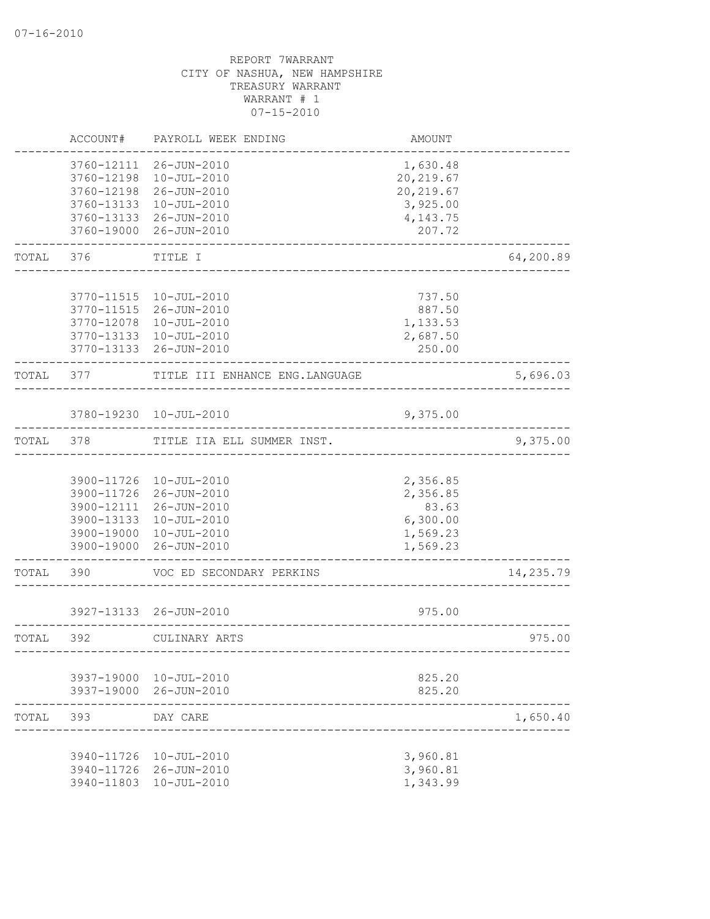REPORT 7WARRANT
CITY OF NASHUA, NEW HAMPSHIRE
TREASURY WARRANT
WARRANT # 1
07-15-2010

| | ACCOUNT# | PAYROLL WEEK ENDING | AMOUNT | |
|---|---|---|---|---|
| | 3760-12111 | 26-JUN-2010 | 1,630.48 | |
| | 3760-12198 | 10-JUL-2010 | 20,219.67 | |
| | 3760-12198 | 26-JUN-2010 | 20,219.67 | |
| | 3760-13133 | 10-JUL-2010 | 3,925.00 | |
| | 3760-13133 | 26-JUN-2010 | 4,143.75 | |
| | 3760-19000 | 26-JUN-2010 | 207.72 | |
| TOTAL | 376 | TITLE I | | 64,200.89 |
| | 3770-11515 | 10-JUL-2010 | 737.50 | |
| | 3770-11515 | 26-JUN-2010 | 887.50 | |
| | 3770-12078 | 10-JUL-2010 | 1,133.53 | |
| | 3770-13133 | 10-JUL-2010 | 2,687.50 | |
| | 3770-13133 | 26-JUN-2010 | 250.00 | |
| TOTAL | 377 | TITLE III ENHANCE ENG.LANGUAGE | | 5,696.03 |
| | 3780-19230 | 10-JUL-2010 | 9,375.00 | |
| TOTAL | 378 | TITLE IIA ELL SUMMER INST. | | 9,375.00 |
| | 3900-11726 | 10-JUL-2010 | 2,356.85 | |
| | 3900-11726 | 26-JUN-2010 | 2,356.85 | |
| | 3900-12111 | 26-JUN-2010 | 83.63 | |
| | 3900-13133 | 10-JUL-2010 | 6,300.00 | |
| | 3900-19000 | 10-JUL-2010 | 1,569.23 | |
| | 3900-19000 | 26-JUN-2010 | 1,569.23 | |
| TOTAL | 390 | VOC ED SECONDARY PERKINS | | 14,235.79 |
| | 3927-13133 | 26-JUN-2010 | 975.00 | |
| TOTAL | 392 | CULINARY ARTS | | 975.00 |
| | 3937-19000 | 10-JUL-2010 | 825.20 | |
| | 3937-19000 | 26-JUN-2010 | 825.20 | |
| TOTAL | 393 | DAY CARE | | 1,650.40 |
| | 3940-11726 | 10-JUL-2010 | 3,960.81 | |
| | 3940-11726 | 26-JUN-2010 | 3,960.81 | |
| | 3940-11803 | 10-JUL-2010 | 1,343.99 | |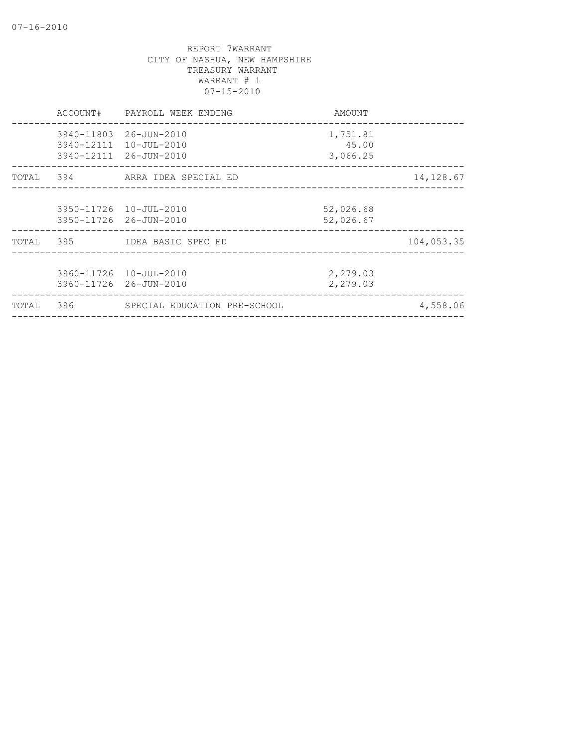REPORT 7WARRANT
CITY OF NASHUA, NEW HAMPSHIRE
TREASURY WARRANT
WARRANT # 1
07-15-2010

| | ACCOUNT# | PAYROLL WEEK ENDING | AMOUNT | |
|---|---|---|---|---|
| | 3940-11803 | 26-JUN-2010 | 1,751.81 | |
| | 3940-12111 | 10-JUL-2010 | 45.00 | |
| | 3940-12111 | 26-JUN-2010 | 3,066.25 | |
| TOTAL | 394 | ARRA IDEA SPECIAL ED | | 14,128.67 |
| | 3950-11726 | 10-JUL-2010 | 52,026.68 | |
| | 3950-11726 | 26-JUN-2010 | 52,026.67 | |
| TOTAL | 395 | IDEA BASIC SPEC ED | | 104,053.35 |
| | 3960-11726 | 10-JUL-2010 | 2,279.03 | |
| | 3960-11726 | 26-JUN-2010 | 2,279.03 | |
| TOTAL | 396 | SPECIAL EDUCATION PRE-SCHOOL | | 4,558.06 |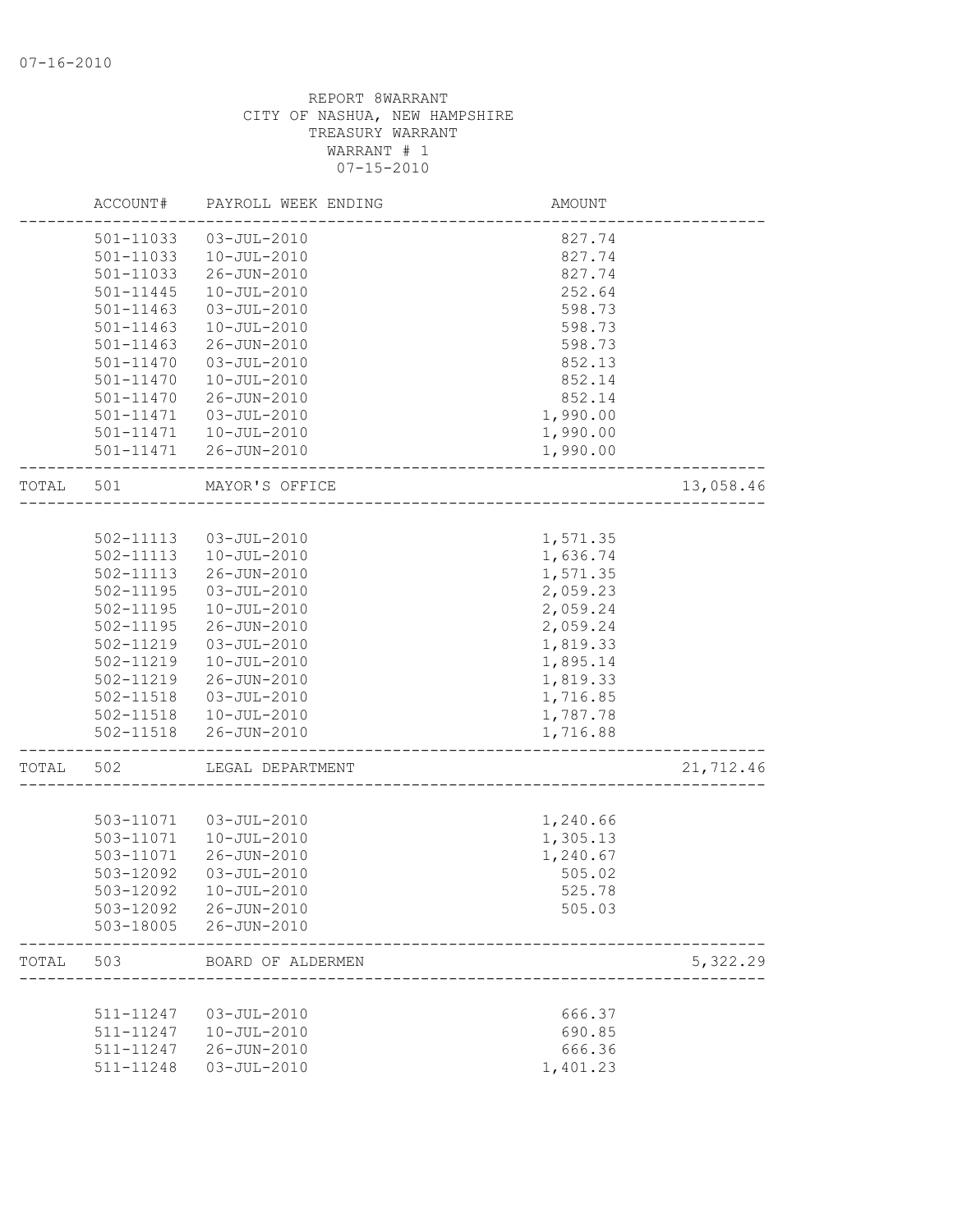07-16-2010

REPORT 8WARRANT
CITY OF NASHUA, NEW HAMPSHIRE
TREASURY WARRANT
WARRANT # 1
07-15-2010

| | ACCOUNT# | PAYROLL WEEK ENDING | AMOUNT | |
|---|---|---|---|---|
| | 501-11033 | 03-JUL-2010 | 827.74 | |
| | 501-11033 | 10-JUL-2010 | 827.74 | |
| | 501-11033 | 26-JUN-2010 | 827.74 | |
| | 501-11445 | 10-JUL-2010 | 252.64 | |
| | 501-11463 | 03-JUL-2010 | 598.73 | |
| | 501-11463 | 10-JUL-2010 | 598.73 | |
| | 501-11463 | 26-JUN-2010 | 598.73 | |
| | 501-11470 | 03-JUL-2010 | 852.13 | |
| | 501-11470 | 10-JUL-2010 | 852.14 | |
| | 501-11470 | 26-JUN-2010 | 852.14 | |
| | 501-11471 | 03-JUL-2010 | 1,990.00 | |
| | 501-11471 | 10-JUL-2010 | 1,990.00 | |
| | 501-11471 | 26-JUN-2010 | 1,990.00 | |
| TOTAL | 501 | MAYOR'S OFFICE | | 13,058.46 |
| | 502-11113 | 03-JUL-2010 | 1,571.35 | |
| | 502-11113 | 10-JUL-2010 | 1,636.74 | |
| | 502-11113 | 26-JUN-2010 | 1,571.35 | |
| | 502-11195 | 03-JUL-2010 | 2,059.23 | |
| | 502-11195 | 10-JUL-2010 | 2,059.24 | |
| | 502-11195 | 26-JUN-2010 | 2,059.24 | |
| | 502-11219 | 03-JUL-2010 | 1,819.33 | |
| | 502-11219 | 10-JUL-2010 | 1,895.14 | |
| | 502-11219 | 26-JUN-2010 | 1,819.33 | |
| | 502-11518 | 03-JUL-2010 | 1,716.85 | |
| | 502-11518 | 10-JUL-2010 | 1,787.78 | |
| | 502-11518 | 26-JUN-2010 | 1,716.88 | |
| TOTAL | 502 | LEGAL DEPARTMENT | | 21,712.46 |
| | 503-11071 | 03-JUL-2010 | 1,240.66 | |
| | 503-11071 | 10-JUL-2010 | 1,305.13 | |
| | 503-11071 | 26-JUN-2010 | 1,240.67 | |
| | 503-12092 | 03-JUL-2010 | 505.02 | |
| | 503-12092 | 10-JUL-2010 | 525.78 | |
| | 503-12092 | 26-JUN-2010 | 505.03 | |
| | 503-18005 | 26-JUN-2010 | | |
| TOTAL | 503 | BOARD OF ALDERMEN | | 5,322.29 |
| | 511-11247 | 03-JUL-2010 | 666.37 | |
| | 511-11247 | 10-JUL-2010 | 690.85 | |
| | 511-11247 | 26-JUN-2010 | 666.36 | |
| | 511-11248 | 03-JUL-2010 | 1,401.23 | |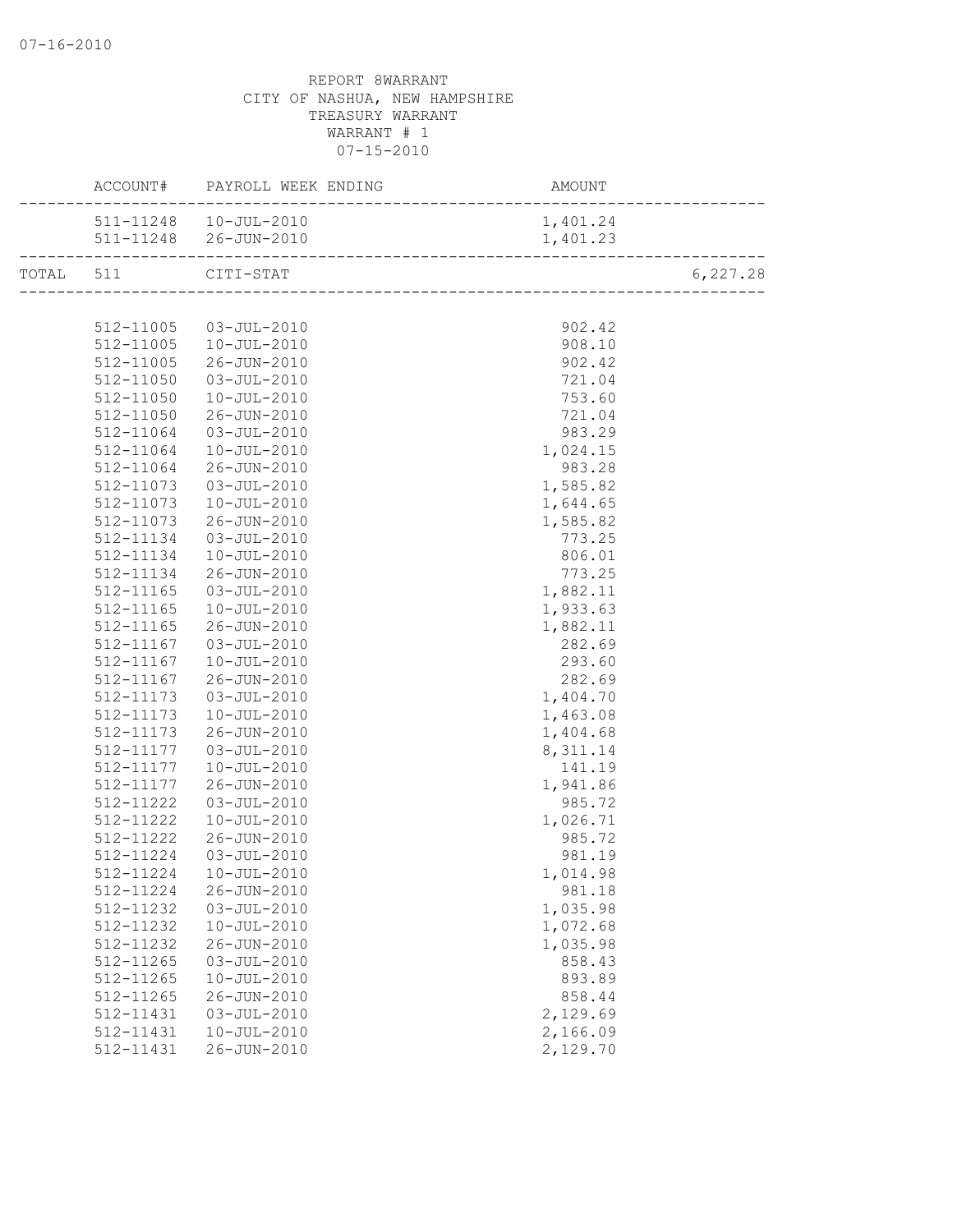07-16-2010

REPORT 8WARRANT
CITY OF NASHUA, NEW HAMPSHIRE
TREASURY WARRANT
WARRANT # 1
07-15-2010

| ACCOUNT# | PAYROLL WEEK ENDING | AMOUNT | |
|---|---|---|---|
| 511-11248 | 10-JUL-2010 | 1,401.24 | |
| 511-11248 | 26-JUN-2010 | 1,401.23 | |
| TOTAL 511 | CITI-STAT | | 6,227.28 |
| 512-11005 | 03-JUL-2010 | 902.42 | |
| 512-11005 | 10-JUL-2010 | 908.10 | |
| 512-11005 | 26-JUN-2010 | 902.42 | |
| 512-11050 | 03-JUL-2010 | 721.04 | |
| 512-11050 | 10-JUL-2010 | 753.60 | |
| 512-11050 | 26-JUN-2010 | 721.04 | |
| 512-11064 | 03-JUL-2010 | 983.29 | |
| 512-11064 | 10-JUL-2010 | 1,024.15 | |
| 512-11064 | 26-JUN-2010 | 983.28 | |
| 512-11073 | 03-JUL-2010 | 1,585.82 | |
| 512-11073 | 10-JUL-2010 | 1,644.65 | |
| 512-11073 | 26-JUN-2010 | 1,585.82 | |
| 512-11134 | 03-JUL-2010 | 773.25 | |
| 512-11134 | 10-JUL-2010 | 806.01 | |
| 512-11134 | 26-JUN-2010 | 773.25 | |
| 512-11165 | 03-JUL-2010 | 1,882.11 | |
| 512-11165 | 10-JUL-2010 | 1,933.63 | |
| 512-11165 | 26-JUN-2010 | 1,882.11 | |
| 512-11167 | 03-JUL-2010 | 282.69 | |
| 512-11167 | 10-JUL-2010 | 293.60 | |
| 512-11167 | 26-JUN-2010 | 282.69 | |
| 512-11173 | 03-JUL-2010 | 1,404.70 | |
| 512-11173 | 10-JUL-2010 | 1,463.08 | |
| 512-11173 | 26-JUN-2010 | 1,404.68 | |
| 512-11177 | 03-JUL-2010 | 8,311.14 | |
| 512-11177 | 10-JUL-2010 | 141.19 | |
| 512-11177 | 26-JUN-2010 | 1,941.86 | |
| 512-11222 | 03-JUL-2010 | 985.72 | |
| 512-11222 | 10-JUL-2010 | 1,026.71 | |
| 512-11222 | 26-JUN-2010 | 985.72 | |
| 512-11224 | 03-JUL-2010 | 981.19 | |
| 512-11224 | 10-JUL-2010 | 1,014.98 | |
| 512-11224 | 26-JUN-2010 | 981.18 | |
| 512-11232 | 03-JUL-2010 | 1,035.98 | |
| 512-11232 | 10-JUL-2010 | 1,072.68 | |
| 512-11232 | 26-JUN-2010 | 1,035.98 | |
| 512-11265 | 03-JUL-2010 | 858.43 | |
| 512-11265 | 10-JUL-2010 | 893.89 | |
| 512-11265 | 26-JUN-2010 | 858.44 | |
| 512-11431 | 03-JUL-2010 | 2,129.69 | |
| 512-11431 | 10-JUL-2010 | 2,166.09 | |
| 512-11431 | 26-JUN-2010 | 2,129.70 | |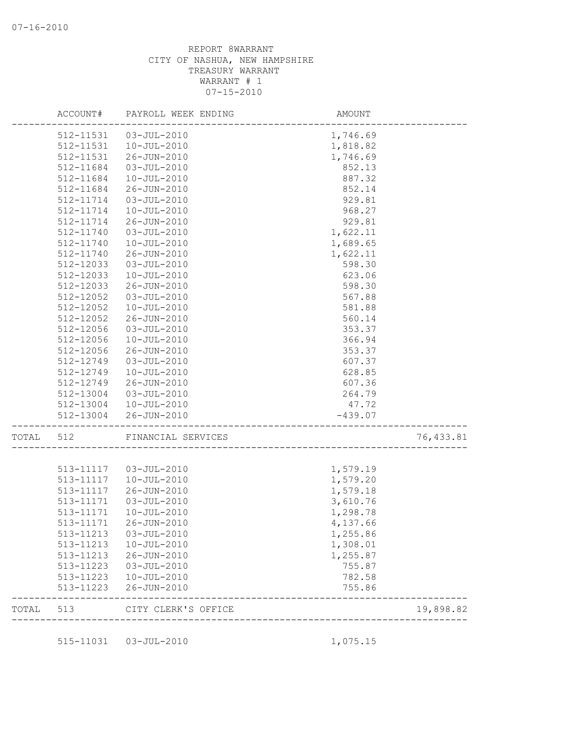REPORT 8WARRANT
CITY OF NASHUA, NEW HAMPSHIRE
TREASURY WARRANT
WARRANT # 1
07-15-2010

| | ACCOUNT# | PAYROLL WEEK ENDING | AMOUNT | |
|---|---|---|---|---|
| | 512-11531 | 03-JUL-2010 | 1,746.69 | |
| | 512-11531 | 10-JUL-2010 | 1,818.82 | |
| | 512-11531 | 26-JUN-2010 | 1,746.69 | |
| | 512-11684 | 03-JUL-2010 | 852.13 | |
| | 512-11684 | 10-JUL-2010 | 887.32 | |
| | 512-11684 | 26-JUN-2010 | 852.14 | |
| | 512-11714 | 03-JUL-2010 | 929.81 | |
| | 512-11714 | 10-JUL-2010 | 968.27 | |
| | 512-11714 | 26-JUN-2010 | 929.81 | |
| | 512-11740 | 03-JUL-2010 | 1,622.11 | |
| | 512-11740 | 10-JUL-2010 | 1,689.65 | |
| | 512-11740 | 26-JUN-2010 | 1,622.11 | |
| | 512-12033 | 03-JUL-2010 | 598.30 | |
| | 512-12033 | 10-JUL-2010 | 623.06 | |
| | 512-12033 | 26-JUN-2010 | 598.30 | |
| | 512-12052 | 03-JUL-2010 | 567.88 | |
| | 512-12052 | 10-JUL-2010 | 581.88 | |
| | 512-12052 | 26-JUN-2010 | 560.14 | |
| | 512-12056 | 03-JUL-2010 | 353.37 | |
| | 512-12056 | 10-JUL-2010 | 366.94 | |
| | 512-12056 | 26-JUN-2010 | 353.37 | |
| | 512-12749 | 03-JUL-2010 | 607.37 | |
| | 512-12749 | 10-JUL-2010 | 628.85 | |
| | 512-12749 | 26-JUN-2010 | 607.36 | |
| | 512-13004 | 03-JUL-2010 | 264.79 | |
| | 512-13004 | 10-JUL-2010 | 47.72 | |
| | 512-13004 | 26-JUN-2010 | -439.07 | |
| TOTAL | 512 | FINANCIAL SERVICES | | 76,433.81 |
| | 513-11117 | 03-JUL-2010 | 1,579.19 | |
| | 513-11117 | 10-JUL-2010 | 1,579.20 | |
| | 513-11117 | 26-JUN-2010 | 1,579.18 | |
| | 513-11171 | 03-JUL-2010 | 3,610.76 | |
| | 513-11171 | 10-JUL-2010 | 1,298.78 | |
| | 513-11171 | 26-JUN-2010 | 4,137.66 | |
| | 513-11213 | 03-JUL-2010 | 1,255.86 | |
| | 513-11213 | 10-JUL-2010 | 1,308.01 | |
| | 513-11213 | 26-JUN-2010 | 1,255.87 | |
| | 513-11223 | 03-JUL-2010 | 755.87 | |
| | 513-11223 | 10-JUL-2010 | 782.58 | |
| | 513-11223 | 26-JUN-2010 | 755.86 | |
| TOTAL | 513 | CITY CLERK'S OFFICE | | 19,898.82 |
| | 515-11031 | 03-JUL-2010 | 1,075.15 | |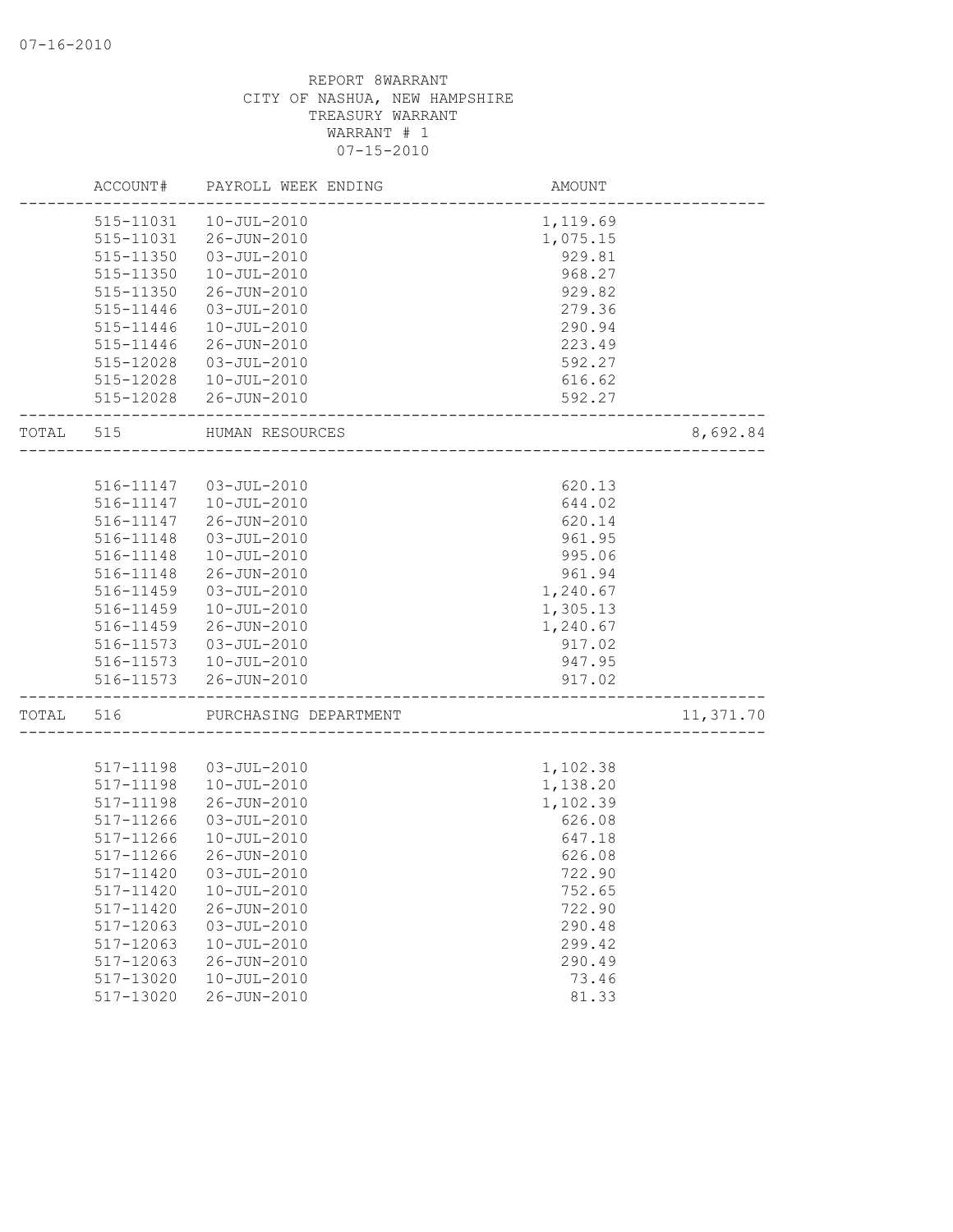07-16-2010

REPORT 8WARRANT
CITY OF NASHUA, NEW HAMPSHIRE
TREASURY WARRANT
WARRANT # 1
07-15-2010

| | ACCOUNT# | PAYROLL WEEK ENDING | AMOUNT | |
|---|---|---|---|---|
| | 515-11031 | 10-JUL-2010 | 1,119.69 | |
| | 515-11031 | 26-JUN-2010 | 1,075.15 | |
| | 515-11350 | 03-JUL-2010 | 929.81 | |
| | 515-11350 | 10-JUL-2010 | 968.27 | |
| | 515-11350 | 26-JUN-2010 | 929.82 | |
| | 515-11446 | 03-JUL-2010 | 279.36 | |
| | 515-11446 | 10-JUL-2010 | 290.94 | |
| | 515-11446 | 26-JUN-2010 | 223.49 | |
| | 515-12028 | 03-JUL-2010 | 592.27 | |
| | 515-12028 | 10-JUL-2010 | 616.62 | |
| | 515-12028 | 26-JUN-2010 | 592.27 | |
| TOTAL | 515 | HUMAN RESOURCES | | 8,692.84 |
| | 516-11147 | 03-JUL-2010 | 620.13 | |
| | 516-11147 | 10-JUL-2010 | 644.02 | |
| | 516-11147 | 26-JUN-2010 | 620.14 | |
| | 516-11148 | 03-JUL-2010 | 961.95 | |
| | 516-11148 | 10-JUL-2010 | 995.06 | |
| | 516-11148 | 26-JUN-2010 | 961.94 | |
| | 516-11459 | 03-JUL-2010 | 1,240.67 | |
| | 516-11459 | 10-JUL-2010 | 1,305.13 | |
| | 516-11459 | 26-JUN-2010 | 1,240.67 | |
| | 516-11573 | 03-JUL-2010 | 917.02 | |
| | 516-11573 | 10-JUL-2010 | 947.95 | |
| | 516-11573 | 26-JUN-2010 | 917.02 | |
| TOTAL | 516 | PURCHASING DEPARTMENT | | 11,371.70 |
| | 517-11198 | 03-JUL-2010 | 1,102.38 | |
| | 517-11198 | 10-JUL-2010 | 1,138.20 | |
| | 517-11198 | 26-JUN-2010 | 1,102.39 | |
| | 517-11266 | 03-JUL-2010 | 626.08 | |
| | 517-11266 | 10-JUL-2010 | 647.18 | |
| | 517-11266 | 26-JUN-2010 | 626.08 | |
| | 517-11420 | 03-JUL-2010 | 722.90 | |
| | 517-11420 | 10-JUL-2010 | 752.65 | |
| | 517-11420 | 26-JUN-2010 | 722.90 | |
| | 517-12063 | 03-JUL-2010 | 290.48 | |
| | 517-12063 | 10-JUL-2010 | 299.42 | |
| | 517-12063 | 26-JUN-2010 | 290.49 | |
| | 517-13020 | 10-JUL-2010 | 73.46 | |
| | 517-13020 | 26-JUN-2010 | 81.33 | |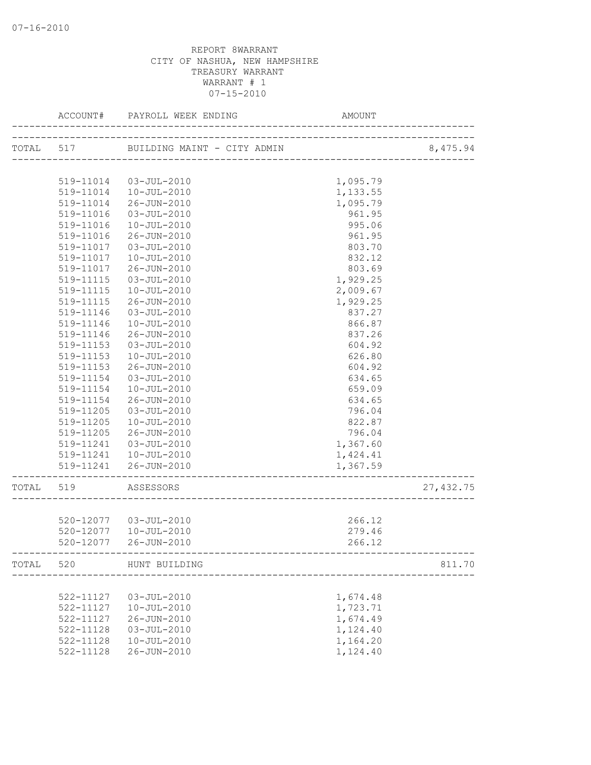07-16-2010

REPORT 8WARRANT
CITY OF NASHUA, NEW HAMPSHIRE
TREASURY WARRANT
WARRANT # 1
07-15-2010

| | ACCOUNT# | PAYROLL WEEK ENDING | AMOUNT | |
|---|---|---|---|---|
| TOTAL | 517 | BUILDING MAINT - CITY ADMIN | | 8,475.94 |
| | 519-11014 | 03-JUL-2010 | 1,095.79 | |
| | 519-11014 | 10-JUL-2010 | 1,133.55 | |
| | 519-11014 | 26-JUN-2010 | 1,095.79 | |
| | 519-11016 | 03-JUL-2010 | 961.95 | |
| | 519-11016 | 10-JUL-2010 | 995.06 | |
| | 519-11016 | 26-JUN-2010 | 961.95 | |
| | 519-11017 | 03-JUL-2010 | 803.70 | |
| | 519-11017 | 10-JUL-2010 | 832.12 | |
| | 519-11017 | 26-JUN-2010 | 803.69 | |
| | 519-11115 | 03-JUL-2010 | 1,929.25 | |
| | 519-11115 | 10-JUL-2010 | 2,009.67 | |
| | 519-11115 | 26-JUN-2010 | 1,929.25 | |
| | 519-11146 | 03-JUL-2010 | 837.27 | |
| | 519-11146 | 10-JUL-2010 | 866.87 | |
| | 519-11146 | 26-JUN-2010 | 837.26 | |
| | 519-11153 | 03-JUL-2010 | 604.92 | |
| | 519-11153 | 10-JUL-2010 | 626.80 | |
| | 519-11153 | 26-JUN-2010 | 604.92 | |
| | 519-11154 | 03-JUL-2010 | 634.65 | |
| | 519-11154 | 10-JUL-2010 | 659.09 | |
| | 519-11154 | 26-JUN-2010 | 634.65 | |
| | 519-11205 | 03-JUL-2010 | 796.04 | |
| | 519-11205 | 10-JUL-2010 | 822.87 | |
| | 519-11205 | 26-JUN-2010 | 796.04 | |
| | 519-11241 | 03-JUL-2010 | 1,367.60 | |
| | 519-11241 | 10-JUL-2010 | 1,424.41 | |
| | 519-11241 | 26-JUN-2010 | 1,367.59 | |
| TOTAL | 519 | ASSESSORS | | 27,432.75 |
| | 520-12077 | 03-JUL-2010 | 266.12 | |
| | 520-12077 | 10-JUL-2010 | 279.46 | |
| | 520-12077 | 26-JUN-2010 | 266.12 | |
| TOTAL | 520 | HUNT BUILDING | | 811.70 |
| | 522-11127 | 03-JUL-2010 | 1,674.48 | |
| | 522-11127 | 10-JUL-2010 | 1,723.71 | |
| | 522-11127 | 26-JUN-2010 | 1,674.49 | |
| | 522-11128 | 03-JUL-2010 | 1,124.40 | |
| | 522-11128 | 10-JUL-2010 | 1,164.20 | |
| | 522-11128 | 26-JUN-2010 | 1,124.40 | |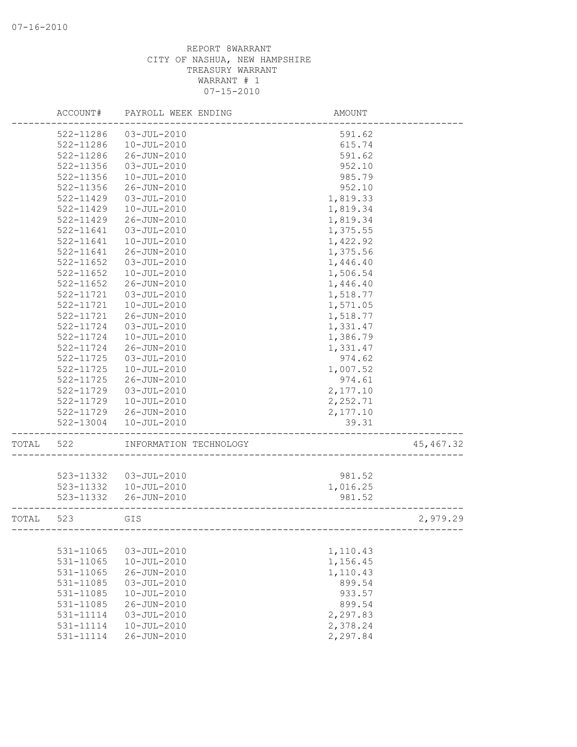REPORT 8WARRANT
CITY OF NASHUA, NEW HAMPSHIRE
TREASURY WARRANT
WARRANT # 1
07-15-2010

| | ACCOUNT# | PAYROLL WEEK ENDING | AMOUNT | |
|---|---|---|---|---|
| | 522-11286 | 03-JUL-2010 | 591.62 | |
| | 522-11286 | 10-JUL-2010 | 615.74 | |
| | 522-11286 | 26-JUN-2010 | 591.62 | |
| | 522-11356 | 03-JUL-2010 | 952.10 | |
| | 522-11356 | 10-JUL-2010 | 985.79 | |
| | 522-11356 | 26-JUN-2010 | 952.10 | |
| | 522-11429 | 03-JUL-2010 | 1,819.33 | |
| | 522-11429 | 10-JUL-2010 | 1,819.34 | |
| | 522-11429 | 26-JUN-2010 | 1,819.34 | |
| | 522-11641 | 03-JUL-2010 | 1,375.55 | |
| | 522-11641 | 10-JUL-2010 | 1,422.92 | |
| | 522-11641 | 26-JUN-2010 | 1,375.56 | |
| | 522-11652 | 03-JUL-2010 | 1,446.40 | |
| | 522-11652 | 10-JUL-2010 | 1,506.54 | |
| | 522-11652 | 26-JUN-2010 | 1,446.40 | |
| | 522-11721 | 03-JUL-2010 | 1,518.77 | |
| | 522-11721 | 10-JUL-2010 | 1,571.05 | |
| | 522-11721 | 26-JUN-2010 | 1,518.77 | |
| | 522-11724 | 03-JUL-2010 | 1,331.47 | |
| | 522-11724 | 10-JUL-2010 | 1,386.79 | |
| | 522-11724 | 26-JUN-2010 | 1,331.47 | |
| | 522-11725 | 03-JUL-2010 | 974.62 | |
| | 522-11725 | 10-JUL-2010 | 1,007.52 | |
| | 522-11725 | 26-JUN-2010 | 974.61 | |
| | 522-11729 | 03-JUL-2010 | 2,177.10 | |
| | 522-11729 | 10-JUL-2010 | 2,252.71 | |
| | 522-11729 | 26-JUN-2010 | 2,177.10 | |
| | 522-13004 | 10-JUL-2010 | 39.31 | |
| TOTAL | 522 | INFORMATION TECHNOLOGY | | 45,467.32 |
| | 523-11332 | 03-JUL-2010 | 981.52 | |
| | 523-11332 | 10-JUL-2010 | 1,016.25 | |
| | 523-11332 | 26-JUN-2010 | 981.52 | |
| TOTAL | 523 | GIS | | 2,979.29 |
| | 531-11065 | 03-JUL-2010 | 1,110.43 | |
| | 531-11065 | 10-JUL-2010 | 1,156.45 | |
| | 531-11065 | 26-JUN-2010 | 1,110.43 | |
| | 531-11085 | 03-JUL-2010 | 899.54 | |
| | 531-11085 | 10-JUL-2010 | 933.57 | |
| | 531-11085 | 26-JUN-2010 | 899.54 | |
| | 531-11114 | 03-JUL-2010 | 2,297.83 | |
| | 531-11114 | 10-JUL-2010 | 2,378.24 | |
| | 531-11114 | 26-JUN-2010 | 2,297.84 | |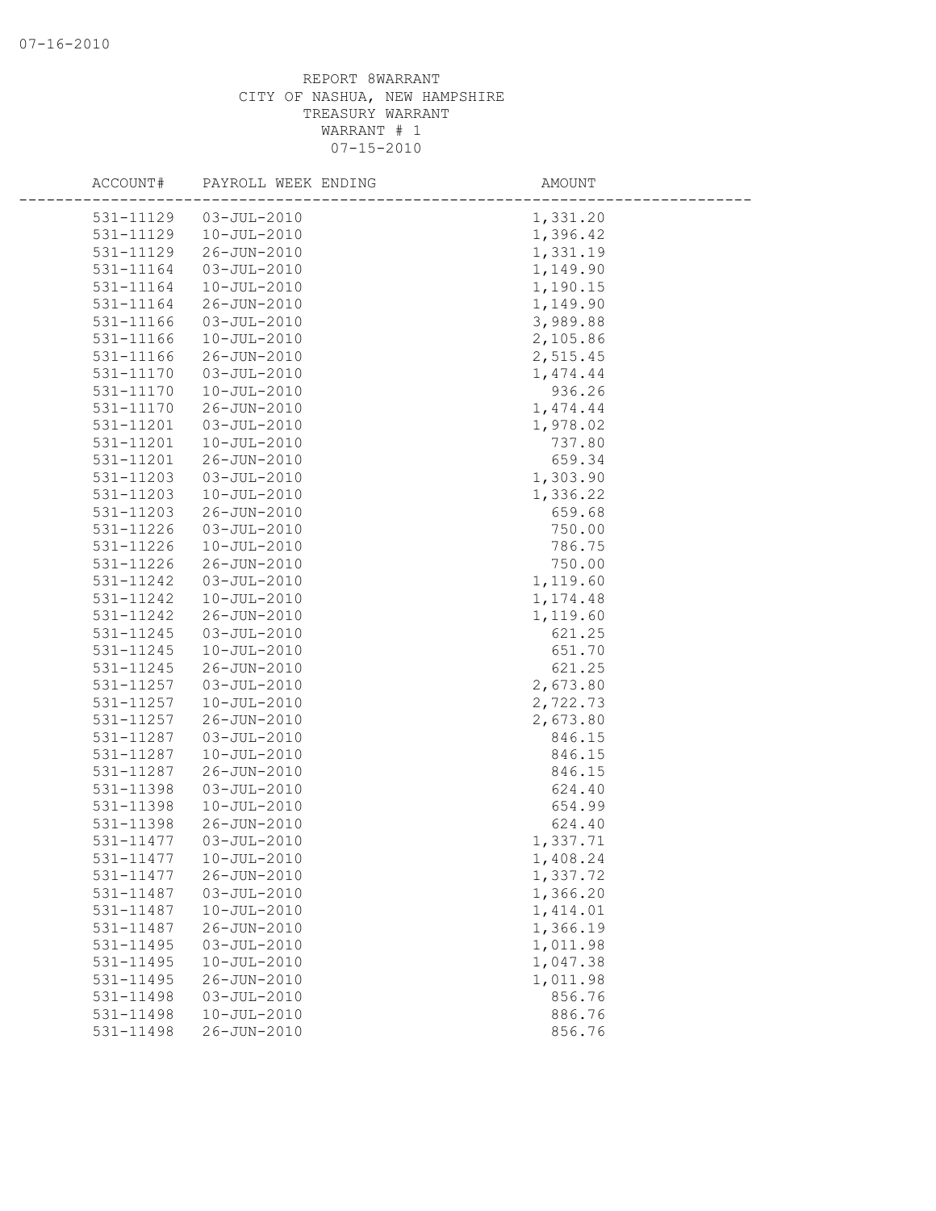REPORT 8WARRANT
CITY OF NASHUA, NEW HAMPSHIRE
TREASURY WARRANT
WARRANT # 1
07-15-2010

| ACCOUNT# | PAYROLL WEEK ENDING | AMOUNT |
|---|---|---|
| 531-11129 | 03-JUL-2010 | 1,331.20 |
| 531-11129 | 10-JUL-2010 | 1,396.42 |
| 531-11129 | 26-JUN-2010 | 1,331.19 |
| 531-11164 | 03-JUL-2010 | 1,149.90 |
| 531-11164 | 10-JUL-2010 | 1,190.15 |
| 531-11164 | 26-JUN-2010 | 1,149.90 |
| 531-11166 | 03-JUL-2010 | 3,989.88 |
| 531-11166 | 10-JUL-2010 | 2,105.86 |
| 531-11166 | 26-JUN-2010 | 2,515.45 |
| 531-11170 | 03-JUL-2010 | 1,474.44 |
| 531-11170 | 10-JUL-2010 | 936.26 |
| 531-11170 | 26-JUN-2010 | 1,474.44 |
| 531-11201 | 03-JUL-2010 | 1,978.02 |
| 531-11201 | 10-JUL-2010 | 737.80 |
| 531-11201 | 26-JUN-2010 | 659.34 |
| 531-11203 | 03-JUL-2010 | 1,303.90 |
| 531-11203 | 10-JUL-2010 | 1,336.22 |
| 531-11203 | 26-JUN-2010 | 659.68 |
| 531-11226 | 03-JUL-2010 | 750.00 |
| 531-11226 | 10-JUL-2010 | 786.75 |
| 531-11226 | 26-JUN-2010 | 750.00 |
| 531-11242 | 03-JUL-2010 | 1,119.60 |
| 531-11242 | 10-JUL-2010 | 1,174.48 |
| 531-11242 | 26-JUN-2010 | 1,119.60 |
| 531-11245 | 03-JUL-2010 | 621.25 |
| 531-11245 | 10-JUL-2010 | 651.70 |
| 531-11245 | 26-JUN-2010 | 621.25 |
| 531-11257 | 03-JUL-2010 | 2,673.80 |
| 531-11257 | 10-JUL-2010 | 2,722.73 |
| 531-11257 | 26-JUN-2010 | 2,673.80 |
| 531-11287 | 03-JUL-2010 | 846.15 |
| 531-11287 | 10-JUL-2010 | 846.15 |
| 531-11287 | 26-JUN-2010 | 846.15 |
| 531-11398 | 03-JUL-2010 | 624.40 |
| 531-11398 | 10-JUL-2010 | 654.99 |
| 531-11398 | 26-JUN-2010 | 624.40 |
| 531-11477 | 03-JUL-2010 | 1,337.71 |
| 531-11477 | 10-JUL-2010 | 1,408.24 |
| 531-11477 | 26-JUN-2010 | 1,337.72 |
| 531-11487 | 03-JUL-2010 | 1,366.20 |
| 531-11487 | 10-JUL-2010 | 1,414.01 |
| 531-11487 | 26-JUN-2010 | 1,366.19 |
| 531-11495 | 03-JUL-2010 | 1,011.98 |
| 531-11495 | 10-JUL-2010 | 1,047.38 |
| 531-11495 | 26-JUN-2010 | 1,011.98 |
| 531-11498 | 03-JUL-2010 | 856.76 |
| 531-11498 | 10-JUL-2010 | 886.76 |
| 531-11498 | 26-JUN-2010 | 856.76 |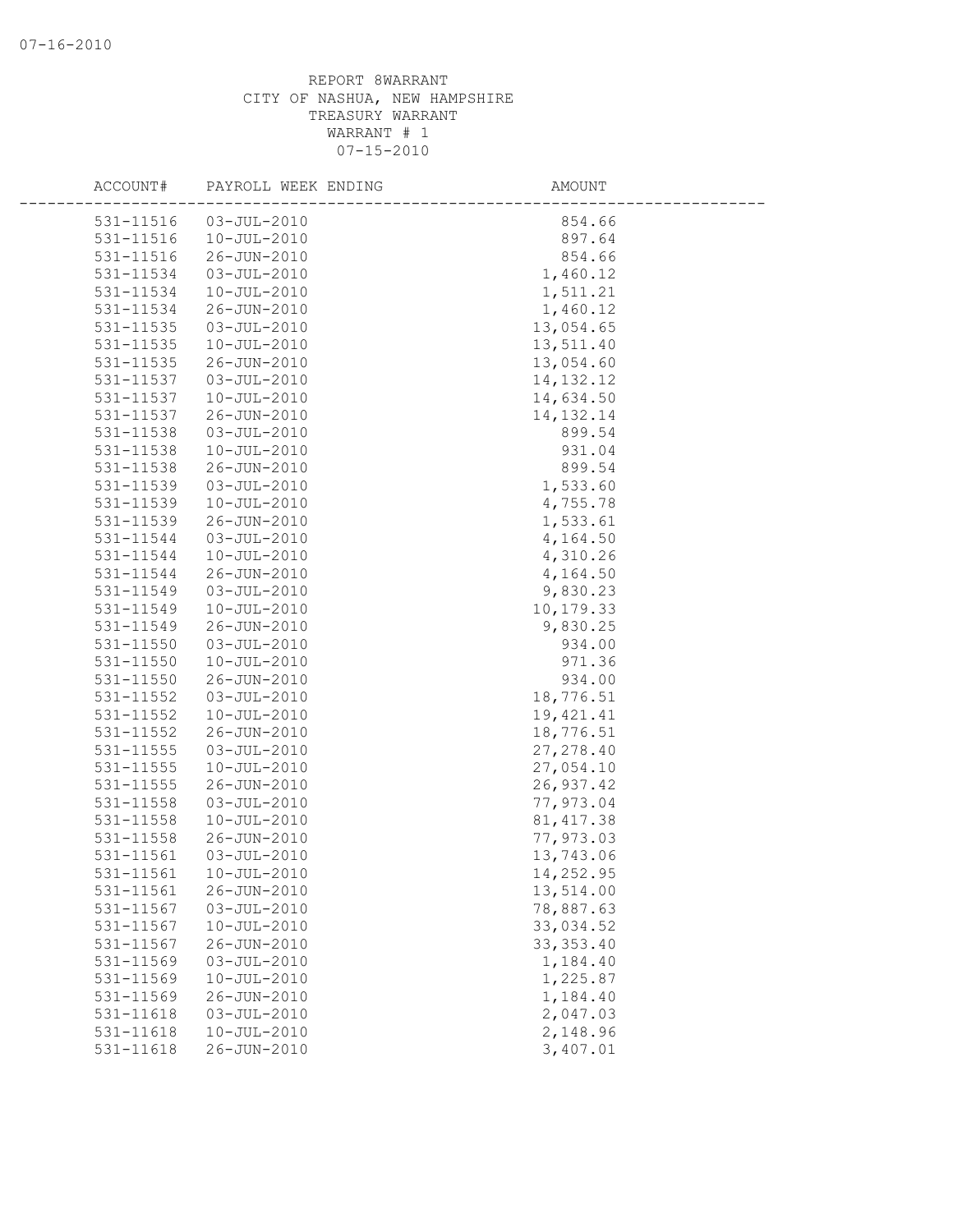REPORT 8WARRANT
CITY OF NASHUA, NEW HAMPSHIRE
TREASURY WARRANT
WARRANT # 1
07-15-2010

| ACCOUNT# | PAYROLL WEEK ENDING | AMOUNT |
|---|---|---|
| 531-11516 | 03-JUL-2010 | 854.66 |
| 531-11516 | 10-JUL-2010 | 897.64 |
| 531-11516 | 26-JUN-2010 | 854.66 |
| 531-11534 | 03-JUL-2010 | 1,460.12 |
| 531-11534 | 10-JUL-2010 | 1,511.21 |
| 531-11534 | 26-JUN-2010 | 1,460.12 |
| 531-11535 | 03-JUL-2010 | 13,054.65 |
| 531-11535 | 10-JUL-2010 | 13,511.40 |
| 531-11535 | 26-JUN-2010 | 13,054.60 |
| 531-11537 | 03-JUL-2010 | 14,132.12 |
| 531-11537 | 10-JUL-2010 | 14,634.50 |
| 531-11537 | 26-JUN-2010 | 14,132.14 |
| 531-11538 | 03-JUL-2010 | 899.54 |
| 531-11538 | 10-JUL-2010 | 931.04 |
| 531-11538 | 26-JUN-2010 | 899.54 |
| 531-11539 | 03-JUL-2010 | 1,533.60 |
| 531-11539 | 10-JUL-2010 | 4,755.78 |
| 531-11539 | 26-JUN-2010 | 1,533.61 |
| 531-11544 | 03-JUL-2010 | 4,164.50 |
| 531-11544 | 10-JUL-2010 | 4,310.26 |
| 531-11544 | 26-JUN-2010 | 4,164.50 |
| 531-11549 | 03-JUL-2010 | 9,830.23 |
| 531-11549 | 10-JUL-2010 | 10,179.33 |
| 531-11549 | 26-JUN-2010 | 9,830.25 |
| 531-11550 | 03-JUL-2010 | 934.00 |
| 531-11550 | 10-JUL-2010 | 971.36 |
| 531-11550 | 26-JUN-2010 | 934.00 |
| 531-11552 | 03-JUL-2010 | 18,776.51 |
| 531-11552 | 10-JUL-2010 | 19,421.41 |
| 531-11552 | 26-JUN-2010 | 18,776.51 |
| 531-11555 | 03-JUL-2010 | 27,278.40 |
| 531-11555 | 10-JUL-2010 | 27,054.10 |
| 531-11555 | 26-JUN-2010 | 26,937.42 |
| 531-11558 | 03-JUL-2010 | 77,973.04 |
| 531-11558 | 10-JUL-2010 | 81,417.38 |
| 531-11558 | 26-JUN-2010 | 77,973.03 |
| 531-11561 | 03-JUL-2010 | 13,743.06 |
| 531-11561 | 10-JUL-2010 | 14,252.95 |
| 531-11561 | 26-JUN-2010 | 13,514.00 |
| 531-11567 | 03-JUL-2010 | 78,887.63 |
| 531-11567 | 10-JUL-2010 | 33,034.52 |
| 531-11567 | 26-JUN-2010 | 33,353.40 |
| 531-11569 | 03-JUL-2010 | 1,184.40 |
| 531-11569 | 10-JUL-2010 | 1,225.87 |
| 531-11569 | 26-JUN-2010 | 1,184.40 |
| 531-11618 | 03-JUL-2010 | 2,047.03 |
| 531-11618 | 10-JUL-2010 | 2,148.96 |
| 531-11618 | 26-JUN-2010 | 3,407.01 |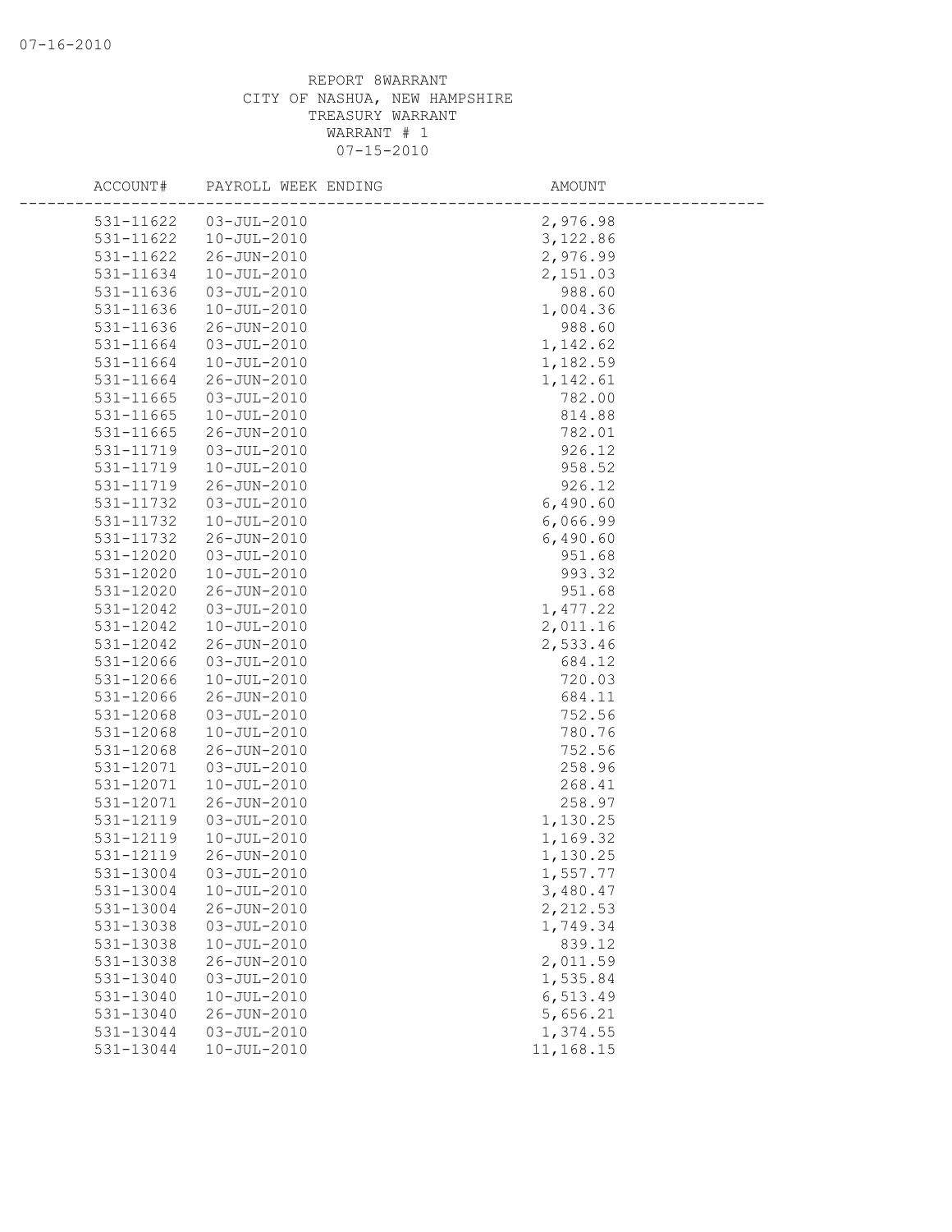07-16-2010

REPORT 8WARRANT
CITY OF NASHUA, NEW HAMPSHIRE
TREASURY WARRANT
WARRANT # 1
07-15-2010

| ACCOUNT# | PAYROLL WEEK ENDING | AMOUNT |
|---|---|---|
| 531-11622 | 03-JUL-2010 | 2,976.98 |
| 531-11622 | 10-JUL-2010 | 3,122.86 |
| 531-11622 | 26-JUN-2010 | 2,976.99 |
| 531-11634 | 10-JUL-2010 | 2,151.03 |
| 531-11636 | 03-JUL-2010 | 988.60 |
| 531-11636 | 10-JUL-2010 | 1,004.36 |
| 531-11636 | 26-JUN-2010 | 988.60 |
| 531-11664 | 03-JUL-2010 | 1,142.62 |
| 531-11664 | 10-JUL-2010 | 1,182.59 |
| 531-11664 | 26-JUN-2010 | 1,142.61 |
| 531-11665 | 03-JUL-2010 | 782.00 |
| 531-11665 | 10-JUL-2010 | 814.88 |
| 531-11665 | 26-JUN-2010 | 782.01 |
| 531-11719 | 03-JUL-2010 | 926.12 |
| 531-11719 | 10-JUL-2010 | 958.52 |
| 531-11719 | 26-JUN-2010 | 926.12 |
| 531-11732 | 03-JUL-2010 | 6,490.60 |
| 531-11732 | 10-JUL-2010 | 6,066.99 |
| 531-11732 | 26-JUN-2010 | 6,490.60 |
| 531-12020 | 03-JUL-2010 | 951.68 |
| 531-12020 | 10-JUL-2010 | 993.32 |
| 531-12020 | 26-JUN-2010 | 951.68 |
| 531-12042 | 03-JUL-2010 | 1,477.22 |
| 531-12042 | 10-JUL-2010 | 2,011.16 |
| 531-12042 | 26-JUN-2010 | 2,533.46 |
| 531-12066 | 03-JUL-2010 | 684.12 |
| 531-12066 | 10-JUL-2010 | 720.03 |
| 531-12066 | 26-JUN-2010 | 684.11 |
| 531-12068 | 03-JUL-2010 | 752.56 |
| 531-12068 | 10-JUL-2010 | 780.76 |
| 531-12068 | 26-JUN-2010 | 752.56 |
| 531-12071 | 03-JUL-2010 | 258.96 |
| 531-12071 | 10-JUL-2010 | 268.41 |
| 531-12071 | 26-JUN-2010 | 258.97 |
| 531-12119 | 03-JUL-2010 | 1,130.25 |
| 531-12119 | 10-JUL-2010 | 1,169.32 |
| 531-12119 | 26-JUN-2010 | 1,130.25 |
| 531-13004 | 03-JUL-2010 | 1,557.77 |
| 531-13004 | 10-JUL-2010 | 3,480.47 |
| 531-13004 | 26-JUN-2010 | 2,212.53 |
| 531-13038 | 03-JUL-2010 | 1,749.34 |
| 531-13038 | 10-JUL-2010 | 839.12 |
| 531-13038 | 26-JUN-2010 | 2,011.59 |
| 531-13040 | 03-JUL-2010 | 1,535.84 |
| 531-13040 | 10-JUL-2010 | 6,513.49 |
| 531-13040 | 26-JUN-2010 | 5,656.21 |
| 531-13044 | 03-JUL-2010 | 1,374.55 |
| 531-13044 | 10-JUL-2010 | 11,168.15 |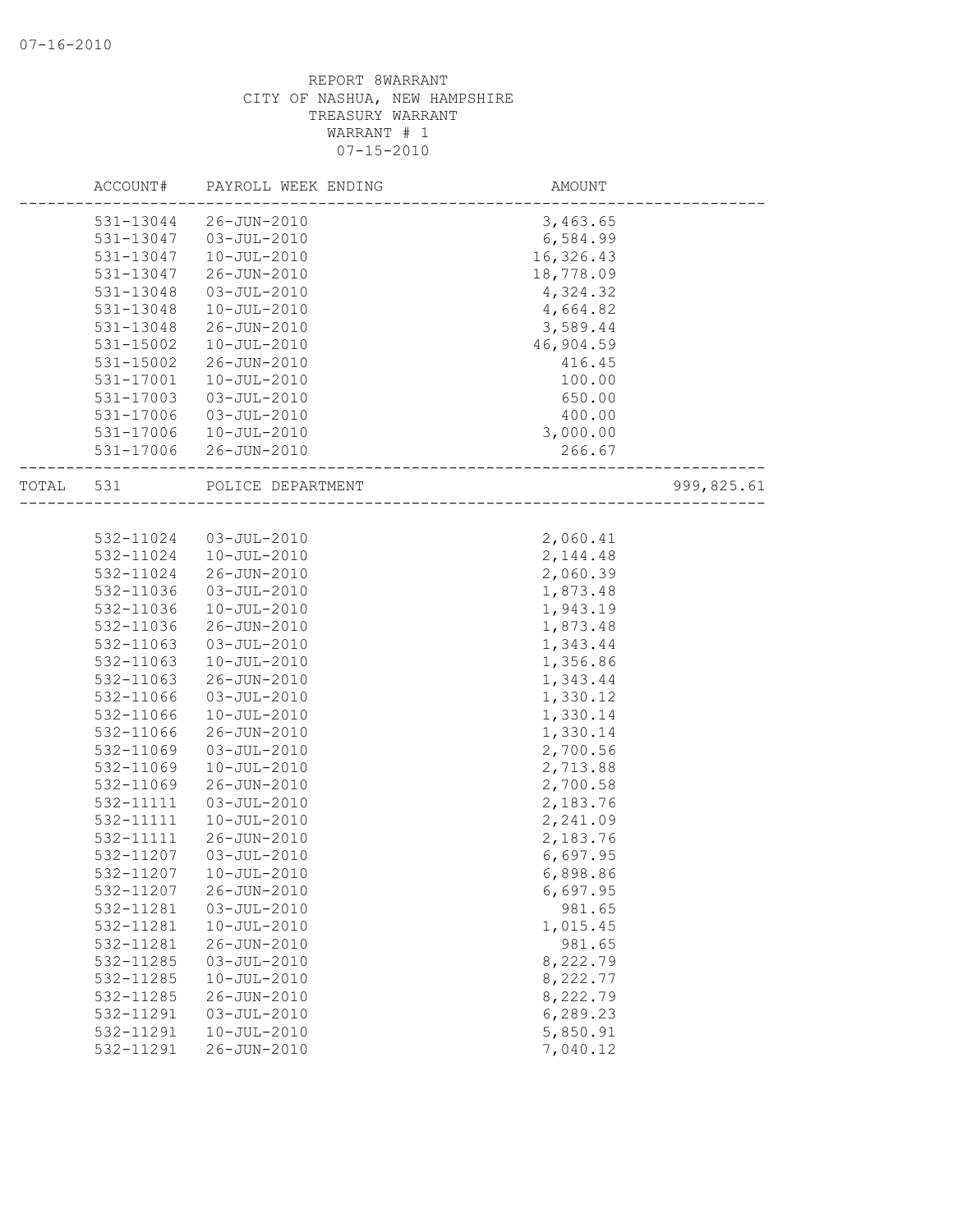07-16-2010

REPORT 8WARRANT
CITY OF NASHUA, NEW HAMPSHIRE
TREASURY WARRANT
WARRANT # 1
07-15-2010

| ACCOUNT# | PAYROLL WEEK ENDING | AMOUNT | |
|---|---|---|---|
| 531-13044 | 26-JUN-2010 | 3,463.65 | |
| 531-13047 | 03-JUL-2010 | 6,584.99 | |
| 531-13047 | 10-JUL-2010 | 16,326.43 | |
| 531-13047 | 26-JUN-2010 | 18,778.09 | |
| 531-13048 | 03-JUL-2010 | 4,324.32 | |
| 531-13048 | 10-JUL-2010 | 4,664.82 | |
| 531-13048 | 26-JUN-2010 | 3,589.44 | |
| 531-15002 | 10-JUL-2010 | 46,904.59 | |
| 531-15002 | 26-JUN-2010 | 416.45 | |
| 531-17001 | 10-JUL-2010 | 100.00 | |
| 531-17003 | 03-JUL-2010 | 650.00 | |
| 531-17006 | 03-JUL-2010 | 400.00 | |
| 531-17006 | 10-JUL-2010 | 3,000.00 | |
| 531-17006 | 26-JUN-2010 | 266.67 | |
| TOTAL 531 | POLICE DEPARTMENT | | 999,825.61 |
| 532-11024 | 03-JUL-2010 | 2,060.41 | |
| 532-11024 | 10-JUL-2010 | 2,144.48 | |
| 532-11024 | 26-JUN-2010 | 2,060.39 | |
| 532-11036 | 03-JUL-2010 | 1,873.48 | |
| 532-11036 | 10-JUL-2010 | 1,943.19 | |
| 532-11036 | 26-JUN-2010 | 1,873.48 | |
| 532-11063 | 03-JUL-2010 | 1,343.44 | |
| 532-11063 | 10-JUL-2010 | 1,356.86 | |
| 532-11063 | 26-JUN-2010 | 1,343.44 | |
| 532-11066 | 03-JUL-2010 | 1,330.12 | |
| 532-11066 | 10-JUL-2010 | 1,330.14 | |
| 532-11066 | 26-JUN-2010 | 1,330.14 | |
| 532-11069 | 03-JUL-2010 | 2,700.56 | |
| 532-11069 | 10-JUL-2010 | 2,713.88 | |
| 532-11069 | 26-JUN-2010 | 2,700.58 | |
| 532-11111 | 03-JUL-2010 | 2,183.76 | |
| 532-11111 | 10-JUL-2010 | 2,241.09 | |
| 532-11111 | 26-JUN-2010 | 2,183.76 | |
| 532-11207 | 03-JUL-2010 | 6,697.95 | |
| 532-11207 | 10-JUL-2010 | 6,898.86 | |
| 532-11207 | 26-JUN-2010 | 6,697.95 | |
| 532-11281 | 03-JUL-2010 | 981.65 | |
| 532-11281 | 10-JUL-2010 | 1,015.45 | |
| 532-11281 | 26-JUN-2010 | 981.65 | |
| 532-11285 | 03-JUL-2010 | 8,222.79 | |
| 532-11285 | 10-JUL-2010 | 8,222.77 | |
| 532-11285 | 26-JUN-2010 | 8,222.79 | |
| 532-11291 | 03-JUL-2010 | 6,289.23 | |
| 532-11291 | 10-JUL-2010 | 5,850.91 | |
| 532-11291 | 26-JUN-2010 | 7,040.12 | |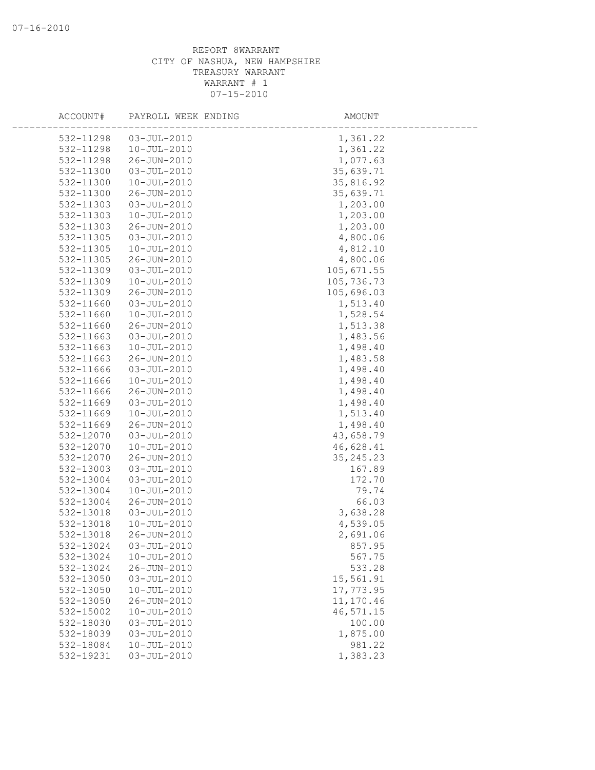07-16-2010

REPORT 8WARRANT
CITY OF NASHUA, NEW HAMPSHIRE
TREASURY WARRANT
WARRANT # 1
07-15-2010

| ACCOUNT# | PAYROLL WEEK ENDING | AMOUNT |
|---|---|---|
| 532-11298 | 03-JUL-2010 | 1,361.22 |
| 532-11298 | 10-JUL-2010 | 1,361.22 |
| 532-11298 | 26-JUN-2010 | 1,077.63 |
| 532-11300 | 03-JUL-2010 | 35,639.71 |
| 532-11300 | 10-JUL-2010 | 35,816.92 |
| 532-11300 | 26-JUN-2010 | 35,639.71 |
| 532-11303 | 03-JUL-2010 | 1,203.00 |
| 532-11303 | 10-JUL-2010 | 1,203.00 |
| 532-11303 | 26-JUN-2010 | 1,203.00 |
| 532-11305 | 03-JUL-2010 | 4,800.06 |
| 532-11305 | 10-JUL-2010 | 4,812.10 |
| 532-11305 | 26-JUN-2010 | 4,800.06 |
| 532-11309 | 03-JUL-2010 | 105,671.55 |
| 532-11309 | 10-JUL-2010 | 105,736.73 |
| 532-11309 | 26-JUN-2010 | 105,696.03 |
| 532-11660 | 03-JUL-2010 | 1,513.40 |
| 532-11660 | 10-JUL-2010 | 1,528.54 |
| 532-11660 | 26-JUN-2010 | 1,513.38 |
| 532-11663 | 03-JUL-2010 | 1,483.56 |
| 532-11663 | 10-JUL-2010 | 1,498.40 |
| 532-11663 | 26-JUN-2010 | 1,483.58 |
| 532-11666 | 03-JUL-2010 | 1,498.40 |
| 532-11666 | 10-JUL-2010 | 1,498.40 |
| 532-11666 | 26-JUN-2010 | 1,498.40 |
| 532-11669 | 03-JUL-2010 | 1,498.40 |
| 532-11669 | 10-JUL-2010 | 1,513.40 |
| 532-11669 | 26-JUN-2010 | 1,498.40 |
| 532-12070 | 03-JUL-2010 | 43,658.79 |
| 532-12070 | 10-JUL-2010 | 46,628.41 |
| 532-12070 | 26-JUN-2010 | 35,245.23 |
| 532-13003 | 03-JUL-2010 | 167.89 |
| 532-13004 | 03-JUL-2010 | 172.70 |
| 532-13004 | 10-JUL-2010 | 79.74 |
| 532-13004 | 26-JUN-2010 | 66.03 |
| 532-13018 | 03-JUL-2010 | 3,638.28 |
| 532-13018 | 10-JUL-2010 | 4,539.05 |
| 532-13018 | 26-JUN-2010 | 2,691.06 |
| 532-13024 | 03-JUL-2010 | 857.95 |
| 532-13024 | 10-JUL-2010 | 567.75 |
| 532-13024 | 26-JUN-2010 | 533.28 |
| 532-13050 | 03-JUL-2010 | 15,561.91 |
| 532-13050 | 10-JUL-2010 | 17,773.95 |
| 532-13050 | 26-JUN-2010 | 11,170.46 |
| 532-15002 | 10-JUL-2010 | 46,571.15 |
| 532-18030 | 03-JUL-2010 | 100.00 |
| 532-18039 | 03-JUL-2010 | 1,875.00 |
| 532-18084 | 10-JUL-2010 | 981.22 |
| 532-19231 | 03-JUL-2010 | 1,383.23 |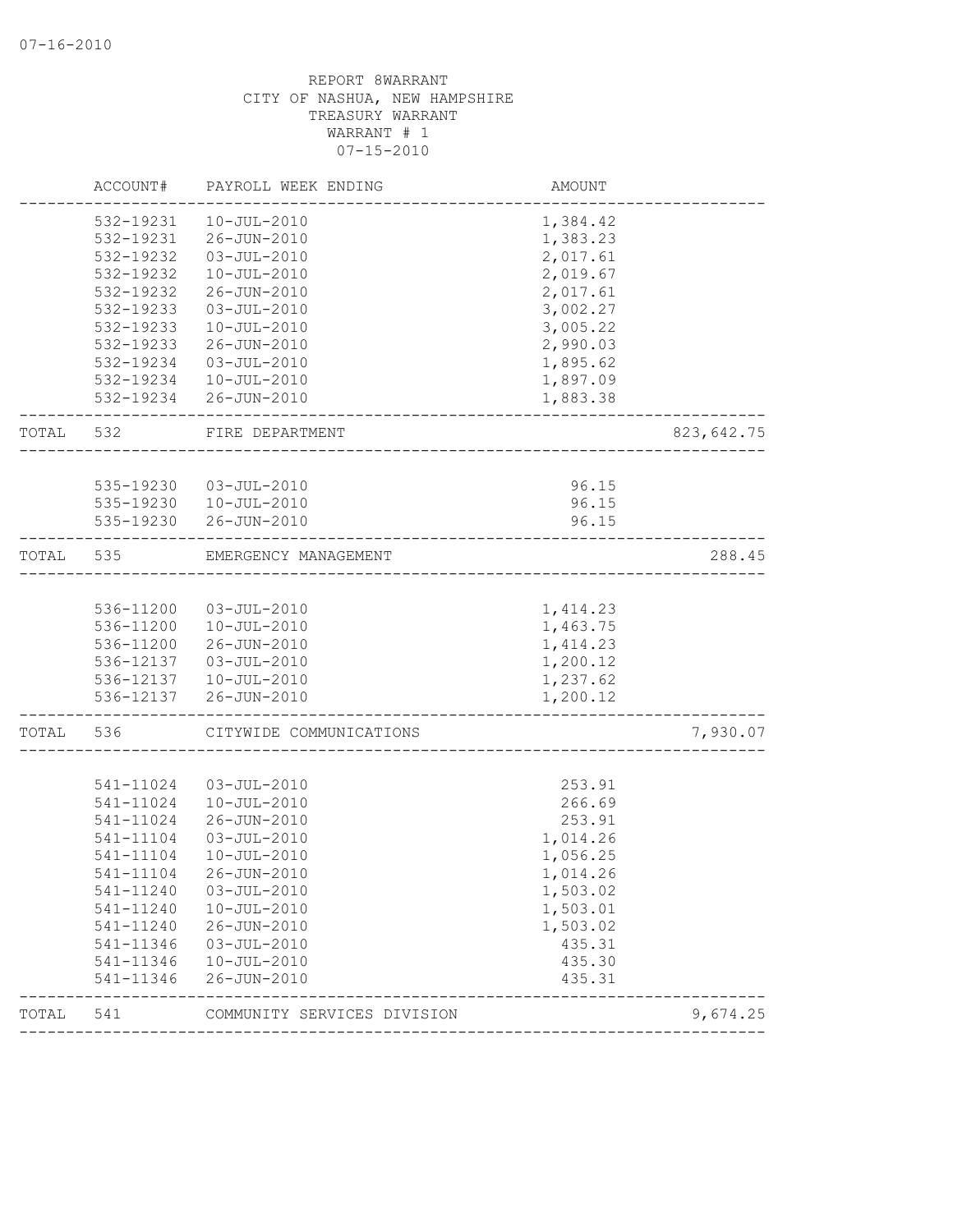07-16-2010

REPORT 8WARRANT
CITY OF NASHUA, NEW HAMPSHIRE
TREASURY WARRANT
WARRANT # 1
07-15-2010

| | ACCOUNT# | PAYROLL WEEK ENDING | AMOUNT | |
|---|---|---|---|---|
| | 532-19231 | 10-JUL-2010 | 1,384.42 | |
| | 532-19231 | 26-JUN-2010 | 1,383.23 | |
| | 532-19232 | 03-JUL-2010 | 2,017.61 | |
| | 532-19232 | 10-JUL-2010 | 2,019.67 | |
| | 532-19232 | 26-JUN-2010 | 2,017.61 | |
| | 532-19233 | 03-JUL-2010 | 3,002.27 | |
| | 532-19233 | 10-JUL-2010 | 3,005.22 | |
| | 532-19233 | 26-JUN-2010 | 2,990.03 | |
| | 532-19234 | 03-JUL-2010 | 1,895.62 | |
| | 532-19234 | 10-JUL-2010 | 1,897.09 | |
| | 532-19234 | 26-JUN-2010 | 1,883.38 | |
| TOTAL | 532 | FIRE DEPARTMENT | | 823,642.75 |
| | 535-19230 | 03-JUL-2010 | 96.15 | |
| | 535-19230 | 10-JUL-2010 | 96.15 | |
| | 535-19230 | 26-JUN-2010 | 96.15 | |
| TOTAL | 535 | EMERGENCY MANAGEMENT | | 288.45 |
| | 536-11200 | 03-JUL-2010 | 1,414.23 | |
| | 536-11200 | 10-JUL-2010 | 1,463.75 | |
| | 536-11200 | 26-JUN-2010 | 1,414.23 | |
| | 536-12137 | 03-JUL-2010 | 1,200.12 | |
| | 536-12137 | 10-JUL-2010 | 1,237.62 | |
| | 536-12137 | 26-JUN-2010 | 1,200.12 | |
| TOTAL | 536 | CITYWIDE COMMUNICATIONS | | 7,930.07 |
| | 541-11024 | 03-JUL-2010 | 253.91 | |
| | 541-11024 | 10-JUL-2010 | 266.69 | |
| | 541-11024 | 26-JUN-2010 | 253.91 | |
| | 541-11104 | 03-JUL-2010 | 1,014.26 | |
| | 541-11104 | 10-JUL-2010 | 1,056.25 | |
| | 541-11104 | 26-JUN-2010 | 1,014.26 | |
| | 541-11240 | 03-JUL-2010 | 1,503.02 | |
| | 541-11240 | 10-JUL-2010 | 1,503.01 | |
| | 541-11240 | 26-JUN-2010 | 1,503.02 | |
| | 541-11346 | 03-JUL-2010 | 435.31 | |
| | 541-11346 | 10-JUL-2010 | 435.30 | |
| | 541-11346 | 26-JUN-2010 | 435.31 | |
| TOTAL | 541 | COMMUNITY SERVICES DIVISION | | 9,674.25 |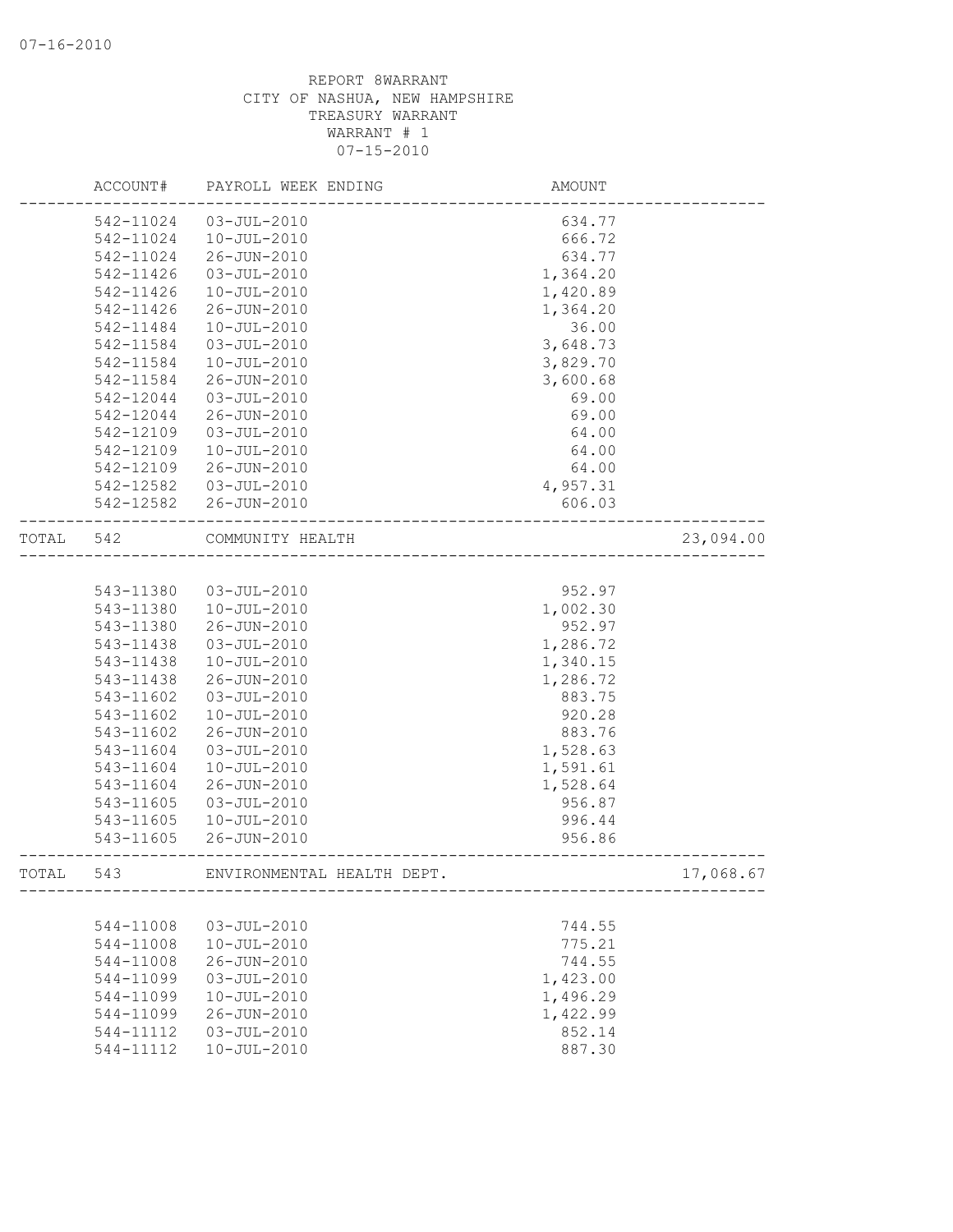REPORT 8WARRANT
CITY OF NASHUA, NEW HAMPSHIRE
TREASURY WARRANT
WARRANT # 1
07-15-2010

| | ACCOUNT# | PAYROLL WEEK ENDING | AMOUNT | |
|---|---|---|---|---|
| | 542-11024 | 03-JUL-2010 | 634.77 | |
| | 542-11024 | 10-JUL-2010 | 666.72 | |
| | 542-11024 | 26-JUN-2010 | 634.77 | |
| | 542-11426 | 03-JUL-2010 | 1,364.20 | |
| | 542-11426 | 10-JUL-2010 | 1,420.89 | |
| | 542-11426 | 26-JUN-2010 | 1,364.20 | |
| | 542-11484 | 10-JUL-2010 | 36.00 | |
| | 542-11584 | 03-JUL-2010 | 3,648.73 | |
| | 542-11584 | 10-JUL-2010 | 3,829.70 | |
| | 542-11584 | 26-JUN-2010 | 3,600.68 | |
| | 542-12044 | 03-JUL-2010 | 69.00 | |
| | 542-12044 | 26-JUN-2010 | 69.00 | |
| | 542-12109 | 03-JUL-2010 | 64.00 | |
| | 542-12109 | 10-JUL-2010 | 64.00 | |
| | 542-12109 | 26-JUN-2010 | 64.00 | |
| | 542-12582 | 03-JUL-2010 | 4,957.31 | |
| | 542-12582 | 26-JUN-2010 | 606.03 | |
| TOTAL | 542 | COMMUNITY HEALTH | | 23,094.00 |
| | 543-11380 | 03-JUL-2010 | 952.97 | |
| | 543-11380 | 10-JUL-2010 | 1,002.30 | |
| | 543-11380 | 26-JUN-2010 | 952.97 | |
| | 543-11438 | 03-JUL-2010 | 1,286.72 | |
| | 543-11438 | 10-JUL-2010 | 1,340.15 | |
| | 543-11438 | 26-JUN-2010 | 1,286.72 | |
| | 543-11602 | 03-JUL-2010 | 883.75 | |
| | 543-11602 | 10-JUL-2010 | 920.28 | |
| | 543-11602 | 26-JUN-2010 | 883.76 | |
| | 543-11604 | 03-JUL-2010 | 1,528.63 | |
| | 543-11604 | 10-JUL-2010 | 1,591.61 | |
| | 543-11604 | 26-JUN-2010 | 1,528.64 | |
| | 543-11605 | 03-JUL-2010 | 956.87 | |
| | 543-11605 | 10-JUL-2010 | 996.44 | |
| | 543-11605 | 26-JUN-2010 | 956.86 | |
| TOTAL | 543 | ENVIRONMENTAL HEALTH DEPT. | | 17,068.67 |
| | 544-11008 | 03-JUL-2010 | 744.55 | |
| | 544-11008 | 10-JUL-2010 | 775.21 | |
| | 544-11008 | 26-JUN-2010 | 744.55 | |
| | 544-11099 | 03-JUL-2010 | 1,423.00 | |
| | 544-11099 | 10-JUL-2010 | 1,496.29 | |
| | 544-11099 | 26-JUN-2010 | 1,422.99 | |
| | 544-11112 | 03-JUL-2010 | 852.14 | |
| | 544-11112 | 10-JUL-2010 | 887.30 | |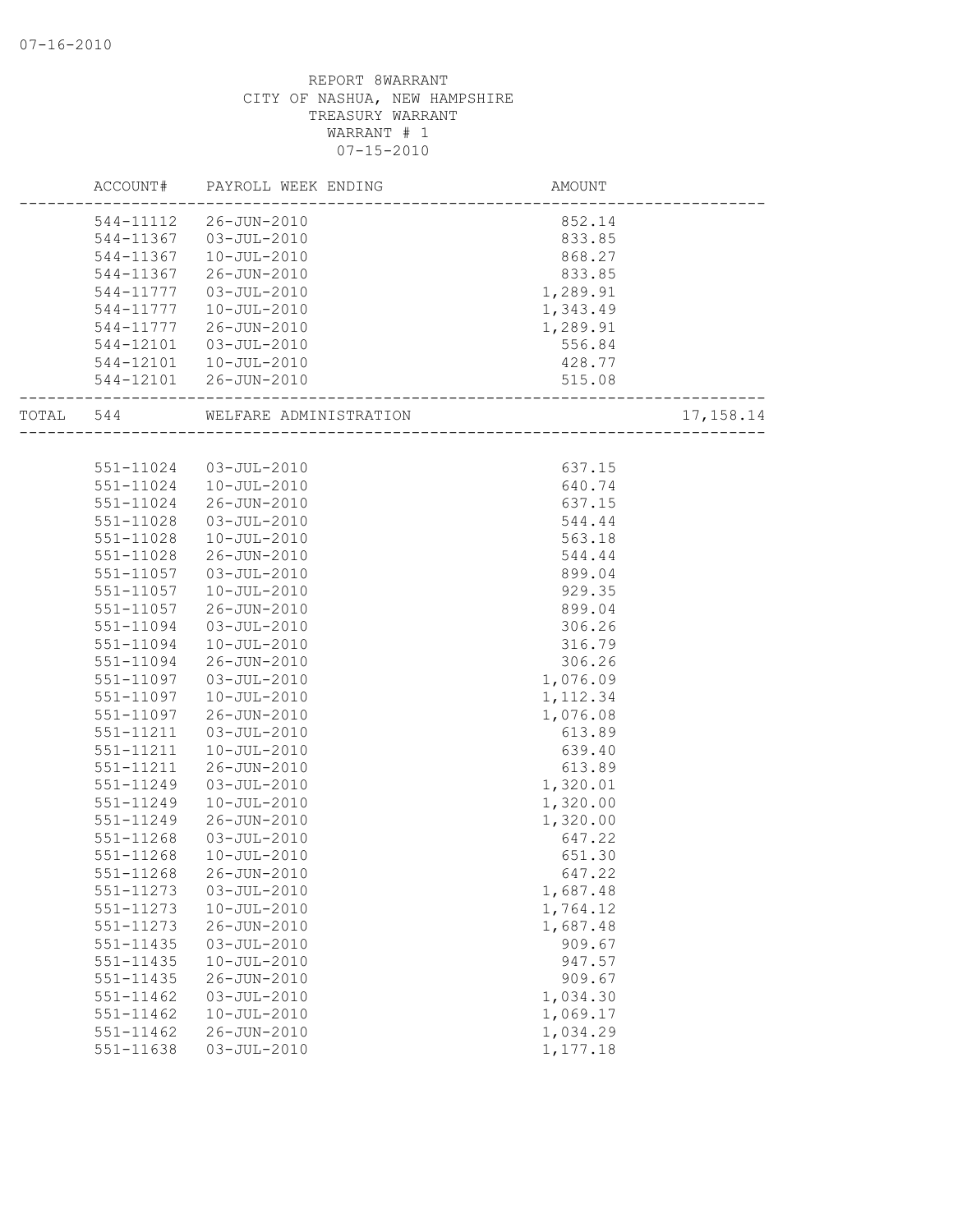07-16-2010

REPORT 8WARRANT
CITY OF NASHUA, NEW HAMPSHIRE
TREASURY WARRANT
WARRANT # 1
07-15-2010

| | ACCOUNT# | PAYROLL WEEK ENDING | AMOUNT | |
|---|---|---|---|---|
| | 544-11112 | 26-JUN-2010 | 852.14 | |
| | 544-11367 | 03-JUL-2010 | 833.85 | |
| | 544-11367 | 10-JUL-2010 | 868.27 | |
| | 544-11367 | 26-JUN-2010 | 833.85 | |
| | 544-11777 | 03-JUL-2010 | 1,289.91 | |
| | 544-11777 | 10-JUL-2010 | 1,343.49 | |
| | 544-11777 | 26-JUN-2010 | 1,289.91 | |
| | 544-12101 | 03-JUL-2010 | 556.84 | |
| | 544-12101 | 10-JUL-2010 | 428.77 | |
| | 544-12101 | 26-JUN-2010 | 515.08 | |
| TOTAL | 544 | WELFARE ADMINISTRATION | | 17,158.14 |
| | 551-11024 | 03-JUL-2010 | 637.15 | |
| | 551-11024 | 10-JUL-2010 | 640.74 | |
| | 551-11024 | 26-JUN-2010 | 637.15 | |
| | 551-11028 | 03-JUL-2010 | 544.44 | |
| | 551-11028 | 10-JUL-2010 | 563.18 | |
| | 551-11028 | 26-JUN-2010 | 544.44 | |
| | 551-11057 | 03-JUL-2010 | 899.04 | |
| | 551-11057 | 10-JUL-2010 | 929.35 | |
| | 551-11057 | 26-JUN-2010 | 899.04 | |
| | 551-11094 | 03-JUL-2010 | 306.26 | |
| | 551-11094 | 10-JUL-2010 | 316.79 | |
| | 551-11094 | 26-JUN-2010 | 306.26 | |
| | 551-11097 | 03-JUL-2010 | 1,076.09 | |
| | 551-11097 | 10-JUL-2010 | 1,112.34 | |
| | 551-11097 | 26-JUN-2010 | 1,076.08 | |
| | 551-11211 | 03-JUL-2010 | 613.89 | |
| | 551-11211 | 10-JUL-2010 | 639.40 | |
| | 551-11211 | 26-JUN-2010 | 613.89 | |
| | 551-11249 | 03-JUL-2010 | 1,320.01 | |
| | 551-11249 | 10-JUL-2010 | 1,320.00 | |
| | 551-11249 | 26-JUN-2010 | 1,320.00 | |
| | 551-11268 | 03-JUL-2010 | 647.22 | |
| | 551-11268 | 10-JUL-2010 | 651.30 | |
| | 551-11268 | 26-JUN-2010 | 647.22 | |
| | 551-11273 | 03-JUL-2010 | 1,687.48 | |
| | 551-11273 | 10-JUL-2010 | 1,764.12 | |
| | 551-11273 | 26-JUN-2010 | 1,687.48 | |
| | 551-11435 | 03-JUL-2010 | 909.67 | |
| | 551-11435 | 10-JUL-2010 | 947.57 | |
| | 551-11435 | 26-JUN-2010 | 909.67 | |
| | 551-11462 | 03-JUL-2010 | 1,034.30 | |
| | 551-11462 | 10-JUL-2010 | 1,069.17 | |
| | 551-11462 | 26-JUN-2010 | 1,034.29 | |
| | 551-11638 | 03-JUL-2010 | 1,177.18 | |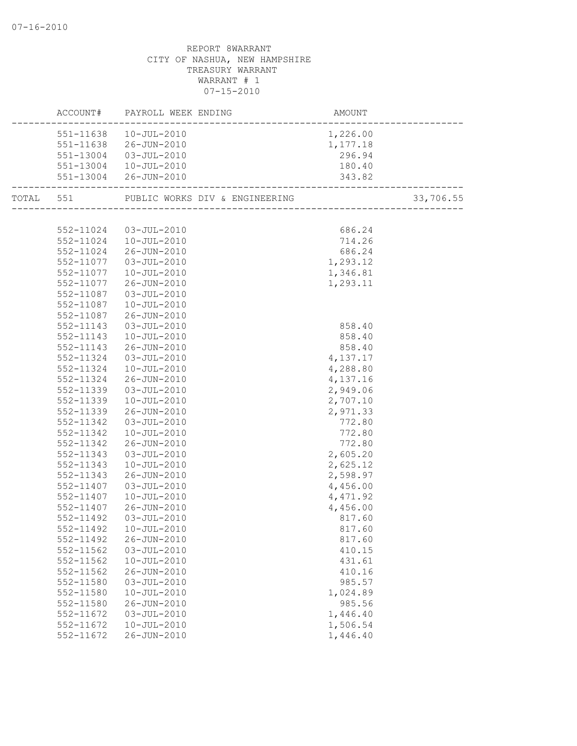REPORT 8WARRANT
CITY OF NASHUA, NEW HAMPSHIRE
TREASURY WARRANT
WARRANT # 1
07-15-2010

| | ACCOUNT# | PAYROLL WEEK ENDING | AMOUNT | |
|---|---|---|---|---|
| | 551-11638 | 10-JUL-2010 | 1,226.00 | |
| | 551-11638 | 26-JUN-2010 | 1,177.18 | |
| | 551-13004 | 03-JUL-2010 | 296.94 | |
| | 551-13004 | 10-JUL-2010 | 180.40 | |
| | 551-13004 | 26-JUN-2010 | 343.82 | |
| TOTAL | 551 | PUBLIC WORKS DIV & ENGINEERING | | 33,706.55 |
| | 552-11024 | 03-JUL-2010 | 686.24 | |
| | 552-11024 | 10-JUL-2010 | 714.26 | |
| | 552-11024 | 26-JUN-2010 | 686.24 | |
| | 552-11077 | 03-JUL-2010 | 1,293.12 | |
| | 552-11077 | 10-JUL-2010 | 1,346.81 | |
| | 552-11077 | 26-JUN-2010 | 1,293.11 | |
| | 552-11087 | 03-JUL-2010 | | |
| | 552-11087 | 10-JUL-2010 | | |
| | 552-11087 | 26-JUN-2010 | | |
| | 552-11143 | 03-JUL-2010 | 858.40 | |
| | 552-11143 | 10-JUL-2010 | 858.40 | |
| | 552-11143 | 26-JUN-2010 | 858.40 | |
| | 552-11324 | 03-JUL-2010 | 4,137.17 | |
| | 552-11324 | 10-JUL-2010 | 4,288.80 | |
| | 552-11324 | 26-JUN-2010 | 4,137.16 | |
| | 552-11339 | 03-JUL-2010 | 2,949.06 | |
| | 552-11339 | 10-JUL-2010 | 2,707.10 | |
| | 552-11339 | 26-JUN-2010 | 2,971.33 | |
| | 552-11342 | 03-JUL-2010 | 772.80 | |
| | 552-11342 | 10-JUL-2010 | 772.80 | |
| | 552-11342 | 26-JUN-2010 | 772.80 | |
| | 552-11343 | 03-JUL-2010 | 2,605.20 | |
| | 552-11343 | 10-JUL-2010 | 2,625.12 | |
| | 552-11343 | 26-JUN-2010 | 2,598.97 | |
| | 552-11407 | 03-JUL-2010 | 4,456.00 | |
| | 552-11407 | 10-JUL-2010 | 4,471.92 | |
| | 552-11407 | 26-JUN-2010 | 4,456.00 | |
| | 552-11492 | 03-JUL-2010 | 817.60 | |
| | 552-11492 | 10-JUL-2010 | 817.60 | |
| | 552-11492 | 26-JUN-2010 | 817.60 | |
| | 552-11562 | 03-JUL-2010 | 410.15 | |
| | 552-11562 | 10-JUL-2010 | 431.61 | |
| | 552-11562 | 26-JUN-2010 | 410.16 | |
| | 552-11580 | 03-JUL-2010 | 985.57 | |
| | 552-11580 | 10-JUL-2010 | 1,024.89 | |
| | 552-11580 | 26-JUN-2010 | 985.56 | |
| | 552-11672 | 03-JUL-2010 | 1,446.40 | |
| | 552-11672 | 10-JUL-2010 | 1,506.54 | |
| | 552-11672 | 26-JUN-2010 | 1,446.40 | |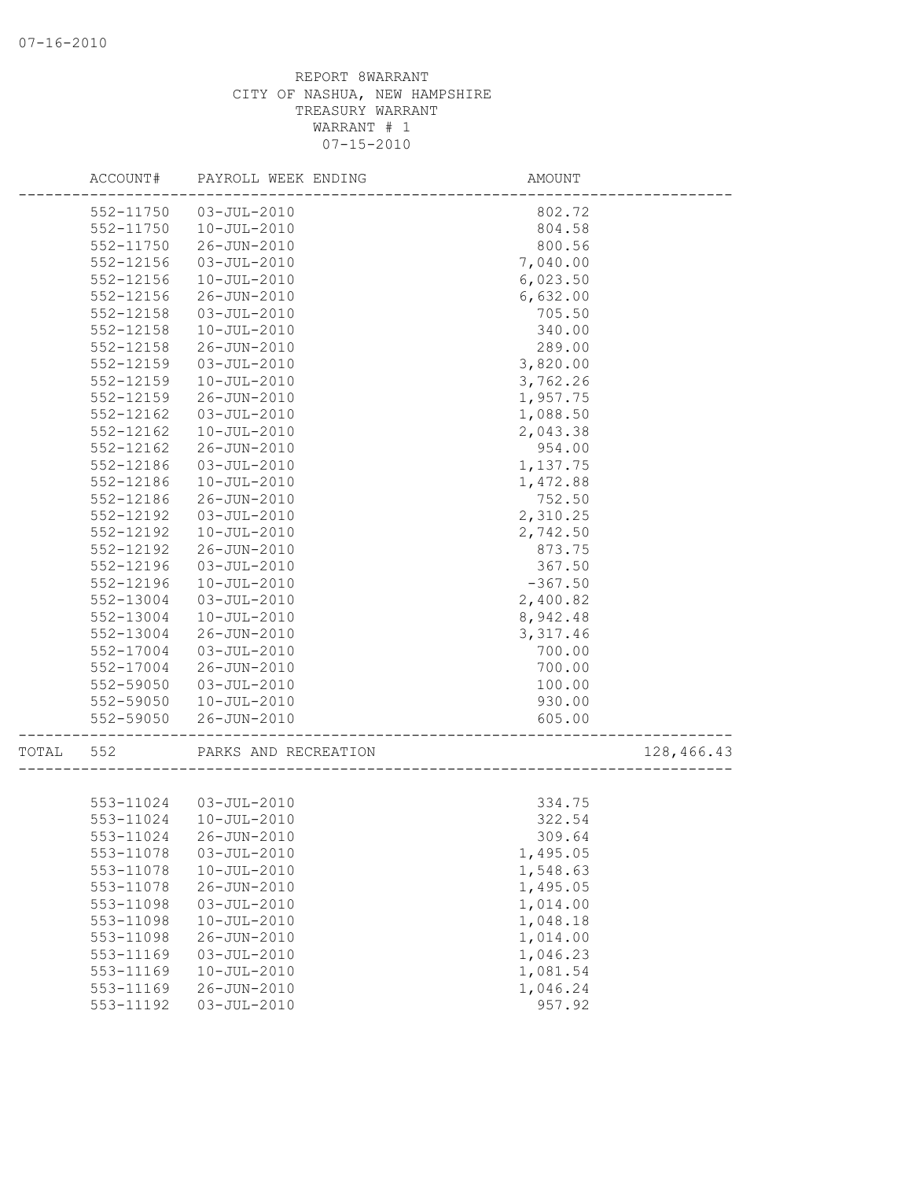REPORT 8WARRANT
CITY OF NASHUA, NEW HAMPSHIRE
TREASURY WARRANT
WARRANT # 1
07-15-2010

| ACCOUNT# | PAYROLL WEEK ENDING | AMOUNT | |
|---|---|---|---|
| 552-11750 | 03-JUL-2010 | 802.72 | |
| 552-11750 | 10-JUL-2010 | 804.58 | |
| 552-11750 | 26-JUN-2010 | 800.56 | |
| 552-12156 | 03-JUL-2010 | 7,040.00 | |
| 552-12156 | 10-JUL-2010 | 6,023.50 | |
| 552-12156 | 26-JUN-2010 | 6,632.00 | |
| 552-12158 | 03-JUL-2010 | 705.50 | |
| 552-12158 | 10-JUL-2010 | 340.00 | |
| 552-12158 | 26-JUN-2010 | 289.00 | |
| 552-12159 | 03-JUL-2010 | 3,820.00 | |
| 552-12159 | 10-JUL-2010 | 3,762.26 | |
| 552-12159 | 26-JUN-2010 | 1,957.75 | |
| 552-12162 | 03-JUL-2010 | 1,088.50 | |
| 552-12162 | 10-JUL-2010 | 2,043.38 | |
| 552-12162 | 26-JUN-2010 | 954.00 | |
| 552-12186 | 03-JUL-2010 | 1,137.75 | |
| 552-12186 | 10-JUL-2010 | 1,472.88 | |
| 552-12186 | 26-JUN-2010 | 752.50 | |
| 552-12192 | 03-JUL-2010 | 2,310.25 | |
| 552-12192 | 10-JUL-2010 | 2,742.50 | |
| 552-12192 | 26-JUN-2010 | 873.75 | |
| 552-12196 | 03-JUL-2010 | 367.50 | |
| 552-12196 | 10-JUL-2010 | -367.50 | |
| 552-13004 | 03-JUL-2010 | 2,400.82 | |
| 552-13004 | 10-JUL-2010 | 8,942.48 | |
| 552-13004 | 26-JUN-2010 | 3,317.46 | |
| 552-17004 | 03-JUL-2010 | 700.00 | |
| 552-17004 | 26-JUN-2010 | 700.00 | |
| 552-59050 | 03-JUL-2010 | 100.00 | |
| 552-59050 | 10-JUL-2010 | 930.00 | |
| 552-59050 | 26-JUN-2010 | 605.00 | |
| TOTAL 552 | PARKS AND RECREATION | | 128,466.43 |
| 553-11024 | 03-JUL-2010 | 334.75 | |
| 553-11024 | 10-JUL-2010 | 322.54 | |
| 553-11024 | 26-JUN-2010 | 309.64 | |
| 553-11078 | 03-JUL-2010 | 1,495.05 | |
| 553-11078 | 10-JUL-2010 | 1,548.63 | |
| 553-11078 | 26-JUN-2010 | 1,495.05 | |
| 553-11098 | 03-JUL-2010 | 1,014.00 | |
| 553-11098 | 10-JUL-2010 | 1,048.18 | |
| 553-11098 | 26-JUN-2010 | 1,014.00 | |
| 553-11169 | 03-JUL-2010 | 1,046.23 | |
| 553-11169 | 10-JUL-2010 | 1,081.54 | |
| 553-11169 | 26-JUN-2010 | 1,046.24 | |
| 553-11192 | 03-JUL-2010 | 957.92 | |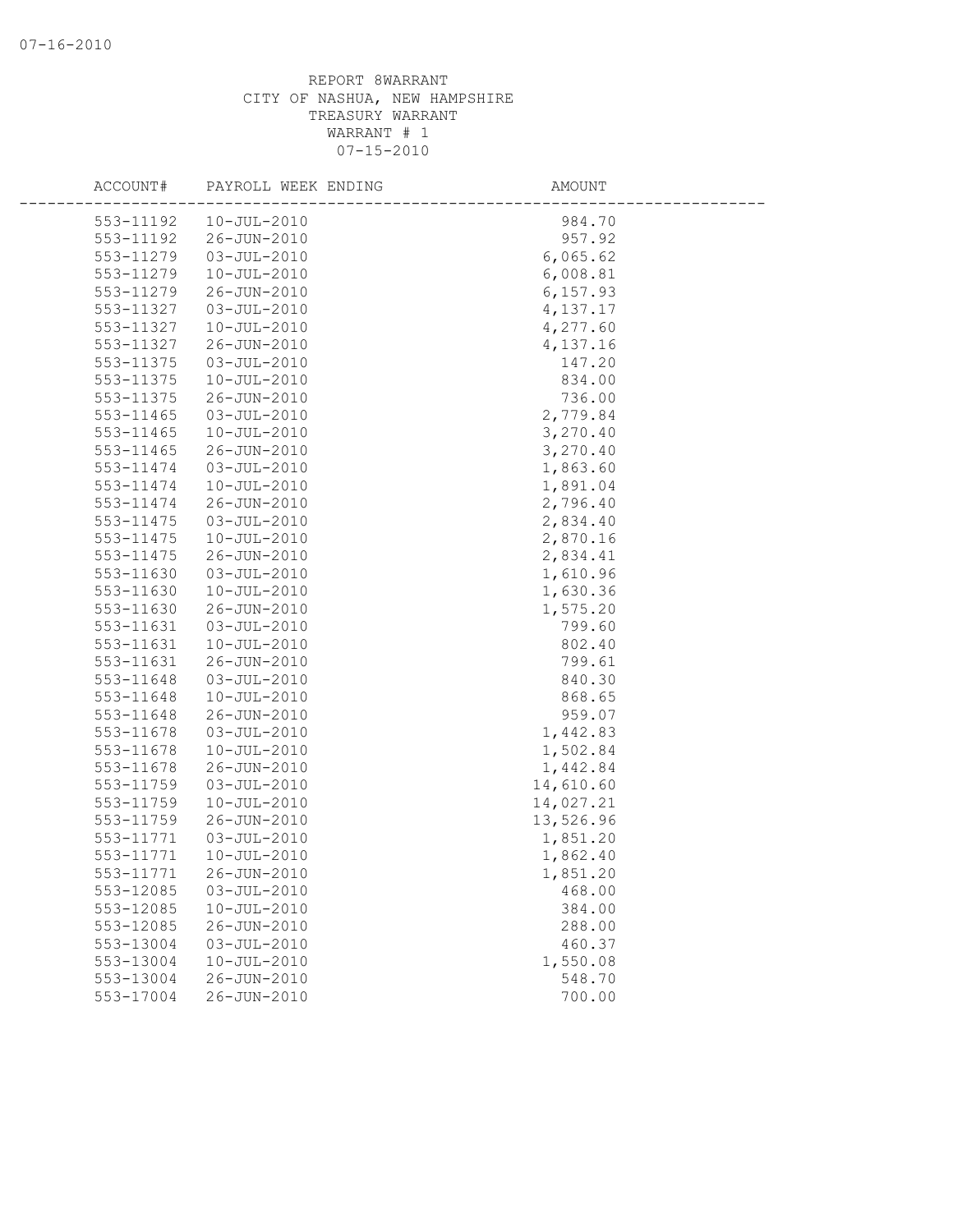07-16-2010

REPORT 8WARRANT
CITY OF NASHUA, NEW HAMPSHIRE
TREASURY WARRANT
WARRANT # 1
07-15-2010

| ACCOUNT# | PAYROLL WEEK ENDING | AMOUNT |
|---|---|---|
| 553-11192 | 10-JUL-2010 | 984.70 |
| 553-11192 | 26-JUN-2010 | 957.92 |
| 553-11279 | 03-JUL-2010 | 6,065.62 |
| 553-11279 | 10-JUL-2010 | 6,008.81 |
| 553-11279 | 26-JUN-2010 | 6,157.93 |
| 553-11327 | 03-JUL-2010 | 4,137.17 |
| 553-11327 | 10-JUL-2010 | 4,277.60 |
| 553-11327 | 26-JUN-2010 | 4,137.16 |
| 553-11375 | 03-JUL-2010 | 147.20 |
| 553-11375 | 10-JUL-2010 | 834.00 |
| 553-11375 | 26-JUN-2010 | 736.00 |
| 553-11465 | 03-JUL-2010 | 2,779.84 |
| 553-11465 | 10-JUL-2010 | 3,270.40 |
| 553-11465 | 26-JUN-2010 | 3,270.40 |
| 553-11474 | 03-JUL-2010 | 1,863.60 |
| 553-11474 | 10-JUL-2010 | 1,891.04 |
| 553-11474 | 26-JUN-2010 | 2,796.40 |
| 553-11475 | 03-JUL-2010 | 2,834.40 |
| 553-11475 | 10-JUL-2010 | 2,870.16 |
| 553-11475 | 26-JUN-2010 | 2,834.41 |
| 553-11630 | 03-JUL-2010 | 1,610.96 |
| 553-11630 | 10-JUL-2010 | 1,630.36 |
| 553-11630 | 26-JUN-2010 | 1,575.20 |
| 553-11631 | 03-JUL-2010 | 799.60 |
| 553-11631 | 10-JUL-2010 | 802.40 |
| 553-11631 | 26-JUN-2010 | 799.61 |
| 553-11648 | 03-JUL-2010 | 840.30 |
| 553-11648 | 10-JUL-2010 | 868.65 |
| 553-11648 | 26-JUN-2010 | 959.07 |
| 553-11678 | 03-JUL-2010 | 1,442.83 |
| 553-11678 | 10-JUL-2010 | 1,502.84 |
| 553-11678 | 26-JUN-2010 | 1,442.84 |
| 553-11759 | 03-JUL-2010 | 14,610.60 |
| 553-11759 | 10-JUL-2010 | 14,027.21 |
| 553-11759 | 26-JUN-2010 | 13,526.96 |
| 553-11771 | 03-JUL-2010 | 1,851.20 |
| 553-11771 | 10-JUL-2010 | 1,862.40 |
| 553-11771 | 26-JUN-2010 | 1,851.20 |
| 553-12085 | 03-JUL-2010 | 468.00 |
| 553-12085 | 10-JUL-2010 | 384.00 |
| 553-12085 | 26-JUN-2010 | 288.00 |
| 553-13004 | 03-JUL-2010 | 460.37 |
| 553-13004 | 10-JUL-2010 | 1,550.08 |
| 553-13004 | 26-JUN-2010 | 548.70 |
| 553-17004 | 26-JUN-2010 | 700.00 |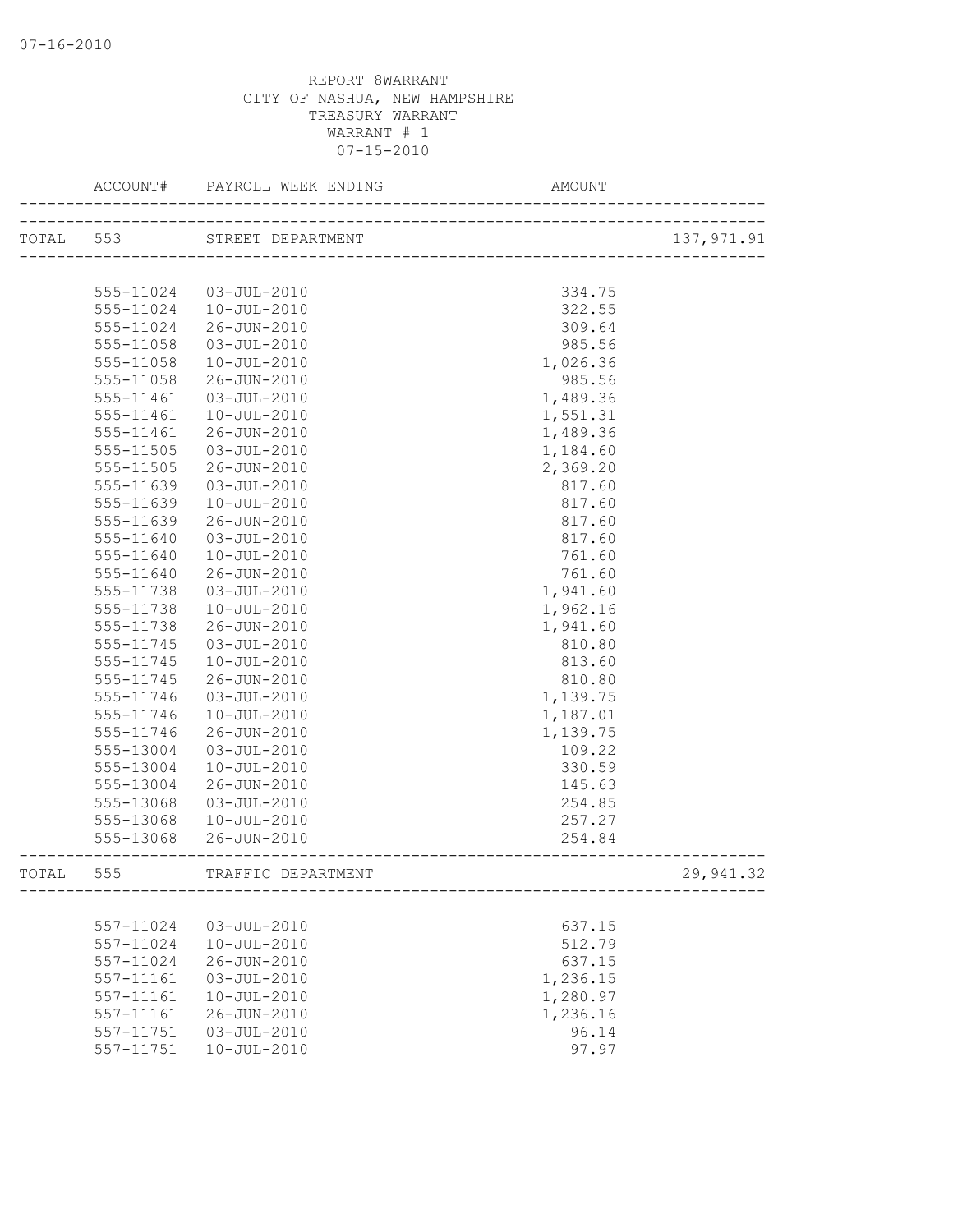REPORT 8WARRANT
CITY OF NASHUA, NEW HAMPSHIRE
TREASURY WARRANT
WARRANT # 1
07-15-2010

| | ACCOUNT# | PAYROLL WEEK ENDING | AMOUNT | |
|---|---|---|---|---|
| TOTAL | 553 | STREET DEPARTMENT | | 137,971.91 |
| | 555-11024 | 03-JUL-2010 | 334.75 | |
| | 555-11024 | 10-JUL-2010 | 322.55 | |
| | 555-11024 | 26-JUN-2010 | 309.64 | |
| | 555-11058 | 03-JUL-2010 | 985.56 | |
| | 555-11058 | 10-JUL-2010 | 1,026.36 | |
| | 555-11058 | 26-JUN-2010 | 985.56 | |
| | 555-11461 | 03-JUL-2010 | 1,489.36 | |
| | 555-11461 | 10-JUL-2010 | 1,551.31 | |
| | 555-11461 | 26-JUN-2010 | 1,489.36 | |
| | 555-11505 | 03-JUL-2010 | 1,184.60 | |
| | 555-11505 | 26-JUN-2010 | 2,369.20 | |
| | 555-11639 | 03-JUL-2010 | 817.60 | |
| | 555-11639 | 10-JUL-2010 | 817.60 | |
| | 555-11639 | 26-JUN-2010 | 817.60 | |
| | 555-11640 | 03-JUL-2010 | 817.60 | |
| | 555-11640 | 10-JUL-2010 | 761.60 | |
| | 555-11640 | 26-JUN-2010 | 761.60 | |
| | 555-11738 | 03-JUL-2010 | 1,941.60 | |
| | 555-11738 | 10-JUL-2010 | 1,962.16 | |
| | 555-11738 | 26-JUN-2010 | 1,941.60 | |
| | 555-11745 | 03-JUL-2010 | 810.80 | |
| | 555-11745 | 10-JUL-2010 | 813.60 | |
| | 555-11745 | 26-JUN-2010 | 810.80 | |
| | 555-11746 | 03-JUL-2010 | 1,139.75 | |
| | 555-11746 | 10-JUL-2010 | 1,187.01 | |
| | 555-11746 | 26-JUN-2010 | 1,139.75 | |
| | 555-13004 | 03-JUL-2010 | 109.22 | |
| | 555-13004 | 10-JUL-2010 | 330.59 | |
| | 555-13004 | 26-JUN-2010 | 145.63 | |
| | 555-13068 | 03-JUL-2010 | 254.85 | |
| | 555-13068 | 10-JUL-2010 | 257.27 | |
| | 555-13068 | 26-JUN-2010 | 254.84 | |
| TOTAL | 555 | TRAFFIC DEPARTMENT | | 29,941.32 |
| | 557-11024 | 03-JUL-2010 | 637.15 | |
| | 557-11024 | 10-JUL-2010 | 512.79 | |
| | 557-11024 | 26-JUN-2010 | 637.15 | |
| | 557-11161 | 03-JUL-2010 | 1,236.15 | |
| | 557-11161 | 10-JUL-2010 | 1,280.97 | |
| | 557-11161 | 26-JUN-2010 | 1,236.16 | |
| | 557-11751 | 03-JUL-2010 | 96.14 | |
| | 557-11751 | 10-JUL-2010 | 97.97 | |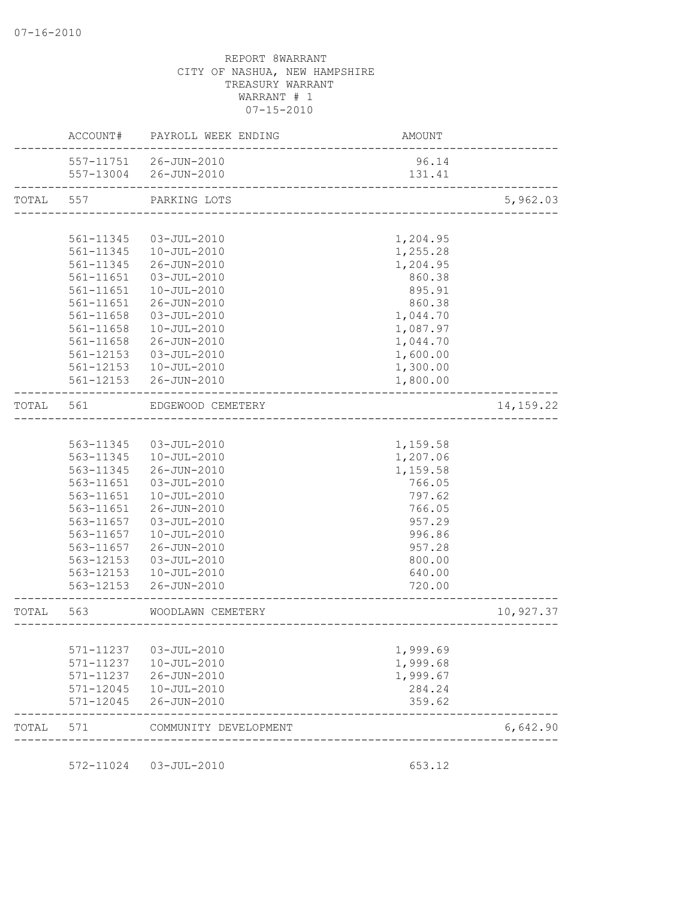07-16-2010

REPORT 8WARRANT
CITY OF NASHUA, NEW HAMPSHIRE
TREASURY WARRANT
WARRANT # 1
07-15-2010

| | ACCOUNT# | PAYROLL WEEK ENDING | AMOUNT | |
|---|---|---|---|---|
| | 557-11751 | 26-JUN-2010 | 96.14 | |
| | 557-13004 | 26-JUN-2010 | 131.41 | |
| TOTAL | 557 | PARKING LOTS | | 5,962.03 |
| | 561-11345 | 03-JUL-2010 | 1,204.95 | |
| | 561-11345 | 10-JUL-2010 | 1,255.28 | |
| | 561-11345 | 26-JUN-2010 | 1,204.95 | |
| | 561-11651 | 03-JUL-2010 | 860.38 | |
| | 561-11651 | 10-JUL-2010 | 895.91 | |
| | 561-11651 | 26-JUN-2010 | 860.38 | |
| | 561-11658 | 03-JUL-2010 | 1,044.70 | |
| | 561-11658 | 10-JUL-2010 | 1,087.97 | |
| | 561-11658 | 26-JUN-2010 | 1,044.70 | |
| | 561-12153 | 03-JUL-2010 | 1,600.00 | |
| | 561-12153 | 10-JUL-2010 | 1,300.00 | |
| | 561-12153 | 26-JUN-2010 | 1,800.00 | |
| TOTAL | 561 | EDGEWOOD CEMETERY | | 14,159.22 |
| | 563-11345 | 03-JUL-2010 | 1,159.58 | |
| | 563-11345 | 10-JUL-2010 | 1,207.06 | |
| | 563-11345 | 26-JUN-2010 | 1,159.58 | |
| | 563-11651 | 03-JUL-2010 | 766.05 | |
| | 563-11651 | 10-JUL-2010 | 797.62 | |
| | 563-11651 | 26-JUN-2010 | 766.05 | |
| | 563-11657 | 03-JUL-2010 | 957.29 | |
| | 563-11657 | 10-JUL-2010 | 996.86 | |
| | 563-11657 | 26-JUN-2010 | 957.28 | |
| | 563-12153 | 03-JUL-2010 | 800.00 | |
| | 563-12153 | 10-JUL-2010 | 640.00 | |
| | 563-12153 | 26-JUN-2010 | 720.00 | |
| TOTAL | 563 | WOODLAWN CEMETERY | | 10,927.37 |
| | 571-11237 | 03-JUL-2010 | 1,999.69 | |
| | 571-11237 | 10-JUL-2010 | 1,999.68 | |
| | 571-11237 | 26-JUN-2010 | 1,999.67 | |
| | 571-12045 | 10-JUL-2010 | 284.24 | |
| | 571-12045 | 26-JUN-2010 | 359.62 | |
| TOTAL | 571 | COMMUNITY DEVELOPMENT | | 6,642.90 |
| | 572-11024 | 03-JUL-2010 | 653.12 | |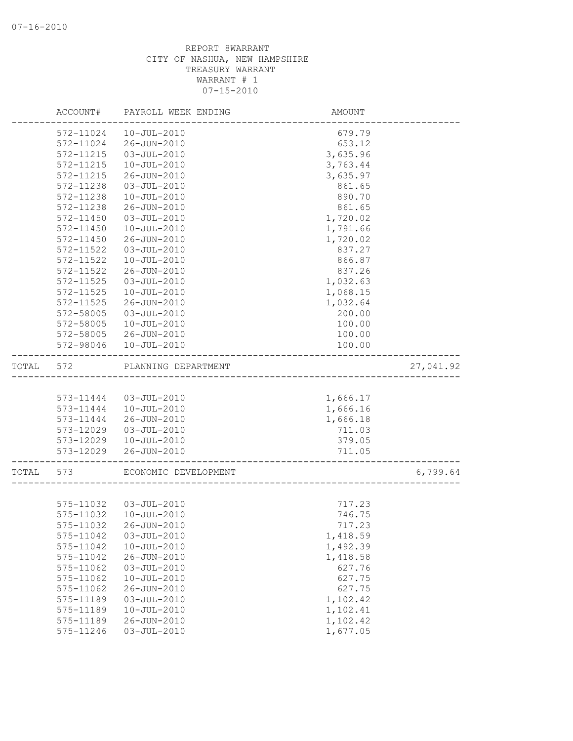07-16-2010

REPORT 8WARRANT
CITY OF NASHUA, NEW HAMPSHIRE
TREASURY WARRANT
WARRANT # 1
07-15-2010

| | ACCOUNT# | PAYROLL WEEK ENDING | AMOUNT | |
|---|---|---|---|---|
| | 572-11024 | 10-JUL-2010 | 679.79 | |
| | 572-11024 | 26-JUN-2010 | 653.12 | |
| | 572-11215 | 03-JUL-2010 | 3,635.96 | |
| | 572-11215 | 10-JUL-2010 | 3,763.44 | |
| | 572-11215 | 26-JUN-2010 | 3,635.97 | |
| | 572-11238 | 03-JUL-2010 | 861.65 | |
| | 572-11238 | 10-JUL-2010 | 890.70 | |
| | 572-11238 | 26-JUN-2010 | 861.65 | |
| | 572-11450 | 03-JUL-2010 | 1,720.02 | |
| | 572-11450 | 10-JUL-2010 | 1,791.66 | |
| | 572-11450 | 26-JUN-2010 | 1,720.02 | |
| | 572-11522 | 03-JUL-2010 | 837.27 | |
| | 572-11522 | 10-JUL-2010 | 866.87 | |
| | 572-11522 | 26-JUN-2010 | 837.26 | |
| | 572-11525 | 03-JUL-2010 | 1,032.63 | |
| | 572-11525 | 10-JUL-2010 | 1,068.15 | |
| | 572-11525 | 26-JUN-2010 | 1,032.64 | |
| | 572-58005 | 03-JUL-2010 | 200.00 | |
| | 572-58005 | 10-JUL-2010 | 100.00 | |
| | 572-58005 | 26-JUN-2010 | 100.00 | |
| | 572-98046 | 10-JUL-2010 | 100.00 | |
| TOTAL | 572 | PLANNING DEPARTMENT | | 27,041.92 |
| | 573-11444 | 03-JUL-2010 | 1,666.17 | |
| | 573-11444 | 10-JUL-2010 | 1,666.16 | |
| | 573-11444 | 26-JUN-2010 | 1,666.18 | |
| | 573-12029 | 03-JUL-2010 | 711.03 | |
| | 573-12029 | 10-JUL-2010 | 379.05 | |
| | 573-12029 | 26-JUN-2010 | 711.05 | |
| TOTAL | 573 | ECONOMIC DEVELOPMENT | | 6,799.64 |
| | 575-11032 | 03-JUL-2010 | 717.23 | |
| | 575-11032 | 10-JUL-2010 | 746.75 | |
| | 575-11032 | 26-JUN-2010 | 717.23 | |
| | 575-11042 | 03-JUL-2010 | 1,418.59 | |
| | 575-11042 | 10-JUL-2010 | 1,492.39 | |
| | 575-11042 | 26-JUN-2010 | 1,418.58 | |
| | 575-11062 | 03-JUL-2010 | 627.76 | |
| | 575-11062 | 10-JUL-2010 | 627.75 | |
| | 575-11062 | 26-JUN-2010 | 627.75 | |
| | 575-11189 | 03-JUL-2010 | 1,102.42 | |
| | 575-11189 | 10-JUL-2010 | 1,102.41 | |
| | 575-11189 | 26-JUN-2010 | 1,102.42 | |
| | 575-11246 | 03-JUL-2010 | 1,677.05 | |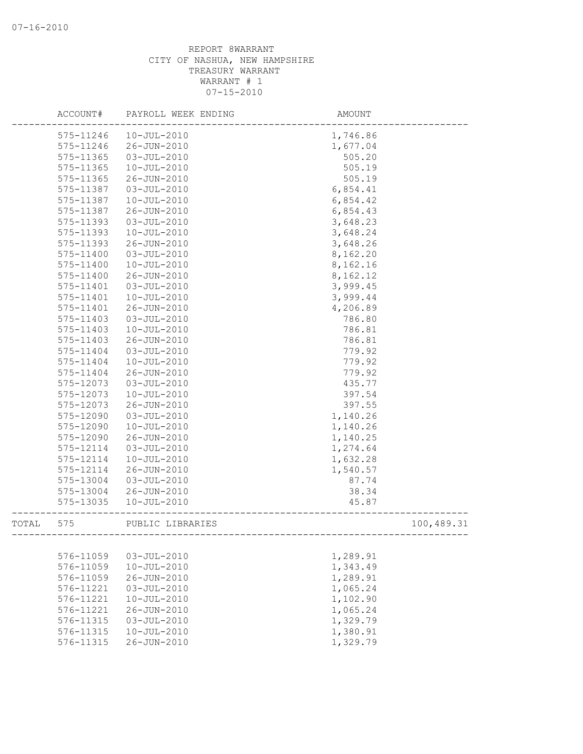REPORT 8WARRANT
CITY OF NASHUA, NEW HAMPSHIRE
TREASURY WARRANT
WARRANT # 1
07-15-2010

| | ACCOUNT# | PAYROLL WEEK ENDING | AMOUNT | |
|---|---|---|---|---|
| | 575-11246 | 10-JUL-2010 | 1,746.86 | |
| | 575-11246 | 26-JUN-2010 | 1,677.04 | |
| | 575-11365 | 03-JUL-2010 | 505.20 | |
| | 575-11365 | 10-JUL-2010 | 505.19 | |
| | 575-11365 | 26-JUN-2010 | 505.19 | |
| | 575-11387 | 03-JUL-2010 | 6,854.41 | |
| | 575-11387 | 10-JUL-2010 | 6,854.42 | |
| | 575-11387 | 26-JUN-2010 | 6,854.43 | |
| | 575-11393 | 03-JUL-2010 | 3,648.23 | |
| | 575-11393 | 10-JUL-2010 | 3,648.24 | |
| | 575-11393 | 26-JUN-2010 | 3,648.26 | |
| | 575-11400 | 03-JUL-2010 | 8,162.20 | |
| | 575-11400 | 10-JUL-2010 | 8,162.16 | |
| | 575-11400 | 26-JUN-2010 | 8,162.12 | |
| | 575-11401 | 03-JUL-2010 | 3,999.45 | |
| | 575-11401 | 10-JUL-2010 | 3,999.44 | |
| | 575-11401 | 26-JUN-2010 | 4,206.89 | |
| | 575-11403 | 03-JUL-2010 | 786.80 | |
| | 575-11403 | 10-JUL-2010 | 786.81 | |
| | 575-11403 | 26-JUN-2010 | 786.81 | |
| | 575-11404 | 03-JUL-2010 | 779.92 | |
| | 575-11404 | 10-JUL-2010 | 779.92 | |
| | 575-11404 | 26-JUN-2010 | 779.92 | |
| | 575-12073 | 03-JUL-2010 | 435.77 | |
| | 575-12073 | 10-JUL-2010 | 397.54 | |
| | 575-12073 | 26-JUN-2010 | 397.55 | |
| | 575-12090 | 03-JUL-2010 | 1,140.26 | |
| | 575-12090 | 10-JUL-2010 | 1,140.26 | |
| | 575-12090 | 26-JUN-2010 | 1,140.25 | |
| | 575-12114 | 03-JUL-2010 | 1,274.64 | |
| | 575-12114 | 10-JUL-2010 | 1,632.28 | |
| | 575-12114 | 26-JUN-2010 | 1,540.57 | |
| | 575-13004 | 03-JUL-2010 | 87.74 | |
| | 575-13004 | 26-JUN-2010 | 38.34 | |
| | 575-13035 | 10-JUL-2010 | 45.87 | |
| TOTAL | 575 | PUBLIC LIBRARIES | | 100,489.31 |
| | 576-11059 | 03-JUL-2010 | 1,289.91 | |
| | 576-11059 | 10-JUL-2010 | 1,343.49 | |
| | 576-11059 | 26-JUN-2010 | 1,289.91 | |
| | 576-11221 | 03-JUL-2010 | 1,065.24 | |
| | 576-11221 | 10-JUL-2010 | 1,102.90 | |
| | 576-11221 | 26-JUN-2010 | 1,065.24 | |
| | 576-11315 | 03-JUL-2010 | 1,329.79 | |
| | 576-11315 | 10-JUL-2010 | 1,380.91 | |
| | 576-11315 | 26-JUN-2010 | 1,329.79 | |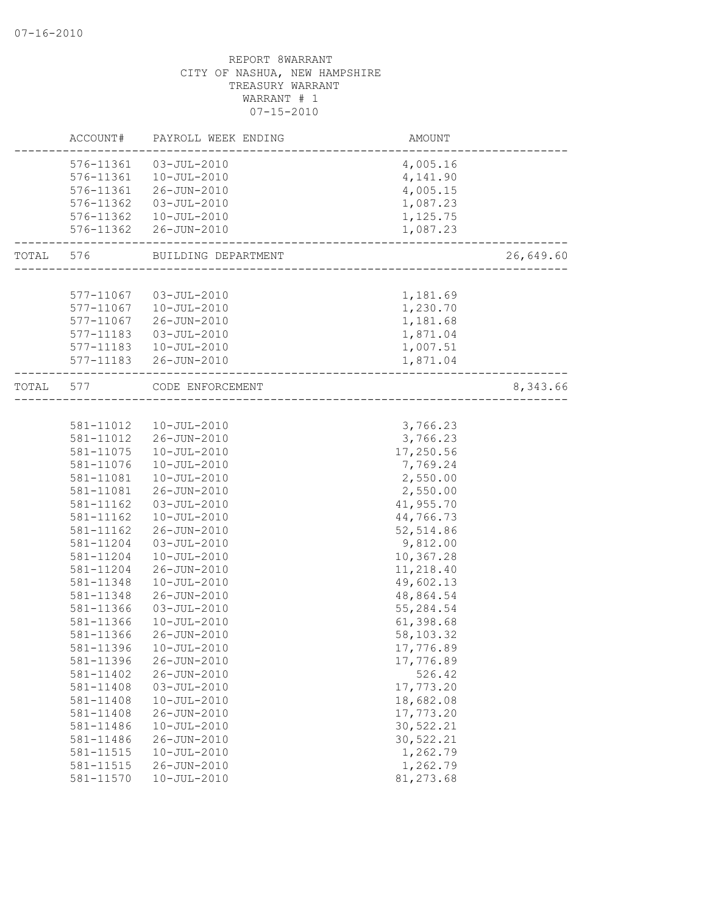07-16-2010

REPORT 8WARRANT
CITY OF NASHUA, NEW HAMPSHIRE
TREASURY WARRANT
WARRANT # 1
07-15-2010

| | ACCOUNT# | PAYROLL WEEK ENDING | AMOUNT | |
|---|---|---|---|---|
| | 576-11361 | 03-JUL-2010 | 4,005.16 | |
| | 576-11361 | 10-JUL-2010 | 4,141.90 | |
| | 576-11361 | 26-JUN-2010 | 4,005.15 | |
| | 576-11362 | 03-JUL-2010 | 1,087.23 | |
| | 576-11362 | 10-JUL-2010 | 1,125.75 | |
| | 576-11362 | 26-JUN-2010 | 1,087.23 | |
| TOTAL | 576 | BUILDING DEPARTMENT | | 26,649.60 |
| | 577-11067 | 03-JUL-2010 | 1,181.69 | |
| | 577-11067 | 10-JUL-2010 | 1,230.70 | |
| | 577-11067 | 26-JUN-2010 | 1,181.68 | |
| | 577-11183 | 03-JUL-2010 | 1,871.04 | |
| | 577-11183 | 10-JUL-2010 | 1,007.51 | |
| | 577-11183 | 26-JUN-2010 | 1,871.04 | |
| TOTAL | 577 | CODE ENFORCEMENT | | 8,343.66 |
| | 581-11012 | 10-JUL-2010 | 3,766.23 | |
| | 581-11012 | 26-JUN-2010 | 3,766.23 | |
| | 581-11075 | 10-JUL-2010 | 17,250.56 | |
| | 581-11076 | 10-JUL-2010 | 7,769.24 | |
| | 581-11081 | 10-JUL-2010 | 2,550.00 | |
| | 581-11081 | 26-JUN-2010 | 2,550.00 | |
| | 581-11162 | 03-JUL-2010 | 41,955.70 | |
| | 581-11162 | 10-JUL-2010 | 44,766.73 | |
| | 581-11162 | 26-JUN-2010 | 52,514.86 | |
| | 581-11204 | 03-JUL-2010 | 9,812.00 | |
| | 581-11204 | 10-JUL-2010 | 10,367.28 | |
| | 581-11204 | 26-JUN-2010 | 11,218.40 | |
| | 581-11348 | 10-JUL-2010 | 49,602.13 | |
| | 581-11348 | 26-JUN-2010 | 48,864.54 | |
| | 581-11366 | 03-JUL-2010 | 55,284.54 | |
| | 581-11366 | 10-JUL-2010 | 61,398.68 | |
| | 581-11366 | 26-JUN-2010 | 58,103.32 | |
| | 581-11396 | 10-JUL-2010 | 17,776.89 | |
| | 581-11396 | 26-JUN-2010 | 17,776.89 | |
| | 581-11402 | 26-JUN-2010 | 526.42 | |
| | 581-11408 | 03-JUL-2010 | 17,773.20 | |
| | 581-11408 | 10-JUL-2010 | 18,682.08 | |
| | 581-11408 | 26-JUN-2010 | 17,773.20 | |
| | 581-11486 | 10-JUL-2010 | 30,522.21 | |
| | 581-11486 | 26-JUN-2010 | 30,522.21 | |
| | 581-11515 | 10-JUL-2010 | 1,262.79 | |
| | 581-11515 | 26-JUN-2010 | 1,262.79 | |
| | 581-11570 | 10-JUL-2010 | 81,273.68 | |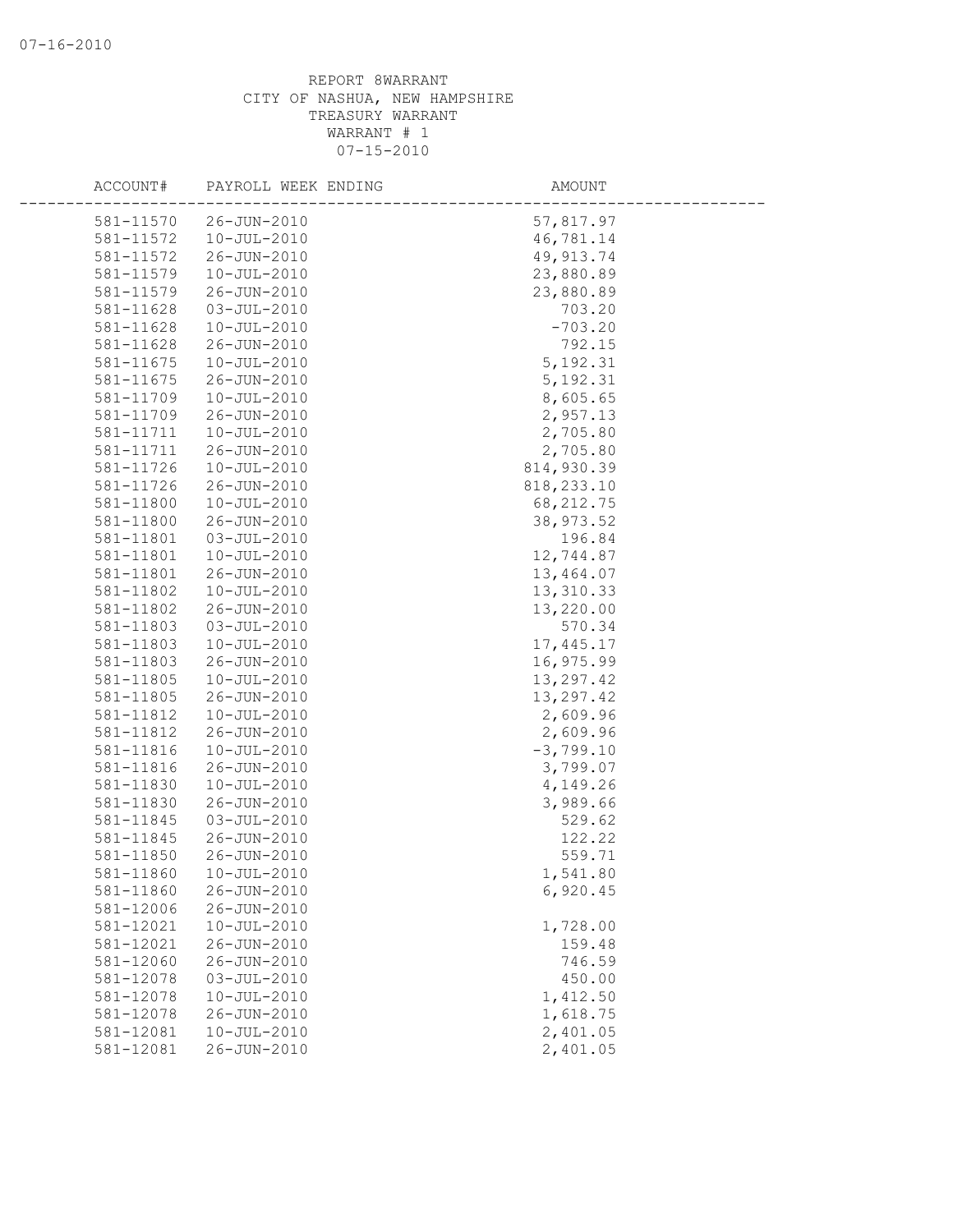REPORT 8WARRANT
CITY OF NASHUA, NEW HAMPSHIRE
TREASURY WARRANT
WARRANT # 1
07-15-2010

| ACCOUNT# | PAYROLL WEEK ENDING | AMOUNT |
|---|---|---|
| 581-11570 | 26-JUN-2010 | 57,817.97 |
| 581-11572 | 10-JUL-2010 | 46,781.14 |
| 581-11572 | 26-JUN-2010 | 49,913.74 |
| 581-11579 | 10-JUL-2010 | 23,880.89 |
| 581-11579 | 26-JUN-2010 | 23,880.89 |
| 581-11628 | 03-JUL-2010 | 703.20 |
| 581-11628 | 10-JUL-2010 | -703.20 |
| 581-11628 | 26-JUN-2010 | 792.15 |
| 581-11675 | 10-JUL-2010 | 5,192.31 |
| 581-11675 | 26-JUN-2010 | 5,192.31 |
| 581-11709 | 10-JUL-2010 | 8,605.65 |
| 581-11709 | 26-JUN-2010 | 2,957.13 |
| 581-11711 | 10-JUL-2010 | 2,705.80 |
| 581-11711 | 26-JUN-2010 | 2,705.80 |
| 581-11726 | 10-JUL-2010 | 814,930.39 |
| 581-11726 | 26-JUN-2010 | 818,233.10 |
| 581-11800 | 10-JUL-2010 | 68,212.75 |
| 581-11800 | 26-JUN-2010 | 38,973.52 |
| 581-11801 | 03-JUL-2010 | 196.84 |
| 581-11801 | 10-JUL-2010 | 12,744.87 |
| 581-11801 | 26-JUN-2010 | 13,464.07 |
| 581-11802 | 10-JUL-2010 | 13,310.33 |
| 581-11802 | 26-JUN-2010 | 13,220.00 |
| 581-11803 | 03-JUL-2010 | 570.34 |
| 581-11803 | 10-JUL-2010 | 17,445.17 |
| 581-11803 | 26-JUN-2010 | 16,975.99 |
| 581-11805 | 10-JUL-2010 | 13,297.42 |
| 581-11805 | 26-JUN-2010 | 13,297.42 |
| 581-11812 | 10-JUL-2010 | 2,609.96 |
| 581-11812 | 26-JUN-2010 | 2,609.96 |
| 581-11816 | 10-JUL-2010 | -3,799.10 |
| 581-11816 | 26-JUN-2010 | 3,799.07 |
| 581-11830 | 10-JUL-2010 | 4,149.26 |
| 581-11830 | 26-JUN-2010 | 3,989.66 |
| 581-11845 | 03-JUL-2010 | 529.62 |
| 581-11845 | 26-JUN-2010 | 122.22 |
| 581-11850 | 26-JUN-2010 | 559.71 |
| 581-11860 | 10-JUL-2010 | 1,541.80 |
| 581-11860 | 26-JUN-2010 | 6,920.45 |
| 581-12006 | 26-JUN-2010 | |
| 581-12021 | 10-JUL-2010 | 1,728.00 |
| 581-12021 | 26-JUN-2010 | 159.48 |
| 581-12060 | 26-JUN-2010 | 746.59 |
| 581-12078 | 03-JUL-2010 | 450.00 |
| 581-12078 | 10-JUL-2010 | 1,412.50 |
| 581-12078 | 26-JUN-2010 | 1,618.75 |
| 581-12081 | 10-JUL-2010 | 2,401.05 |
| 581-12081 | 26-JUN-2010 | 2,401.05 |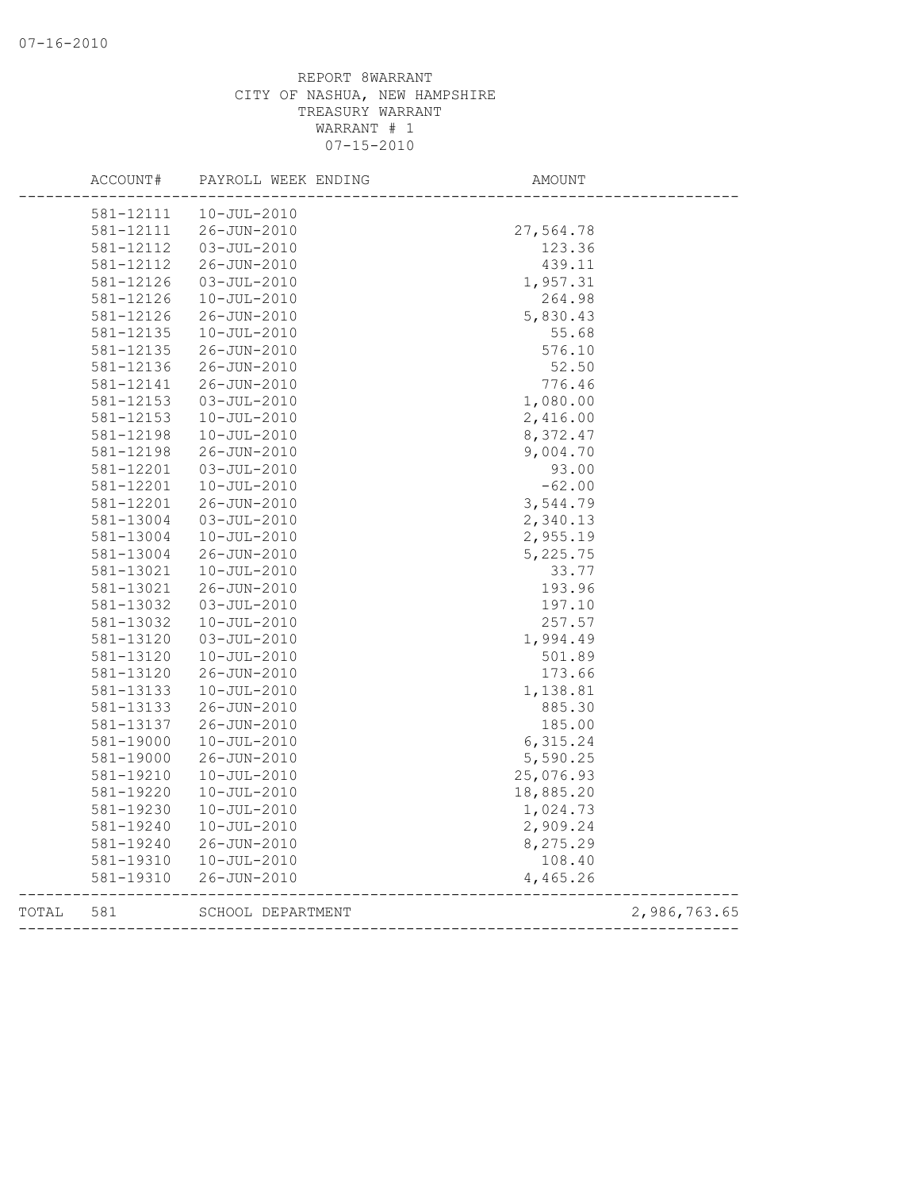REPORT 8WARRANT
CITY OF NASHUA, NEW HAMPSHIRE
TREASURY WARRANT
WARRANT # 1
07-15-2010

| | ACCOUNT# | PAYROLL WEEK ENDING | AMOUNT | |
|---|---|---|---|---|
| | 581-12111 | 10-JUL-2010 | | |
| | 581-12111 | 26-JUN-2010 | 27,564.78 | |
| | 581-12112 | 03-JUL-2010 | 123.36 | |
| | 581-12112 | 26-JUN-2010 | 439.11 | |
| | 581-12126 | 03-JUL-2010 | 1,957.31 | |
| | 581-12126 | 10-JUL-2010 | 264.98 | |
| | 581-12126 | 26-JUN-2010 | 5,830.43 | |
| | 581-12135 | 10-JUL-2010 | 55.68 | |
| | 581-12135 | 26-JUN-2010 | 576.10 | |
| | 581-12136 | 26-JUN-2010 | 52.50 | |
| | 581-12141 | 26-JUN-2010 | 776.46 | |
| | 581-12153 | 03-JUL-2010 | 1,080.00 | |
| | 581-12153 | 10-JUL-2010 | 2,416.00 | |
| | 581-12198 | 10-JUL-2010 | 8,372.47 | |
| | 581-12198 | 26-JUN-2010 | 9,004.70 | |
| | 581-12201 | 03-JUL-2010 | 93.00 | |
| | 581-12201 | 10-JUL-2010 | -62.00 | |
| | 581-12201 | 26-JUN-2010 | 3,544.79 | |
| | 581-13004 | 03-JUL-2010 | 2,340.13 | |
| | 581-13004 | 10-JUL-2010 | 2,955.19 | |
| | 581-13004 | 26-JUN-2010 | 5,225.75 | |
| | 581-13021 | 10-JUL-2010 | 33.77 | |
| | 581-13021 | 26-JUN-2010 | 193.96 | |
| | 581-13032 | 03-JUL-2010 | 197.10 | |
| | 581-13032 | 10-JUL-2010 | 257.57 | |
| | 581-13120 | 03-JUL-2010 | 1,994.49 | |
| | 581-13120 | 10-JUL-2010 | 501.89 | |
| | 581-13120 | 26-JUN-2010 | 173.66 | |
| | 581-13133 | 10-JUL-2010 | 1,138.81 | |
| | 581-13133 | 26-JUN-2010 | 885.30 | |
| | 581-13137 | 26-JUN-2010 | 185.00 | |
| | 581-19000 | 10-JUL-2010 | 6,315.24 | |
| | 581-19000 | 26-JUN-2010 | 5,590.25 | |
| | 581-19210 | 10-JUL-2010 | 25,076.93 | |
| | 581-19220 | 10-JUL-2010 | 18,885.20 | |
| | 581-19230 | 10-JUL-2010 | 1,024.73 | |
| | 581-19240 | 10-JUL-2010 | 2,909.24 | |
| | 581-19240 | 26-JUN-2010 | 8,275.29 | |
| | 581-19310 | 10-JUL-2010 | 108.40 | |
| | 581-19310 | 26-JUN-2010 | 4,465.26 | |
| TOTAL | 581 | SCHOOL DEPARTMENT | | 2,986,763.65 |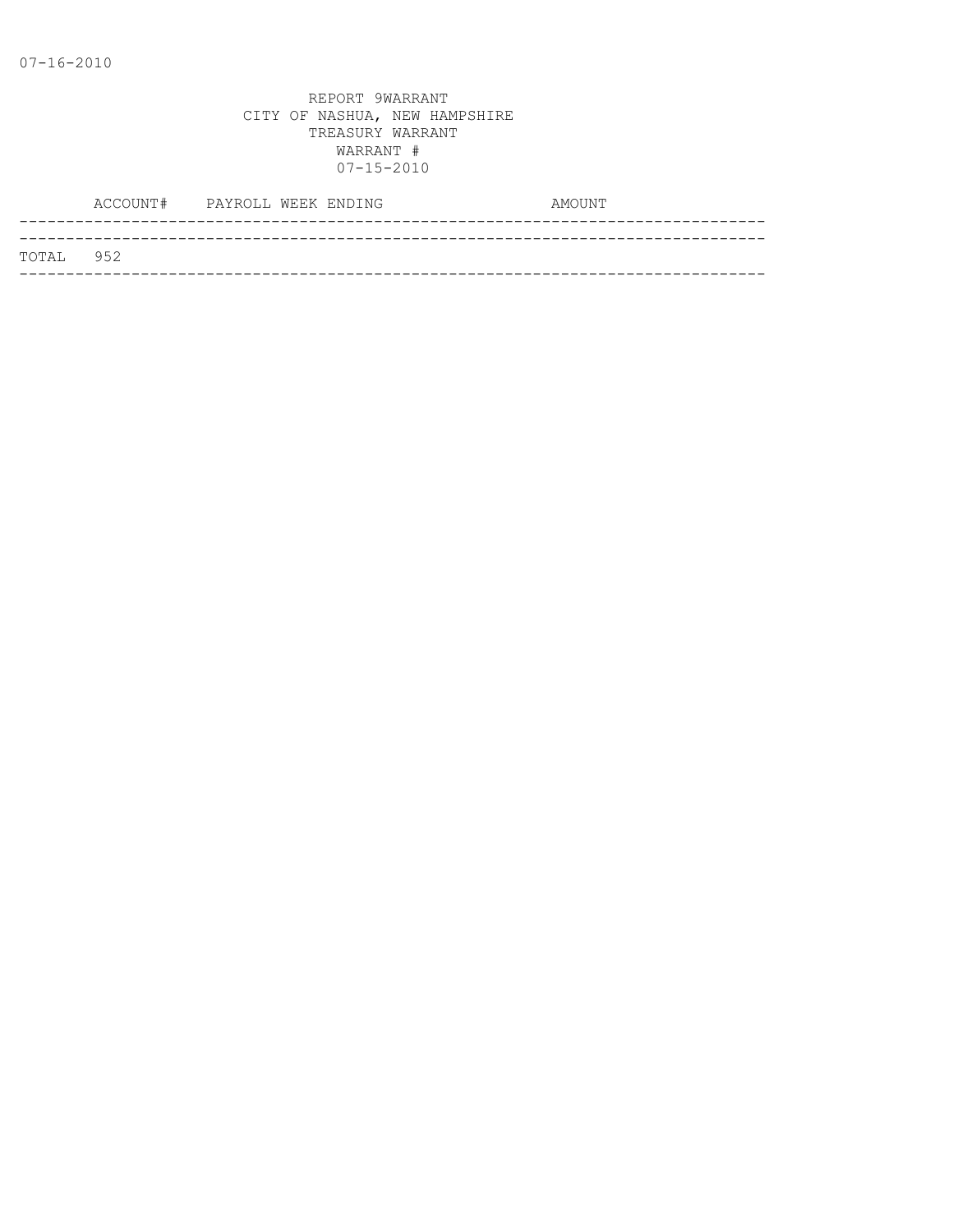07-16-2010

REPORT 9WARRANT
CITY OF NASHUA, NEW HAMPSHIRE
TREASURY WARRANT
WARRANT #
07-15-2010

| | ACCOUNT# | PAYROLL WEEK ENDING | AMOUNT |
|---|---|---|---|
| TOTAL | 952 | | |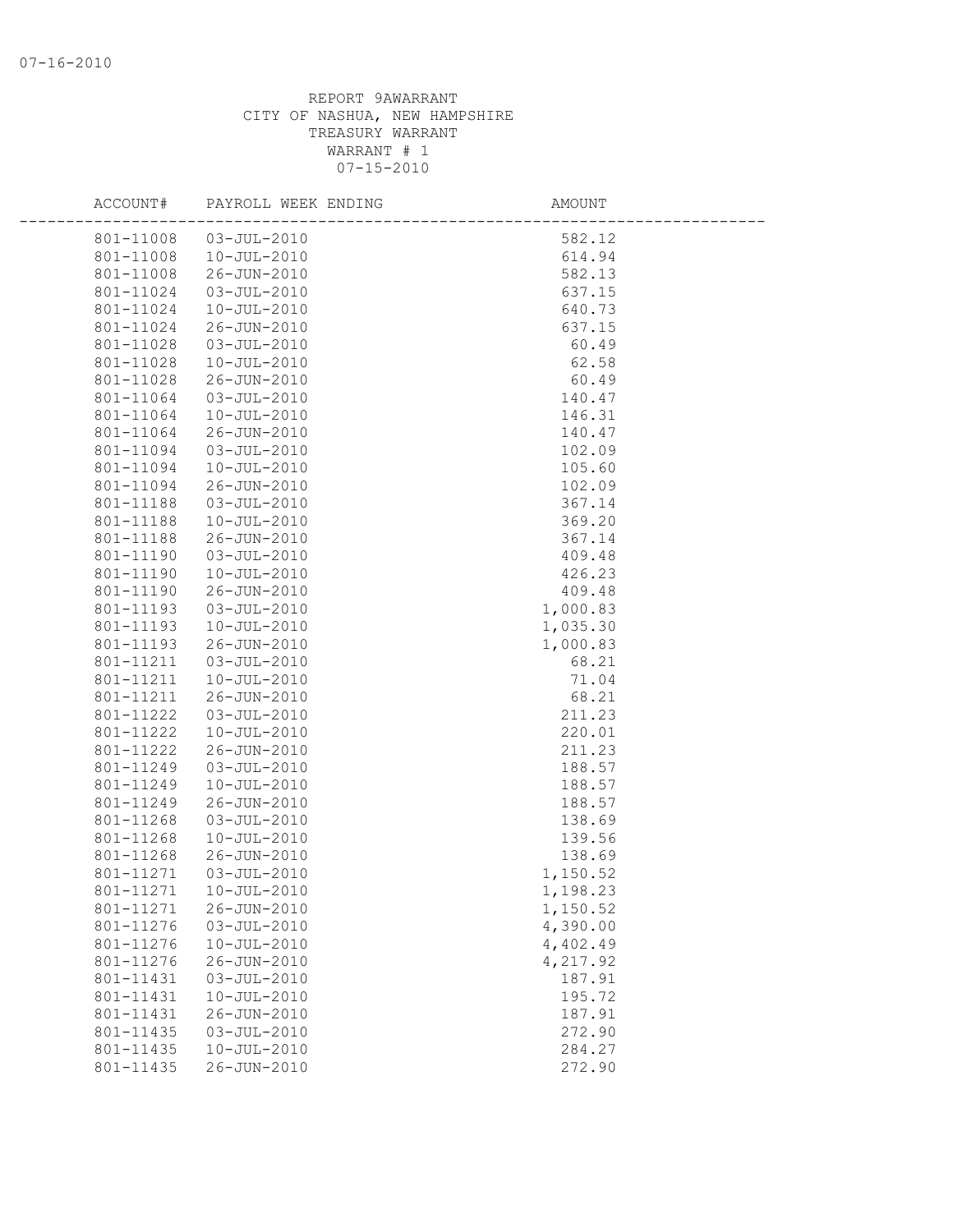07-16-2010

REPORT 9AWARRANT
CITY OF NASHUA, NEW HAMPSHIRE
TREASURY WARRANT
WARRANT # 1
07-15-2010

| ACCOUNT# | PAYROLL WEEK ENDING | AMOUNT |
|---|---|---|
| 801-11008 | 03-JUL-2010 | 582.12 |
| 801-11008 | 10-JUL-2010 | 614.94 |
| 801-11008 | 26-JUN-2010 | 582.13 |
| 801-11024 | 03-JUL-2010 | 637.15 |
| 801-11024 | 10-JUL-2010 | 640.73 |
| 801-11024 | 26-JUN-2010 | 637.15 |
| 801-11028 | 03-JUL-2010 | 60.49 |
| 801-11028 | 10-JUL-2010 | 62.58 |
| 801-11028 | 26-JUN-2010 | 60.49 |
| 801-11064 | 03-JUL-2010 | 140.47 |
| 801-11064 | 10-JUL-2010 | 146.31 |
| 801-11064 | 26-JUN-2010 | 140.47 |
| 801-11094 | 03-JUL-2010 | 102.09 |
| 801-11094 | 10-JUL-2010 | 105.60 |
| 801-11094 | 26-JUN-2010 | 102.09 |
| 801-11188 | 03-JUL-2010 | 367.14 |
| 801-11188 | 10-JUL-2010 | 369.20 |
| 801-11188 | 26-JUN-2010 | 367.14 |
| 801-11190 | 03-JUL-2010 | 409.48 |
| 801-11190 | 10-JUL-2010 | 426.23 |
| 801-11190 | 26-JUN-2010 | 409.48 |
| 801-11193 | 03-JUL-2010 | 1,000.83 |
| 801-11193 | 10-JUL-2010 | 1,035.30 |
| 801-11193 | 26-JUN-2010 | 1,000.83 |
| 801-11211 | 03-JUL-2010 | 68.21 |
| 801-11211 | 10-JUL-2010 | 71.04 |
| 801-11211 | 26-JUN-2010 | 68.21 |
| 801-11222 | 03-JUL-2010 | 211.23 |
| 801-11222 | 10-JUL-2010 | 220.01 |
| 801-11222 | 26-JUN-2010 | 211.23 |
| 801-11249 | 03-JUL-2010 | 188.57 |
| 801-11249 | 10-JUL-2010 | 188.57 |
| 801-11249 | 26-JUN-2010 | 188.57 |
| 801-11268 | 03-JUL-2010 | 138.69 |
| 801-11268 | 10-JUL-2010 | 139.56 |
| 801-11268 | 26-JUN-2010 | 138.69 |
| 801-11271 | 03-JUL-2010 | 1,150.52 |
| 801-11271 | 10-JUL-2010 | 1,198.23 |
| 801-11271 | 26-JUN-2010 | 1,150.52 |
| 801-11276 | 03-JUL-2010 | 4,390.00 |
| 801-11276 | 10-JUL-2010 | 4,402.49 |
| 801-11276 | 26-JUN-2010 | 4,217.92 |
| 801-11431 | 03-JUL-2010 | 187.91 |
| 801-11431 | 10-JUL-2010 | 195.72 |
| 801-11431 | 26-JUN-2010 | 187.91 |
| 801-11435 | 03-JUL-2010 | 272.90 |
| 801-11435 | 10-JUL-2010 | 284.27 |
| 801-11435 | 26-JUN-2010 | 272.90 |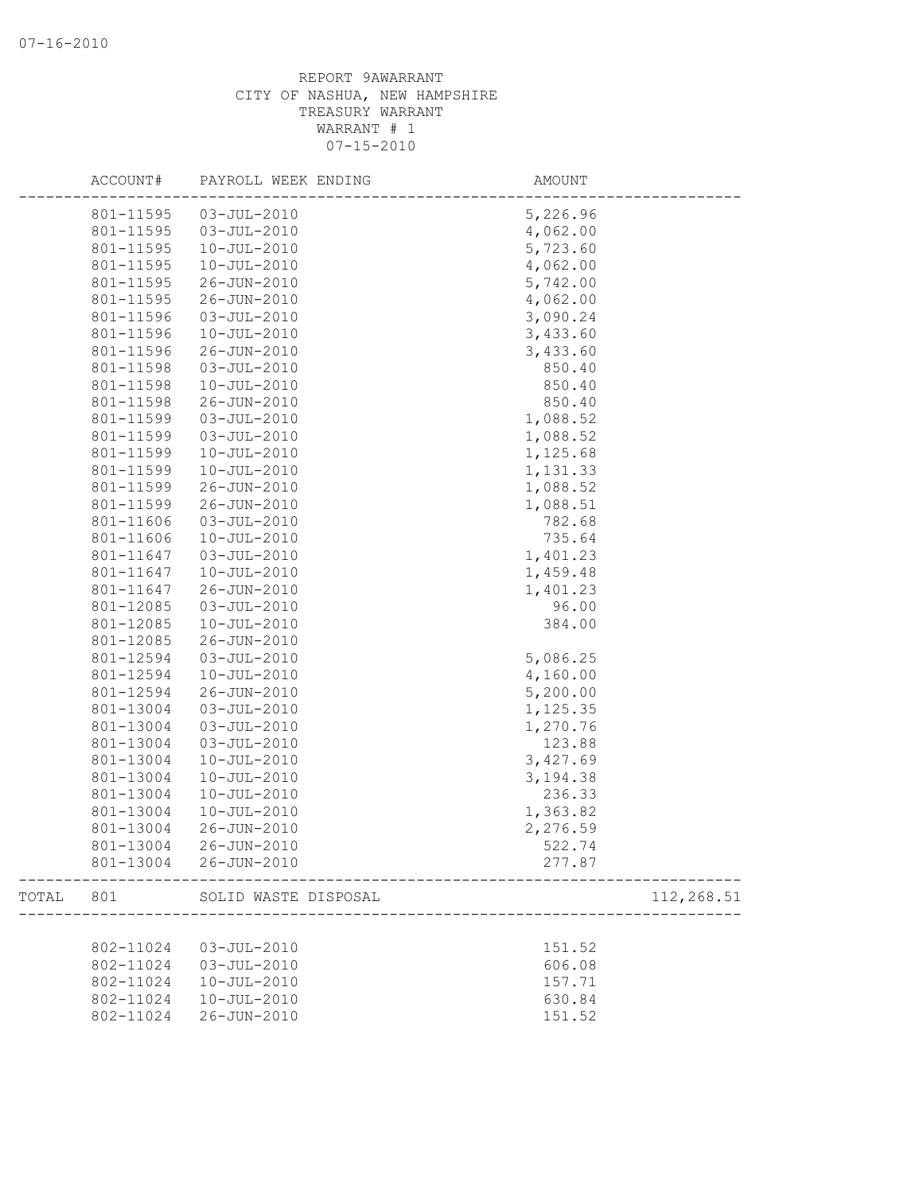07-16-2010

REPORT 9AWARRANT
CITY OF NASHUA, NEW HAMPSHIRE
TREASURY WARRANT
WARRANT # 1
07-15-2010

| | ACCOUNT# | PAYROLL WEEK ENDING | AMOUNT | |
|---|---|---|---|---|
| | 801-11595 | 03-JUL-2010 | 5,226.96 | |
| | 801-11595 | 03-JUL-2010 | 4,062.00 | |
| | 801-11595 | 10-JUL-2010 | 5,723.60 | |
| | 801-11595 | 10-JUL-2010 | 4,062.00 | |
| | 801-11595 | 26-JUN-2010 | 5,742.00 | |
| | 801-11595 | 26-JUN-2010 | 4,062.00 | |
| | 801-11596 | 03-JUL-2010 | 3,090.24 | |
| | 801-11596 | 10-JUL-2010 | 3,433.60 | |
| | 801-11596 | 26-JUN-2010 | 3,433.60 | |
| | 801-11598 | 03-JUL-2010 | 850.40 | |
| | 801-11598 | 10-JUL-2010 | 850.40 | |
| | 801-11598 | 26-JUN-2010 | 850.40 | |
| | 801-11599 | 03-JUL-2010 | 1,088.52 | |
| | 801-11599 | 03-JUL-2010 | 1,088.52 | |
| | 801-11599 | 10-JUL-2010 | 1,125.68 | |
| | 801-11599 | 10-JUL-2010 | 1,131.33 | |
| | 801-11599 | 26-JUN-2010 | 1,088.52 | |
| | 801-11599 | 26-JUN-2010 | 1,088.51 | |
| | 801-11606 | 03-JUL-2010 | 782.68 | |
| | 801-11606 | 10-JUL-2010 | 735.64 | |
| | 801-11647 | 03-JUL-2010 | 1,401.23 | |
| | 801-11647 | 10-JUL-2010 | 1,459.48 | |
| | 801-11647 | 26-JUN-2010 | 1,401.23 | |
| | 801-12085 | 03-JUL-2010 | 96.00 | |
| | 801-12085 | 10-JUL-2010 | 384.00 | |
| | 801-12085 | 26-JUN-2010 | | |
| | 801-12594 | 03-JUL-2010 | 5,086.25 | |
| | 801-12594 | 10-JUL-2010 | 4,160.00 | |
| | 801-12594 | 26-JUN-2010 | 5,200.00 | |
| | 801-13004 | 03-JUL-2010 | 1,125.35 | |
| | 801-13004 | 03-JUL-2010 | 1,270.76 | |
| | 801-13004 | 03-JUL-2010 | 123.88 | |
| | 801-13004 | 10-JUL-2010 | 3,427.69 | |
| | 801-13004 | 10-JUL-2010 | 3,194.38 | |
| | 801-13004 | 10-JUL-2010 | 236.33 | |
| | 801-13004 | 10-JUL-2010 | 1,363.82 | |
| | 801-13004 | 26-JUN-2010 | 2,276.59 | |
| | 801-13004 | 26-JUN-2010 | 522.74 | |
| | 801-13004 | 26-JUN-2010 | 277.87 | |
| TOTAL | 801 | SOLID WASTE DISPOSAL | | 112,268.51 |
| | 802-11024 | 03-JUL-2010 | 151.52 | |
| | 802-11024 | 03-JUL-2010 | 606.08 | |
| | 802-11024 | 10-JUL-2010 | 157.71 | |
| | 802-11024 | 10-JUL-2010 | 630.84 | |
| | 802-11024 | 26-JUN-2010 | 151.52 | |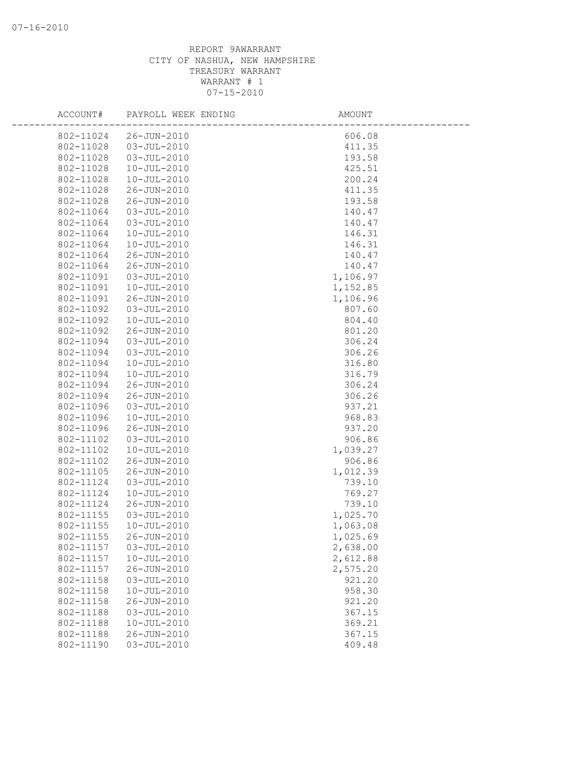07-16-2010

REPORT 9AWARRANT
CITY OF NASHUA, NEW HAMPSHIRE
TREASURY WARRANT
WARRANT # 1
07-15-2010

| ACCOUNT# | PAYROLL WEEK ENDING | AMOUNT |
|---|---|---|
| 802-11024 | 26-JUN-2010 | 606.08 |
| 802-11028 | 03-JUL-2010 | 411.35 |
| 802-11028 | 03-JUL-2010 | 193.58 |
| 802-11028 | 10-JUL-2010 | 425.51 |
| 802-11028 | 10-JUL-2010 | 200.24 |
| 802-11028 | 26-JUN-2010 | 411.35 |
| 802-11028 | 26-JUN-2010 | 193.58 |
| 802-11064 | 03-JUL-2010 | 140.47 |
| 802-11064 | 03-JUL-2010 | 140.47 |
| 802-11064 | 10-JUL-2010 | 146.31 |
| 802-11064 | 10-JUL-2010 | 146.31 |
| 802-11064 | 26-JUN-2010 | 140.47 |
| 802-11064 | 26-JUN-2010 | 140.47 |
| 802-11091 | 03-JUL-2010 | 1,106.97 |
| 802-11091 | 10-JUL-2010 | 1,152.85 |
| 802-11091 | 26-JUN-2010 | 1,106.96 |
| 802-11092 | 03-JUL-2010 | 807.60 |
| 802-11092 | 10-JUL-2010 | 804.40 |
| 802-11092 | 26-JUN-2010 | 801.20 |
| 802-11094 | 03-JUL-2010 | 306.24 |
| 802-11094 | 03-JUL-2010 | 306.26 |
| 802-11094 | 10-JUL-2010 | 316.80 |
| 802-11094 | 10-JUL-2010 | 316.79 |
| 802-11094 | 26-JUN-2010 | 306.24 |
| 802-11094 | 26-JUN-2010 | 306.26 |
| 802-11096 | 03-JUL-2010 | 937.21 |
| 802-11096 | 10-JUL-2010 | 968.83 |
| 802-11096 | 26-JUN-2010 | 937.20 |
| 802-11102 | 03-JUL-2010 | 906.86 |
| 802-11102 | 10-JUL-2010 | 1,039.27 |
| 802-11102 | 26-JUN-2010 | 906.86 |
| 802-11105 | 26-JUN-2010 | 1,012.39 |
| 802-11124 | 03-JUL-2010 | 739.10 |
| 802-11124 | 10-JUL-2010 | 769.27 |
| 802-11124 | 26-JUN-2010 | 739.10 |
| 802-11155 | 03-JUL-2010 | 1,025.70 |
| 802-11155 | 10-JUL-2010 | 1,063.08 |
| 802-11155 | 26-JUN-2010 | 1,025.69 |
| 802-11157 | 03-JUL-2010 | 2,638.00 |
| 802-11157 | 10-JUL-2010 | 2,612.88 |
| 802-11157 | 26-JUN-2010 | 2,575.20 |
| 802-11158 | 03-JUL-2010 | 921.20 |
| 802-11158 | 10-JUL-2010 | 958.30 |
| 802-11158 | 26-JUN-2010 | 921.20 |
| 802-11188 | 03-JUL-2010 | 367.15 |
| 802-11188 | 10-JUL-2010 | 369.21 |
| 802-11188 | 26-JUN-2010 | 367.15 |
| 802-11190 | 03-JUL-2010 | 409.48 |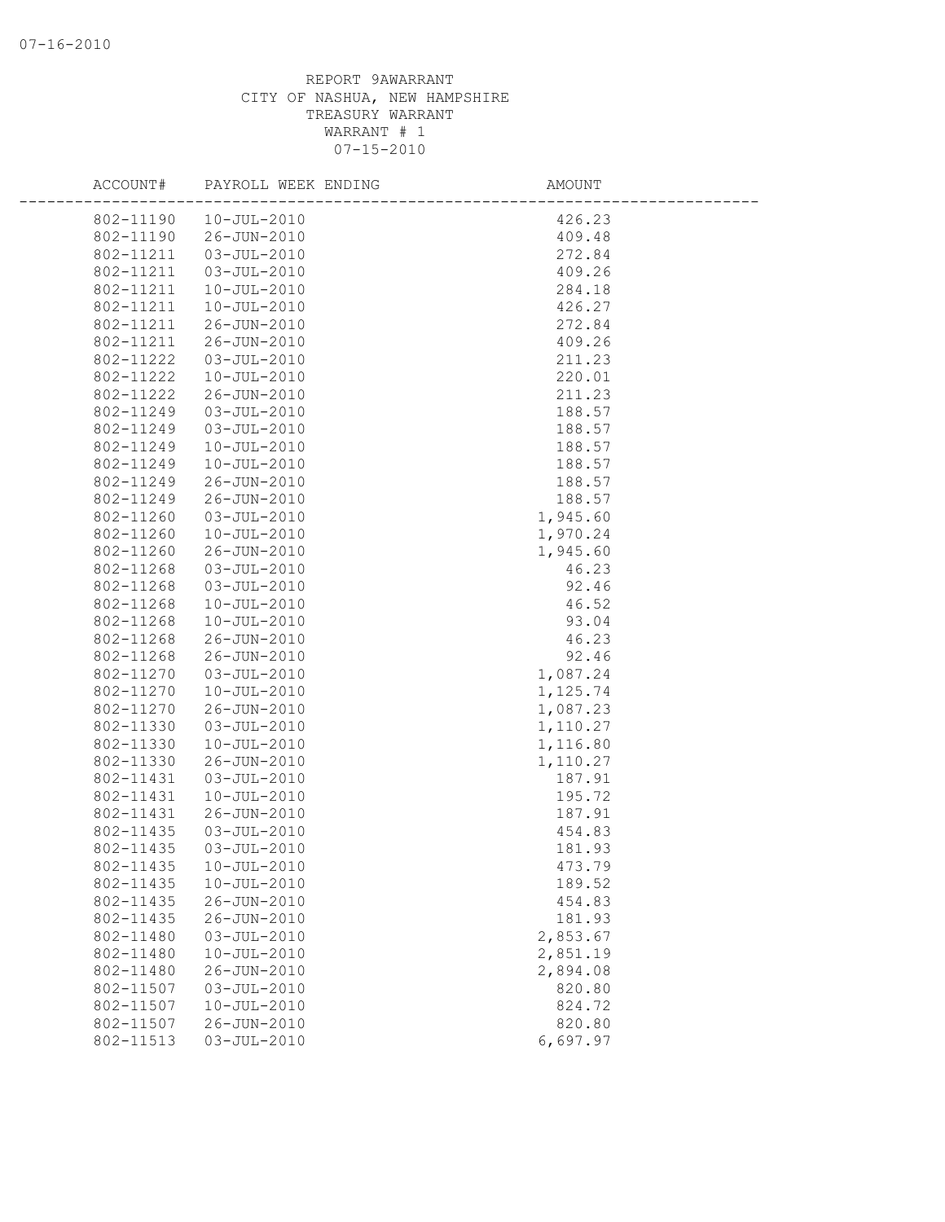REPORT 9AWARRANT
CITY OF NASHUA, NEW HAMPSHIRE
TREASURY WARRANT
WARRANT # 1
07-15-2010

| ACCOUNT# | PAYROLL WEEK ENDING | AMOUNT |
|---|---|---|
| 802-11190 | 10-JUL-2010 | 426.23 |
| 802-11190 | 26-JUN-2010 | 409.48 |
| 802-11211 | 03-JUL-2010 | 272.84 |
| 802-11211 | 03-JUL-2010 | 409.26 |
| 802-11211 | 10-JUL-2010 | 284.18 |
| 802-11211 | 10-JUL-2010 | 426.27 |
| 802-11211 | 26-JUN-2010 | 272.84 |
| 802-11211 | 26-JUN-2010 | 409.26 |
| 802-11222 | 03-JUL-2010 | 211.23 |
| 802-11222 | 10-JUL-2010 | 220.01 |
| 802-11222 | 26-JUN-2010 | 211.23 |
| 802-11249 | 03-JUL-2010 | 188.57 |
| 802-11249 | 03-JUL-2010 | 188.57 |
| 802-11249 | 10-JUL-2010 | 188.57 |
| 802-11249 | 10-JUL-2010 | 188.57 |
| 802-11249 | 26-JUN-2010 | 188.57 |
| 802-11249 | 26-JUN-2010 | 188.57 |
| 802-11260 | 03-JUL-2010 | 1,945.60 |
| 802-11260 | 10-JUL-2010 | 1,970.24 |
| 802-11260 | 26-JUN-2010 | 1,945.60 |
| 802-11268 | 03-JUL-2010 | 46.23 |
| 802-11268 | 03-JUL-2010 | 92.46 |
| 802-11268 | 10-JUL-2010 | 46.52 |
| 802-11268 | 10-JUL-2010 | 93.04 |
| 802-11268 | 26-JUN-2010 | 46.23 |
| 802-11268 | 26-JUN-2010 | 92.46 |
| 802-11270 | 03-JUL-2010 | 1,087.24 |
| 802-11270 | 10-JUL-2010 | 1,125.74 |
| 802-11270 | 26-JUN-2010 | 1,087.23 |
| 802-11330 | 03-JUL-2010 | 1,110.27 |
| 802-11330 | 10-JUL-2010 | 1,116.80 |
| 802-11330 | 26-JUN-2010 | 1,110.27 |
| 802-11431 | 03-JUL-2010 | 187.91 |
| 802-11431 | 10-JUL-2010 | 195.72 |
| 802-11431 | 26-JUN-2010 | 187.91 |
| 802-11435 | 03-JUL-2010 | 454.83 |
| 802-11435 | 03-JUL-2010 | 181.93 |
| 802-11435 | 10-JUL-2010 | 473.79 |
| 802-11435 | 10-JUL-2010 | 189.52 |
| 802-11435 | 26-JUN-2010 | 454.83 |
| 802-11435 | 26-JUN-2010 | 181.93 |
| 802-11480 | 03-JUL-2010 | 2,853.67 |
| 802-11480 | 10-JUL-2010 | 2,851.19 |
| 802-11480 | 26-JUN-2010 | 2,894.08 |
| 802-11507 | 03-JUL-2010 | 820.80 |
| 802-11507 | 10-JUL-2010 | 824.72 |
| 802-11507 | 26-JUN-2010 | 820.80 |
| 802-11513 | 03-JUL-2010 | 6,697.97 |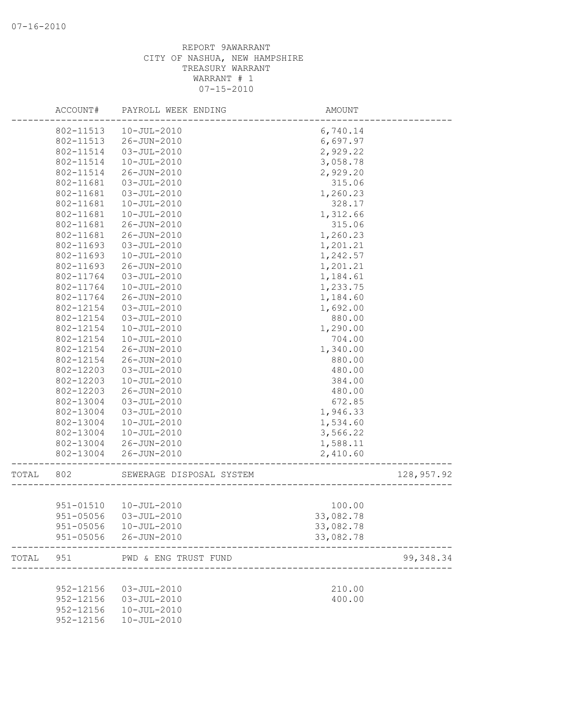07-16-2010

REPORT 9AWARRANT
CITY OF NASHUA, NEW HAMPSHIRE
TREASURY WARRANT
WARRANT # 1
07-15-2010

| | ACCOUNT# | PAYROLL WEEK ENDING | AMOUNT | |
|---|---|---|---|---|
| | 802-11513 | 10-JUL-2010 | 6,740.14 | |
| | 802-11513 | 26-JUN-2010 | 6,697.97 | |
| | 802-11514 | 03-JUL-2010 | 2,929.22 | |
| | 802-11514 | 10-JUL-2010 | 3,058.78 | |
| | 802-11514 | 26-JUN-2010 | 2,929.20 | |
| | 802-11681 | 03-JUL-2010 | 315.06 | |
| | 802-11681 | 03-JUL-2010 | 1,260.23 | |
| | 802-11681 | 10-JUL-2010 | 328.17 | |
| | 802-11681 | 10-JUL-2010 | 1,312.66 | |
| | 802-11681 | 26-JUN-2010 | 315.06 | |
| | 802-11681 | 26-JUN-2010 | 1,260.23 | |
| | 802-11693 | 03-JUL-2010 | 1,201.21 | |
| | 802-11693 | 10-JUL-2010 | 1,242.57 | |
| | 802-11693 | 26-JUN-2010 | 1,201.21 | |
| | 802-11764 | 03-JUL-2010 | 1,184.61 | |
| | 802-11764 | 10-JUL-2010 | 1,233.75 | |
| | 802-11764 | 26-JUN-2010 | 1,184.60 | |
| | 802-12154 | 03-JUL-2010 | 1,692.00 | |
| | 802-12154 | 03-JUL-2010 | 880.00 | |
| | 802-12154 | 10-JUL-2010 | 1,290.00 | |
| | 802-12154 | 10-JUL-2010 | 704.00 | |
| | 802-12154 | 26-JUN-2010 | 1,340.00 | |
| | 802-12154 | 26-JUN-2010 | 880.00 | |
| | 802-12203 | 03-JUL-2010 | 480.00 | |
| | 802-12203 | 10-JUL-2010 | 384.00 | |
| | 802-12203 | 26-JUN-2010 | 480.00 | |
| | 802-13004 | 03-JUL-2010 | 672.85 | |
| | 802-13004 | 03-JUL-2010 | 1,946.33 | |
| | 802-13004 | 10-JUL-2010 | 1,534.60 | |
| | 802-13004 | 10-JUL-2010 | 3,566.22 | |
| | 802-13004 | 26-JUN-2010 | 1,588.11 | |
| | 802-13004 | 26-JUN-2010 | 2,410.60 | |
| TOTAL | 802 | SEWERAGE DISPOSAL SYSTEM | | 128,957.92 |
| | 951-01510 | 10-JUL-2010 | 100.00 | |
| | 951-05056 | 03-JUL-2010 | 33,082.78 | |
| | 951-05056 | 10-JUL-2010 | 33,082.78 | |
| | 951-05056 | 26-JUN-2010 | 33,082.78 | |
| TOTAL | 951 | PWD & ENG TRUST FUND | | 99,348.34 |
| | 952-12156 | 03-JUL-2010 | 210.00 | |
| | 952-12156 | 03-JUL-2010 | 400.00 | |
| | 952-12156 | 10-JUL-2010 | | |
| | 952-12156 | 10-JUL-2010 | | |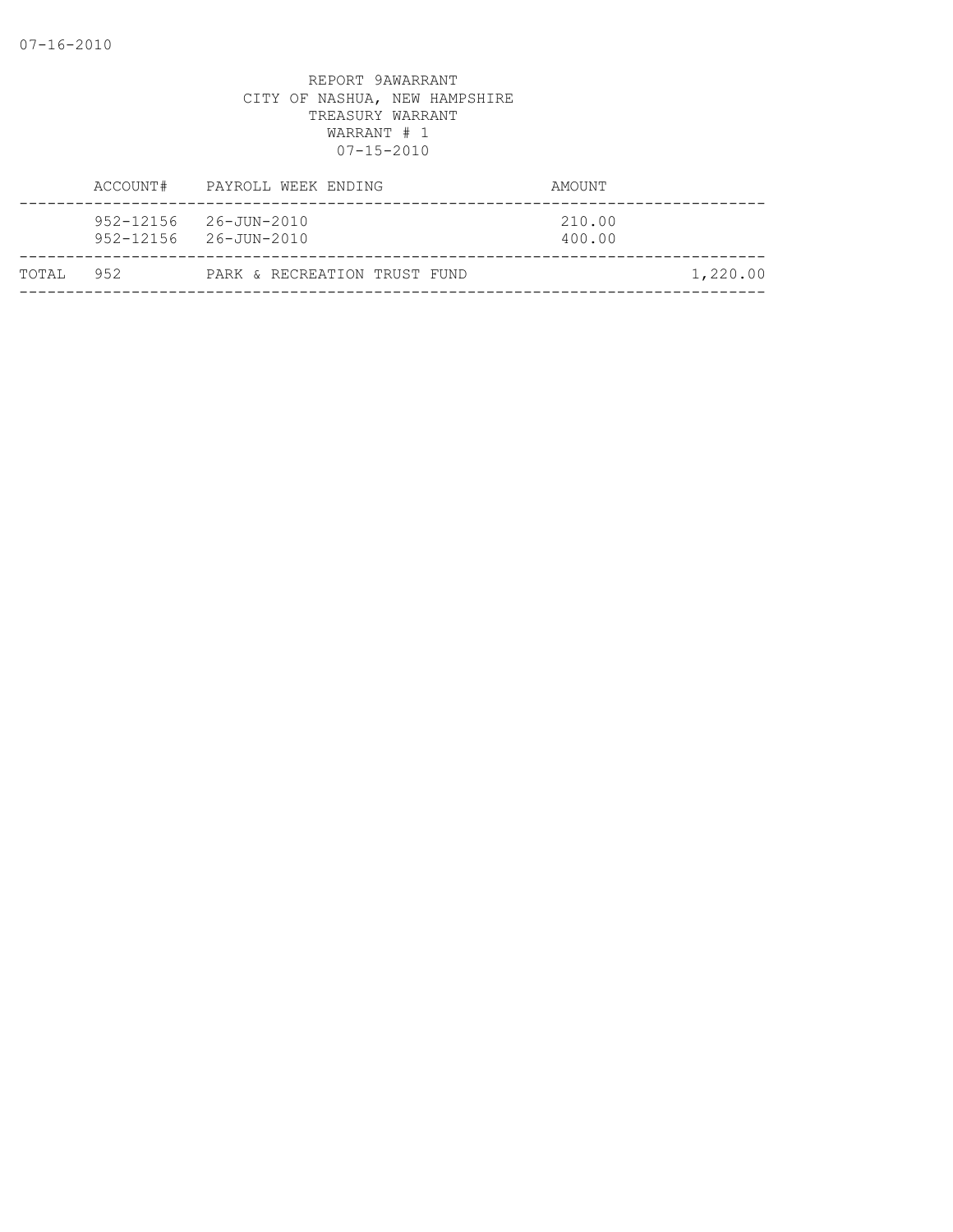REPORT 9AWARRANT
CITY OF NASHUA, NEW HAMPSHIRE
TREASURY WARRANT
WARRANT # 1
07-15-2010

| | ACCOUNT# | PAYROLL WEEK ENDING | AMOUNT | |
|---|---|---|---|---|
| | 952-12156 | 26-JUN-2010 | 210.00 | |
| | 952-12156 | 26-JUN-2010 | 400.00 | |
| TOTAL | 952 | PARK & RECREATION TRUST FUND | | 1,220.00 |